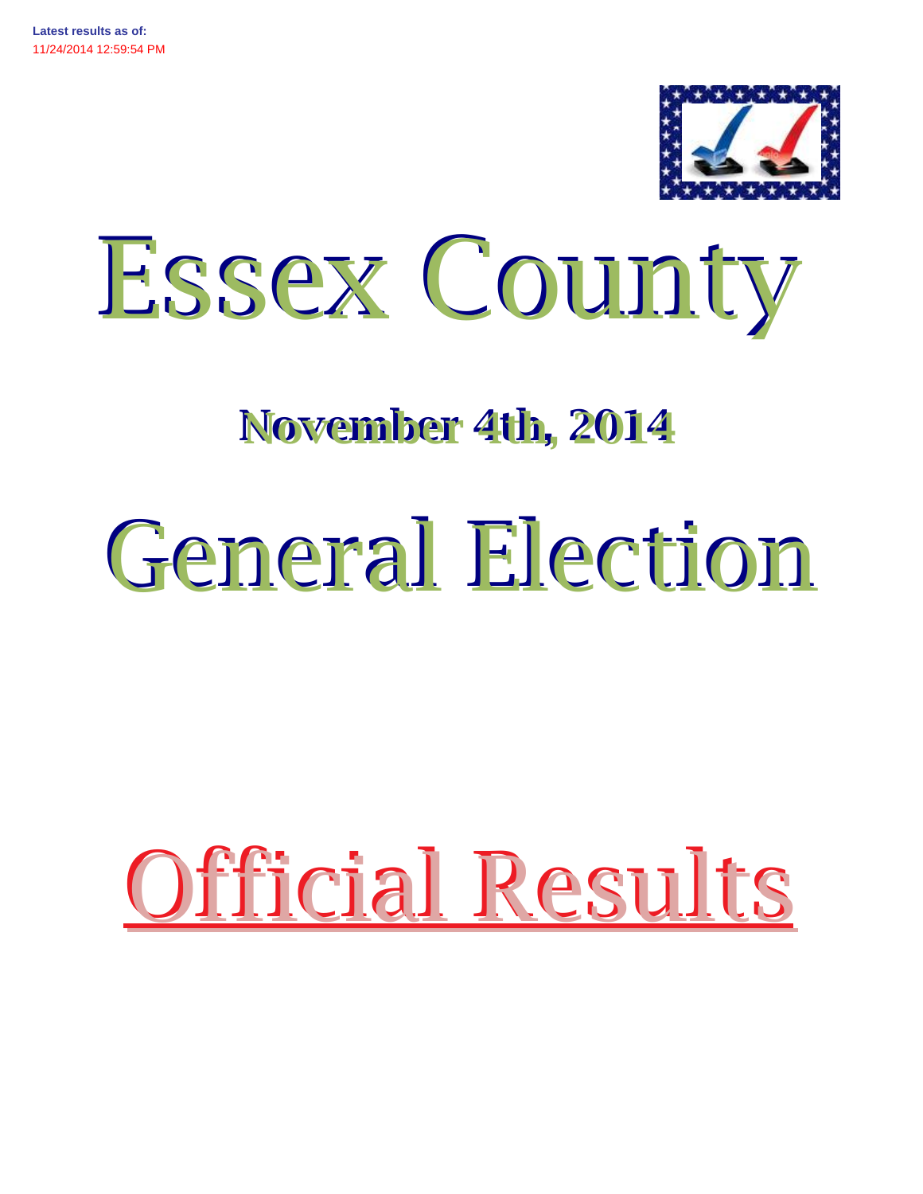**Latest results as of:**
11/24/2014 12:59:54 PM

# Essex County

## November 4th, 2014

# General Election

# Official Results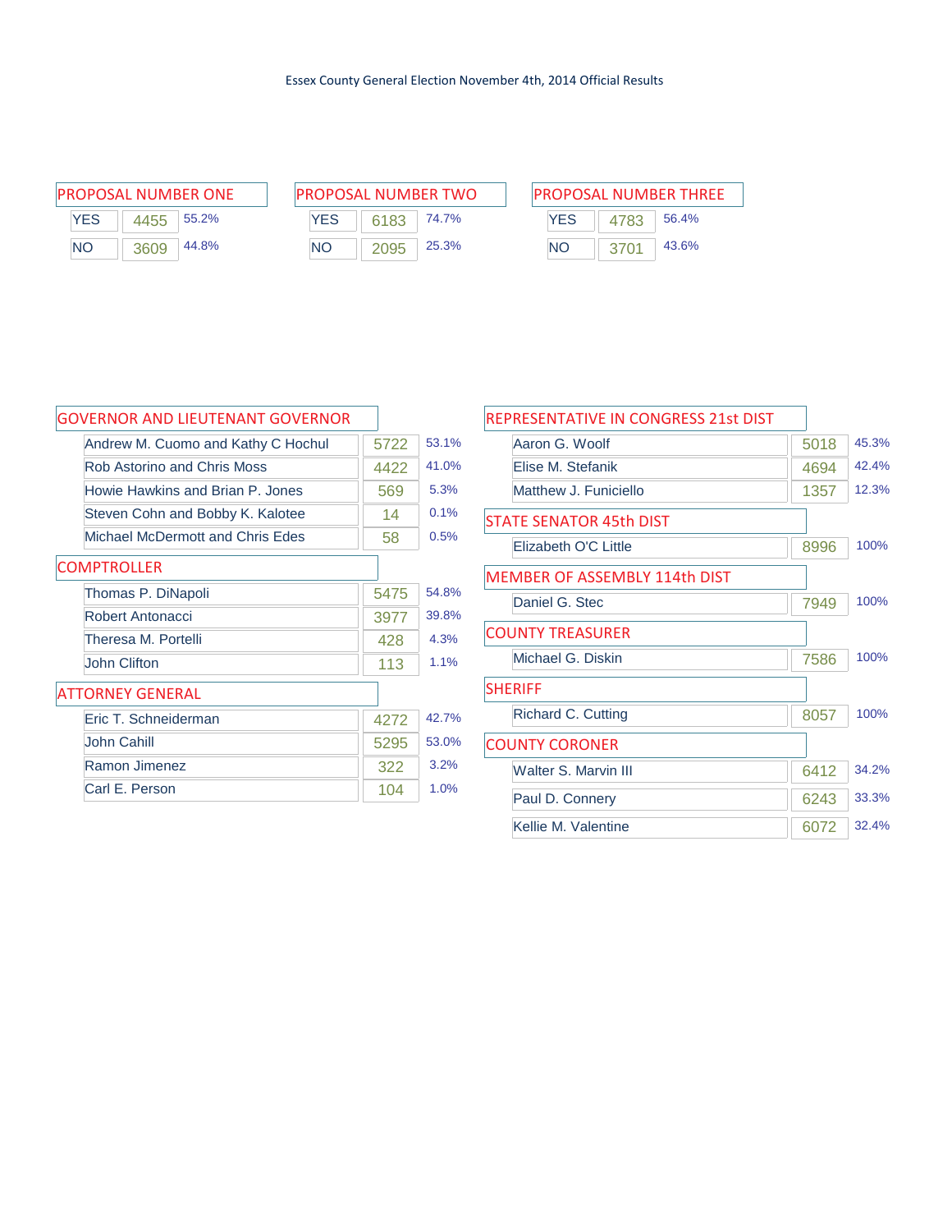Essex County General Election November 4th, 2014 Official Results

## PROPOSAL NUMBER ONE

| | Votes | % |
|---|---|---|
| YES | 4455 | 55.2% |
| NO | 3609 | 44.8% |

## PROPOSAL NUMBER TWO

| | Votes | % |
|---|---|---|
| YES | 6183 | 74.7% |
| NO | 2095 | 25.3% |

## PROPOSAL NUMBER THREE

| | Votes | % |
|---|---|---|
| YES | 4783 | 56.4% |
| NO | 3701 | 43.6% |

## GOVERNOR AND LIEUTENANT GOVERNOR

| Candidate | Votes | % |
|---|---|---|
| Andrew M. Cuomo and Kathy C Hochul | 5722 | 53.1% |
| Rob Astorino and Chris Moss | 4422 | 41.0% |
| Howie Hawkins and Brian P. Jones | 569 | 5.3% |
| Steven Cohn and Bobby K. Kalotee | 14 | 0.1% |
| Michael McDermott and Chris Edes | 58 | 0.5% |

## COMPTROLLER

| Candidate | Votes | % |
|---|---|---|
| Thomas P. DiNapoli | 5475 | 54.8% |
| Robert Antonacci | 3977 | 39.8% |
| Theresa M. Portelli | 428 | 4.3% |
| John Clifton | 113 | 1.1% |

## ATTORNEY GENERAL

| Candidate | Votes | % |
|---|---|---|
| Eric T. Schneiderman | 4272 | 42.7% |
| John Cahill | 5295 | 53.0% |
| Ramon Jimenez | 322 | 3.2% |
| Carl E. Person | 104 | 1.0% |

## REPRESENTATIVE IN CONGRESS 21st DIST

| Candidate | Votes | % |
|---|---|---|
| Aaron G. Woolf | 5018 | 45.3% |
| Elise M. Stefanik | 4694 | 42.4% |
| Matthew J. Funiciello | 1357 | 12.3% |

## STATE SENATOR 45th DIST

| Candidate | Votes | % |
|---|---|---|
| Elizabeth O'C Little | 8996 | 100% |

## MEMBER OF ASSEMBLY 114th DIST

| Candidate | Votes | % |
|---|---|---|
| Daniel G. Stec | 7949 | 100% |

## COUNTY TREASURER

| Candidate | Votes | % |
|---|---|---|
| Michael G. Diskin | 7586 | 100% |

## SHERIFF

| Candidate | Votes | % |
|---|---|---|
| Richard C. Cutting | 8057 | 100% |

## COUNTY CORONER

| Candidate | Votes | % |
|---|---|---|
| Walter S. Marvin III | 6412 | 34.2% |
| Paul D. Connery | 6243 | 33.3% |
| Kellie M. Valentine | 6072 | 32.4% |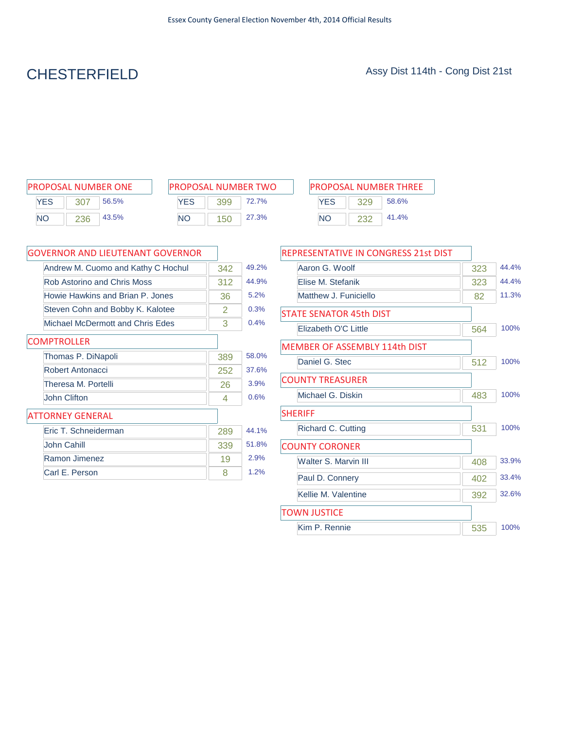# CHESTERFIELD

Assy Dist 114th - Cong Dist 21st

## PROPOSAL NUMBER ONE

| | Votes | % |
|---|---|---|
| YES | 307 | 56.5% |
| NO | 236 | 43.5% |

## PROPOSAL NUMBER TWO

| | Votes | % |
|---|---|---|
| YES | 399 | 72.7% |
| NO | 150 | 27.3% |

## PROPOSAL NUMBER THREE

| | Votes | % |
|---|---|---|
| YES | 329 | 58.6% |
| NO | 232 | 41.4% |

## GOVERNOR AND LIEUTENANT GOVERNOR

| Candidate | Votes | % |
|---|---|---|
| Andrew M. Cuomo and Kathy C Hochul | 342 | 49.2% |
| Rob Astorino and Chris Moss | 312 | 44.9% |
| Howie Hawkins and Brian P. Jones | 36 | 5.2% |
| Steven Cohn and Bobby K. Kalotee | 2 | 0.3% |
| Michael McDermott and Chris Edes | 3 | 0.4% |

## COMPTROLLER

| Candidate | Votes | % |
|---|---|---|
| Thomas P. DiNapoli | 389 | 58.0% |
| Robert Antonacci | 252 | 37.6% |
| Theresa M. Portelli | 26 | 3.9% |
| John Clifton | 4 | 0.6% |

## ATTORNEY GENERAL

| Candidate | Votes | % |
|---|---|---|
| Eric T. Schneiderman | 289 | 44.1% |
| John Cahill | 339 | 51.8% |
| Ramon Jimenez | 19 | 2.9% |
| Carl E. Person | 8 | 1.2% |

## REPRESENTATIVE IN CONGRESS 21st DIST

| Candidate | Votes | % |
|---|---|---|
| Aaron G. Woolf | 323 | 44.4% |
| Elise M. Stefanik | 323 | 44.4% |
| Matthew J. Funiciello | 82 | 11.3% |

## STATE SENATOR 45th DIST

| Candidate | Votes | % |
|---|---|---|
| Elizabeth O'C Little | 564 | 100% |

## MEMBER OF ASSEMBLY 114th DIST

| Candidate | Votes | % |
|---|---|---|
| Daniel G. Stec | 512 | 100% |

## COUNTY TREASURER

| Candidate | Votes | % |
|---|---|---|
| Michael G. Diskin | 483 | 100% |

## SHERIFF

| Candidate | Votes | % |
|---|---|---|
| Richard C. Cutting | 531 | 100% |

## COUNTY CORONER

| Candidate | Votes | % |
|---|---|---|
| Walter S. Marvin III | 408 | 33.9% |
| Paul D. Connery | 402 | 33.4% |
| Kellie M. Valentine | 392 | 32.6% |

## TOWN JUSTICE

| Candidate | Votes | % |
|---|---|---|
| Kim P. Rennie | 535 | 100% |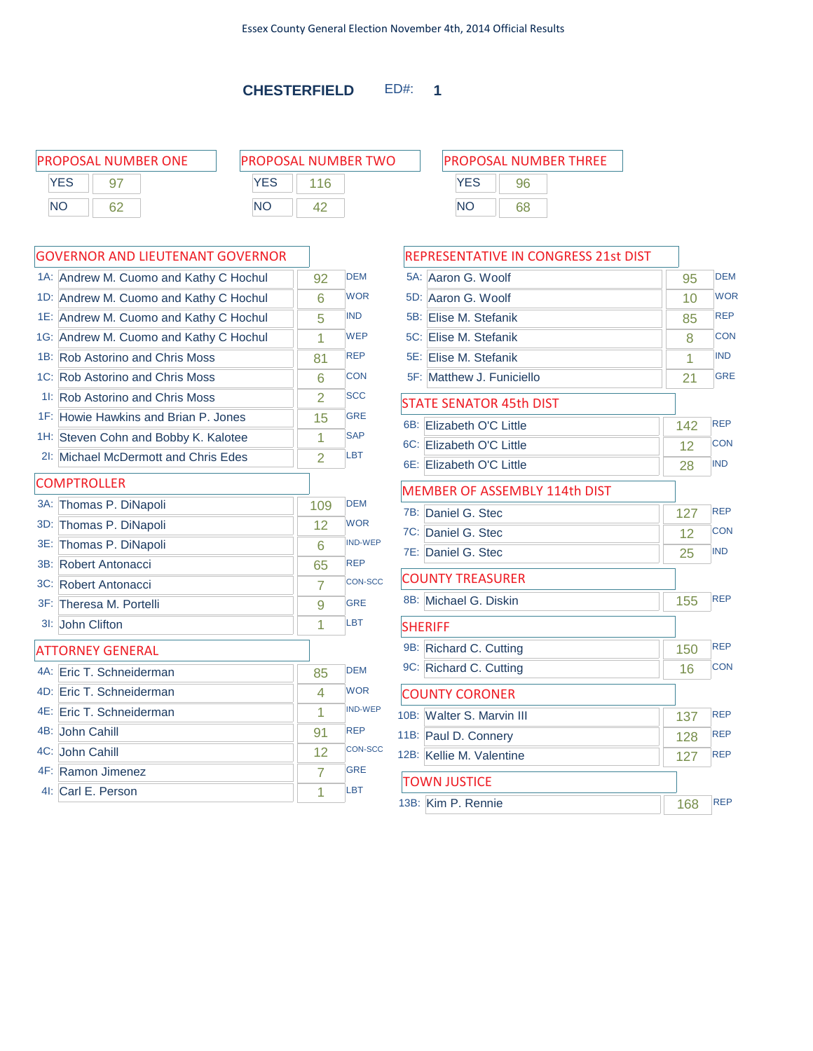Essex County General Election November 4th, 2014 Official Results

## CHESTERFIELD ED#: 1

### PROPOSAL NUMBER ONE

| | |
|---|---|
| YES | 97 |
| NO | 62 |

### PROPOSAL NUMBER TWO

| | |
|---|---|
| YES | 116 |
| NO | 42 |

### PROPOSAL NUMBER THREE

| | |
|---|---|
| YES | 96 |
| NO | 68 |

### GOVERNOR AND LIEUTENANT GOVERNOR

| Line | Candidate | Votes | Party |
|---|---|---|---|
| 1A: | Andrew M. Cuomo and Kathy C Hochul | 92 | DEM |
| 1D: | Andrew M. Cuomo and Kathy C Hochul | 6 | WOR |
| 1E: | Andrew M. Cuomo and Kathy C Hochul | 5 | IND |
| 1G: | Andrew M. Cuomo and Kathy C Hochul | 1 | WEP |
| 1B: | Rob Astorino and Chris Moss | 81 | REP |
| 1C: | Rob Astorino and Chris Moss | 6 | CON |
| 1I: | Rob Astorino and Chris Moss | 2 | SCC |
| 1F: | Howie Hawkins and Brian P. Jones | 15 | GRE |
| 1H: | Steven Cohn and Bobby K. Kalotee | 1 | SAP |
| 2I: | Michael McDermott and Chris Edes | 2 | LBT |

### COMPTROLLER

| Line | Candidate | Votes | Party |
|---|---|---|---|
| 3A: | Thomas P. DiNapoli | 109 | DEM |
| 3D: | Thomas P. DiNapoli | 12 | WOR |
| 3E: | Thomas P. DiNapoli | 6 | IND-WEP |
| 3B: | Robert Antonacci | 65 | REP |
| 3C: | Robert Antonacci | 7 | CON-SCC |
| 3F: | Theresa M. Portelli | 9 | GRE |
| 3I: | John Clifton | 1 | LBT |

### ATTORNEY GENERAL

| Line | Candidate | Votes | Party |
|---|---|---|---|
| 4A: | Eric T. Schneiderman | 85 | DEM |
| 4D: | Eric T. Schneiderman | 4 | WOR |
| 4E: | Eric T. Schneiderman | 1 | IND-WEP |
| 4B: | John Cahill | 91 | REP |
| 4C: | John Cahill | 12 | CON-SCC |
| 4F: | Ramon Jimenez | 7 | GRE |
| 4I: | Carl E. Person | 1 | LBT |

### REPRESENTATIVE IN CONGRESS 21st DIST

| Line | Candidate | Votes | Party |
|---|---|---|---|
| 5A: | Aaron G. Woolf | 95 | DEM |
| 5D: | Aaron G. Woolf | 10 | WOR |
| 5B: | Elise M. Stefanik | 85 | REP |
| 5C: | Elise M. Stefanik | 8 | CON |
| 5E: | Elise M. Stefanik | 1 | IND |
| 5F: | Matthew J. Funiciello | 21 | GRE |

### STATE SENATOR 45th DIST

| Line | Candidate | Votes | Party |
|---|---|---|---|
| 6B: | Elizabeth O'C Little | 142 | REP |
| 6C: | Elizabeth O'C Little | 12 | CON |
| 6E: | Elizabeth O'C Little | 28 | IND |

### MEMBER OF ASSEMBLY 114th DIST

| Line | Candidate | Votes | Party |
|---|---|---|---|
| 7B: | Daniel G. Stec | 127 | REP |
| 7C: | Daniel G. Stec | 12 | CON |
| 7E: | Daniel G. Stec | 25 | IND |

### COUNTY TREASURER

| Line | Candidate | Votes | Party |
|---|---|---|---|
| 8B: | Michael G. Diskin | 155 | REP |

### SHERIFF

| Line | Candidate | Votes | Party |
|---|---|---|---|
| 9B: | Richard C. Cutting | 150 | REP |
| 9C: | Richard C. Cutting | 16 | CON |

### COUNTY CORONER

| Line | Candidate | Votes | Party |
|---|---|---|---|
| 10B: | Walter S. Marvin III | 137 | REP |
| 11B: | Paul D. Connery | 128 | REP |
| 12B: | Kellie M. Valentine | 127 | REP |

### TOWN JUSTICE

| Line | Candidate | Votes | Party |
|---|---|---|---|
| 13B: | Kim P. Rennie | 168 | REP |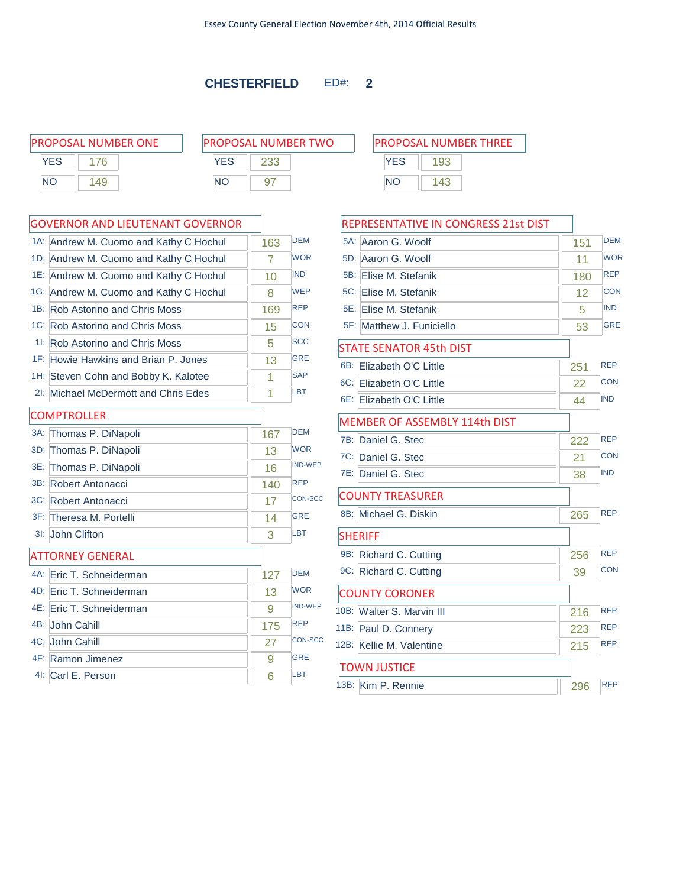Essex County General Election November 4th, 2014 Official Results

# CHESTERFIELD ED#: 2

## PROPOSAL NUMBER ONE

| | |
|---|---|
| YES | 176 |
| NO | 149 |

## PROPOSAL NUMBER TWO

| | |
|---|---|
| YES | 233 |
| NO | 97 |

## PROPOSAL NUMBER THREE

| | |
|---|---|
| YES | 193 |
| NO | 143 |

## GOVERNOR AND LIEUTENANT GOVERNOR

| | Candidate | Votes | Party |
|---|---|---|---|
| 1A: | Andrew M. Cuomo and Kathy C Hochul | 163 | DEM |
| 1D: | Andrew M. Cuomo and Kathy C Hochul | 7 | WOR |
| 1E: | Andrew M. Cuomo and Kathy C Hochul | 10 | IND |
| 1G: | Andrew M. Cuomo and Kathy C Hochul | 8 | WEP |
| 1B: | Rob Astorino and Chris Moss | 169 | REP |
| 1C: | Rob Astorino and Chris Moss | 15 | CON |
| 1I: | Rob Astorino and Chris Moss | 5 | SCC |
| 1F: | Howie Hawkins and Brian P. Jones | 13 | GRE |
| 1H: | Steven Cohn and Bobby K. Kalotee | 1 | SAP |
| 2I: | Michael McDermott and Chris Edes | 1 | LBT |

## COMPTROLLER

| | Candidate | Votes | Party |
|---|---|---|---|
| 3A: | Thomas P. DiNapoli | 167 | DEM |
| 3D: | Thomas P. DiNapoli | 13 | WOR |
| 3E: | Thomas P. DiNapoli | 16 | IND-WEP |
| 3B: | Robert Antonacci | 140 | REP |
| 3C: | Robert Antonacci | 17 | CON-SCC |
| 3F: | Theresa M. Portelli | 14 | GRE |
| 3I: | John Clifton | 3 | LBT |

## ATTORNEY GENERAL

| | Candidate | Votes | Party |
|---|---|---|---|
| 4A: | Eric T. Schneiderman | 127 | DEM |
| 4D: | Eric T. Schneiderman | 13 | WOR |
| 4E: | Eric T. Schneiderman | 9 | IND-WEP |
| 4B: | John Cahill | 175 | REP |
| 4C: | John Cahill | 27 | CON-SCC |
| 4F: | Ramon Jimenez | 9 | GRE |
| 4I: | Carl E. Person | 6 | LBT |

## REPRESENTATIVE IN CONGRESS 21st DIST

| | Candidate | Votes | Party |
|---|---|---|---|
| 5A: | Aaron G. Woolf | 151 | DEM |
| 5D: | Aaron G. Woolf | 11 | WOR |
| 5B: | Elise M. Stefanik | 180 | REP |
| 5C: | Elise M. Stefanik | 12 | CON |
| 5E: | Elise M. Stefanik | 5 | IND |
| 5F: | Matthew J. Funiciello | 53 | GRE |

## STATE SENATOR 45th DIST

| | Candidate | Votes | Party |
|---|---|---|---|
| 6B: | Elizabeth O'C Little | 251 | REP |
| 6C: | Elizabeth O'C Little | 22 | CON |
| 6E: | Elizabeth O'C Little | 44 | IND |

## MEMBER OF ASSEMBLY 114th DIST

| | Candidate | Votes | Party |
|---|---|---|---|
| 7B: | Daniel G. Stec | 222 | REP |
| 7C: | Daniel G. Stec | 21 | CON |
| 7E: | Daniel G. Stec | 38 | IND |

## COUNTY TREASURER

| | Candidate | Votes | Party |
|---|---|---|---|
| 8B: | Michael G. Diskin | 265 | REP |

## SHERIFF

| | Candidate | Votes | Party |
|---|---|---|---|
| 9B: | Richard C. Cutting | 256 | REP |
| 9C: | Richard C. Cutting | 39 | CON |

## COUNTY CORONER

| | Candidate | Votes | Party |
|---|---|---|---|
| 10B: | Walter S. Marvin III | 216 | REP |
| 11B: | Paul D. Connery | 223 | REP |
| 12B: | Kellie M. Valentine | 215 | REP |

## TOWN JUSTICE

| | Candidate | Votes | Party |
|---|---|---|---|
| 13B: | Kim P. Rennie | 296 | REP |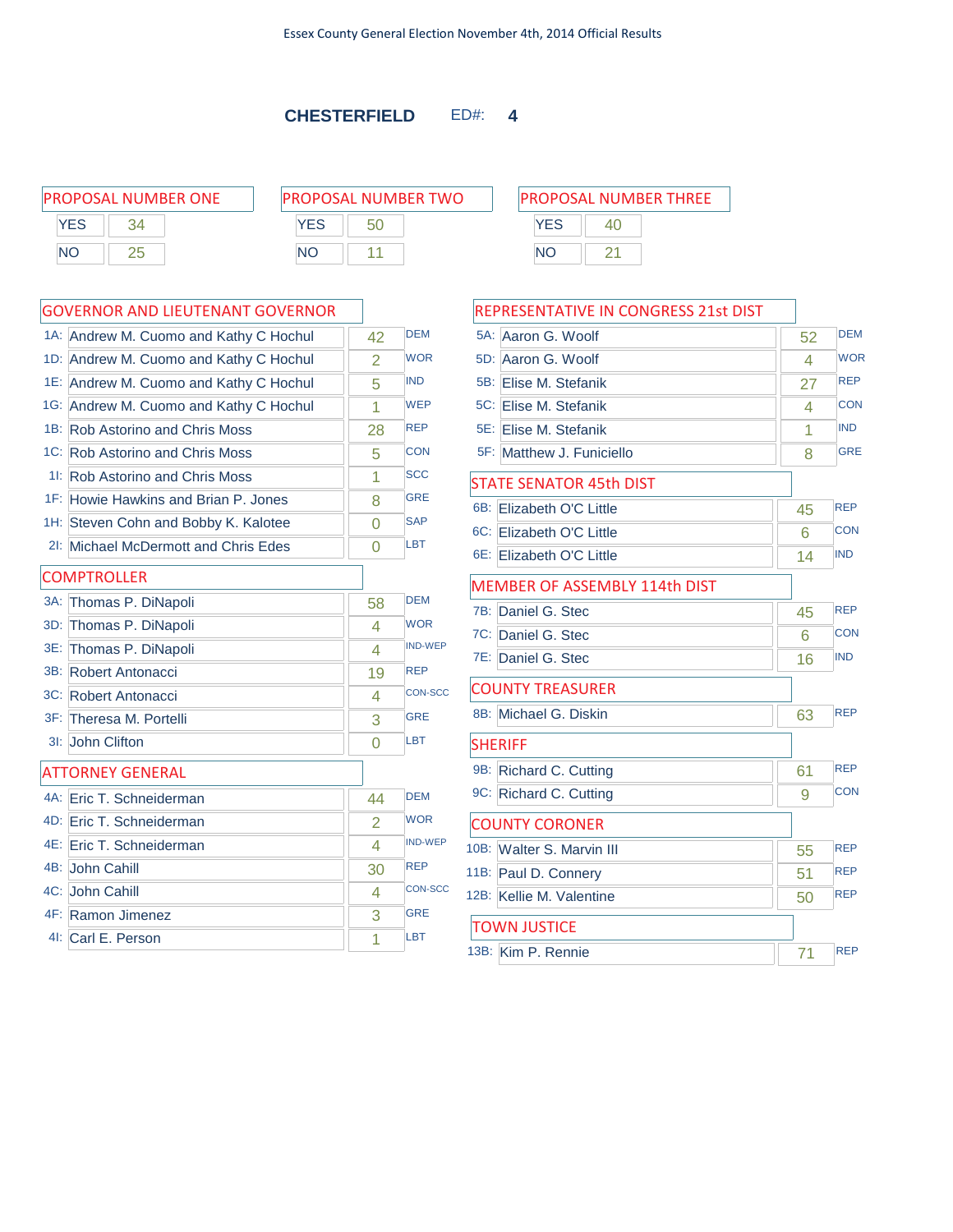Essex County General Election November 4th, 2014 Official Results

## CHESTERFIELD ED#: 4

### PROPOSAL NUMBER ONE

| | |
|---|---|
| YES | 34 |
| NO | 25 |

### PROPOSAL NUMBER TWO

| | |
|---|---|
| YES | 50 |
| NO | 11 |

### PROPOSAL NUMBER THREE

| | |
|---|---|
| YES | 40 |
| NO | 21 |

### GOVERNOR AND LIEUTENANT GOVERNOR

| | Candidate | Votes | Party |
|---|---|---|---|
| 1A: | Andrew M. Cuomo and Kathy C Hochul | 42 | DEM |
| 1D: | Andrew M. Cuomo and Kathy C Hochul | 2 | WOR |
| 1E: | Andrew M. Cuomo and Kathy C Hochul | 5 | IND |
| 1G: | Andrew M. Cuomo and Kathy C Hochul | 1 | WEP |
| 1B: | Rob Astorino and Chris Moss | 28 | REP |
| 1C: | Rob Astorino and Chris Moss | 5 | CON |
| 1I: | Rob Astorino and Chris Moss | 1 | SCC |
| 1F: | Howie Hawkins and Brian P. Jones | 8 | GRE |
| 1H: | Steven Cohn and Bobby K. Kalotee | 0 | SAP |
| 2I: | Michael McDermott and Chris Edes | 0 | LBT |

### COMPTROLLER

| | Candidate | Votes | Party |
|---|---|---|---|
| 3A: | Thomas P. DiNapoli | 58 | DEM |
| 3D: | Thomas P. DiNapoli | 4 | WOR |
| 3E: | Thomas P. DiNapoli | 4 | IND-WEP |
| 3B: | Robert Antonacci | 19 | REP |
| 3C: | Robert Antonacci | 4 | CON-SCC |
| 3F: | Theresa M. Portelli | 3 | GRE |
| 3I: | John Clifton | 0 | LBT |

### ATTORNEY GENERAL

| | Candidate | Votes | Party |
|---|---|---|---|
| 4A: | Eric T. Schneiderman | 44 | DEM |
| 4D: | Eric T. Schneiderman | 2 | WOR |
| 4E: | Eric T. Schneiderman | 4 | IND-WEP |
| 4B: | John Cahill | 30 | REP |
| 4C: | John Cahill | 4 | CON-SCC |
| 4F: | Ramon Jimenez | 3 | GRE |
| 4I: | Carl E. Person | 1 | LBT |

### REPRESENTATIVE IN CONGRESS 21st DIST

| | Candidate | Votes | Party |
|---|---|---|---|
| 5A: | Aaron G. Woolf | 52 | DEM |
| 5D: | Aaron G. Woolf | 4 | WOR |
| 5B: | Elise M. Stefanik | 27 | REP |
| 5C: | Elise M. Stefanik | 4 | CON |
| 5E: | Elise M. Stefanik | 1 | IND |
| 5F: | Matthew J. Funiciello | 8 | GRE |

### STATE SENATOR 45th DIST

| | Candidate | Votes | Party |
|---|---|---|---|
| 6B: | Elizabeth O'C Little | 45 | REP |
| 6C: | Elizabeth O'C Little | 6 | CON |
| 6E: | Elizabeth O'C Little | 14 | IND |

### MEMBER OF ASSEMBLY 114th DIST

| | Candidate | Votes | Party |
|---|---|---|---|
| 7B: | Daniel G. Stec | 45 | REP |
| 7C: | Daniel G. Stec | 6 | CON |
| 7E: | Daniel G. Stec | 16 | IND |

### COUNTY TREASURER

| | Candidate | Votes | Party |
|---|---|---|---|
| 8B: | Michael G. Diskin | 63 | REP |

### SHERIFF

| | Candidate | Votes | Party |
|---|---|---|---|
| 9B: | Richard C. Cutting | 61 | REP |
| 9C: | Richard C. Cutting | 9 | CON |

### COUNTY CORONER

| | Candidate | Votes | Party |
|---|---|---|---|
| 10B: | Walter S. Marvin III | 55 | REP |
| 11B: | Paul D. Connery | 51 | REP |
| 12B: | Kellie M. Valentine | 50 | REP |

### TOWN JUSTICE

| | Candidate | Votes | Party |
|---|---|---|---|
| 13B: | Kim P. Rennie | 71 | REP |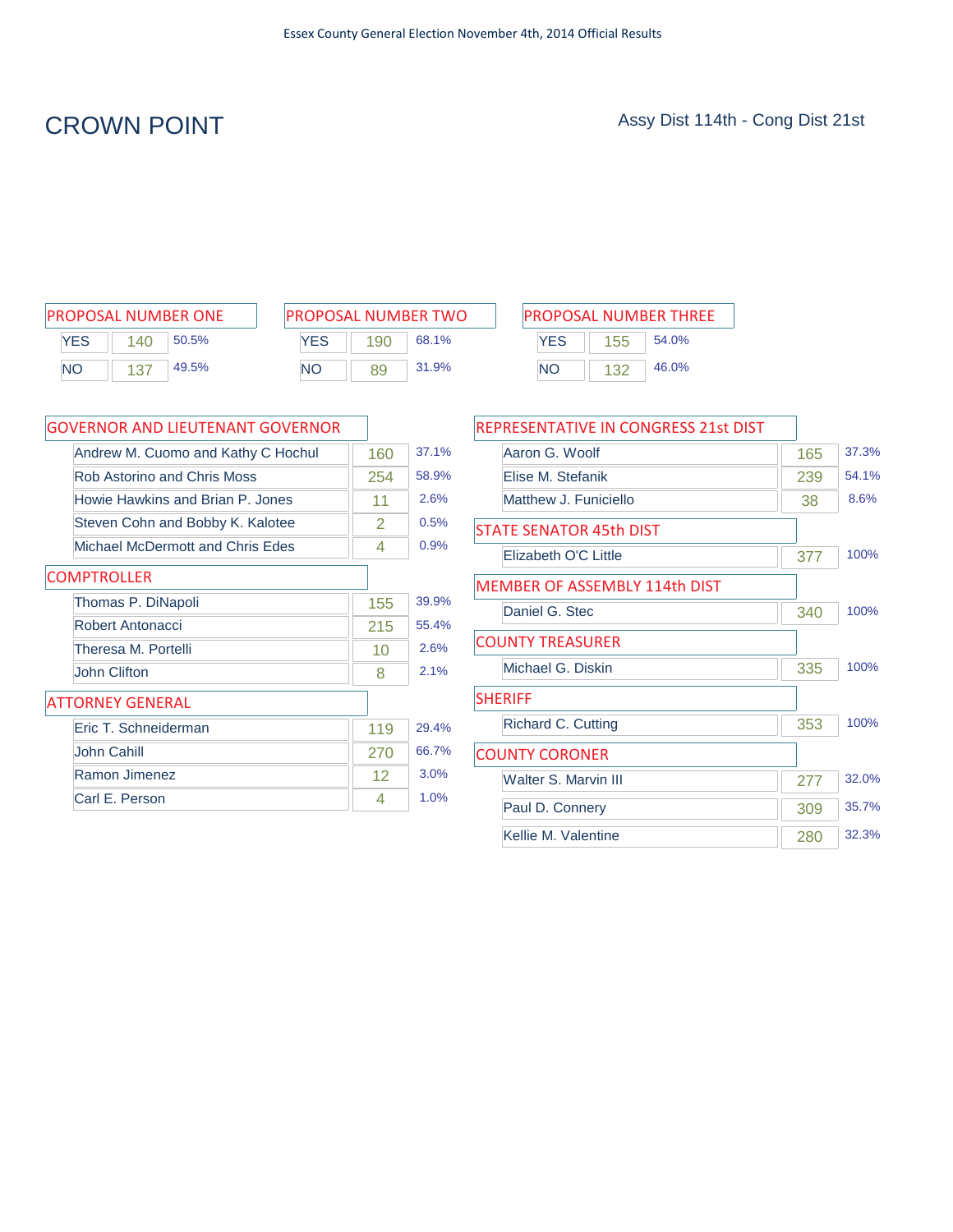# CROWN POINT

Assy Dist 114th - Cong Dist 21st

| PROPOSAL NUMBER ONE | | |
|---|---|---|
| YES | 140 | 50.5% |
| NO | 137 | 49.5% |

| PROPOSAL NUMBER TWO | | |
|---|---|---|
| YES | 190 | 68.1% |
| NO | 89 | 31.9% |

| PROPOSAL NUMBER THREE | | |
|---|---|---|
| YES | 155 | 54.0% |
| NO | 132 | 46.0% |

| GOVERNOR AND LIEUTENANT GOVERNOR | | |
|---|---|---|
| Andrew M. Cuomo and Kathy C Hochul | 160 | 37.1% |
| Rob Astorino and Chris Moss | 254 | 58.9% |
| Howie Hawkins and Brian P. Jones | 11 | 2.6% |
| Steven Cohn and Bobby K. Kalotee | 2 | 0.5% |
| Michael McDermott and Chris Edes | 4 | 0.9% |

| COMPTROLLER | | |
|---|---|---|
| Thomas P. DiNapoli | 155 | 39.9% |
| Robert Antonacci | 215 | 55.4% |
| Theresa M. Portelli | 10 | 2.6% |
| John Clifton | 8 | 2.1% |

| ATTORNEY GENERAL | | |
|---|---|---|
| Eric T. Schneiderman | 119 | 29.4% |
| John Cahill | 270 | 66.7% |
| Ramon Jimenez | 12 | 3.0% |
| Carl E. Person | 4 | 1.0% |

| REPRESENTATIVE IN CONGRESS 21st DIST | | |
|---|---|---|
| Aaron G. Woolf | 165 | 37.3% |
| Elise M. Stefanik | 239 | 54.1% |
| Matthew J. Funiciello | 38 | 8.6% |

| STATE SENATOR 45th DIST | | |
|---|---|---|
| Elizabeth O'C Little | 377 | 100% |

| MEMBER OF ASSEMBLY 114th DIST | | |
|---|---|---|
| Daniel G. Stec | 340 | 100% |

| COUNTY TREASURER | | |
|---|---|---|
| Michael G. Diskin | 335 | 100% |

| SHERIFF | | |
|---|---|---|
| Richard C. Cutting | 353 | 100% |

| COUNTY CORONER | | |
|---|---|---|
| Walter S. Marvin III | 277 | 32.0% |
| Paul D. Connery | 309 | 35.7% |
| Kellie M. Valentine | 280 | 32.3% |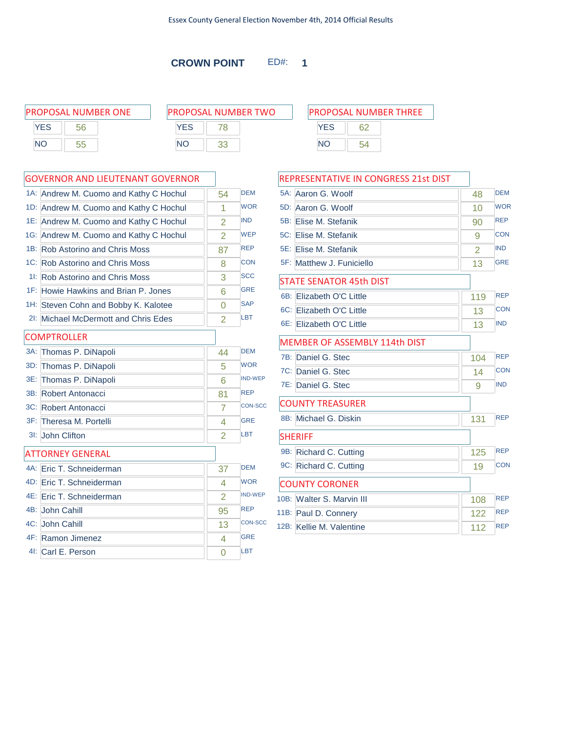Essex County General Election November 4th, 2014 Official Results

## CROWN POINT ED#: 1

### PROPOSAL NUMBER ONE

| | |
|---|---|
| YES | 56 |
| NO | 55 |

### PROPOSAL NUMBER TWO

| | |
|---|---|
| YES | 78 |
| NO | 33 |

### PROPOSAL NUMBER THREE

| | |
|---|---|
| YES | 62 |
| NO | 54 |

### GOVERNOR AND LIEUTENANT GOVERNOR

| | Candidate | Votes | Party |
|---|---|---|---|
| 1A: | Andrew M. Cuomo and Kathy C Hochul | 54 | DEM |
| 1D: | Andrew M. Cuomo and Kathy C Hochul | 1 | WOR |
| 1E: | Andrew M. Cuomo and Kathy C Hochul | 2 | IND |
| 1G: | Andrew M. Cuomo and Kathy C Hochul | 2 | WEP |
| 1B: | Rob Astorino and Chris Moss | 87 | REP |
| 1C: | Rob Astorino and Chris Moss | 8 | CON |
| 1I: | Rob Astorino and Chris Moss | 3 | SCC |
| 1F: | Howie Hawkins and Brian P. Jones | 6 | GRE |
| 1H: | Steven Cohn and Bobby K. Kalotee | 0 | SAP |
| 2I: | Michael McDermott and Chris Edes | 2 | LBT |

### COMPTROLLER

| | Candidate | Votes | Party |
|---|---|---|---|
| 3A: | Thomas P. DiNapoli | 44 | DEM |
| 3D: | Thomas P. DiNapoli | 5 | WOR |
| 3E: | Thomas P. DiNapoli | 6 | IND-WEP |
| 3B: | Robert Antonacci | 81 | REP |
| 3C: | Robert Antonacci | 7 | CON-SCC |
| 3F: | Theresa M. Portelli | 4 | GRE |
| 3I: | John Clifton | 2 | LBT |

### ATTORNEY GENERAL

| | Candidate | Votes | Party |
|---|---|---|---|
| 4A: | Eric T. Schneiderman | 37 | DEM |
| 4D: | Eric T. Schneiderman | 4 | WOR |
| 4E: | Eric T. Schneiderman | 2 | IND-WEP |
| 4B: | John Cahill | 95 | REP |
| 4C: | John Cahill | 13 | CON-SCC |
| 4F: | Ramon Jimenez | 4 | GRE |
| 4I: | Carl E. Person | 0 | LBT |

### REPRESENTATIVE IN CONGRESS 21st DIST

| | Candidate | Votes | Party |
|---|---|---|---|
| 5A: | Aaron G. Woolf | 48 | DEM |
| 5D: | Aaron G. Woolf | 10 | WOR |
| 5B: | Elise M. Stefanik | 90 | REP |
| 5C: | Elise M. Stefanik | 9 | CON |
| 5E: | Elise M. Stefanik | 2 | IND |
| 5F: | Matthew J. Funiciello | 13 | GRE |

### STATE SENATOR 45th DIST

| | Candidate | Votes | Party |
|---|---|---|---|
| 6B: | Elizabeth O'C Little | 119 | REP |
| 6C: | Elizabeth O'C Little | 13 | CON |
| 6E: | Elizabeth O'C Little | 13 | IND |

### MEMBER OF ASSEMBLY 114th DIST

| | Candidate | Votes | Party |
|---|---|---|---|
| 7B: | Daniel G. Stec | 104 | REP |
| 7C: | Daniel G. Stec | 14 | CON |
| 7E: | Daniel G. Stec | 9 | IND |

### COUNTY TREASURER

| | Candidate | Votes | Party |
|---|---|---|---|
| 8B: | Michael G. Diskin | 131 | REP |

### SHERIFF

| | Candidate | Votes | Party |
|---|---|---|---|
| 9B: | Richard C. Cutting | 125 | REP |
| 9C: | Richard C. Cutting | 19 | CON |

### COUNTY CORONER

| | Candidate | Votes | Party |
|---|---|---|---|
| 10B: | Walter S. Marvin III | 108 | REP |
| 11B: | Paul D. Connery | 122 | REP |
| 12B: | Kellie M. Valentine | 112 | REP |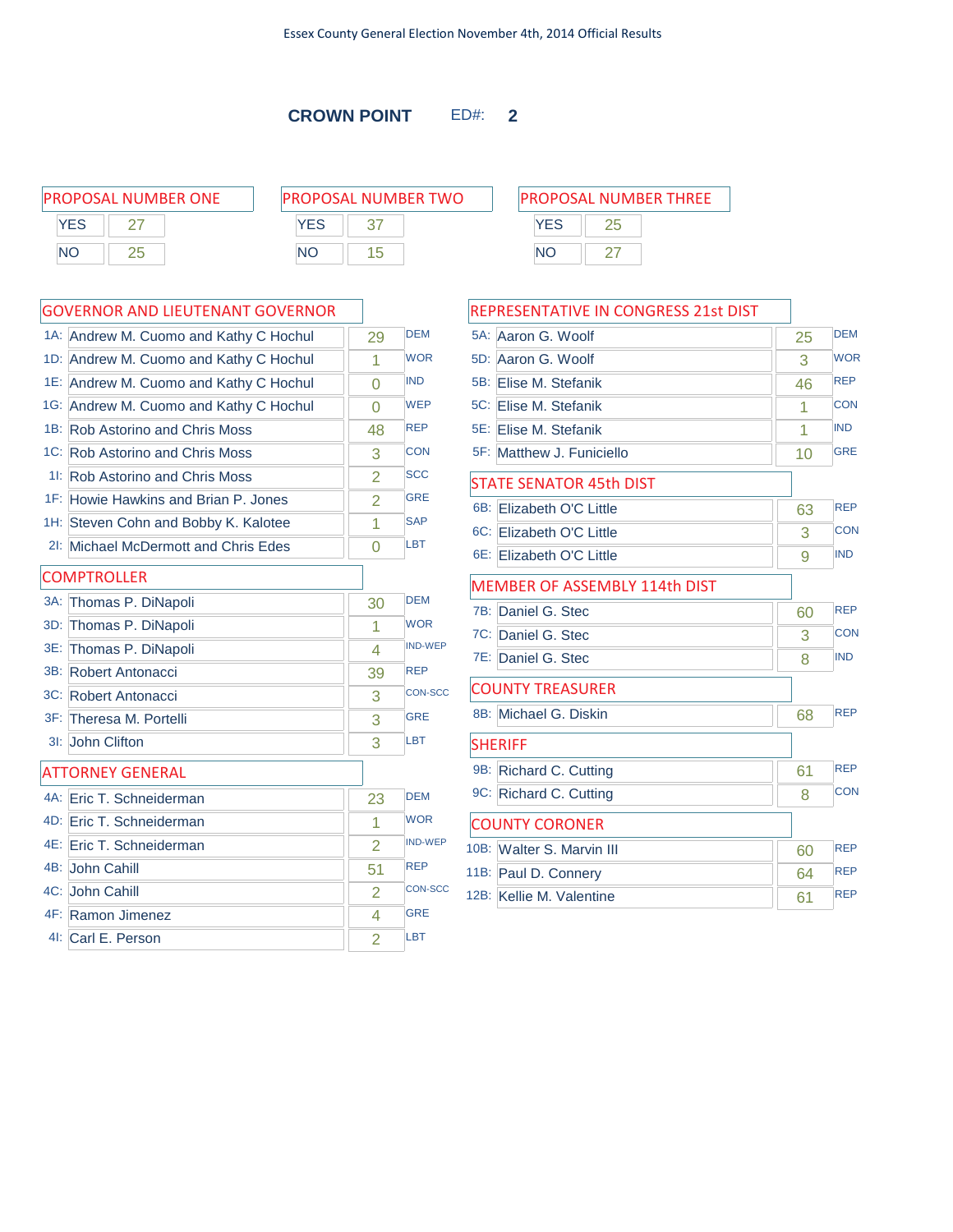Essex County General Election November 4th, 2014 Official Results

## CROWN POINT ED#: 2

### PROPOSAL NUMBER ONE

| | |
|---|---|
| YES | 27 |
| NO | 25 |

### PROPOSAL NUMBER TWO

| | |
|---|---|
| YES | 37 |
| NO | 15 |

### PROPOSAL NUMBER THREE

| | |
|---|---|
| YES | 25 |
| NO | 27 |

### GOVERNOR AND LIEUTENANT GOVERNOR

| Code | Candidate | Votes | Party |
|---|---|---|---|
| 1A: | Andrew M. Cuomo and Kathy C Hochul | 29 | DEM |
| 1D: | Andrew M. Cuomo and Kathy C Hochul | 1 | WOR |
| 1E: | Andrew M. Cuomo and Kathy C Hochul | 0 | IND |
| 1G: | Andrew M. Cuomo and Kathy C Hochul | 0 | WEP |
| 1B: | Rob Astorino and Chris Moss | 48 | REP |
| 1C: | Rob Astorino and Chris Moss | 3 | CON |
| 1I: | Rob Astorino and Chris Moss | 2 | SCC |
| 1F: | Howie Hawkins and Brian P. Jones | 2 | GRE |
| 1H: | Steven Cohn and Bobby K. Kalotee | 1 | SAP |
| 2I: | Michael McDermott and Chris Edes | 0 | LBT |

### COMPTROLLER

| Code | Candidate | Votes | Party |
|---|---|---|---|
| 3A: | Thomas P. DiNapoli | 30 | DEM |
| 3D: | Thomas P. DiNapoli | 1 | WOR |
| 3E: | Thomas P. DiNapoli | 4 | IND-WEP |
| 3B: | Robert Antonacci | 39 | REP |
| 3C: | Robert Antonacci | 3 | CON-SCC |
| 3F: | Theresa M. Portelli | 3 | GRE |
| 3I: | John Clifton | 3 | LBT |

### ATTORNEY GENERAL

| Code | Candidate | Votes | Party |
|---|---|---|---|
| 4A: | Eric T. Schneiderman | 23 | DEM |
| 4D: | Eric T. Schneiderman | 1 | WOR |
| 4E: | Eric T. Schneiderman | 2 | IND-WEP |
| 4B: | John Cahill | 51 | REP |
| 4C: | John Cahill | 2 | CON-SCC |
| 4F: | Ramon Jimenez | 4 | GRE |
| 4I: | Carl E. Person | 2 | LBT |

### REPRESENTATIVE IN CONGRESS 21st DIST

| Code | Candidate | Votes | Party |
|---|---|---|---|
| 5A: | Aaron G. Woolf | 25 | DEM |
| 5D: | Aaron G. Woolf | 3 | WOR |
| 5B: | Elise M. Stefanik | 46 | REP |
| 5C: | Elise M. Stefanik | 1 | CON |
| 5E: | Elise M. Stefanik | 1 | IND |
| 5F: | Matthew J. Funiciello | 10 | GRE |

### STATE SENATOR 45th DIST

| Code | Candidate | Votes | Party |
|---|---|---|---|
| 6B: | Elizabeth O'C Little | 63 | REP |
| 6C: | Elizabeth O'C Little | 3 | CON |
| 6E: | Elizabeth O'C Little | 9 | IND |

### MEMBER OF ASSEMBLY 114th DIST

| Code | Candidate | Votes | Party |
|---|---|---|---|
| 7B: | Daniel G. Stec | 60 | REP |
| 7C: | Daniel G. Stec | 3 | CON |
| 7E: | Daniel G. Stec | 8 | IND |

### COUNTY TREASURER

| Code | Candidate | Votes | Party |
|---|---|---|---|
| 8B: | Michael G. Diskin | 68 | REP |

### SHERIFF

| Code | Candidate | Votes | Party |
|---|---|---|---|
| 9B: | Richard C. Cutting | 61 | REP |
| 9C: | Richard C. Cutting | 8 | CON |

### COUNTY CORONER

| Code | Candidate | Votes | Party |
|---|---|---|---|
| 10B: | Walter S. Marvin III | 60 | REP |
| 11B: | Paul D. Connery | 64 | REP |
| 12B: | Kellie M. Valentine | 61 | REP |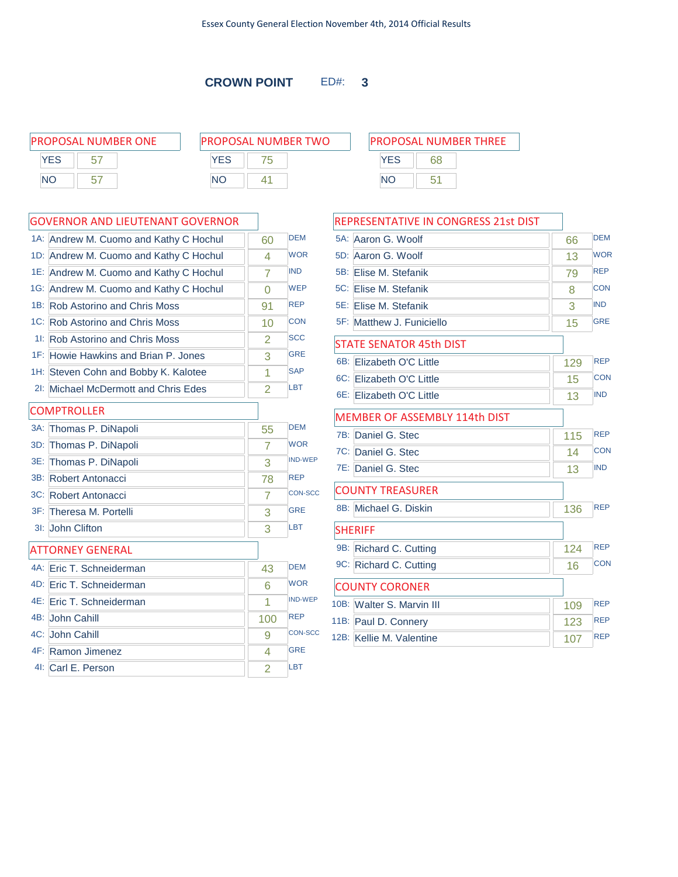Essex County General Election November 4th, 2014 Official Results

## CROWN POINT ED#: 3

### PROPOSAL NUMBER ONE

| | |
|---|---|
| YES | 57 |
| NO | 57 |

### PROPOSAL NUMBER TWO

| | |
|---|---|
| YES | 75 |
| NO | 41 |

### PROPOSAL NUMBER THREE

| | |
|---|---|
| YES | 68 |
| NO | 51 |

### GOVERNOR AND LIEUTENANT GOVERNOR

| | Candidate | Votes | Party |
|---|---|---|---|
| 1A: | Andrew M. Cuomo and Kathy C Hochul | 60 | DEM |
| 1D: | Andrew M. Cuomo and Kathy C Hochul | 4 | WOR |
| 1E: | Andrew M. Cuomo and Kathy C Hochul | 7 | IND |
| 1G: | Andrew M. Cuomo and Kathy C Hochul | 0 | WEP |
| 1B: | Rob Astorino and Chris Moss | 91 | REP |
| 1C: | Rob Astorino and Chris Moss | 10 | CON |
| 1I: | Rob Astorino and Chris Moss | 2 | SCC |
| 1F: | Howie Hawkins and Brian P. Jones | 3 | GRE |
| 1H: | Steven Cohn and Bobby K. Kalotee | 1 | SAP |
| 2I: | Michael McDermott and Chris Edes | 2 | LBT |

### COMPTROLLER

| | Candidate | Votes | Party |
|---|---|---|---|
| 3A: | Thomas P. DiNapoli | 55 | DEM |
| 3D: | Thomas P. DiNapoli | 7 | WOR |
| 3E: | Thomas P. DiNapoli | 3 | IND-WEP |
| 3B: | Robert Antonacci | 78 | REP |
| 3C: | Robert Antonacci | 7 | CON-SCC |
| 3F: | Theresa M. Portelli | 3 | GRE |
| 3I: | John Clifton | 3 | LBT |

### ATTORNEY GENERAL

| | Candidate | Votes | Party |
|---|---|---|---|
| 4A: | Eric T. Schneiderman | 43 | DEM |
| 4D: | Eric T. Schneiderman | 6 | WOR |
| 4E: | Eric T. Schneiderman | 1 | IND-WEP |
| 4B: | John Cahill | 100 | REP |
| 4C: | John Cahill | 9 | CON-SCC |
| 4F: | Ramon Jimenez | 4 | GRE |
| 4I: | Carl E. Person | 2 | LBT |

### REPRESENTATIVE IN CONGRESS 21st DIST

| | Candidate | Votes | Party |
|---|---|---|---|
| 5A: | Aaron G. Woolf | 66 | DEM |
| 5D: | Aaron G. Woolf | 13 | WOR |
| 5B: | Elise M. Stefanik | 79 | REP |
| 5C: | Elise M. Stefanik | 8 | CON |
| 5E: | Elise M. Stefanik | 3 | IND |
| 5F: | Matthew J. Funiciello | 15 | GRE |

### STATE SENATOR 45th DIST

| | Candidate | Votes | Party |
|---|---|---|---|
| 6B: | Elizabeth O'C Little | 129 | REP |
| 6C: | Elizabeth O'C Little | 15 | CON |
| 6E: | Elizabeth O'C Little | 13 | IND |

### MEMBER OF ASSEMBLY 114th DIST

| | Candidate | Votes | Party |
|---|---|---|---|
| 7B: | Daniel G. Stec | 115 | REP |
| 7C: | Daniel G. Stec | 14 | CON |
| 7E: | Daniel G. Stec | 13 | IND |

### COUNTY TREASURER

| | Candidate | Votes | Party |
|---|---|---|---|
| 8B: | Michael G. Diskin | 136 | REP |

### SHERIFF

| | Candidate | Votes | Party |
|---|---|---|---|
| 9B: | Richard C. Cutting | 124 | REP |
| 9C: | Richard C. Cutting | 16 | CON |

### COUNTY CORONER

| | Candidate | Votes | Party |
|---|---|---|---|
| 10B: | Walter S. Marvin III | 109 | REP |
| 11B: | Paul D. Connery | 123 | REP |
| 12B: | Kellie M. Valentine | 107 | REP |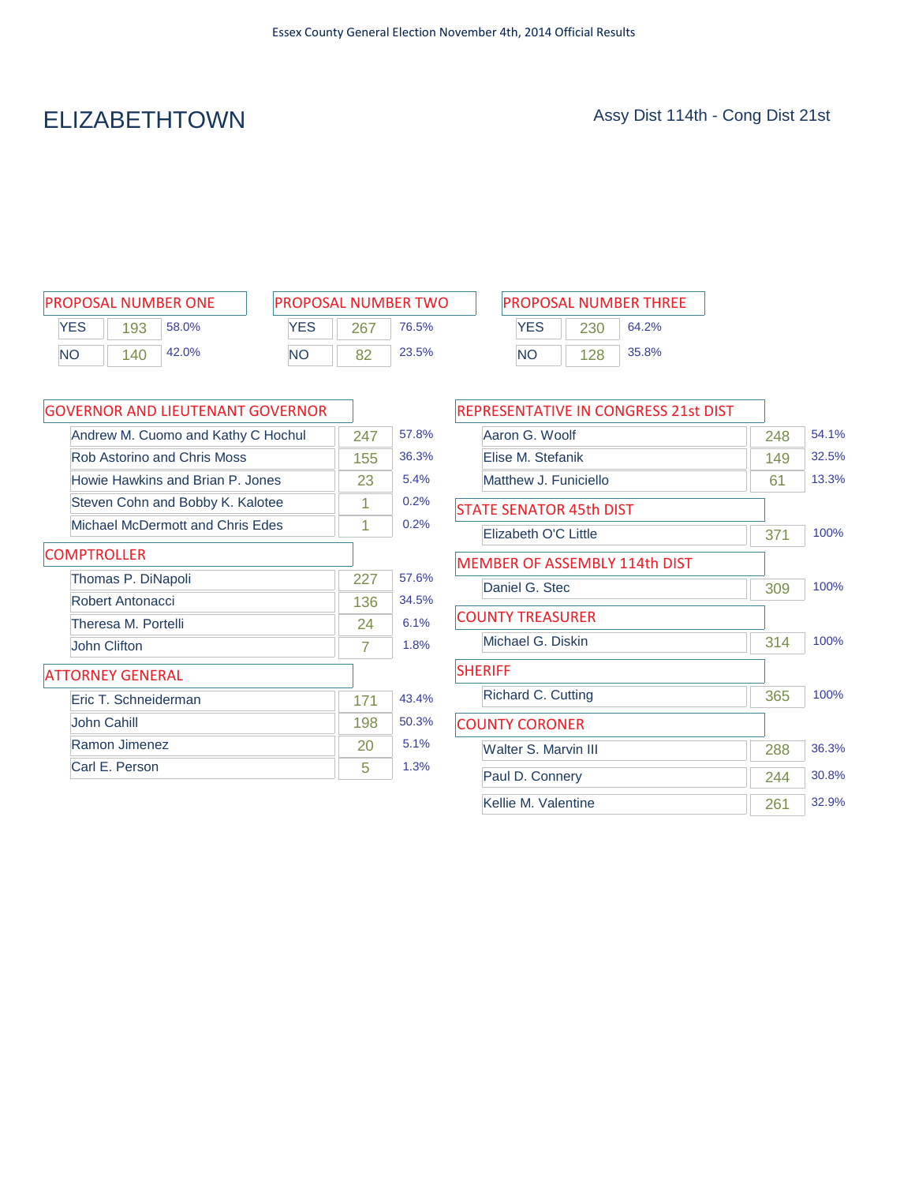Essex County General Election November 4th, 2014 Official Results

# ELIZABETHTOWN

Assy Dist 114th - Cong Dist 21st

## PROPOSAL NUMBER ONE

| | Votes | % |
|---|---|---|
| YES | 193 | 58.0% |
| NO | 140 | 42.0% |

## PROPOSAL NUMBER TWO

| | Votes | % |
|---|---|---|
| YES | 267 | 76.5% |
| NO | 82 | 23.5% |

## PROPOSAL NUMBER THREE

| | Votes | % |
|---|---|---|
| YES | 230 | 64.2% |
| NO | 128 | 35.8% |

## GOVERNOR AND LIEUTENANT GOVERNOR

| Candidate | Votes | % |
|---|---|---|
| Andrew M. Cuomo and Kathy C Hochul | 247 | 57.8% |
| Rob Astorino and Chris Moss | 155 | 36.3% |
| Howie Hawkins and Brian P. Jones | 23 | 5.4% |
| Steven Cohn and Bobby K. Kalotee | 1 | 0.2% |
| Michael McDermott and Chris Edes | 1 | 0.2% |

## COMPTROLLER

| Candidate | Votes | % |
|---|---|---|
| Thomas P. DiNapoli | 227 | 57.6% |
| Robert Antonacci | 136 | 34.5% |
| Theresa M. Portelli | 24 | 6.1% |
| John Clifton | 7 | 1.8% |

## ATTORNEY GENERAL

| Candidate | Votes | % |
|---|---|---|
| Eric T. Schneiderman | 171 | 43.4% |
| John Cahill | 198 | 50.3% |
| Ramon Jimenez | 20 | 5.1% |
| Carl E. Person | 5 | 1.3% |

## REPRESENTATIVE IN CONGRESS 21st DIST

| Candidate | Votes | % |
|---|---|---|
| Aaron G. Woolf | 248 | 54.1% |
| Elise M. Stefanik | 149 | 32.5% |
| Matthew J. Funiciello | 61 | 13.3% |

## STATE SENATOR 45th DIST

| Candidate | Votes | % |
|---|---|---|
| Elizabeth O'C Little | 371 | 100% |

## MEMBER OF ASSEMBLY 114th DIST

| Candidate | Votes | % |
|---|---|---|
| Daniel G. Stec | 309 | 100% |

## COUNTY TREASURER

| Candidate | Votes | % |
|---|---|---|
| Michael G. Diskin | 314 | 100% |

## SHERIFF

| Candidate | Votes | % |
|---|---|---|
| Richard C. Cutting | 365 | 100% |

## COUNTY CORONER

| Candidate | Votes | % |
|---|---|---|
| Walter S. Marvin III | 288 | 36.3% |
| Paul D. Connery | 244 | 30.8% |
| Kellie M. Valentine | 261 | 32.9% |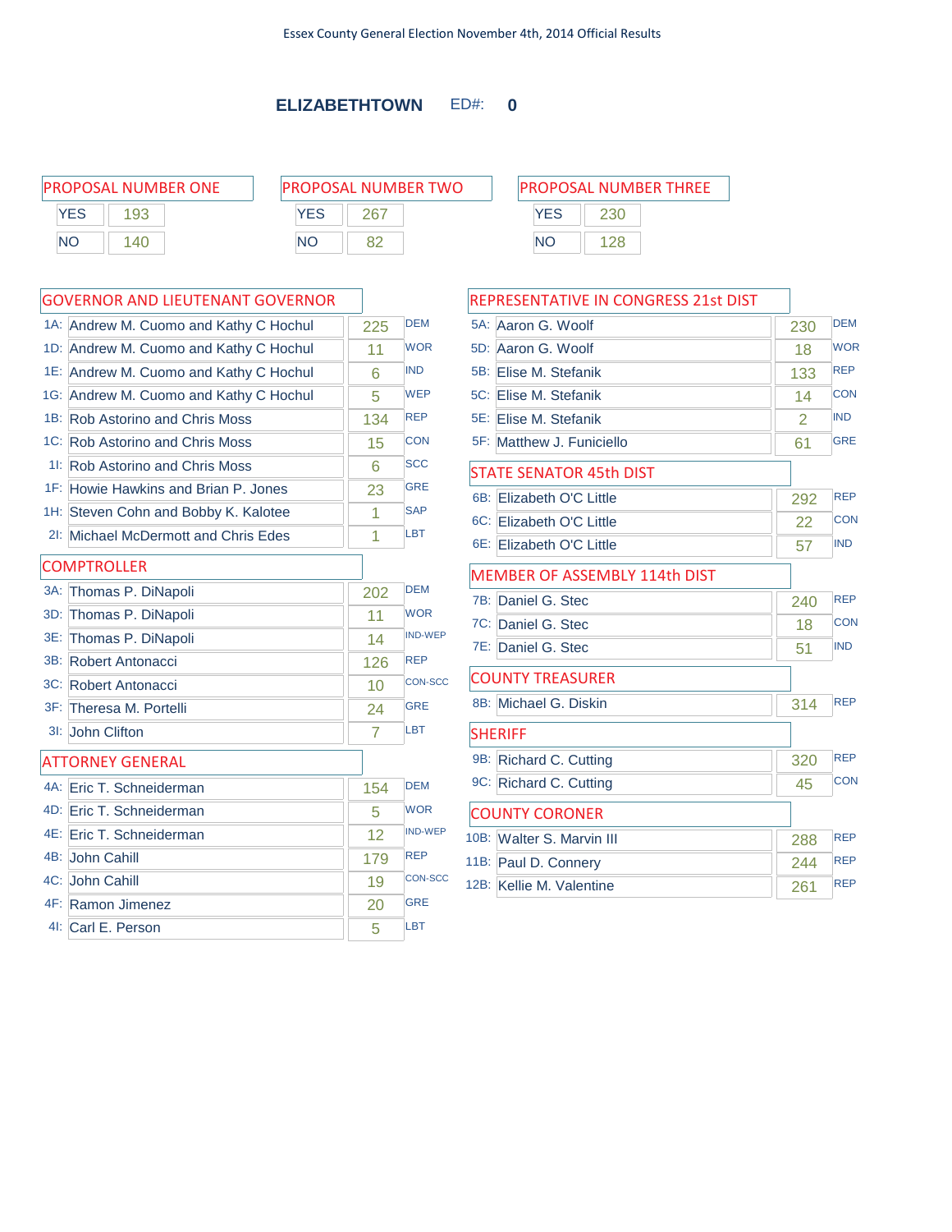Essex County General Election November 4th, 2014 Official Results

## ELIZABETHTOWN ED#: 0

### PROPOSAL NUMBER ONE

| | |
|---|---|
| YES | 193 |
| NO | 140 |

### PROPOSAL NUMBER TWO

| | |
|---|---|
| YES | 267 |
| NO | 82 |

### PROPOSAL NUMBER THREE

| | |
|---|---|
| YES | 230 |
| NO | 128 |

### GOVERNOR AND LIEUTENANT GOVERNOR

| | Candidate | Votes | Party |
|---|---|---|---|
| 1A: | Andrew M. Cuomo and Kathy C Hochul | 225 | DEM |
| 1D: | Andrew M. Cuomo and Kathy C Hochul | 11 | WOR |
| 1E: | Andrew M. Cuomo and Kathy C Hochul | 6 | IND |
| 1G: | Andrew M. Cuomo and Kathy C Hochul | 5 | WEP |
| 1B: | Rob Astorino and Chris Moss | 134 | REP |
| 1C: | Rob Astorino and Chris Moss | 15 | CON |
| 1I: | Rob Astorino and Chris Moss | 6 | SCC |
| 1F: | Howie Hawkins and Brian P. Jones | 23 | GRE |
| 1H: | Steven Cohn and Bobby K. Kalotee | 1 | SAP |
| 2I: | Michael McDermott and Chris Edes | 1 | LBT |

### COMPTROLLER

| | Candidate | Votes | Party |
|---|---|---|---|
| 3A: | Thomas P. DiNapoli | 202 | DEM |
| 3D: | Thomas P. DiNapoli | 11 | WOR |
| 3E: | Thomas P. DiNapoli | 14 | IND-WEP |
| 3B: | Robert Antonacci | 126 | REP |
| 3C: | Robert Antonacci | 10 | CON-SCC |
| 3F: | Theresa M. Portelli | 24 | GRE |
| 3I: | John Clifton | 7 | LBT |

### ATTORNEY GENERAL

| | Candidate | Votes | Party |
|---|---|---|---|
| 4A: | Eric T. Schneiderman | 154 | DEM |
| 4D: | Eric T. Schneiderman | 5 | WOR |
| 4E: | Eric T. Schneiderman | 12 | IND-WEP |
| 4B: | John Cahill | 179 | REP |
| 4C: | John Cahill | 19 | CON-SCC |
| 4F: | Ramon Jimenez | 20 | GRE |
| 4I: | Carl E. Person | 5 | LBT |

### REPRESENTATIVE IN CONGRESS 21st DIST

| | Candidate | Votes | Party |
|---|---|---|---|
| 5A: | Aaron G. Woolf | 230 | DEM |
| 5D: | Aaron G. Woolf | 18 | WOR |
| 5B: | Elise M. Stefanik | 133 | REP |
| 5C: | Elise M. Stefanik | 14 | CON |
| 5E: | Elise M. Stefanik | 2 | IND |
| 5F: | Matthew J. Funiciello | 61 | GRE |

### STATE SENATOR 45th DIST

| | Candidate | Votes | Party |
|---|---|---|---|
| 6B: | Elizabeth O'C Little | 292 | REP |
| 6C: | Elizabeth O'C Little | 22 | CON |
| 6E: | Elizabeth O'C Little | 57 | IND |

### MEMBER OF ASSEMBLY 114th DIST

| | Candidate | Votes | Party |
|---|---|---|---|
| 7B: | Daniel G. Stec | 240 | REP |
| 7C: | Daniel G. Stec | 18 | CON |
| 7E: | Daniel G. Stec | 51 | IND |

### COUNTY TREASURER

| | Candidate | Votes | Party |
|---|---|---|---|
| 8B: | Michael G. Diskin | 314 | REP |

### SHERIFF

| | Candidate | Votes | Party |
|---|---|---|---|
| 9B: | Richard C. Cutting | 320 | REP |
| 9C: | Richard C. Cutting | 45 | CON |

### COUNTY CORONER

| | Candidate | Votes | Party |
|---|---|---|---|
| 10B: | Walter S. Marvin III | 288 | REP |
| 11B: | Paul D. Connery | 244 | REP |
| 12B: | Kellie M. Valentine | 261 | REP |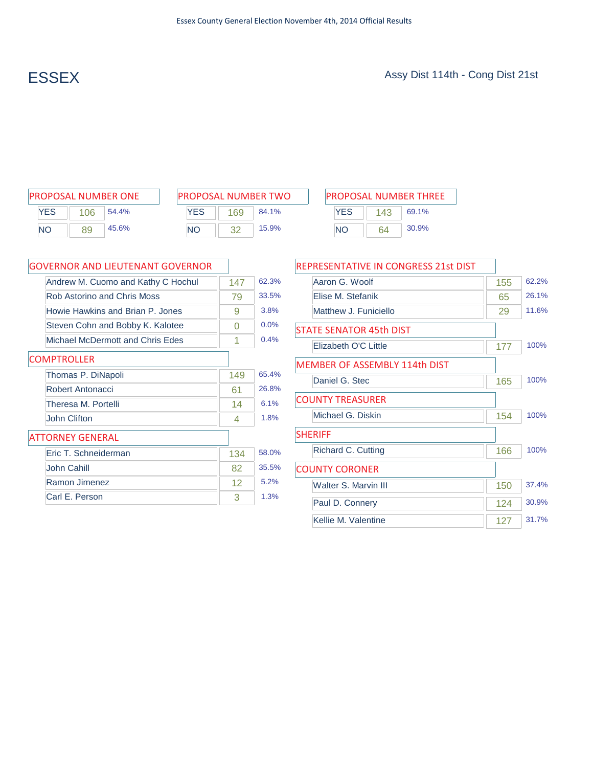Essex County General Election November 4th, 2014 Official Results

# ESSEX

Assy Dist 114th - Cong Dist 21st

## PROPOSAL NUMBER ONE

| | Votes | % |
|---|---|---|
| YES | 106 | 54.4% |
| NO | 89 | 45.6% |

## PROPOSAL NUMBER TWO

| | Votes | % |
|---|---|---|
| YES | 169 | 84.1% |
| NO | 32 | 15.9% |

## PROPOSAL NUMBER THREE

| | Votes | % |
|---|---|---|
| YES | 143 | 69.1% |
| NO | 64 | 30.9% |

## GOVERNOR AND LIEUTENANT GOVERNOR

| Candidate | Votes | % |
|---|---|---|
| Andrew M. Cuomo and Kathy C Hochul | 147 | 62.3% |
| Rob Astorino and Chris Moss | 79 | 33.5% |
| Howie Hawkins and Brian P. Jones | 9 | 3.8% |
| Steven Cohn and Bobby K. Kalotee | 0 | 0.0% |
| Michael McDermott and Chris Edes | 1 | 0.4% |

## COMPTROLLER

| Candidate | Votes | % |
|---|---|---|
| Thomas P. DiNapoli | 149 | 65.4% |
| Robert Antonacci | 61 | 26.8% |
| Theresa M. Portelli | 14 | 6.1% |
| John Clifton | 4 | 1.8% |

## ATTORNEY GENERAL

| Candidate | Votes | % |
|---|---|---|
| Eric T. Schneiderman | 134 | 58.0% |
| John Cahill | 82 | 35.5% |
| Ramon Jimenez | 12 | 5.2% |
| Carl E. Person | 3 | 1.3% |

## REPRESENTATIVE IN CONGRESS 21st DIST

| Candidate | Votes | % |
|---|---|---|
| Aaron G. Woolf | 155 | 62.2% |
| Elise M. Stefanik | 65 | 26.1% |
| Matthew J. Funiciello | 29 | 11.6% |

## STATE SENATOR 45th DIST

| Candidate | Votes | % |
|---|---|---|
| Elizabeth O'C Little | 177 | 100% |

## MEMBER OF ASSEMBLY 114th DIST

| Candidate | Votes | % |
|---|---|---|
| Daniel G. Stec | 165 | 100% |

## COUNTY TREASURER

| Candidate | Votes | % |
|---|---|---|
| Michael G. Diskin | 154 | 100% |

## SHERIFF

| Candidate | Votes | % |
|---|---|---|
| Richard C. Cutting | 166 | 100% |

## COUNTY CORONER

| Candidate | Votes | % |
|---|---|---|
| Walter S. Marvin III | 150 | 37.4% |
| Paul D. Connery | 124 | 30.9% |
| Kellie M. Valentine | 127 | 31.7% |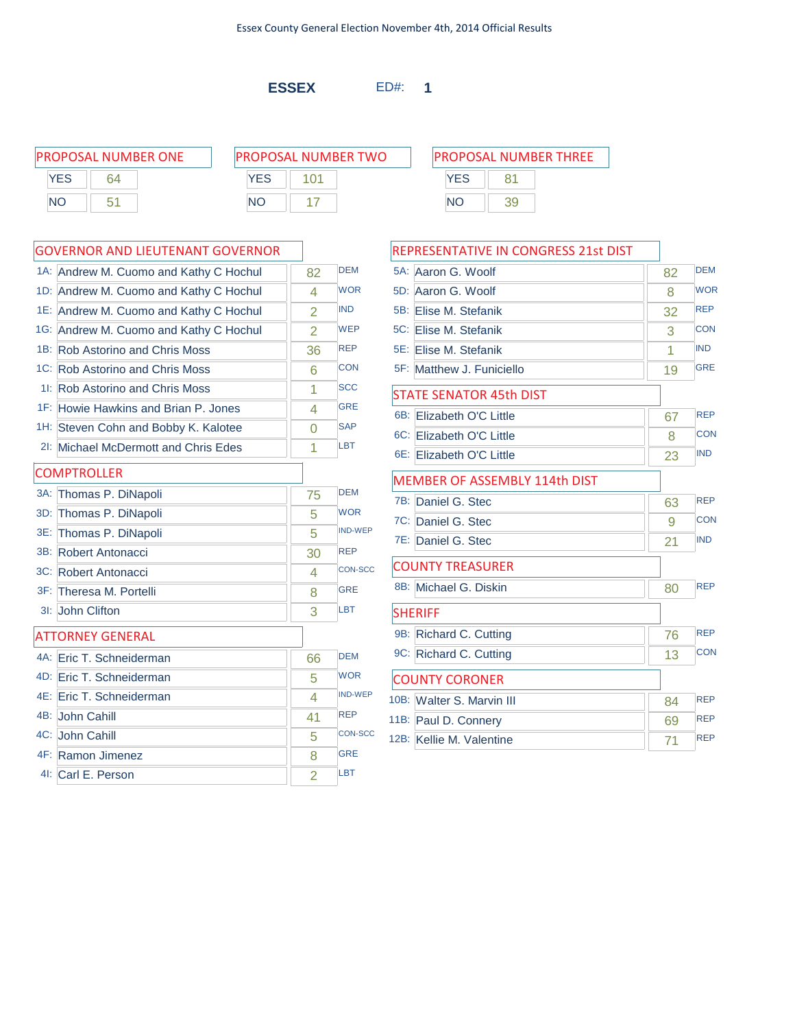Essex County General Election November 4th, 2014 Official Results

## ESSEX ED#: 1

### PROPOSAL NUMBER ONE

| | |
|---|---|
| YES | 64 |
| NO | 51 |

### PROPOSAL NUMBER TWO

| | |
|---|---|
| YES | 101 |
| NO | 17 |

### PROPOSAL NUMBER THREE

| | |
|---|---|
| YES | 81 |
| NO | 39 |

### GOVERNOR AND LIEUTENANT GOVERNOR

| Line | Candidate | Votes | Party |
|---|---|---|---|
| 1A: | Andrew M. Cuomo and Kathy C Hochul | 82 | DEM |
| 1D: | Andrew M. Cuomo and Kathy C Hochul | 4 | WOR |
| 1E: | Andrew M. Cuomo and Kathy C Hochul | 2 | IND |
| 1G: | Andrew M. Cuomo and Kathy C Hochul | 2 | WEP |
| 1B: | Rob Astorino and Chris Moss | 36 | REP |
| 1C: | Rob Astorino and Chris Moss | 6 | CON |
| 1I: | Rob Astorino and Chris Moss | 1 | SCC |
| 1F: | Howie Hawkins and Brian P. Jones | 4 | GRE |
| 1H: | Steven Cohn and Bobby K. Kalotee | 0 | SAP |
| 2I: | Michael McDermott and Chris Edes | 1 | LBT |

### COMPTROLLER

| Line | Candidate | Votes | Party |
|---|---|---|---|
| 3A: | Thomas P. DiNapoli | 75 | DEM |
| 3D: | Thomas P. DiNapoli | 5 | WOR |
| 3E: | Thomas P. DiNapoli | 5 | IND-WEP |
| 3B: | Robert Antonacci | 30 | REP |
| 3C: | Robert Antonacci | 4 | CON-SCC |
| 3F: | Theresa M. Portelli | 8 | GRE |
| 3I: | John Clifton | 3 | LBT |

### ATTORNEY GENERAL

| Line | Candidate | Votes | Party |
|---|---|---|---|
| 4A: | Eric T. Schneiderman | 66 | DEM |
| 4D: | Eric T. Schneiderman | 5 | WOR |
| 4E: | Eric T. Schneiderman | 4 | IND-WEP |
| 4B: | John Cahill | 41 | REP |
| 4C: | John Cahill | 5 | CON-SCC |
| 4F: | Ramon Jimenez | 8 | GRE |
| 4I: | Carl E. Person | 2 | LBT |

### REPRESENTATIVE IN CONGRESS 21st DIST

| Line | Candidate | Votes | Party |
|---|---|---|---|
| 5A: | Aaron G. Woolf | 82 | DEM |
| 5D: | Aaron G. Woolf | 8 | WOR |
| 5B: | Elise M. Stefanik | 32 | REP |
| 5C: | Elise M. Stefanik | 3 | CON |
| 5E: | Elise M. Stefanik | 1 | IND |
| 5F: | Matthew J. Funiciello | 19 | GRE |

### STATE SENATOR 45th DIST

| Line | Candidate | Votes | Party |
|---|---|---|---|
| 6B: | Elizabeth O'C Little | 67 | REP |
| 6C: | Elizabeth O'C Little | 8 | CON |
| 6E: | Elizabeth O'C Little | 23 | IND |

### MEMBER OF ASSEMBLY 114th DIST

| Line | Candidate | Votes | Party |
|---|---|---|---|
| 7B: | Daniel G. Stec | 63 | REP |
| 7C: | Daniel G. Stec | 9 | CON |
| 7E: | Daniel G. Stec | 21 | IND |

### COUNTY TREASURER

| Line | Candidate | Votes | Party |
|---|---|---|---|
| 8B: | Michael G. Diskin | 80 | REP |

### SHERIFF

| Line | Candidate | Votes | Party |
|---|---|---|---|
| 9B: | Richard C. Cutting | 76 | REP |
| 9C: | Richard C. Cutting | 13 | CON |

### COUNTY CORONER

| Line | Candidate | Votes | Party |
|---|---|---|---|
| 10B: | Walter S. Marvin III | 84 | REP |
| 11B: | Paul D. Connery | 69 | REP |
| 12B: | Kellie M. Valentine | 71 | REP |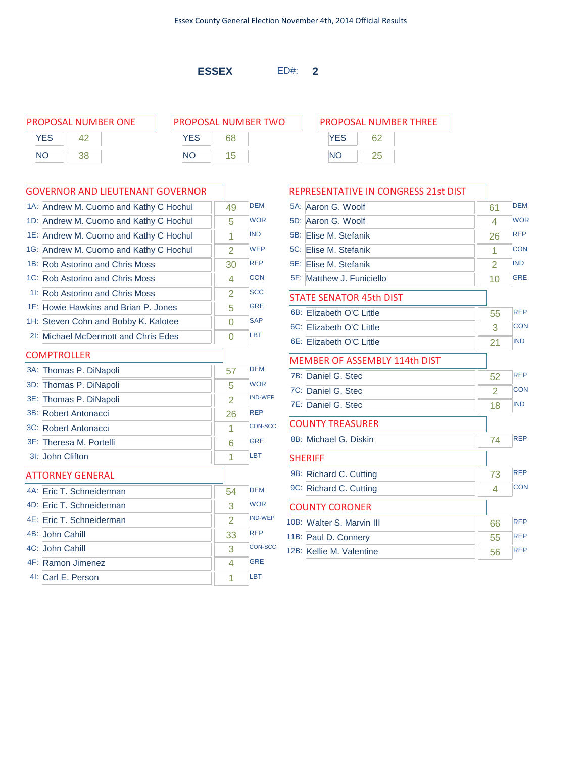Essex County General Election November 4th, 2014 Official Results

## ESSEX ED#: 2

### PROPOSAL NUMBER ONE

| | |
|---|---|
| YES | 42 |
| NO | 38 |

### PROPOSAL NUMBER TWO

| | |
|---|---|
| YES | 68 |
| NO | 15 |

### PROPOSAL NUMBER THREE

| | |
|---|---|
| YES | 62 |
| NO | 25 |

### GOVERNOR AND LIEUTENANT GOVERNOR

| Code | Candidate | Votes | Party |
|---|---|---|---|
| 1A: | Andrew M. Cuomo and Kathy C Hochul | 49 | DEM |
| 1D: | Andrew M. Cuomo and Kathy C Hochul | 5 | WOR |
| 1E: | Andrew M. Cuomo and Kathy C Hochul | 1 | IND |
| 1G: | Andrew M. Cuomo and Kathy C Hochul | 2 | WEP |
| 1B: | Rob Astorino and Chris Moss | 30 | REP |
| 1C: | Rob Astorino and Chris Moss | 4 | CON |
| 1I: | Rob Astorino and Chris Moss | 2 | SCC |
| 1F: | Howie Hawkins and Brian P. Jones | 5 | GRE |
| 1H: | Steven Cohn and Bobby K. Kalotee | 0 | SAP |
| 2I: | Michael McDermott and Chris Edes | 0 | LBT |

### COMPTROLLER

| Code | Candidate | Votes | Party |
|---|---|---|---|
| 3A: | Thomas P. DiNapoli | 57 | DEM |
| 3D: | Thomas P. DiNapoli | 5 | WOR |
| 3E: | Thomas P. DiNapoli | 2 | IND-WEP |
| 3B: | Robert Antonacci | 26 | REP |
| 3C: | Robert Antonacci | 1 | CON-SCC |
| 3F: | Theresa M. Portelli | 6 | GRE |
| 3I: | John Clifton | 1 | LBT |

### ATTORNEY GENERAL

| Code | Candidate | Votes | Party |
|---|---|---|---|
| 4A: | Eric T. Schneiderman | 54 | DEM |
| 4D: | Eric T. Schneiderman | 3 | WOR |
| 4E: | Eric T. Schneiderman | 2 | IND-WEP |
| 4B: | John Cahill | 33 | REP |
| 4C: | John Cahill | 3 | CON-SCC |
| 4F: | Ramon Jimenez | 4 | GRE |
| 4I: | Carl E. Person | 1 | LBT |

### REPRESENTATIVE IN CONGRESS 21st DIST

| Code | Candidate | Votes | Party |
|---|---|---|---|
| 5A: | Aaron G. Woolf | 61 | DEM |
| 5D: | Aaron G. Woolf | 4 | WOR |
| 5B: | Elise M. Stefanik | 26 | REP |
| 5C: | Elise M. Stefanik | 1 | CON |
| 5E: | Elise M. Stefanik | 2 | IND |
| 5F: | Matthew J. Funiciello | 10 | GRE |

### STATE SENATOR 45th DIST

| Code | Candidate | Votes | Party |
|---|---|---|---|
| 6B: | Elizabeth O'C Little | 55 | REP |
| 6C: | Elizabeth O'C Little | 3 | CON |
| 6E: | Elizabeth O'C Little | 21 | IND |

### MEMBER OF ASSEMBLY 114th DIST

| Code | Candidate | Votes | Party |
|---|---|---|---|
| 7B: | Daniel G. Stec | 52 | REP |
| 7C: | Daniel G. Stec | 2 | CON |
| 7E: | Daniel G. Stec | 18 | IND |

### COUNTY TREASURER

| Code | Candidate | Votes | Party |
|---|---|---|---|
| 8B: | Michael G. Diskin | 74 | REP |

### SHERIFF

| Code | Candidate | Votes | Party |
|---|---|---|---|
| 9B: | Richard C. Cutting | 73 | REP |
| 9C: | Richard C. Cutting | 4 | CON |

### COUNTY CORONER

| Code | Candidate | Votes | Party |
|---|---|---|---|
| 10B: | Walter S. Marvin III | 66 | REP |
| 11B: | Paul D. Connery | 55 | REP |
| 12B: | Kellie M. Valentine | 56 | REP |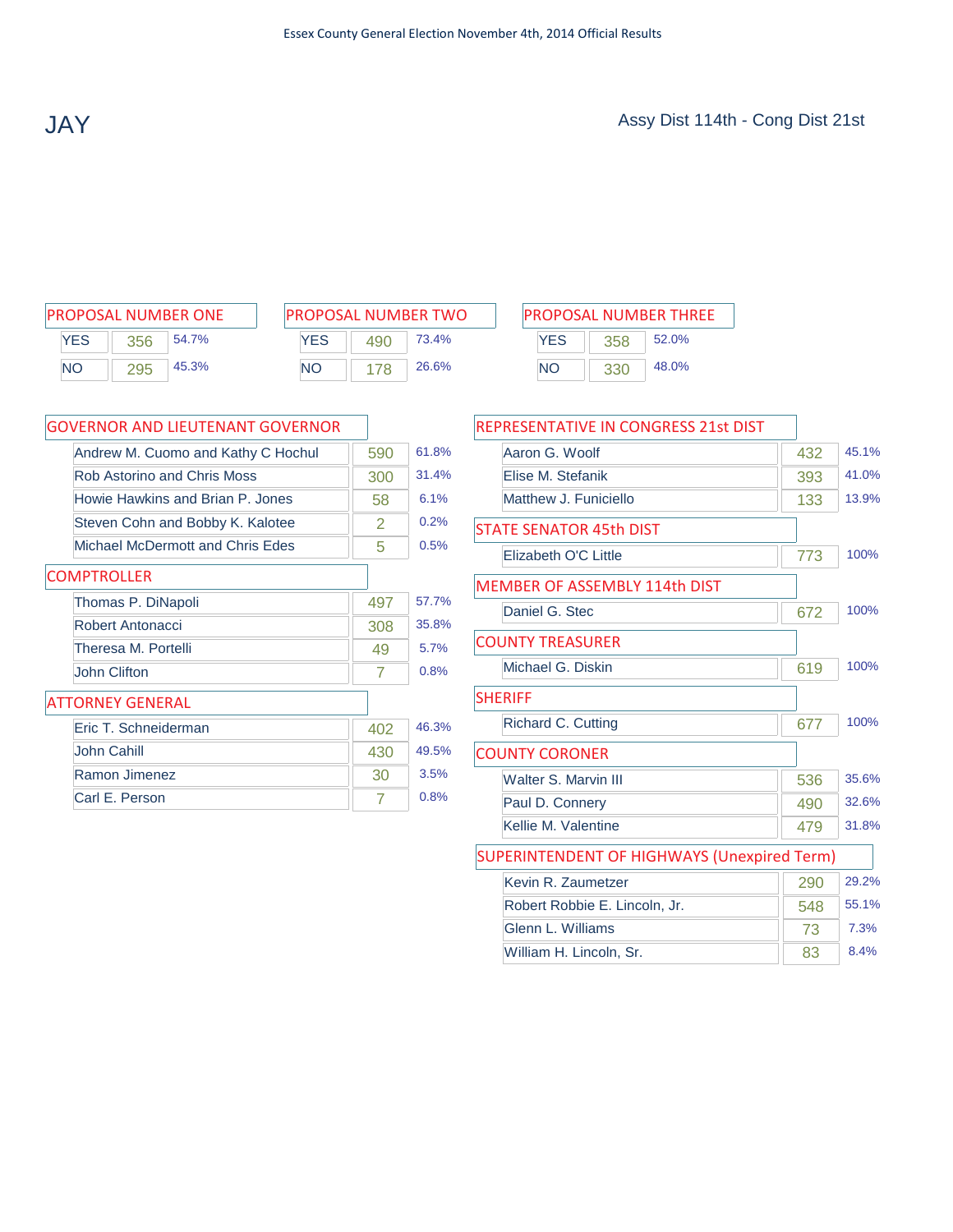Essex County General Election November 4th, 2014 Official Results

# JAY

Assy Dist 114th - Cong Dist 21st

## PROPOSAL NUMBER ONE

| | Votes | % |
|---|---|---|
| YES | 356 | 54.7% |
| NO | 295 | 45.3% |

## PROPOSAL NUMBER TWO

| | Votes | % |
|---|---|---|
| YES | 490 | 73.4% |
| NO | 178 | 26.6% |

## PROPOSAL NUMBER THREE

| | Votes | % |
|---|---|---|
| YES | 358 | 52.0% |
| NO | 330 | 48.0% |

## GOVERNOR AND LIEUTENANT GOVERNOR

| Candidate | Votes | % |
|---|---|---|
| Andrew M. Cuomo and Kathy C Hochul | 590 | 61.8% |
| Rob Astorino and Chris Moss | 300 | 31.4% |
| Howie Hawkins and Brian P. Jones | 58 | 6.1% |
| Steven Cohn and Bobby K. Kalotee | 2 | 0.2% |
| Michael McDermott and Chris Edes | 5 | 0.5% |

## COMPTROLLER

| Candidate | Votes | % |
|---|---|---|
| Thomas P. DiNapoli | 497 | 57.7% |
| Robert Antonacci | 308 | 35.8% |
| Theresa M. Portelli | 49 | 5.7% |
| John Clifton | 7 | 0.8% |

## ATTORNEY GENERAL

| Candidate | Votes | % |
|---|---|---|
| Eric T. Schneiderman | 402 | 46.3% |
| John Cahill | 430 | 49.5% |
| Ramon Jimenez | 30 | 3.5% |
| Carl E. Person | 7 | 0.8% |

## REPRESENTATIVE IN CONGRESS 21st DIST

| Candidate | Votes | % |
|---|---|---|
| Aaron G. Woolf | 432 | 45.1% |
| Elise M. Stefanik | 393 | 41.0% |
| Matthew J. Funiciello | 133 | 13.9% |

## STATE SENATOR 45th DIST

| Candidate | Votes | % |
|---|---|---|
| Elizabeth O'C Little | 773 | 100% |

## MEMBER OF ASSEMBLY 114th DIST

| Candidate | Votes | % |
|---|---|---|
| Daniel G. Stec | 672 | 100% |

## COUNTY TREASURER

| Candidate | Votes | % |
|---|---|---|
| Michael G. Diskin | 619 | 100% |

## SHERIFF

| Candidate | Votes | % |
|---|---|---|
| Richard C. Cutting | 677 | 100% |

## COUNTY CORONER

| Candidate | Votes | % |
|---|---|---|
| Walter S. Marvin III | 536 | 35.6% |
| Paul D. Connery | 490 | 32.6% |
| Kellie M. Valentine | 479 | 31.8% |

## SUPERINTENDENT OF HIGHWAYS (Unexpired Term)

| Candidate | Votes | % |
|---|---|---|
| Kevin R. Zaumetzer | 290 | 29.2% |
| Robert Robbie E. Lincoln, Jr. | 548 | 55.1% |
| Glenn L. Williams | 73 | 7.3% |
| William H. Lincoln, Sr. | 83 | 8.4% |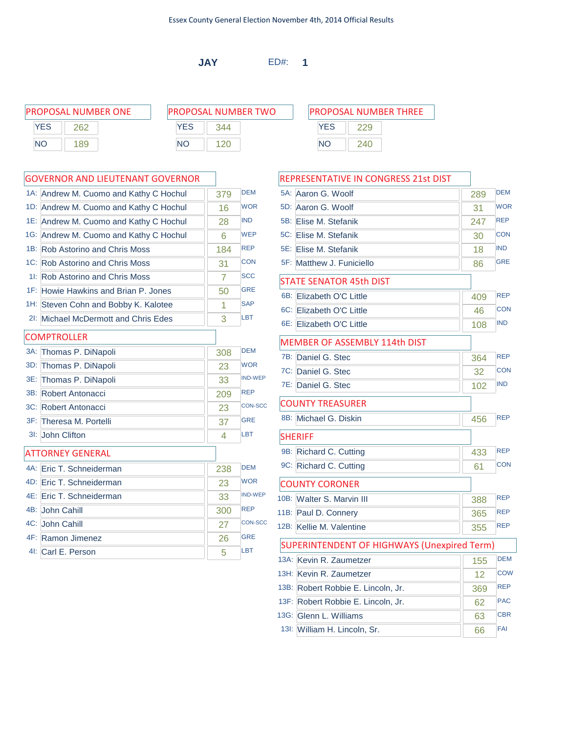Essex County General Election November 4th, 2014 Official Results

## JAY ED#: 1

### PROPOSAL NUMBER ONE

| | |
|---|---|
| YES | 262 |
| NO | 189 |

### PROPOSAL NUMBER TWO

| | |
|---|---|
| YES | 344 |
| NO | 120 |

### PROPOSAL NUMBER THREE

| | |
|---|---|
| YES | 229 |
| NO | 240 |

### GOVERNOR AND LIEUTENANT GOVERNOR

| Line | Candidate | Votes | Party |
|---|---|---|---|
| 1A: | Andrew M. Cuomo and Kathy C Hochul | 379 | DEM |
| 1D: | Andrew M. Cuomo and Kathy C Hochul | 16 | WOR |
| 1E: | Andrew M. Cuomo and Kathy C Hochul | 28 | IND |
| 1G: | Andrew M. Cuomo and Kathy C Hochul | 6 | WEP |
| 1B: | Rob Astorino and Chris Moss | 184 | REP |
| 1C: | Rob Astorino and Chris Moss | 31 | CON |
| 1I: | Rob Astorino and Chris Moss | 7 | SCC |
| 1F: | Howie Hawkins and Brian P. Jones | 50 | GRE |
| 1H: | Steven Cohn and Bobby K. Kalotee | 1 | SAP |
| 2I: | Michael McDermott and Chris Edes | 3 | LBT |

### COMPTROLLER

| Line | Candidate | Votes | Party |
|---|---|---|---|
| 3A: | Thomas P. DiNapoli | 308 | DEM |
| 3D: | Thomas P. DiNapoli | 23 | WOR |
| 3E: | Thomas P. DiNapoli | 33 | IND-WEP |
| 3B: | Robert Antonacci | 209 | REP |
| 3C: | Robert Antonacci | 23 | CON-SCC |
| 3F: | Theresa M. Portelli | 37 | GRE |
| 3I: | John Clifton | 4 | LBT |

### ATTORNEY GENERAL

| Line | Candidate | Votes | Party |
|---|---|---|---|
| 4A: | Eric T. Schneiderman | 238 | DEM |
| 4D: | Eric T. Schneiderman | 23 | WOR |
| 4E: | Eric T. Schneiderman | 33 | IND-WEP |
| 4B: | John Cahill | 300 | REP |
| 4C: | John Cahill | 27 | CON-SCC |
| 4F: | Ramon Jimenez | 26 | GRE |
| 4I: | Carl E. Person | 5 | LBT |

### REPRESENTATIVE IN CONGRESS 21st DIST

| Line | Candidate | Votes | Party |
|---|---|---|---|
| 5A: | Aaron G. Woolf | 289 | DEM |
| 5D: | Aaron G. Woolf | 31 | WOR |
| 5B: | Elise M. Stefanik | 247 | REP |
| 5C: | Elise M. Stefanik | 30 | CON |
| 5E: | Elise M. Stefanik | 18 | IND |
| 5F: | Matthew J. Funiciello | 86 | GRE |

### STATE SENATOR 45th DIST

| Line | Candidate | Votes | Party |
|---|---|---|---|
| 6B: | Elizabeth O'C Little | 409 | REP |
| 6C: | Elizabeth O'C Little | 46 | CON |
| 6E: | Elizabeth O'C Little | 108 | IND |

### MEMBER OF ASSEMBLY 114th DIST

| Line | Candidate | Votes | Party |
|---|---|---|---|
| 7B: | Daniel G. Stec | 364 | REP |
| 7C: | Daniel G. Stec | 32 | CON |
| 7E: | Daniel G. Stec | 102 | IND |

### COUNTY TREASURER

| Line | Candidate | Votes | Party |
|---|---|---|---|
| 8B: | Michael G. Diskin | 456 | REP |

### SHERIFF

| Line | Candidate | Votes | Party |
|---|---|---|---|
| 9B: | Richard C. Cutting | 433 | REP |
| 9C: | Richard C. Cutting | 61 | CON |

### COUNTY CORONER

| Line | Candidate | Votes | Party |
|---|---|---|---|
| 10B: | Walter S. Marvin III | 388 | REP |
| 11B: | Paul D. Connery | 365 | REP |
| 12B: | Kellie M. Valentine | 355 | REP |

### SUPERINTENDENT OF HIGHWAYS (Unexpired Term)

| Line | Candidate | Votes | Party |
|---|---|---|---|
| 13A: | Kevin R. Zaumetzer | 155 | DEM |
| 13H: | Kevin R. Zaumetzer | 12 | COW |
| 13B: | Robert Robbie E. Lincoln, Jr. | 369 | REP |
| 13F: | Robert Robbie E. Lincoln, Jr. | 62 | PAC |
| 13G: | Glenn L. Williams | 63 | CBR |
| 13I: | William H. Lincoln, Sr. | 66 | FAI |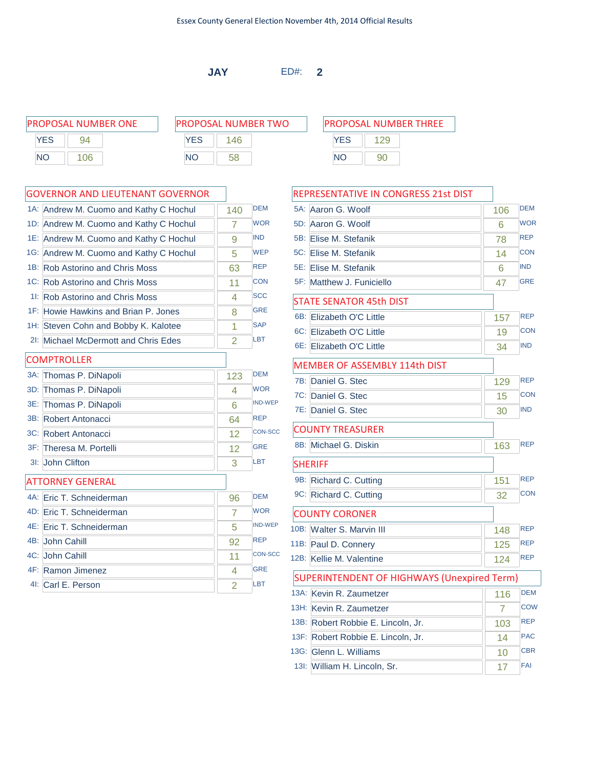Essex County General Election November 4th, 2014 Official Results

## JAY ED#: 2

### PROPOSAL NUMBER ONE

| | |
|---|---|
| YES | 94 |
| NO | 106 |

### PROPOSAL NUMBER TWO

| | |
|---|---|
| YES | 146 |
| NO | 58 |

### PROPOSAL NUMBER THREE

| | |
|---|---|
| YES | 129 |
| NO | 90 |

### GOVERNOR AND LIEUTENANT GOVERNOR

| | Candidate | Votes | Party |
|---|---|---|---|
| 1A: | Andrew M. Cuomo and Kathy C Hochul | 140 | DEM |
| 1D: | Andrew M. Cuomo and Kathy C Hochul | 7 | WOR |
| 1E: | Andrew M. Cuomo and Kathy C Hochul | 9 | IND |
| 1G: | Andrew M. Cuomo and Kathy C Hochul | 5 | WEP |
| 1B: | Rob Astorino and Chris Moss | 63 | REP |
| 1C: | Rob Astorino and Chris Moss | 11 | CON |
| 1I: | Rob Astorino and Chris Moss | 4 | SCC |
| 1F: | Howie Hawkins and Brian P. Jones | 8 | GRE |
| 1H: | Steven Cohn and Bobby K. Kalotee | 1 | SAP |
| 2I: | Michael McDermott and Chris Edes | 2 | LBT |

### COMPTROLLER

| | Candidate | Votes | Party |
|---|---|---|---|
| 3A: | Thomas P. DiNapoli | 123 | DEM |
| 3D: | Thomas P. DiNapoli | 4 | WOR |
| 3E: | Thomas P. DiNapoli | 6 | IND-WEP |
| 3B: | Robert Antonacci | 64 | REP |
| 3C: | Robert Antonacci | 12 | CON-SCC |
| 3F: | Theresa M. Portelli | 12 | GRE |
| 3I: | John Clifton | 3 | LBT |

### ATTORNEY GENERAL

| | Candidate | Votes | Party |
|---|---|---|---|
| 4A: | Eric T. Schneiderman | 96 | DEM |
| 4D: | Eric T. Schneiderman | 7 | WOR |
| 4E: | Eric T. Schneiderman | 5 | IND-WEP |
| 4B: | John Cahill | 92 | REP |
| 4C: | John Cahill | 11 | CON-SCC |
| 4F: | Ramon Jimenez | 4 | GRE |
| 4I: | Carl E. Person | 2 | LBT |

### REPRESENTATIVE IN CONGRESS 21st DIST

| | Candidate | Votes | Party |
|---|---|---|---|
| 5A: | Aaron G. Woolf | 106 | DEM |
| 5D: | Aaron G. Woolf | 6 | WOR |
| 5B: | Elise M. Stefanik | 78 | REP |
| 5C: | Elise M. Stefanik | 14 | CON |
| 5E: | Elise M. Stefanik | 6 | IND |
| 5F: | Matthew J. Funiciello | 47 | GRE |

### STATE SENATOR 45th DIST

| | Candidate | Votes | Party |
|---|---|---|---|
| 6B: | Elizabeth O'C Little | 157 | REP |
| 6C: | Elizabeth O'C Little | 19 | CON |
| 6E: | Elizabeth O'C Little | 34 | IND |

### MEMBER OF ASSEMBLY 114th DIST

| | Candidate | Votes | Party |
|---|---|---|---|
| 7B: | Daniel G. Stec | 129 | REP |
| 7C: | Daniel G. Stec | 15 | CON |
| 7E: | Daniel G. Stec | 30 | IND |

### COUNTY TREASURER

| | Candidate | Votes | Party |
|---|---|---|---|
| 8B: | Michael G. Diskin | 163 | REP |

### SHERIFF

| | Candidate | Votes | Party |
|---|---|---|---|
| 9B: | Richard C. Cutting | 151 | REP |
| 9C: | Richard C. Cutting | 32 | CON |

### COUNTY CORONER

| | Candidate | Votes | Party |
|---|---|---|---|
| 10B: | Walter S. Marvin III | 148 | REP |
| 11B: | Paul D. Connery | 125 | REP |
| 12B: | Kellie M. Valentine | 124 | REP |

### SUPERINTENDENT OF HIGHWAYS (Unexpired Term)

| | Candidate | Votes | Party |
|---|---|---|---|
| 13A: | Kevin R. Zaumetzer | 116 | DEM |
| 13H: | Kevin R. Zaumetzer | 7 | COW |
| 13B: | Robert Robbie E. Lincoln, Jr. | 103 | REP |
| 13F: | Robert Robbie E. Lincoln, Jr. | 14 | PAC |
| 13G: | Glenn L. Williams | 10 | CBR |
| 13I: | William H. Lincoln, Sr. | 17 | FAI |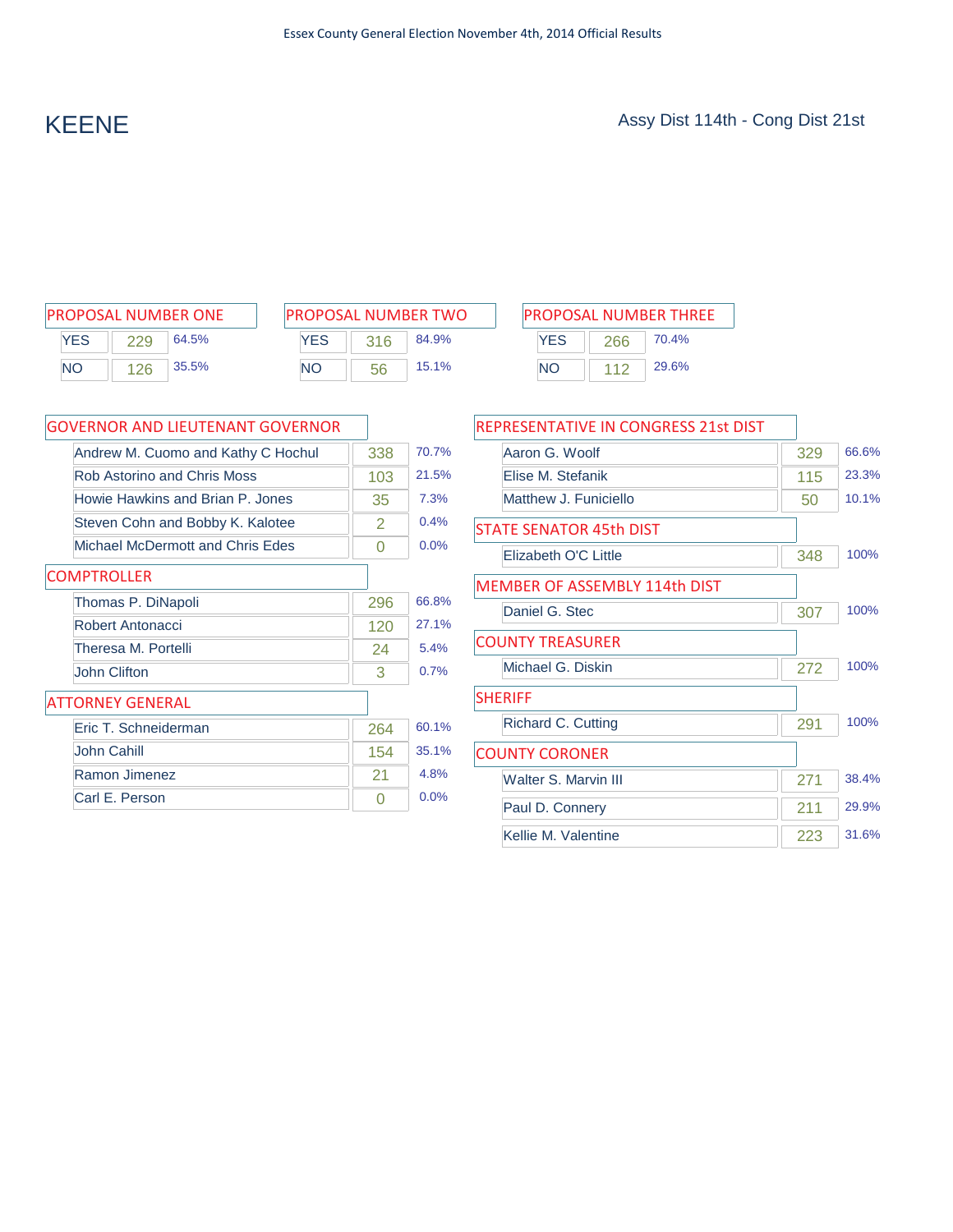Essex County General Election November 4th, 2014 Official Results

# KEENE

Assy Dist 114th - Cong Dist 21st

## PROPOSAL NUMBER ONE

| | | |
|---|---|---|
| YES | 229 | 64.5% |
| NO | 126 | 35.5% |

## PROPOSAL NUMBER TWO

| | | |
|---|---|---|
| YES | 316 | 84.9% |
| NO | 56 | 15.1% |

## PROPOSAL NUMBER THREE

| | | |
|---|---|---|
| YES | 266 | 70.4% |
| NO | 112 | 29.6% |

## GOVERNOR AND LIEUTENANT GOVERNOR

| | | |
|---|---|---|
| Andrew M. Cuomo and Kathy C Hochul | 338 | 70.7% |
| Rob Astorino and Chris Moss | 103 | 21.5% |
| Howie Hawkins and Brian P. Jones | 35 | 7.3% |
| Steven Cohn and Bobby K. Kalotee | 2 | 0.4% |
| Michael McDermott and Chris Edes | 0 | 0.0% |

## COMPTROLLER

| | | |
|---|---|---|
| Thomas P. DiNapoli | 296 | 66.8% |
| Robert Antonacci | 120 | 27.1% |
| Theresa M. Portelli | 24 | 5.4% |
| John Clifton | 3 | 0.7% |

## ATTORNEY GENERAL

| | | |
|---|---|---|
| Eric T. Schneiderman | 264 | 60.1% |
| John Cahill | 154 | 35.1% |
| Ramon Jimenez | 21 | 4.8% |
| Carl E. Person | 0 | 0.0% |

## REPRESENTATIVE IN CONGRESS 21st DIST

| | | |
|---|---|---|
| Aaron G. Woolf | 329 | 66.6% |
| Elise M. Stefanik | 115 | 23.3% |
| Matthew J. Funiciello | 50 | 10.1% |

## STATE SENATOR 45th DIST

| | | |
|---|---|---|
| Elizabeth O'C Little | 348 | 100% |

## MEMBER OF ASSEMBLY 114th DIST

| | | |
|---|---|---|
| Daniel G. Stec | 307 | 100% |

## COUNTY TREASURER

| | | |
|---|---|---|
| Michael G. Diskin | 272 | 100% |

## SHERIFF

| | | |
|---|---|---|
| Richard C. Cutting | 291 | 100% |

## COUNTY CORONER

| | | |
|---|---|---|
| Walter S. Marvin III | 271 | 38.4% |
| Paul D. Connery | 211 | 29.9% |
| Kellie M. Valentine | 223 | 31.6% |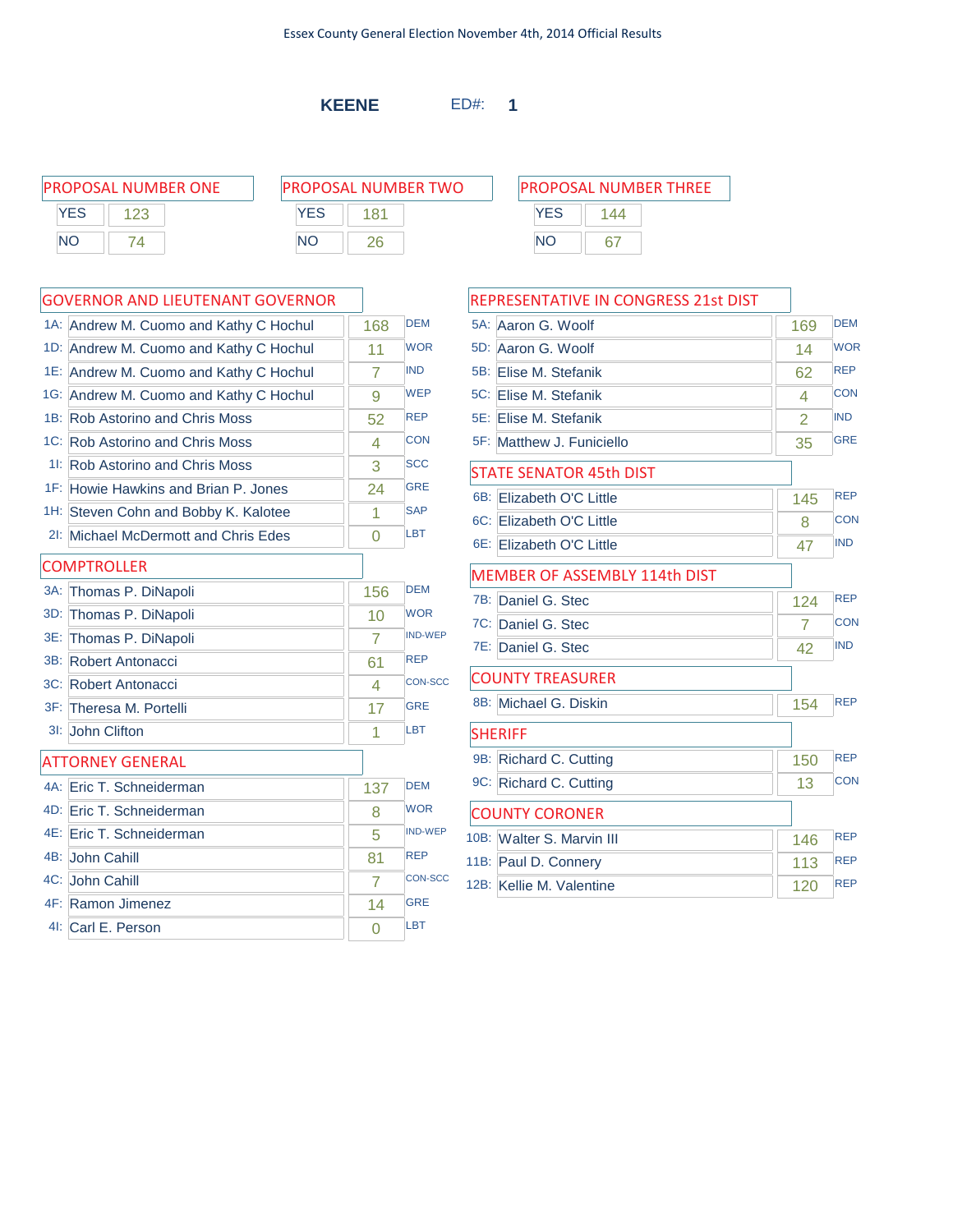Essex County General Election November 4th, 2014 Official Results

## KEENE ED#: 1

### PROPOSAL NUMBER ONE

| | |
|---|---|
| YES | 123 |
| NO | 74 |

### PROPOSAL NUMBER TWO

| | |
|---|---|
| YES | 181 |
| NO | 26 |

### PROPOSAL NUMBER THREE

| | |
|---|---|
| YES | 144 |
| NO | 67 |

### GOVERNOR AND LIEUTENANT GOVERNOR

| | Candidate | Votes | Party |
|---|---|---|---|
| 1A: | Andrew M. Cuomo and Kathy C Hochul | 168 | DEM |
| 1D: | Andrew M. Cuomo and Kathy C Hochul | 11 | WOR |
| 1E: | Andrew M. Cuomo and Kathy C Hochul | 7 | IND |
| 1G: | Andrew M. Cuomo and Kathy C Hochul | 9 | WEP |
| 1B: | Rob Astorino and Chris Moss | 52 | REP |
| 1C: | Rob Astorino and Chris Moss | 4 | CON |
| 1I: | Rob Astorino and Chris Moss | 3 | SCC |
| 1F: | Howie Hawkins and Brian P. Jones | 24 | GRE |
| 1H: | Steven Cohn and Bobby K. Kalotee | 1 | SAP |
| 2I: | Michael McDermott and Chris Edes | 0 | LBT |

### COMPTROLLER

| | Candidate | Votes | Party |
|---|---|---|---|
| 3A: | Thomas P. DiNapoli | 156 | DEM |
| 3D: | Thomas P. DiNapoli | 10 | WOR |
| 3E: | Thomas P. DiNapoli | 7 | IND-WEP |
| 3B: | Robert Antonacci | 61 | REP |
| 3C: | Robert Antonacci | 4 | CON-SCC |
| 3F: | Theresa M. Portelli | 17 | GRE |
| 3I: | John Clifton | 1 | LBT |

### ATTORNEY GENERAL

| | Candidate | Votes | Party |
|---|---|---|---|
| 4A: | Eric T. Schneiderman | 137 | DEM |
| 4D: | Eric T. Schneiderman | 8 | WOR |
| 4E: | Eric T. Schneiderman | 5 | IND-WEP |
| 4B: | John Cahill | 81 | REP |
| 4C: | John Cahill | 7 | CON-SCC |
| 4F: | Ramon Jimenez | 14 | GRE |
| 4I: | Carl E. Person | 0 | LBT |

### REPRESENTATIVE IN CONGRESS 21st DIST

| | Candidate | Votes | Party |
|---|---|---|---|
| 5A: | Aaron G. Woolf | 169 | DEM |
| 5D: | Aaron G. Woolf | 14 | WOR |
| 5B: | Elise M. Stefanik | 62 | REP |
| 5C: | Elise M. Stefanik | 4 | CON |
| 5E: | Elise M. Stefanik | 2 | IND |
| 5F: | Matthew J. Funiciello | 35 | GRE |

### STATE SENATOR 45th DIST

| | Candidate | Votes | Party |
|---|---|---|---|
| 6B: | Elizabeth O'C Little | 145 | REP |
| 6C: | Elizabeth O'C Little | 8 | CON |
| 6E: | Elizabeth O'C Little | 47 | IND |

### MEMBER OF ASSEMBLY 114th DIST

| | Candidate | Votes | Party |
|---|---|---|---|
| 7B: | Daniel G. Stec | 124 | REP |
| 7C: | Daniel G. Stec | 7 | CON |
| 7E: | Daniel G. Stec | 42 | IND |

### COUNTY TREASURER

| | Candidate | Votes | Party |
|---|---|---|---|
| 8B: | Michael G. Diskin | 154 | REP |

### SHERIFF

| | Candidate | Votes | Party |
|---|---|---|---|
| 9B: | Richard C. Cutting | 150 | REP |
| 9C: | Richard C. Cutting | 13 | CON |

### COUNTY CORONER

| | Candidate | Votes | Party |
|---|---|---|---|
| 10B: | Walter S. Marvin III | 146 | REP |
| 11B: | Paul D. Connery | 113 | REP |
| 12B: | Kellie M. Valentine | 120 | REP |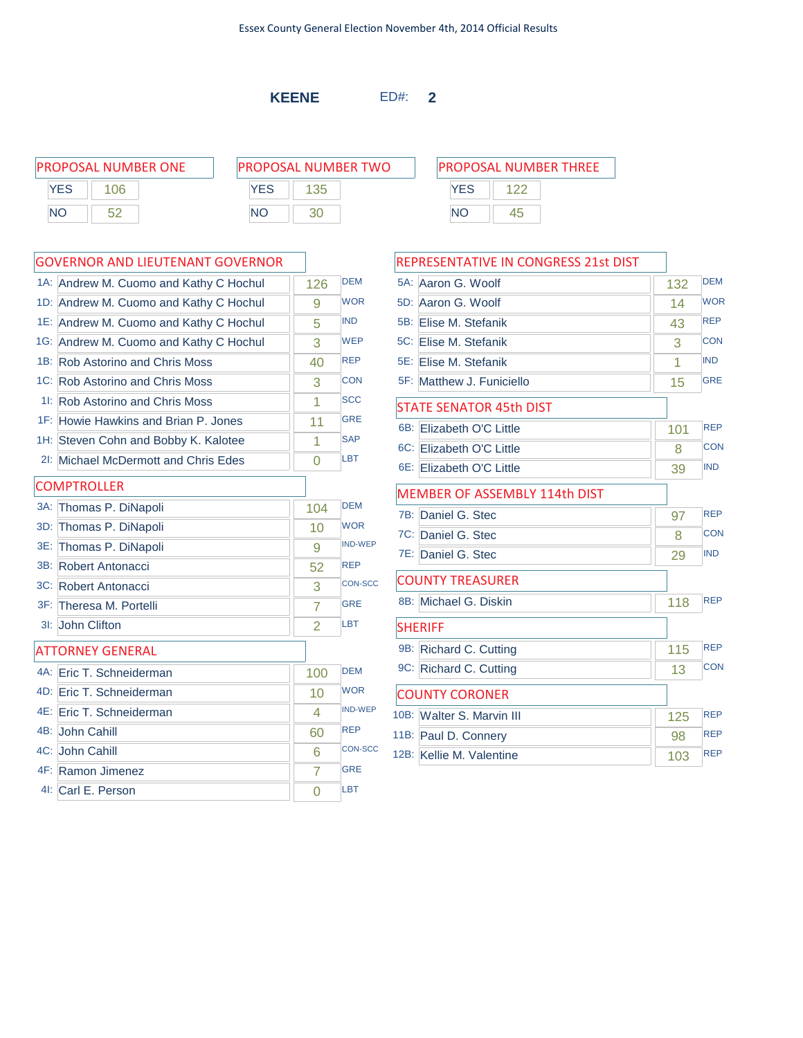Essex County General Election November 4th, 2014 Official Results

## KEENE ED#: 2

### PROPOSAL NUMBER ONE

| | |
|---|---|
| YES | 106 |
| NO | 52 |

### PROPOSAL NUMBER TWO

| | |
|---|---|
| YES | 135 |
| NO | 30 |

### PROPOSAL NUMBER THREE

| | |
|---|---|
| YES | 122 |
| NO | 45 |

### GOVERNOR AND LIEUTENANT GOVERNOR

| | Candidate | Votes | Party |
|---|---|---|---|
| 1A: | Andrew M. Cuomo and Kathy C Hochul | 126 | DEM |
| 1D: | Andrew M. Cuomo and Kathy C Hochul | 9 | WOR |
| 1E: | Andrew M. Cuomo and Kathy C Hochul | 5 | IND |
| 1G: | Andrew M. Cuomo and Kathy C Hochul | 3 | WEP |
| 1B: | Rob Astorino and Chris Moss | 40 | REP |
| 1C: | Rob Astorino and Chris Moss | 3 | CON |
| 1I: | Rob Astorino and Chris Moss | 1 | SCC |
| 1F: | Howie Hawkins and Brian P. Jones | 11 | GRE |
| 1H: | Steven Cohn and Bobby K. Kalotee | 1 | SAP |
| 2I: | Michael McDermott and Chris Edes | 0 | LBT |

### COMPTROLLER

| | Candidate | Votes | Party |
|---|---|---|---|
| 3A: | Thomas P. DiNapoli | 104 | DEM |
| 3D: | Thomas P. DiNapoli | 10 | WOR |
| 3E: | Thomas P. DiNapoli | 9 | IND-WEP |
| 3B: | Robert Antonacci | 52 | REP |
| 3C: | Robert Antonacci | 3 | CON-SCC |
| 3F: | Theresa M. Portelli | 7 | GRE |
| 3I: | John Clifton | 2 | LBT |

### ATTORNEY GENERAL

| | Candidate | Votes | Party |
|---|---|---|---|
| 4A: | Eric T. Schneiderman | 100 | DEM |
| 4D: | Eric T. Schneiderman | 10 | WOR |
| 4E: | Eric T. Schneiderman | 4 | IND-WEP |
| 4B: | John Cahill | 60 | REP |
| 4C: | John Cahill | 6 | CON-SCC |
| 4F: | Ramon Jimenez | 7 | GRE |
| 4I: | Carl E. Person | 0 | LBT |

### REPRESENTATIVE IN CONGRESS 21st DIST

| | Candidate | Votes | Party |
|---|---|---|---|
| 5A: | Aaron G. Woolf | 132 | DEM |
| 5D: | Aaron G. Woolf | 14 | WOR |
| 5B: | Elise M. Stefanik | 43 | REP |
| 5C: | Elise M. Stefanik | 3 | CON |
| 5E: | Elise M. Stefanik | 1 | IND |
| 5F: | Matthew J. Funiciello | 15 | GRE |

### STATE SENATOR 45th DIST

| | Candidate | Votes | Party |
|---|---|---|---|
| 6B: | Elizabeth O'C Little | 101 | REP |
| 6C: | Elizabeth O'C Little | 8 | CON |
| 6E: | Elizabeth O'C Little | 39 | IND |

### MEMBER OF ASSEMBLY 114th DIST

| | Candidate | Votes | Party |
|---|---|---|---|
| 7B: | Daniel G. Stec | 97 | REP |
| 7C: | Daniel G. Stec | 8 | CON |
| 7E: | Daniel G. Stec | 29 | IND |

### COUNTY TREASURER

| | Candidate | Votes | Party |
|---|---|---|---|
| 8B: | Michael G. Diskin | 118 | REP |

### SHERIFF

| | Candidate | Votes | Party |
|---|---|---|---|
| 9B: | Richard C. Cutting | 115 | REP |
| 9C: | Richard C. Cutting | 13 | CON |

### COUNTY CORONER

| | Candidate | Votes | Party |
|---|---|---|---|
| 10B: | Walter S. Marvin III | 125 | REP |
| 11B: | Paul D. Connery | 98 | REP |
| 12B: | Kellie M. Valentine | 103 | REP |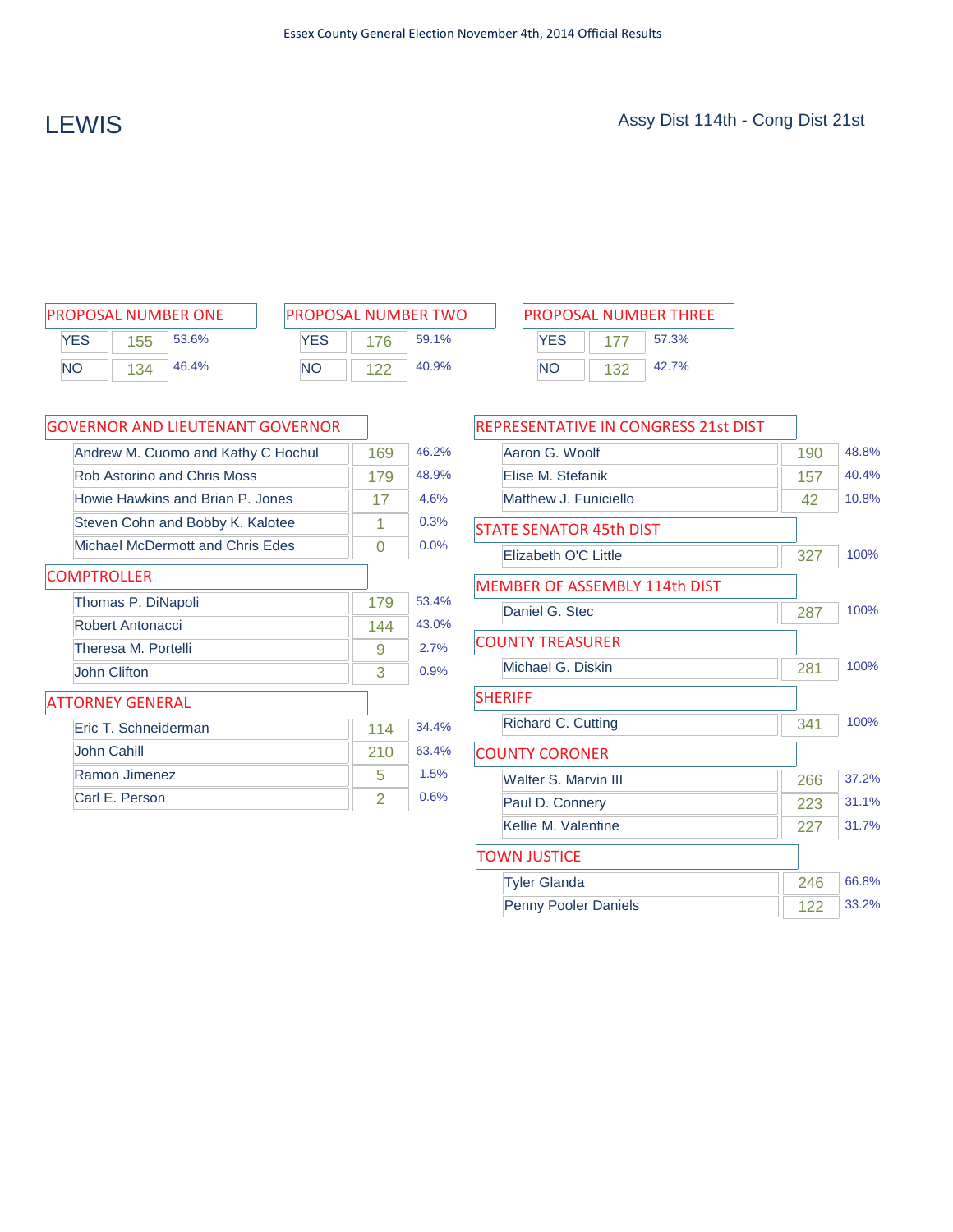# LEWIS

Assy Dist 114th - Cong Dist 21st

## PROPOSAL NUMBER ONE

| | Votes | % |
|---|---|---|
| YES | 155 | 53.6% |
| NO | 134 | 46.4% |

## PROPOSAL NUMBER TWO

| | Votes | % |
|---|---|---|
| YES | 176 | 59.1% |
| NO | 122 | 40.9% |

## PROPOSAL NUMBER THREE

| | Votes | % |
|---|---|---|
| YES | 177 | 57.3% |
| NO | 132 | 42.7% |

## GOVERNOR AND LIEUTENANT GOVERNOR

| Candidate | Votes | % |
|---|---|---|
| Andrew M. Cuomo and Kathy C Hochul | 169 | 46.2% |
| Rob Astorino and Chris Moss | 179 | 48.9% |
| Howie Hawkins and Brian P. Jones | 17 | 4.6% |
| Steven Cohn and Bobby K. Kalotee | 1 | 0.3% |
| Michael McDermott and Chris Edes | 0 | 0.0% |

## COMPTROLLER

| Candidate | Votes | % |
|---|---|---|
| Thomas P. DiNapoli | 179 | 53.4% |
| Robert Antonacci | 144 | 43.0% |
| Theresa M. Portelli | 9 | 2.7% |
| John Clifton | 3 | 0.9% |

## ATTORNEY GENERAL

| Candidate | Votes | % |
|---|---|---|
| Eric T. Schneiderman | 114 | 34.4% |
| John Cahill | 210 | 63.4% |
| Ramon Jimenez | 5 | 1.5% |
| Carl E. Person | 2 | 0.6% |

## REPRESENTATIVE IN CONGRESS 21st DIST

| Candidate | Votes | % |
|---|---|---|
| Aaron G. Woolf | 190 | 48.8% |
| Elise M. Stefanik | 157 | 40.4% |
| Matthew J. Funiciello | 42 | 10.8% |

## STATE SENATOR 45th DIST

| Candidate | Votes | % |
|---|---|---|
| Elizabeth O'C Little | 327 | 100% |

## MEMBER OF ASSEMBLY 114th DIST

| Candidate | Votes | % |
|---|---|---|
| Daniel G. Stec | 287 | 100% |

## COUNTY TREASURER

| Candidate | Votes | % |
|---|---|---|
| Michael G. Diskin | 281 | 100% |

## SHERIFF

| Candidate | Votes | % |
|---|---|---|
| Richard C. Cutting | 341 | 100% |

## COUNTY CORONER

| Candidate | Votes | % |
|---|---|---|
| Walter S. Marvin III | 266 | 37.2% |
| Paul D. Connery | 223 | 31.1% |
| Kellie M. Valentine | 227 | 31.7% |

## TOWN JUSTICE

| Candidate | Votes | % |
|---|---|---|
| Tyler Glanda | 246 | 66.8% |
| Penny Pooler Daniels | 122 | 33.2% |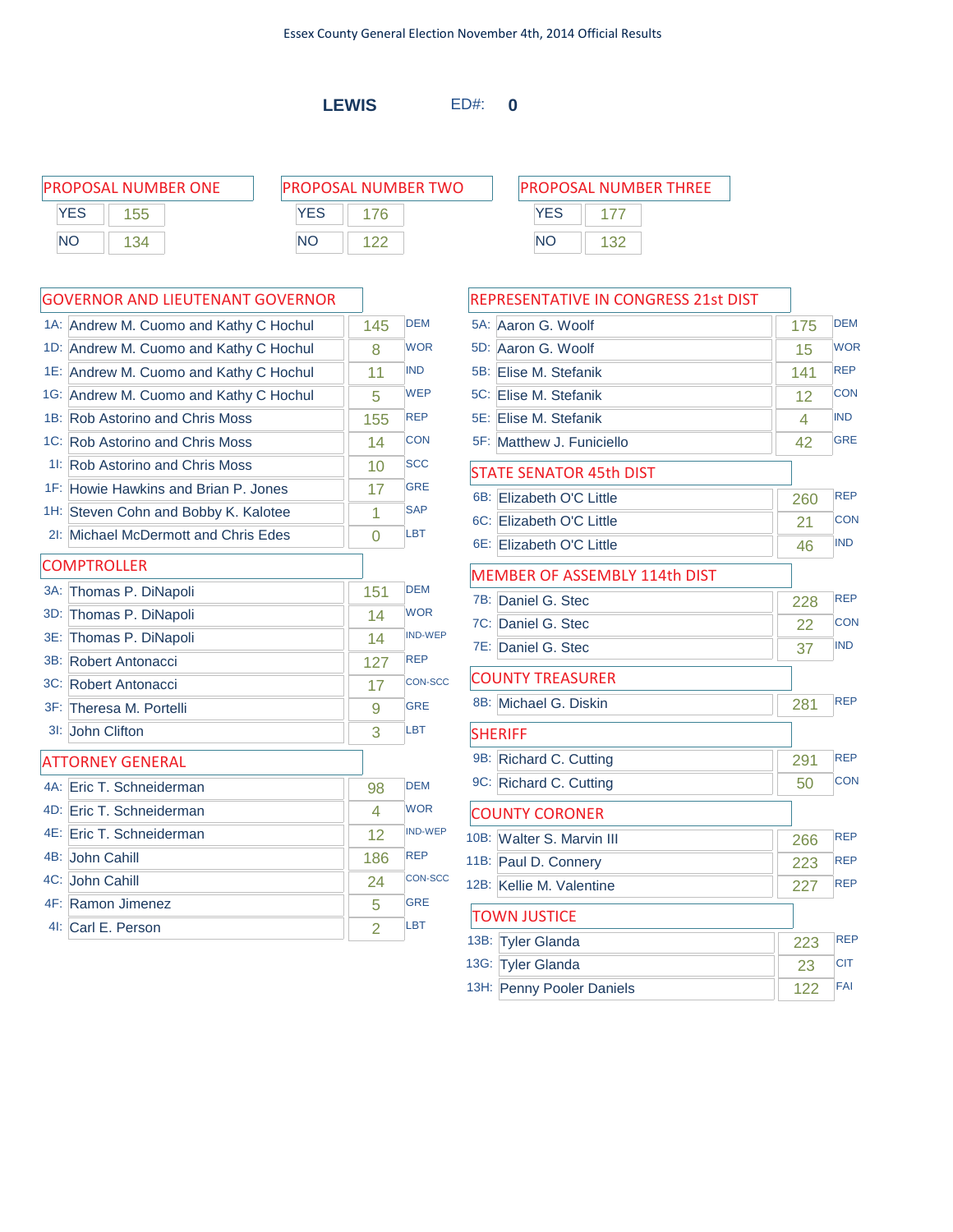Essex County General Election November 4th, 2014 Official Results

**LEWIS** ED#: **0**

## PROPOSAL NUMBER ONE

| | |
|---|---|
| YES | 155 |
| NO | 134 |

## PROPOSAL NUMBER TWO

| | |
|---|---|
| YES | 176 |
| NO | 122 |

## PROPOSAL NUMBER THREE

| | |
|---|---|
| YES | 177 |
| NO | 132 |

## GOVERNOR AND LIEUTENANT GOVERNOR

| | Candidate | Votes | Party |
|---|---|---|---|
| 1A: | Andrew M. Cuomo and Kathy C Hochul | 145 | DEM |
| 1D: | Andrew M. Cuomo and Kathy C Hochul | 8 | WOR |
| 1E: | Andrew M. Cuomo and Kathy C Hochul | 11 | IND |
| 1G: | Andrew M. Cuomo and Kathy C Hochul | 5 | WEP |
| 1B: | Rob Astorino and Chris Moss | 155 | REP |
| 1C: | Rob Astorino and Chris Moss | 14 | CON |
| 1I: | Rob Astorino and Chris Moss | 10 | SCC |
| 1F: | Howie Hawkins and Brian P. Jones | 17 | GRE |
| 1H: | Steven Cohn and Bobby K. Kalotee | 1 | SAP |
| 2I: | Michael McDermott and Chris Edes | 0 | LBT |

## COMPTROLLER

| | Candidate | Votes | Party |
|---|---|---|---|
| 3A: | Thomas P. DiNapoli | 151 | DEM |
| 3D: | Thomas P. DiNapoli | 14 | WOR |
| 3E: | Thomas P. DiNapoli | 14 | IND-WEP |
| 3B: | Robert Antonacci | 127 | REP |
| 3C: | Robert Antonacci | 17 | CON-SCC |
| 3F: | Theresa M. Portelli | 9 | GRE |
| 3I: | John Clifton | 3 | LBT |

## ATTORNEY GENERAL

| | Candidate | Votes | Party |
|---|---|---|---|
| 4A: | Eric T. Schneiderman | 98 | DEM |
| 4D: | Eric T. Schneiderman | 4 | WOR |
| 4E: | Eric T. Schneiderman | 12 | IND-WEP |
| 4B: | John Cahill | 186 | REP |
| 4C: | John Cahill | 24 | CON-SCC |
| 4F: | Ramon Jimenez | 5 | GRE |
| 4I: | Carl E. Person | 2 | LBT |

## REPRESENTATIVE IN CONGRESS 21st DIST

| | Candidate | Votes | Party |
|---|---|---|---|
| 5A: | Aaron G. Woolf | 175 | DEM |
| 5D: | Aaron G. Woolf | 15 | WOR |
| 5B: | Elise M. Stefanik | 141 | REP |
| 5C: | Elise M. Stefanik | 12 | CON |
| 5E: | Elise M. Stefanik | 4 | IND |
| 5F: | Matthew J. Funiciello | 42 | GRE |

## STATE SENATOR 45th DIST

| | Candidate | Votes | Party |
|---|---|---|---|
| 6B: | Elizabeth O'C Little | 260 | REP |
| 6C: | Elizabeth O'C Little | 21 | CON |
| 6E: | Elizabeth O'C Little | 46 | IND |

## MEMBER OF ASSEMBLY 114th DIST

| | Candidate | Votes | Party |
|---|---|---|---|
| 7B: | Daniel G. Stec | 228 | REP |
| 7C: | Daniel G. Stec | 22 | CON |
| 7E: | Daniel G. Stec | 37 | IND |

## COUNTY TREASURER

| | Candidate | Votes | Party |
|---|---|---|---|
| 8B: | Michael G. Diskin | 281 | REP |

## SHERIFF

| | Candidate | Votes | Party |
|---|---|---|---|
| 9B: | Richard C. Cutting | 291 | REP |
| 9C: | Richard C. Cutting | 50 | CON |

## COUNTY CORONER

| | Candidate | Votes | Party |
|---|---|---|---|
| 10B: | Walter S. Marvin III | 266 | REP |
| 11B: | Paul D. Connery | 223 | REP |
| 12B: | Kellie M. Valentine | 227 | REP |

## TOWN JUSTICE

| | Candidate | Votes | Party |
|---|---|---|---|
| 13B: | Tyler Glanda | 223 | REP |
| 13G: | Tyler Glanda | 23 | CIT |
| 13H: | Penny Pooler Daniels | 122 | FAI |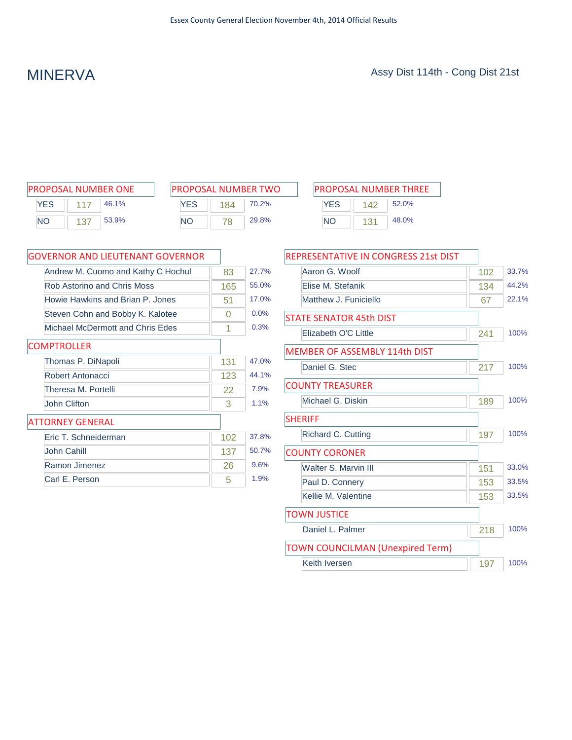Essex County General Election November 4th, 2014 Official Results

# MINERVA

Assy Dist 114th - Cong Dist 21st

## PROPOSAL NUMBER ONE

| | Votes | % |
|---|---|---|
| YES | 117 | 46.1% |
| NO | 137 | 53.9% |

## PROPOSAL NUMBER TWO

| | Votes | % |
|---|---|---|
| YES | 184 | 70.2% |
| NO | 78 | 29.8% |

## PROPOSAL NUMBER THREE

| | Votes | % |
|---|---|---|
| YES | 142 | 52.0% |
| NO | 131 | 48.0% |

## GOVERNOR AND LIEUTENANT GOVERNOR

| Candidate | Votes | % |
|---|---|---|
| Andrew M. Cuomo and Kathy C Hochul | 83 | 27.7% |
| Rob Astorino and Chris Moss | 165 | 55.0% |
| Howie Hawkins and Brian P. Jones | 51 | 17.0% |
| Steven Cohn and Bobby K. Kalotee | 0 | 0.0% |
| Michael McDermott and Chris Edes | 1 | 0.3% |

## COMPTROLLER

| Candidate | Votes | % |
|---|---|---|
| Thomas P. DiNapoli | 131 | 47.0% |
| Robert Antonacci | 123 | 44.1% |
| Theresa M. Portelli | 22 | 7.9% |
| John Clifton | 3 | 1.1% |

## ATTORNEY GENERAL

| Candidate | Votes | % |
|---|---|---|
| Eric T. Schneiderman | 102 | 37.8% |
| John Cahill | 137 | 50.7% |
| Ramon Jimenez | 26 | 9.6% |
| Carl E. Person | 5 | 1.9% |

## REPRESENTATIVE IN CONGRESS 21st DIST

| Candidate | Votes | % |
|---|---|---|
| Aaron G. Woolf | 102 | 33.7% |
| Elise M. Stefanik | 134 | 44.2% |
| Matthew J. Funiciello | 67 | 22.1% |

## STATE SENATOR 45th DIST

| Candidate | Votes | % |
|---|---|---|
| Elizabeth O'C Little | 241 | 100% |

## MEMBER OF ASSEMBLY 114th DIST

| Candidate | Votes | % |
|---|---|---|
| Daniel G. Stec | 217 | 100% |

## COUNTY TREASURER

| Candidate | Votes | % |
|---|---|---|
| Michael G. Diskin | 189 | 100% |

## SHERIFF

| Candidate | Votes | % |
|---|---|---|
| Richard C. Cutting | 197 | 100% |

## COUNTY CORONER

| Candidate | Votes | % |
|---|---|---|
| Walter S. Marvin III | 151 | 33.0% |
| Paul D. Connery | 153 | 33.5% |
| Kellie M. Valentine | 153 | 33.5% |

## TOWN JUSTICE

| Candidate | Votes | % |
|---|---|---|
| Daniel L. Palmer | 218 | 100% |

## TOWN COUNCILMAN (Unexpired Term)

| Candidate | Votes | % |
|---|---|---|
| Keith Iversen | 197 | 100% |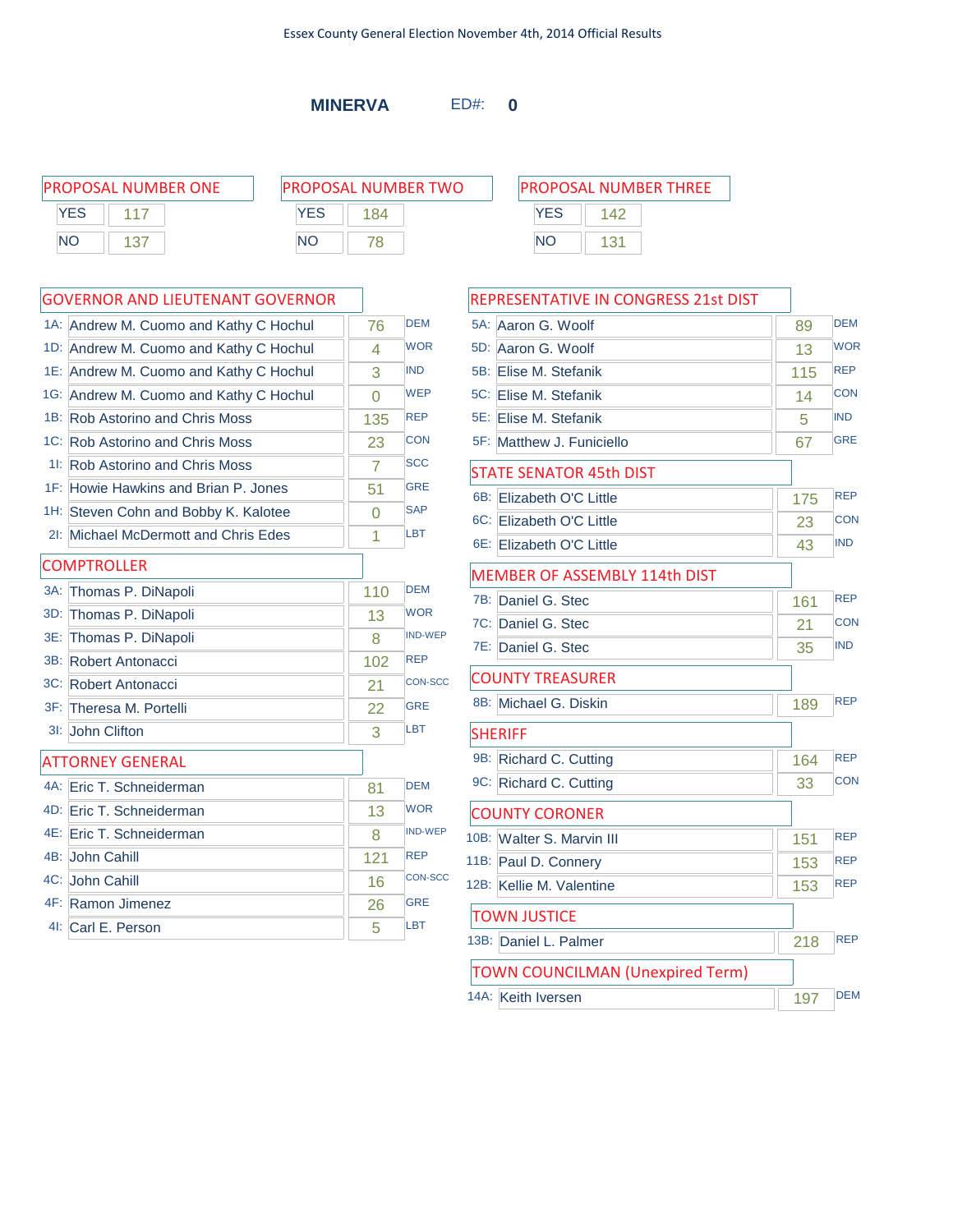Essex County General Election November 4th, 2014 Official Results

## MINERVA ED#: 0

### PROPOSAL NUMBER ONE

| | |
|---|---|
| YES | 117 |
| NO | 137 |

### PROPOSAL NUMBER TWO

| | |
|---|---|
| YES | 184 |
| NO | 78 |

### PROPOSAL NUMBER THREE

| | |
|---|---|
| YES | 142 |
| NO | 131 |

### GOVERNOR AND LIEUTENANT GOVERNOR

| | Candidate | Votes | Party |
|---|---|---|---|
| 1A: | Andrew M. Cuomo and Kathy C Hochul | 76 | DEM |
| 1D: | Andrew M. Cuomo and Kathy C Hochul | 4 | WOR |
| 1E: | Andrew M. Cuomo and Kathy C Hochul | 3 | IND |
| 1G: | Andrew M. Cuomo and Kathy C Hochul | 0 | WEP |
| 1B: | Rob Astorino and Chris Moss | 135 | REP |
| 1C: | Rob Astorino and Chris Moss | 23 | CON |
| 1I: | Rob Astorino and Chris Moss | 7 | SCC |
| 1F: | Howie Hawkins and Brian P. Jones | 51 | GRE |
| 1H: | Steven Cohn and Bobby K. Kalotee | 0 | SAP |
| 2I: | Michael McDermott and Chris Edes | 1 | LBT |

### COMPTROLLER

| | Candidate | Votes | Party |
|---|---|---|---|
| 3A: | Thomas P. DiNapoli | 110 | DEM |
| 3D: | Thomas P. DiNapoli | 13 | WOR |
| 3E: | Thomas P. DiNapoli | 8 | IND-WEP |
| 3B: | Robert Antonacci | 102 | REP |
| 3C: | Robert Antonacci | 21 | CON-SCC |
| 3F: | Theresa M. Portelli | 22 | GRE |
| 3I: | John Clifton | 3 | LBT |

### ATTORNEY GENERAL

| | Candidate | Votes | Party |
|---|---|---|---|
| 4A: | Eric T. Schneiderman | 81 | DEM |
| 4D: | Eric T. Schneiderman | 13 | WOR |
| 4E: | Eric T. Schneiderman | 8 | IND-WEP |
| 4B: | John Cahill | 121 | REP |
| 4C: | John Cahill | 16 | CON-SCC |
| 4F: | Ramon Jimenez | 26 | GRE |
| 4I: | Carl E. Person | 5 | LBT |

### REPRESENTATIVE IN CONGRESS 21st DIST

| | Candidate | Votes | Party |
|---|---|---|---|
| 5A: | Aaron G. Woolf | 89 | DEM |
| 5D: | Aaron G. Woolf | 13 | WOR |
| 5B: | Elise M. Stefanik | 115 | REP |
| 5C: | Elise M. Stefanik | 14 | CON |
| 5E: | Elise M. Stefanik | 5 | IND |
| 5F: | Matthew J. Funiciello | 67 | GRE |

### STATE SENATOR 45th DIST

| | Candidate | Votes | Party |
|---|---|---|---|
| 6B: | Elizabeth O'C Little | 175 | REP |
| 6C: | Elizabeth O'C Little | 23 | CON |
| 6E: | Elizabeth O'C Little | 43 | IND |

### MEMBER OF ASSEMBLY 114th DIST

| | Candidate | Votes | Party |
|---|---|---|---|
| 7B: | Daniel G. Stec | 161 | REP |
| 7C: | Daniel G. Stec | 21 | CON |
| 7E: | Daniel G. Stec | 35 | IND |

### COUNTY TREASURER

| | Candidate | Votes | Party |
|---|---|---|---|
| 8B: | Michael G. Diskin | 189 | REP |

### SHERIFF

| | Candidate | Votes | Party |
|---|---|---|---|
| 9B: | Richard C. Cutting | 164 | REP |
| 9C: | Richard C. Cutting | 33 | CON |

### COUNTY CORONER

| | Candidate | Votes | Party |
|---|---|---|---|
| 10B: | Walter S. Marvin III | 151 | REP |
| 11B: | Paul D. Connery | 153 | REP |
| 12B: | Kellie M. Valentine | 153 | REP |

### TOWN JUSTICE

| | Candidate | Votes | Party |
|---|---|---|---|
| 13B: | Daniel L. Palmer | 218 | REP |

### TOWN COUNCILMAN (Unexpired Term)

| | Candidate | Votes | Party |
|---|---|---|---|
| 14A: | Keith Iversen | 197 | DEM |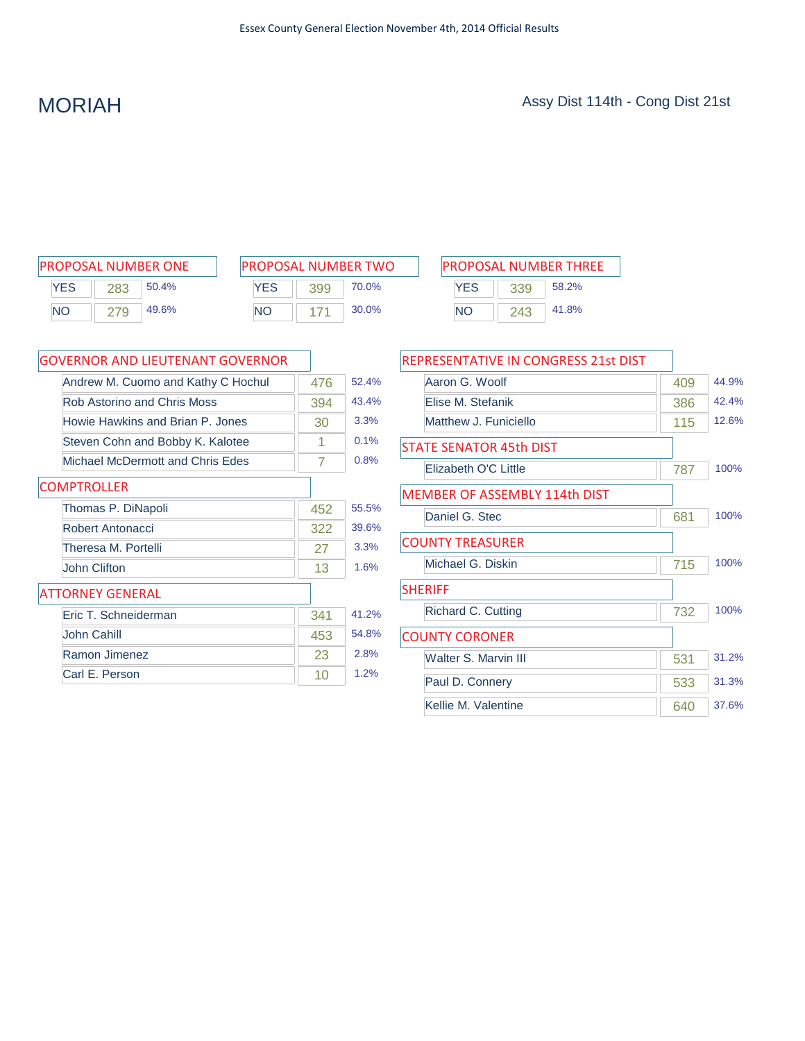# MORIAH

Assy Dist 114th - Cong Dist 21st

## PROPOSAL NUMBER ONE

| | Votes | % |
|---|---|---|
| YES | 283 | 50.4% |
| NO | 279 | 49.6% |

## PROPOSAL NUMBER TWO

| | Votes | % |
|---|---|---|
| YES | 399 | 70.0% |
| NO | 171 | 30.0% |

## PROPOSAL NUMBER THREE

| | Votes | % |
|---|---|---|
| YES | 339 | 58.2% |
| NO | 243 | 41.8% |

## GOVERNOR AND LIEUTENANT GOVERNOR

| Candidate | Votes | % |
|---|---|---|
| Andrew M. Cuomo and Kathy C Hochul | 476 | 52.4% |
| Rob Astorino and Chris Moss | 394 | 43.4% |
| Howie Hawkins and Brian P. Jones | 30 | 3.3% |
| Steven Cohn and Bobby K. Kalotee | 1 | 0.1% |
| Michael McDermott and Chris Edes | 7 | 0.8% |

## COMPTROLLER

| Candidate | Votes | % |
|---|---|---|
| Thomas P. DiNapoli | 452 | 55.5% |
| Robert Antonacci | 322 | 39.6% |
| Theresa M. Portelli | 27 | 3.3% |
| John Clifton | 13 | 1.6% |

## ATTORNEY GENERAL

| Candidate | Votes | % |
|---|---|---|
| Eric T. Schneiderman | 341 | 41.2% |
| John Cahill | 453 | 54.8% |
| Ramon Jimenez | 23 | 2.8% |
| Carl E. Person | 10 | 1.2% |

## REPRESENTATIVE IN CONGRESS 21st DIST

| Candidate | Votes | % |
|---|---|---|
| Aaron G. Woolf | 409 | 44.9% |
| Elise M. Stefanik | 386 | 42.4% |
| Matthew J. Funiciello | 115 | 12.6% |

## STATE SENATOR 45th DIST

| Candidate | Votes | % |
|---|---|---|
| Elizabeth O'C Little | 787 | 100% |

## MEMBER OF ASSEMBLY 114th DIST

| Candidate | Votes | % |
|---|---|---|
| Daniel G. Stec | 681 | 100% |

## COUNTY TREASURER

| Candidate | Votes | % |
|---|---|---|
| Michael G. Diskin | 715 | 100% |

## SHERIFF

| Candidate | Votes | % |
|---|---|---|
| Richard C. Cutting | 732 | 100% |

## COUNTY CORONER

| Candidate | Votes | % |
|---|---|---|
| Walter S. Marvin III | 531 | 31.2% |
| Paul D. Connery | 533 | 31.3% |
| Kellie M. Valentine | 640 | 37.6% |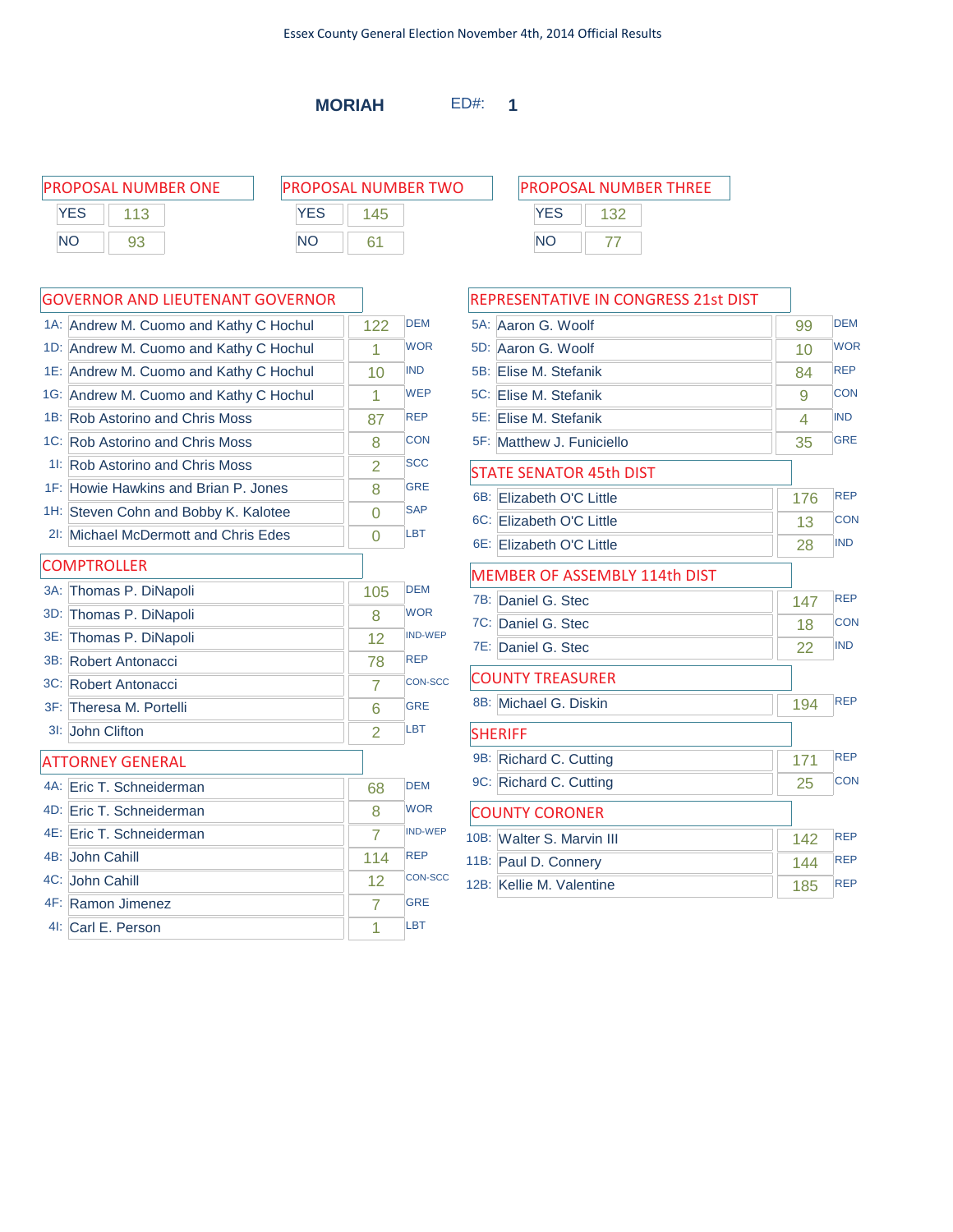Essex County General Election November 4th, 2014 Official Results

**MORIAH** ED#: **1**

## PROPOSAL NUMBER ONE

| | |
|---|---|
| YES | 113 |
| NO | 93 |

## PROPOSAL NUMBER TWO

| | |
|---|---|
| YES | 145 |
| NO | 61 |

## PROPOSAL NUMBER THREE

| | |
|---|---|
| YES | 132 |
| NO | 77 |

## GOVERNOR AND LIEUTENANT GOVERNOR

| Line | Candidate | Votes | Party |
|---|---|---|---|
| 1A: | Andrew M. Cuomo and Kathy C Hochul | 122 | DEM |
| 1D: | Andrew M. Cuomo and Kathy C Hochul | 1 | WOR |
| 1E: | Andrew M. Cuomo and Kathy C Hochul | 10 | IND |
| 1G: | Andrew M. Cuomo and Kathy C Hochul | 1 | WEP |
| 1B: | Rob Astorino and Chris Moss | 87 | REP |
| 1C: | Rob Astorino and Chris Moss | 8 | CON |
| 1I: | Rob Astorino and Chris Moss | 2 | SCC |
| 1F: | Howie Hawkins and Brian P. Jones | 8 | GRE |
| 1H: | Steven Cohn and Bobby K. Kalotee | 0 | SAP |
| 2I: | Michael McDermott and Chris Edes | 0 | LBT |

## COMPTROLLER

| Line | Candidate | Votes | Party |
|---|---|---|---|
| 3A: | Thomas P. DiNapoli | 105 | DEM |
| 3D: | Thomas P. DiNapoli | 8 | WOR |
| 3E: | Thomas P. DiNapoli | 12 | IND-WEP |
| 3B: | Robert Antonacci | 78 | REP |
| 3C: | Robert Antonacci | 7 | CON-SCC |
| 3F: | Theresa M. Portelli | 6 | GRE |
| 3I: | John Clifton | 2 | LBT |

## ATTORNEY GENERAL

| Line | Candidate | Votes | Party |
|---|---|---|---|
| 4A: | Eric T. Schneiderman | 68 | DEM |
| 4D: | Eric T. Schneiderman | 8 | WOR |
| 4E: | Eric T. Schneiderman | 7 | IND-WEP |
| 4B: | John Cahill | 114 | REP |
| 4C: | John Cahill | 12 | CON-SCC |
| 4F: | Ramon Jimenez | 7 | GRE |
| 4I: | Carl E. Person | 1 | LBT |

## REPRESENTATIVE IN CONGRESS 21st DIST

| Line | Candidate | Votes | Party |
|---|---|---|---|
| 5A: | Aaron G. Woolf | 99 | DEM |
| 5D: | Aaron G. Woolf | 10 | WOR |
| 5B: | Elise M. Stefanik | 84 | REP |
| 5C: | Elise M. Stefanik | 9 | CON |
| 5E: | Elise M. Stefanik | 4 | IND |
| 5F: | Matthew J. Funiciello | 35 | GRE |

## STATE SENATOR 45th DIST

| Line | Candidate | Votes | Party |
|---|---|---|---|
| 6B: | Elizabeth O'C Little | 176 | REP |
| 6C: | Elizabeth O'C Little | 13 | CON |
| 6E: | Elizabeth O'C Little | 28 | IND |

## MEMBER OF ASSEMBLY 114th DIST

| Line | Candidate | Votes | Party |
|---|---|---|---|
| 7B: | Daniel G. Stec | 147 | REP |
| 7C: | Daniel G. Stec | 18 | CON |
| 7E: | Daniel G. Stec | 22 | IND |

## COUNTY TREASURER

| Line | Candidate | Votes | Party |
|---|---|---|---|
| 8B: | Michael G. Diskin | 194 | REP |

## SHERIFF

| Line | Candidate | Votes | Party |
|---|---|---|---|
| 9B: | Richard C. Cutting | 171 | REP |
| 9C: | Richard C. Cutting | 25 | CON |

## COUNTY CORONER

| Line | Candidate | Votes | Party |
|---|---|---|---|
| 10B: | Walter S. Marvin III | 142 | REP |
| 11B: | Paul D. Connery | 144 | REP |
| 12B: | Kellie M. Valentine | 185 | REP |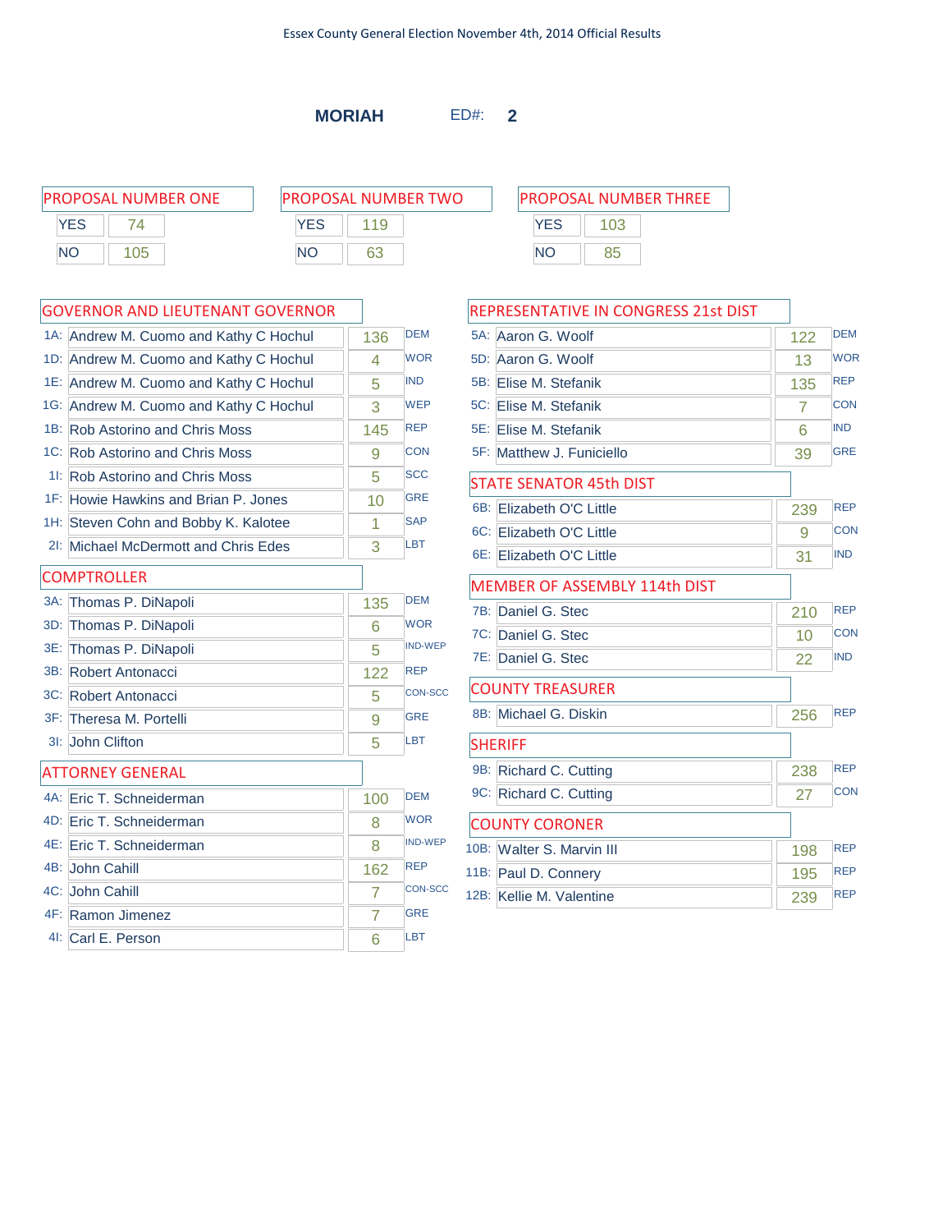Essex County General Election November 4th, 2014 Official Results

## MORIAH ED#: 2

### PROPOSAL NUMBER ONE

| | |
|---|---|
| YES | 74 |
| NO | 105 |

### PROPOSAL NUMBER TWO

| | |
|---|---|
| YES | 119 |
| NO | 63 |

### PROPOSAL NUMBER THREE

| | |
|---|---|
| YES | 103 |
| NO | 85 |

### GOVERNOR AND LIEUTENANT GOVERNOR

| | Candidate | Votes | Party |
|---|---|---|---|
| 1A: | Andrew M. Cuomo and Kathy C Hochul | 136 | DEM |
| 1D: | Andrew M. Cuomo and Kathy C Hochul | 4 | WOR |
| 1E: | Andrew M. Cuomo and Kathy C Hochul | 5 | IND |
| 1G: | Andrew M. Cuomo and Kathy C Hochul | 3 | WEP |
| 1B: | Rob Astorino and Chris Moss | 145 | REP |
| 1C: | Rob Astorino and Chris Moss | 9 | CON |
| 1I: | Rob Astorino and Chris Moss | 5 | SCC |
| 1F: | Howie Hawkins and Brian P. Jones | 10 | GRE |
| 1H: | Steven Cohn and Bobby K. Kalotee | 1 | SAP |
| 2I: | Michael McDermott and Chris Edes | 3 | LBT |

### COMPTROLLER

| | Candidate | Votes | Party |
|---|---|---|---|
| 3A: | Thomas P. DiNapoli | 135 | DEM |
| 3D: | Thomas P. DiNapoli | 6 | WOR |
| 3E: | Thomas P. DiNapoli | 5 | IND-WEP |
| 3B: | Robert Antonacci | 122 | REP |
| 3C: | Robert Antonacci | 5 | CON-SCC |
| 3F: | Theresa M. Portelli | 9 | GRE |
| 3I: | John Clifton | 5 | LBT |

### ATTORNEY GENERAL

| | Candidate | Votes | Party |
|---|---|---|---|
| 4A: | Eric T. Schneiderman | 100 | DEM |
| 4D: | Eric T. Schneiderman | 8 | WOR |
| 4E: | Eric T. Schneiderman | 8 | IND-WEP |
| 4B: | John Cahill | 162 | REP |
| 4C: | John Cahill | 7 | CON-SCC |
| 4F: | Ramon Jimenez | 7 | GRE |
| 4I: | Carl E. Person | 6 | LBT |

### REPRESENTATIVE IN CONGRESS 21st DIST

| | Candidate | Votes | Party |
|---|---|---|---|
| 5A: | Aaron G. Woolf | 122 | DEM |
| 5D: | Aaron G. Woolf | 13 | WOR |
| 5B: | Elise M. Stefanik | 135 | REP |
| 5C: | Elise M. Stefanik | 7 | CON |
| 5E: | Elise M. Stefanik | 6 | IND |
| 5F: | Matthew J. Funiciello | 39 | GRE |

### STATE SENATOR 45th DIST

| | Candidate | Votes | Party |
|---|---|---|---|
| 6B: | Elizabeth O'C Little | 239 | REP |
| 6C: | Elizabeth O'C Little | 9 | CON |
| 6E: | Elizabeth O'C Little | 31 | IND |

### MEMBER OF ASSEMBLY 114th DIST

| | Candidate | Votes | Party |
|---|---|---|---|
| 7B: | Daniel G. Stec | 210 | REP |
| 7C: | Daniel G. Stec | 10 | CON |
| 7E: | Daniel G. Stec | 22 | IND |

### COUNTY TREASURER

| | Candidate | Votes | Party |
|---|---|---|---|
| 8B: | Michael G. Diskin | 256 | REP |

### SHERIFF

| | Candidate | Votes | Party |
|---|---|---|---|
| 9B: | Richard C. Cutting | 238 | REP |
| 9C: | Richard C. Cutting | 27 | CON |

### COUNTY CORONER

| | Candidate | Votes | Party |
|---|---|---|---|
| 10B: | Walter S. Marvin III | 198 | REP |
| 11B: | Paul D. Connery | 195 | REP |
| 12B: | Kellie M. Valentine | 239 | REP |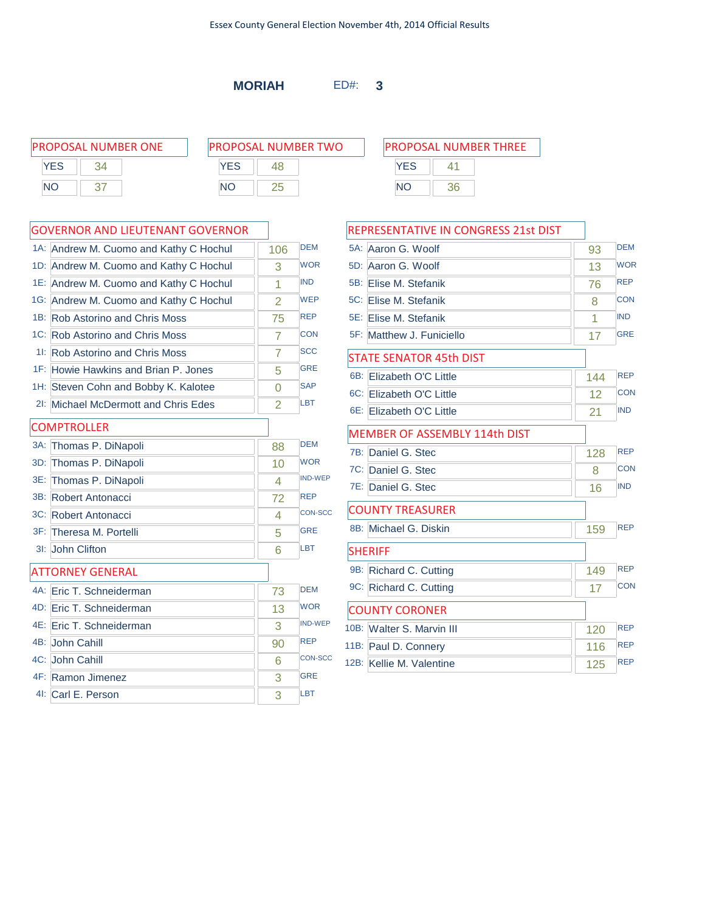Essex County General Election November 4th, 2014 Official Results

## MORIAH ED#: 3

### PROPOSAL NUMBER ONE

| | |
|---|---|
| YES | 34 |
| NO | 37 |

### PROPOSAL NUMBER TWO

| | |
|---|---|
| YES | 48 |
| NO | 25 |

### PROPOSAL NUMBER THREE

| | |
|---|---|
| YES | 41 |
| NO | 36 |

### GOVERNOR AND LIEUTENANT GOVERNOR

| | Candidate | Votes | Party |
|---|---|---|---|
| 1A: | Andrew M. Cuomo and Kathy C Hochul | 106 | DEM |
| 1D: | Andrew M. Cuomo and Kathy C Hochul | 3 | WOR |
| 1E: | Andrew M. Cuomo and Kathy C Hochul | 1 | IND |
| 1G: | Andrew M. Cuomo and Kathy C Hochul | 2 | WEP |
| 1B: | Rob Astorino and Chris Moss | 75 | REP |
| 1C: | Rob Astorino and Chris Moss | 7 | CON |
| 1I: | Rob Astorino and Chris Moss | 7 | SCC |
| 1F: | Howie Hawkins and Brian P. Jones | 5 | GRE |
| 1H: | Steven Cohn and Bobby K. Kalotee | 0 | SAP |
| 2I: | Michael McDermott and Chris Edes | 2 | LBT |

### COMPTROLLER

| | Candidate | Votes | Party |
|---|---|---|---|
| 3A: | Thomas P. DiNapoli | 88 | DEM |
| 3D: | Thomas P. DiNapoli | 10 | WOR |
| 3E: | Thomas P. DiNapoli | 4 | IND-WEP |
| 3B: | Robert Antonacci | 72 | REP |
| 3C: | Robert Antonacci | 4 | CON-SCC |
| 3F: | Theresa M. Portelli | 5 | GRE |
| 3I: | John Clifton | 6 | LBT |

### ATTORNEY GENERAL

| | Candidate | Votes | Party |
|---|---|---|---|
| 4A: | Eric T. Schneiderman | 73 | DEM |
| 4D: | Eric T. Schneiderman | 13 | WOR |
| 4E: | Eric T. Schneiderman | 3 | IND-WEP |
| 4B: | John Cahill | 90 | REP |
| 4C: | John Cahill | 6 | CON-SCC |
| 4F: | Ramon Jimenez | 3 | GRE |
| 4I: | Carl E. Person | 3 | LBT |

### REPRESENTATIVE IN CONGRESS 21st DIST

| | Candidate | Votes | Party |
|---|---|---|---|
| 5A: | Aaron G. Woolf | 93 | DEM |
| 5D: | Aaron G. Woolf | 13 | WOR |
| 5B: | Elise M. Stefanik | 76 | REP |
| 5C: | Elise M. Stefanik | 8 | CON |
| 5E: | Elise M. Stefanik | 1 | IND |
| 5F: | Matthew J. Funiciello | 17 | GRE |

### STATE SENATOR 45th DIST

| | Candidate | Votes | Party |
|---|---|---|---|
| 6B: | Elizabeth O'C Little | 144 | REP |
| 6C: | Elizabeth O'C Little | 12 | CON |
| 6E: | Elizabeth O'C Little | 21 | IND |

### MEMBER OF ASSEMBLY 114th DIST

| | Candidate | Votes | Party |
|---|---|---|---|
| 7B: | Daniel G. Stec | 128 | REP |
| 7C: | Daniel G. Stec | 8 | CON |
| 7E: | Daniel G. Stec | 16 | IND |

### COUNTY TREASURER

| | Candidate | Votes | Party |
|---|---|---|---|
| 8B: | Michael G. Diskin | 159 | REP |

### SHERIFF

| | Candidate | Votes | Party |
|---|---|---|---|
| 9B: | Richard C. Cutting | 149 | REP |
| 9C: | Richard C. Cutting | 17 | CON |

### COUNTY CORONER

| | Candidate | Votes | Party |
|---|---|---|---|
| 10B: | Walter S. Marvin III | 120 | REP |
| 11B: | Paul D. Connery | 116 | REP |
| 12B: | Kellie M. Valentine | 125 | REP |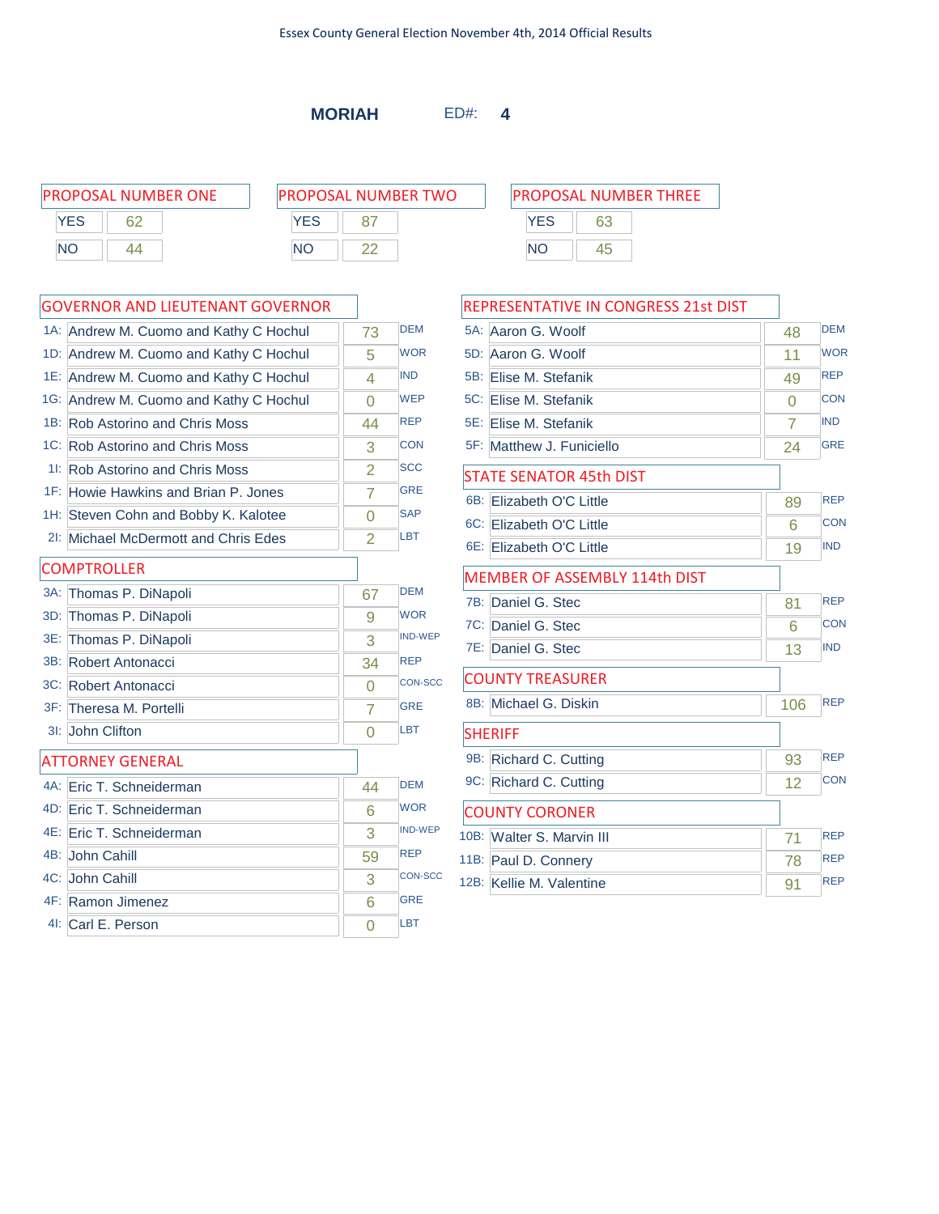Essex County General Election November 4th, 2014 Official Results

**MORIAH** ED#: **4**

## PROPOSAL NUMBER ONE

| | |
|---|---|
| YES | 62 |
| NO | 44 |

## PROPOSAL NUMBER TWO

| | |
|---|---|
| YES | 87 |
| NO | 22 |

## PROPOSAL NUMBER THREE

| | |
|---|---|
| YES | 63 |
| NO | 45 |

## GOVERNOR AND LIEUTENANT GOVERNOR

| | Candidate | Votes | Party |
|---|---|---|---|
| 1A: | Andrew M. Cuomo and Kathy C Hochul | 73 | DEM |
| 1D: | Andrew M. Cuomo and Kathy C Hochul | 5 | WOR |
| 1E: | Andrew M. Cuomo and Kathy C Hochul | 4 | IND |
| 1G: | Andrew M. Cuomo and Kathy C Hochul | 0 | WEP |
| 1B: | Rob Astorino and Chris Moss | 44 | REP |
| 1C: | Rob Astorino and Chris Moss | 3 | CON |
| 1I: | Rob Astorino and Chris Moss | 2 | SCC |
| 1F: | Howie Hawkins and Brian P. Jones | 7 | GRE |
| 1H: | Steven Cohn and Bobby K. Kalotee | 0 | SAP |
| 2I: | Michael McDermott and Chris Edes | 2 | LBT |

## COMPTROLLER

| | Candidate | Votes | Party |
|---|---|---|---|
| 3A: | Thomas P. DiNapoli | 67 | DEM |
| 3D: | Thomas P. DiNapoli | 9 | WOR |
| 3E: | Thomas P. DiNapoli | 3 | IND-WEP |
| 3B: | Robert Antonacci | 34 | REP |
| 3C: | Robert Antonacci | 0 | CON-SCC |
| 3F: | Theresa M. Portelli | 7 | GRE |
| 3I: | John Clifton | 0 | LBT |

## ATTORNEY GENERAL

| | Candidate | Votes | Party |
|---|---|---|---|
| 4A: | Eric T. Schneiderman | 44 | DEM |
| 4D: | Eric T. Schneiderman | 6 | WOR |
| 4E: | Eric T. Schneiderman | 3 | IND-WEP |
| 4B: | John Cahill | 59 | REP |
| 4C: | John Cahill | 3 | CON-SCC |
| 4F: | Ramon Jimenez | 6 | GRE |
| 4I: | Carl E. Person | 0 | LBT |

## REPRESENTATIVE IN CONGRESS 21st DIST

| | Candidate | Votes | Party |
|---|---|---|---|
| 5A: | Aaron G. Woolf | 48 | DEM |
| 5D: | Aaron G. Woolf | 11 | WOR |
| 5B: | Elise M. Stefanik | 49 | REP |
| 5C: | Elise M. Stefanik | 0 | CON |
| 5E: | Elise M. Stefanik | 7 | IND |
| 5F: | Matthew J. Funiciello | 24 | GRE |

## STATE SENATOR 45th DIST

| | Candidate | Votes | Party |
|---|---|---|---|
| 6B: | Elizabeth O'C Little | 89 | REP |
| 6C: | Elizabeth O'C Little | 6 | CON |
| 6E: | Elizabeth O'C Little | 19 | IND |

## MEMBER OF ASSEMBLY 114th DIST

| | Candidate | Votes | Party |
|---|---|---|---|
| 7B: | Daniel G. Stec | 81 | REP |
| 7C: | Daniel G. Stec | 6 | CON |
| 7E: | Daniel G. Stec | 13 | IND |

## COUNTY TREASURER

| | Candidate | Votes | Party |
|---|---|---|---|
| 8B: | Michael G. Diskin | 106 | REP |

## SHERIFF

| | Candidate | Votes | Party |
|---|---|---|---|
| 9B: | Richard C. Cutting | 93 | REP |
| 9C: | Richard C. Cutting | 12 | CON |

## COUNTY CORONER

| | Candidate | Votes | Party |
|---|---|---|---|
| 10B: | Walter S. Marvin III | 71 | REP |
| 11B: | Paul D. Connery | 78 | REP |
| 12B: | Kellie M. Valentine | 91 | REP |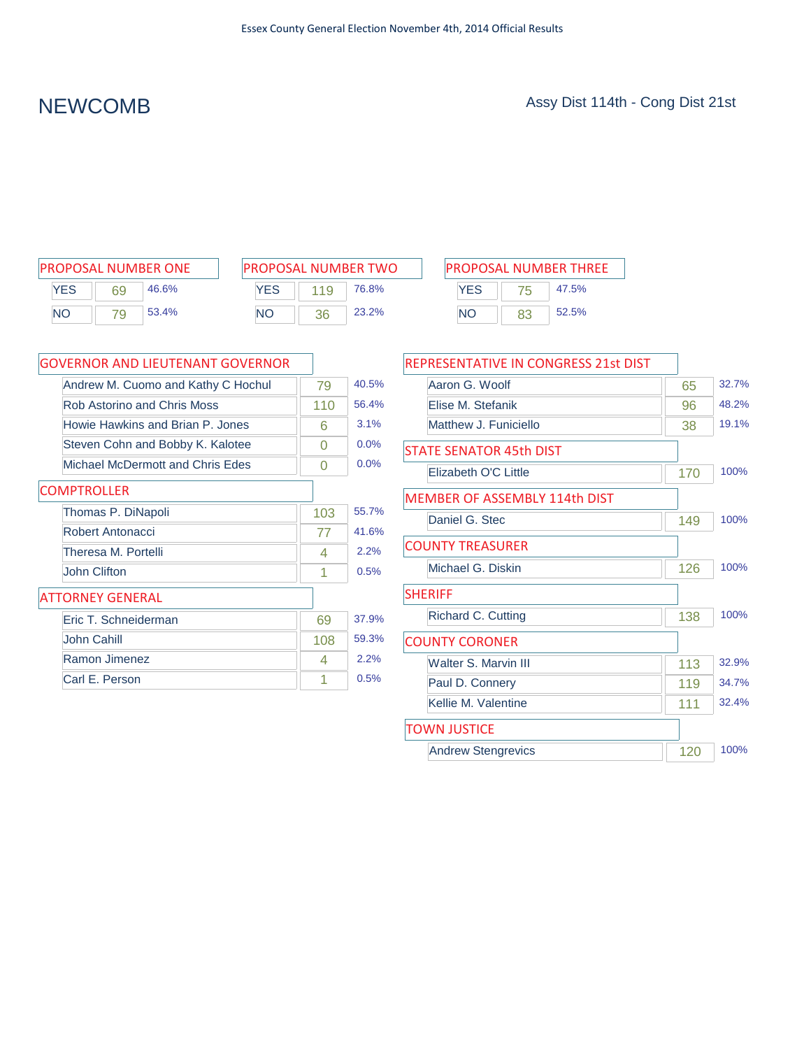Essex County General Election November 4th, 2014 Official Results

# NEWCOMB

Assy Dist 114th - Cong Dist 21st

## PROPOSAL NUMBER ONE

| | Votes | % |
|---|---|---|
| YES | 69 | 46.6% |
| NO | 79 | 53.4% |

## PROPOSAL NUMBER TWO

| | Votes | % |
|---|---|---|
| YES | 119 | 76.8% |
| NO | 36 | 23.2% |

## PROPOSAL NUMBER THREE

| | Votes | % |
|---|---|---|
| YES | 75 | 47.5% |
| NO | 83 | 52.5% |

## GOVERNOR AND LIEUTENANT GOVERNOR

| Candidate | Votes | % |
|---|---|---|
| Andrew M. Cuomo and Kathy C Hochul | 79 | 40.5% |
| Rob Astorino and Chris Moss | 110 | 56.4% |
| Howie Hawkins and Brian P. Jones | 6 | 3.1% |
| Steven Cohn and Bobby K. Kalotee | 0 | 0.0% |
| Michael McDermott and Chris Edes | 0 | 0.0% |

## COMPTROLLER

| Candidate | Votes | % |
|---|---|---|
| Thomas P. DiNapoli | 103 | 55.7% |
| Robert Antonacci | 77 | 41.6% |
| Theresa M. Portelli | 4 | 2.2% |
| John Clifton | 1 | 0.5% |

## ATTORNEY GENERAL

| Candidate | Votes | % |
|---|---|---|
| Eric T. Schneiderman | 69 | 37.9% |
| John Cahill | 108 | 59.3% |
| Ramon Jimenez | 4 | 2.2% |
| Carl E. Person | 1 | 0.5% |

## REPRESENTATIVE IN CONGRESS 21st DIST

| Candidate | Votes | % |
|---|---|---|
| Aaron G. Woolf | 65 | 32.7% |
| Elise M. Stefanik | 96 | 48.2% |
| Matthew J. Funiciello | 38 | 19.1% |

## STATE SENATOR 45th DIST

| Candidate | Votes | % |
|---|---|---|
| Elizabeth O'C Little | 170 | 100% |

## MEMBER OF ASSEMBLY 114th DIST

| Candidate | Votes | % |
|---|---|---|
| Daniel G. Stec | 149 | 100% |

## COUNTY TREASURER

| Candidate | Votes | % |
|---|---|---|
| Michael G. Diskin | 126 | 100% |

## SHERIFF

| Candidate | Votes | % |
|---|---|---|
| Richard C. Cutting | 138 | 100% |

## COUNTY CORONER

| Candidate | Votes | % |
|---|---|---|
| Walter S. Marvin III | 113 | 32.9% |
| Paul D. Connery | 119 | 34.7% |
| Kellie M. Valentine | 111 | 32.4% |

## TOWN JUSTICE

| Candidate | Votes | % |
|---|---|---|
| Andrew Stengrevics | 120 | 100% |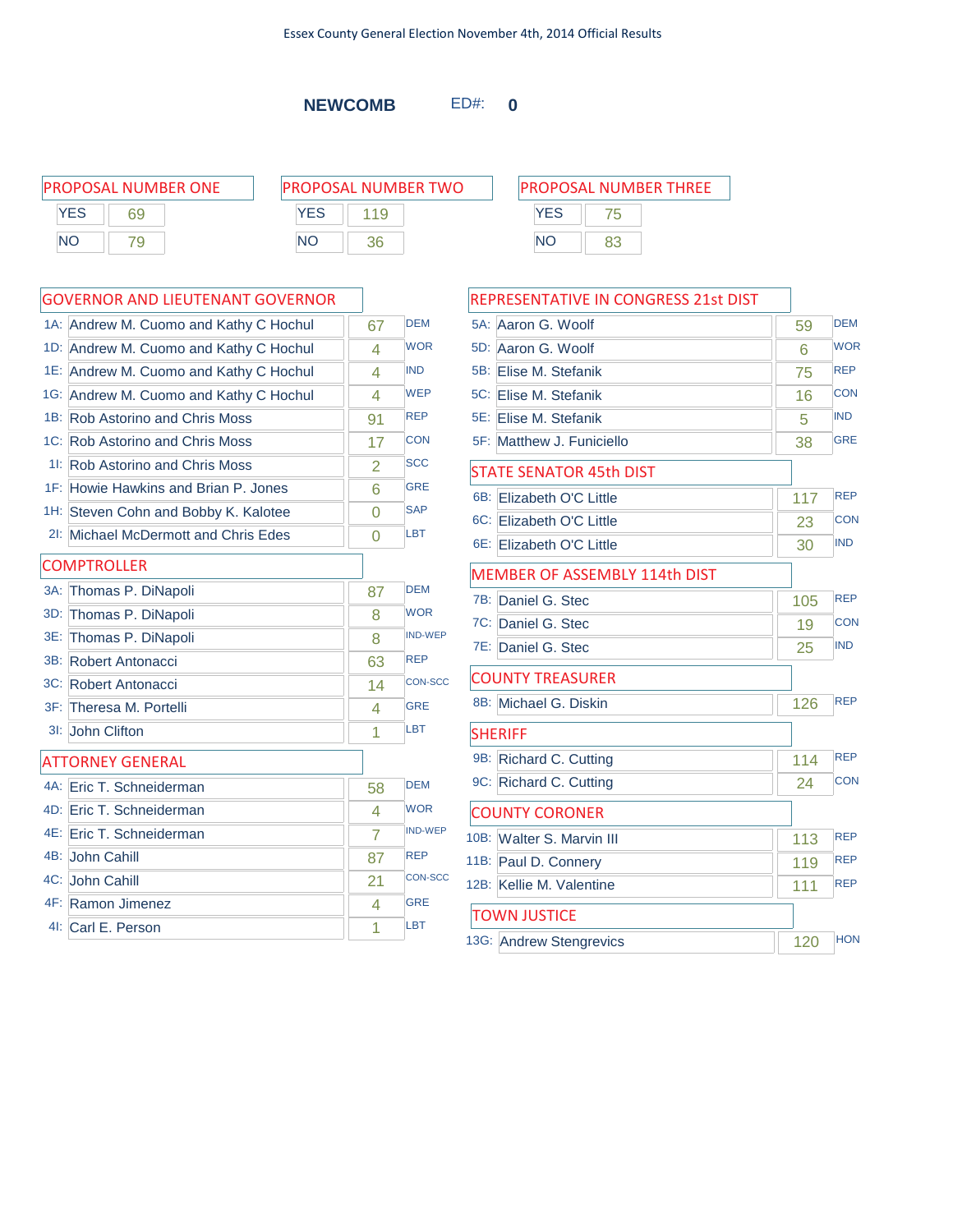Essex County General Election November 4th, 2014 Official Results

## NEWCOMB ED#: 0

### PROPOSAL NUMBER ONE

| | |
|---|---|
| YES | 69 |
| NO | 79 |

### PROPOSAL NUMBER TWO

| | |
|---|---|
| YES | 119 |
| NO | 36 |

### PROPOSAL NUMBER THREE

| | |
|---|---|
| YES | 75 |
| NO | 83 |

### GOVERNOR AND LIEUTENANT GOVERNOR

| | Candidate | Votes | Party |
|---|---|---|---|
| 1A: | Andrew M. Cuomo and Kathy C Hochul | 67 | DEM |
| 1D: | Andrew M. Cuomo and Kathy C Hochul | 4 | WOR |
| 1E: | Andrew M. Cuomo and Kathy C Hochul | 4 | IND |
| 1G: | Andrew M. Cuomo and Kathy C Hochul | 4 | WEP |
| 1B: | Rob Astorino and Chris Moss | 91 | REP |
| 1C: | Rob Astorino and Chris Moss | 17 | CON |
| 1I: | Rob Astorino and Chris Moss | 2 | SCC |
| 1F: | Howie Hawkins and Brian P. Jones | 6 | GRE |
| 1H: | Steven Cohn and Bobby K. Kalotee | 0 | SAP |
| 2I: | Michael McDermott and Chris Edes | 0 | LBT |

### COMPTROLLER

| | Candidate | Votes | Party |
|---|---|---|---|
| 3A: | Thomas P. DiNapoli | 87 | DEM |
| 3D: | Thomas P. DiNapoli | 8 | WOR |
| 3E: | Thomas P. DiNapoli | 8 | IND-WEP |
| 3B: | Robert Antonacci | 63 | REP |
| 3C: | Robert Antonacci | 14 | CON-SCC |
| 3F: | Theresa M. Portelli | 4 | GRE |
| 3I: | John Clifton | 1 | LBT |

### ATTORNEY GENERAL

| | Candidate | Votes | Party |
|---|---|---|---|
| 4A: | Eric T. Schneiderman | 58 | DEM |
| 4D: | Eric T. Schneiderman | 4 | WOR |
| 4E: | Eric T. Schneiderman | 7 | IND-WEP |
| 4B: | John Cahill | 87 | REP |
| 4C: | John Cahill | 21 | CON-SCC |
| 4F: | Ramon Jimenez | 4 | GRE |
| 4I: | Carl E. Person | 1 | LBT |

### REPRESENTATIVE IN CONGRESS 21st DIST

| | Candidate | Votes | Party |
|---|---|---|---|
| 5A: | Aaron G. Woolf | 59 | DEM |
| 5D: | Aaron G. Woolf | 6 | WOR |
| 5B: | Elise M. Stefanik | 75 | REP |
| 5C: | Elise M. Stefanik | 16 | CON |
| 5E: | Elise M. Stefanik | 5 | IND |
| 5F: | Matthew J. Funiciello | 38 | GRE |

### STATE SENATOR 45th DIST

| | Candidate | Votes | Party |
|---|---|---|---|
| 6B: | Elizabeth O'C Little | 117 | REP |
| 6C: | Elizabeth O'C Little | 23 | CON |
| 6E: | Elizabeth O'C Little | 30 | IND |

### MEMBER OF ASSEMBLY 114th DIST

| | Candidate | Votes | Party |
|---|---|---|---|
| 7B: | Daniel G. Stec | 105 | REP |
| 7C: | Daniel G. Stec | 19 | CON |
| 7E: | Daniel G. Stec | 25 | IND |

### COUNTY TREASURER

| | Candidate | Votes | Party |
|---|---|---|---|
| 8B: | Michael G. Diskin | 126 | REP |

### SHERIFF

| | Candidate | Votes | Party |
|---|---|---|---|
| 9B: | Richard C. Cutting | 114 | REP |
| 9C: | Richard C. Cutting | 24 | CON |

### COUNTY CORONER

| | Candidate | Votes | Party |
|---|---|---|---|
| 10B: | Walter S. Marvin III | 113 | REP |
| 11B: | Paul D. Connery | 119 | REP |
| 12B: | Kellie M. Valentine | 111 | REP |

### TOWN JUSTICE

| | Candidate | Votes | Party |
|---|---|---|---|
| 13G: | Andrew Stengrevics | 120 | HON |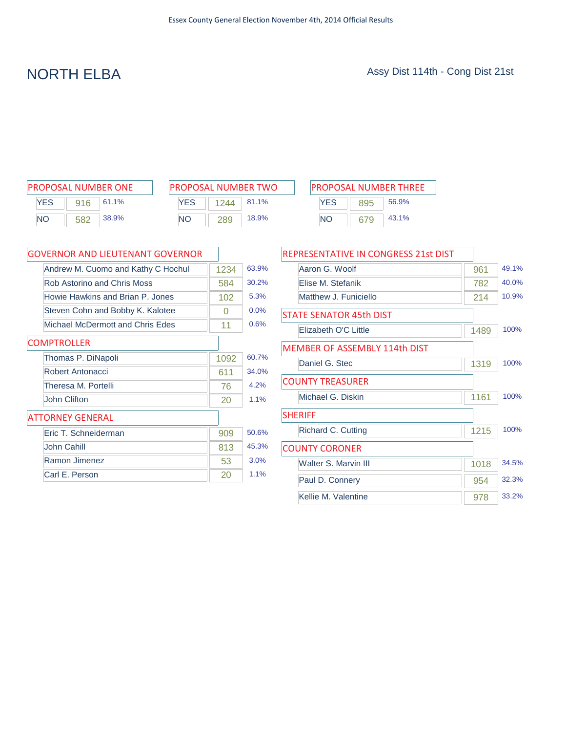# NORTH ELBA

Assy Dist 114th - Cong Dist 21st

## PROPOSAL NUMBER ONE

| | Votes | % |
|---|---|---|
| YES | 916 | 61.1% |
| NO | 582 | 38.9% |

## PROPOSAL NUMBER TWO

| | Votes | % |
|---|---|---|
| YES | 1244 | 81.1% |
| NO | 289 | 18.9% |

## PROPOSAL NUMBER THREE

| | Votes | % |
|---|---|---|
| YES | 895 | 56.9% |
| NO | 679 | 43.1% |

## GOVERNOR AND LIEUTENANT GOVERNOR

| Candidate | Votes | % |
|---|---|---|
| Andrew M. Cuomo and Kathy C Hochul | 1234 | 63.9% |
| Rob Astorino and Chris Moss | 584 | 30.2% |
| Howie Hawkins and Brian P. Jones | 102 | 5.3% |
| Steven Cohn and Bobby K. Kalotee | 0 | 0.0% |
| Michael McDermott and Chris Edes | 11 | 0.6% |

## COMPTROLLER

| Candidate | Votes | % |
|---|---|---|
| Thomas P. DiNapoli | 1092 | 60.7% |
| Robert Antonacci | 611 | 34.0% |
| Theresa M. Portelli | 76 | 4.2% |
| John Clifton | 20 | 1.1% |

## ATTORNEY GENERAL

| Candidate | Votes | % |
|---|---|---|
| Eric T. Schneiderman | 909 | 50.6% |
| John Cahill | 813 | 45.3% |
| Ramon Jimenez | 53 | 3.0% |
| Carl E. Person | 20 | 1.1% |

## REPRESENTATIVE IN CONGRESS 21st DIST

| Candidate | Votes | % |
|---|---|---|
| Aaron G. Woolf | 961 | 49.1% |
| Elise M. Stefanik | 782 | 40.0% |
| Matthew J. Funiciello | 214 | 10.9% |

## STATE SENATOR 45th DIST

| Candidate | Votes | % |
|---|---|---|
| Elizabeth O'C Little | 1489 | 100% |

## MEMBER OF ASSEMBLY 114th DIST

| Candidate | Votes | % |
|---|---|---|
| Daniel G. Stec | 1319 | 100% |

## COUNTY TREASURER

| Candidate | Votes | % |
|---|---|---|
| Michael G. Diskin | 1161 | 100% |

## SHERIFF

| Candidate | Votes | % |
|---|---|---|
| Richard C. Cutting | 1215 | 100% |

## COUNTY CORONER

| Candidate | Votes | % |
|---|---|---|
| Walter S. Marvin III | 1018 | 34.5% |
| Paul D. Connery | 954 | 32.3% |
| Kellie M. Valentine | 978 | 33.2% |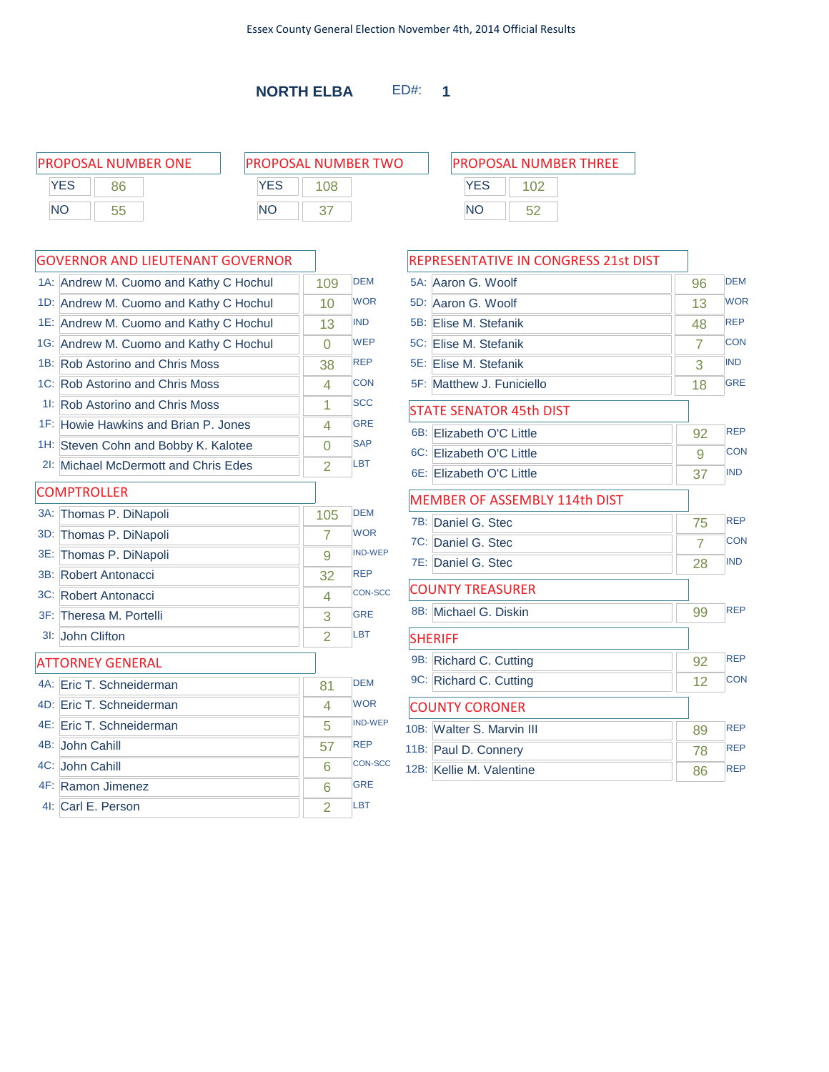Essex County General Election November 4th, 2014 Official Results

## NORTH ELBA ED#: 1

### PROPOSAL NUMBER ONE

| | |
|---|---|
| YES | 86 |
| NO | 55 |

### PROPOSAL NUMBER TWO

| | |
|---|---|
| YES | 108 |
| NO | 37 |

### PROPOSAL NUMBER THREE

| | |
|---|---|
| YES | 102 |
| NO | 52 |

### GOVERNOR AND LIEUTENANT GOVERNOR

| | Candidate | Votes | Party |
|---|---|---|---|
| 1A: | Andrew M. Cuomo and Kathy C Hochul | 109 | DEM |
| 1D: | Andrew M. Cuomo and Kathy C Hochul | 10 | WOR |
| 1E: | Andrew M. Cuomo and Kathy C Hochul | 13 | IND |
| 1G: | Andrew M. Cuomo and Kathy C Hochul | 0 | WEP |
| 1B: | Rob Astorino and Chris Moss | 38 | REP |
| 1C: | Rob Astorino and Chris Moss | 4 | CON |
| 1I: | Rob Astorino and Chris Moss | 1 | SCC |
| 1F: | Howie Hawkins and Brian P. Jones | 4 | GRE |
| 1H: | Steven Cohn and Bobby K. Kalotee | 0 | SAP |
| 2I: | Michael McDermott and Chris Edes | 2 | LBT |

### COMPTROLLER

| | Candidate | Votes | Party |
|---|---|---|---|
| 3A: | Thomas P. DiNapoli | 105 | DEM |
| 3D: | Thomas P. DiNapoli | 7 | WOR |
| 3E: | Thomas P. DiNapoli | 9 | IND-WEP |
| 3B: | Robert Antonacci | 32 | REP |
| 3C: | Robert Antonacci | 4 | CON-SCC |
| 3F: | Theresa M. Portelli | 3 | GRE |
| 3I: | John Clifton | 2 | LBT |

### ATTORNEY GENERAL

| | Candidate | Votes | Party |
|---|---|---|---|
| 4A: | Eric T. Schneiderman | 81 | DEM |
| 4D: | Eric T. Schneiderman | 4 | WOR |
| 4E: | Eric T. Schneiderman | 5 | IND-WEP |
| 4B: | John Cahill | 57 | REP |
| 4C: | John Cahill | 6 | CON-SCC |
| 4F: | Ramon Jimenez | 6 | GRE |
| 4I: | Carl E. Person | 2 | LBT |

### REPRESENTATIVE IN CONGRESS 21st DIST

| | Candidate | Votes | Party |
|---|---|---|---|
| 5A: | Aaron G. Woolf | 96 | DEM |
| 5D: | Aaron G. Woolf | 13 | WOR |
| 5B: | Elise M. Stefanik | 48 | REP |
| 5C: | Elise M. Stefanik | 7 | CON |
| 5E: | Elise M. Stefanik | 3 | IND |
| 5F: | Matthew J. Funiciello | 18 | GRE |

### STATE SENATOR 45th DIST

| | Candidate | Votes | Party |
|---|---|---|---|
| 6B: | Elizabeth O'C Little | 92 | REP |
| 6C: | Elizabeth O'C Little | 9 | CON |
| 6E: | Elizabeth O'C Little | 37 | IND |

### MEMBER OF ASSEMBLY 114th DIST

| | Candidate | Votes | Party |
|---|---|---|---|
| 7B: | Daniel G. Stec | 75 | REP |
| 7C: | Daniel G. Stec | 7 | CON |
| 7E: | Daniel G. Stec | 28 | IND |

### COUNTY TREASURER

| | Candidate | Votes | Party |
|---|---|---|---|
| 8B: | Michael G. Diskin | 99 | REP |

### SHERIFF

| | Candidate | Votes | Party |
|---|---|---|---|
| 9B: | Richard C. Cutting | 92 | REP |
| 9C: | Richard C. Cutting | 12 | CON |

### COUNTY CORONER

| | Candidate | Votes | Party |
|---|---|---|---|
| 10B: | Walter S. Marvin III | 89 | REP |
| 11B: | Paul D. Connery | 78 | REP |
| 12B: | Kellie M. Valentine | 86 | REP |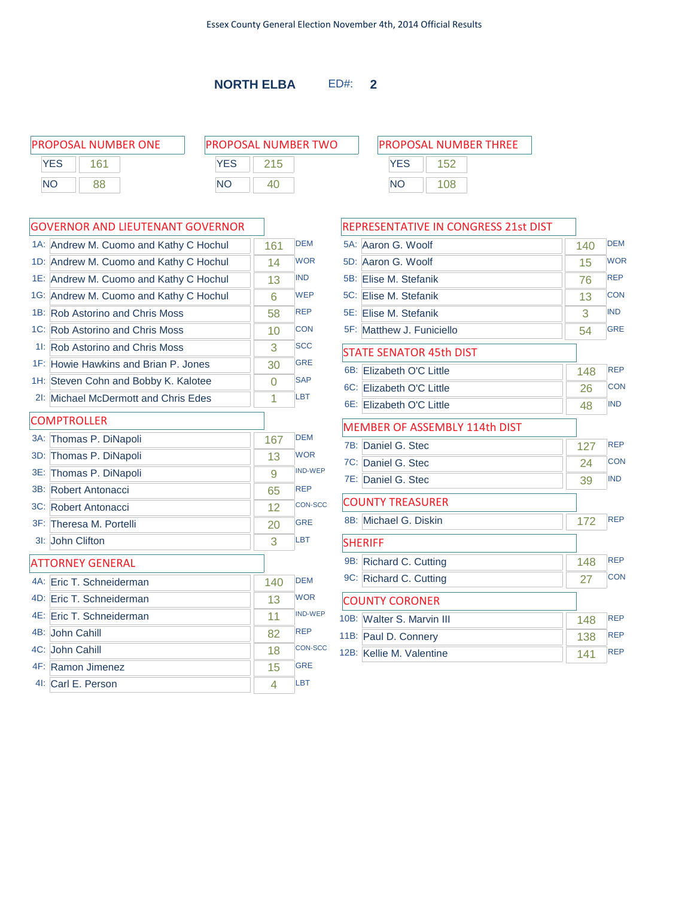Essex County General Election November 4th, 2014 Official Results

# NORTH ELBA ED#: 2

## PROPOSAL NUMBER ONE

| | |
|---|---|
| YES | 161 |
| NO | 88 |

## PROPOSAL NUMBER TWO

| | |
|---|---|
| YES | 215 |
| NO | 40 |

## PROPOSAL NUMBER THREE

| | |
|---|---|
| YES | 152 |
| NO | 108 |

## GOVERNOR AND LIEUTENANT GOVERNOR

| Line | Candidate | Votes | Party |
|---|---|---|---|
| 1A: | Andrew M. Cuomo and Kathy C Hochul | 161 | DEM |
| 1D: | Andrew M. Cuomo and Kathy C Hochul | 14 | WOR |
| 1E: | Andrew M. Cuomo and Kathy C Hochul | 13 | IND |
| 1G: | Andrew M. Cuomo and Kathy C Hochul | 6 | WEP |
| 1B: | Rob Astorino and Chris Moss | 58 | REP |
| 1C: | Rob Astorino and Chris Moss | 10 | CON |
| 1I: | Rob Astorino and Chris Moss | 3 | SCC |
| 1F: | Howie Hawkins and Brian P. Jones | 30 | GRE |
| 1H: | Steven Cohn and Bobby K. Kalotee | 0 | SAP |
| 2I: | Michael McDermott and Chris Edes | 1 | LBT |

## COMPTROLLER

| Line | Candidate | Votes | Party |
|---|---|---|---|
| 3A: | Thomas P. DiNapoli | 167 | DEM |
| 3D: | Thomas P. DiNapoli | 13 | WOR |
| 3E: | Thomas P. DiNapoli | 9 | IND-WEP |
| 3B: | Robert Antonacci | 65 | REP |
| 3C: | Robert Antonacci | 12 | CON-SCC |
| 3F: | Theresa M. Portelli | 20 | GRE |
| 3I: | John Clifton | 3 | LBT |

## ATTORNEY GENERAL

| Line | Candidate | Votes | Party |
|---|---|---|---|
| 4A: | Eric T. Schneiderman | 140 | DEM |
| 4D: | Eric T. Schneiderman | 13 | WOR |
| 4E: | Eric T. Schneiderman | 11 | IND-WEP |
| 4B: | John Cahill | 82 | REP |
| 4C: | John Cahill | 18 | CON-SCC |
| 4F: | Ramon Jimenez | 15 | GRE |
| 4I: | Carl E. Person | 4 | LBT |

## REPRESENTATIVE IN CONGRESS 21st DIST

| Line | Candidate | Votes | Party |
|---|---|---|---|
| 5A: | Aaron G. Woolf | 140 | DEM |
| 5D: | Aaron G. Woolf | 15 | WOR |
| 5B: | Elise M. Stefanik | 76 | REP |
| 5C: | Elise M. Stefanik | 13 | CON |
| 5E: | Elise M. Stefanik | 3 | IND |
| 5F: | Matthew J. Funiciello | 54 | GRE |

## STATE SENATOR 45th DIST

| Line | Candidate | Votes | Party |
|---|---|---|---|
| 6B: | Elizabeth O'C Little | 148 | REP |
| 6C: | Elizabeth O'C Little | 26 | CON |
| 6E: | Elizabeth O'C Little | 48 | IND |

## MEMBER OF ASSEMBLY 114th DIST

| Line | Candidate | Votes | Party |
|---|---|---|---|
| 7B: | Daniel G. Stec | 127 | REP |
| 7C: | Daniel G. Stec | 24 | CON |
| 7E: | Daniel G. Stec | 39 | IND |

## COUNTY TREASURER

| Line | Candidate | Votes | Party |
|---|---|---|---|
| 8B: | Michael G. Diskin | 172 | REP |

## SHERIFF

| Line | Candidate | Votes | Party |
|---|---|---|---|
| 9B: | Richard C. Cutting | 148 | REP |
| 9C: | Richard C. Cutting | 27 | CON |

## COUNTY CORONER

| Line | Candidate | Votes | Party |
|---|---|---|---|
| 10B: | Walter S. Marvin III | 148 | REP |
| 11B: | Paul D. Connery | 138 | REP |
| 12B: | Kellie M. Valentine | 141 | REP |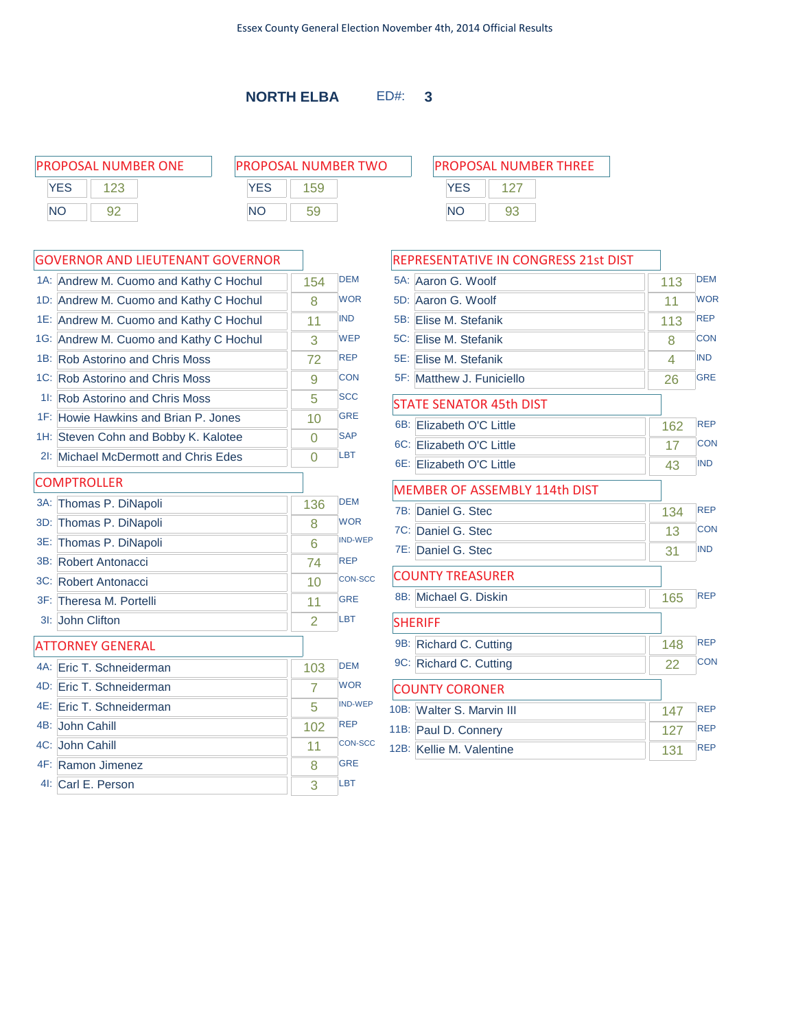Essex County General Election November 4th, 2014 Official Results

## NORTH ELBA ED#: 3

### PROPOSAL NUMBER ONE

| | |
|---|---|
| YES | 123 |
| NO | 92 |

### PROPOSAL NUMBER TWO

| | |
|---|---|
| YES | 159 |
| NO | 59 |

### PROPOSAL NUMBER THREE

| | |
|---|---|
| YES | 127 |
| NO | 93 |

### GOVERNOR AND LIEUTENANT GOVERNOR

| | Candidate | Votes | Party |
|---|---|---|---|
| 1A: | Andrew M. Cuomo and Kathy C Hochul | 154 | DEM |
| 1D: | Andrew M. Cuomo and Kathy C Hochul | 8 | WOR |
| 1E: | Andrew M. Cuomo and Kathy C Hochul | 11 | IND |
| 1G: | Andrew M. Cuomo and Kathy C Hochul | 3 | WEP |
| 1B: | Rob Astorino and Chris Moss | 72 | REP |
| 1C: | Rob Astorino and Chris Moss | 9 | CON |
| 1I: | Rob Astorino and Chris Moss | 5 | SCC |
| 1F: | Howie Hawkins and Brian P. Jones | 10 | GRE |
| 1H: | Steven Cohn and Bobby K. Kalotee | 0 | SAP |
| 2I: | Michael McDermott and Chris Edes | 0 | LBT |

### COMPTROLLER

| | Candidate | Votes | Party |
|---|---|---|---|
| 3A: | Thomas P. DiNapoli | 136 | DEM |
| 3D: | Thomas P. DiNapoli | 8 | WOR |
| 3E: | Thomas P. DiNapoli | 6 | IND-WEP |
| 3B: | Robert Antonacci | 74 | REP |
| 3C: | Robert Antonacci | 10 | CON-SCC |
| 3F: | Theresa M. Portelli | 11 | GRE |
| 3I: | John Clifton | 2 | LBT |

### ATTORNEY GENERAL

| | Candidate | Votes | Party |
|---|---|---|---|
| 4A: | Eric T. Schneiderman | 103 | DEM |
| 4D: | Eric T. Schneiderman | 7 | WOR |
| 4E: | Eric T. Schneiderman | 5 | IND-WEP |
| 4B: | John Cahill | 102 | REP |
| 4C: | John Cahill | 11 | CON-SCC |
| 4F: | Ramon Jimenez | 8 | GRE |
| 4I: | Carl E. Person | 3 | LBT |

### REPRESENTATIVE IN CONGRESS 21st DIST

| | Candidate | Votes | Party |
|---|---|---|---|
| 5A: | Aaron G. Woolf | 113 | DEM |
| 5D: | Aaron G. Woolf | 11 | WOR |
| 5B: | Elise M. Stefanik | 113 | REP |
| 5C: | Elise M. Stefanik | 8 | CON |
| 5E: | Elise M. Stefanik | 4 | IND |
| 5F: | Matthew J. Funiciello | 26 | GRE |

### STATE SENATOR 45th DIST

| | Candidate | Votes | Party |
|---|---|---|---|
| 6B: | Elizabeth O'C Little | 162 | REP |
| 6C: | Elizabeth O'C Little | 17 | CON |
| 6E: | Elizabeth O'C Little | 43 | IND |

### MEMBER OF ASSEMBLY 114th DIST

| | Candidate | Votes | Party |
|---|---|---|---|
| 7B: | Daniel G. Stec | 134 | REP |
| 7C: | Daniel G. Stec | 13 | CON |
| 7E: | Daniel G. Stec | 31 | IND |

### COUNTY TREASURER

| | Candidate | Votes | Party |
|---|---|---|---|
| 8B: | Michael G. Diskin | 165 | REP |

### SHERIFF

| | Candidate | Votes | Party |
|---|---|---|---|
| 9B: | Richard C. Cutting | 148 | REP |
| 9C: | Richard C. Cutting | 22 | CON |

### COUNTY CORONER

| | Candidate | Votes | Party |
|---|---|---|---|
| 10B: | Walter S. Marvin III | 147 | REP |
| 11B: | Paul D. Connery | 127 | REP |
| 12B: | Kellie M. Valentine | 131 | REP |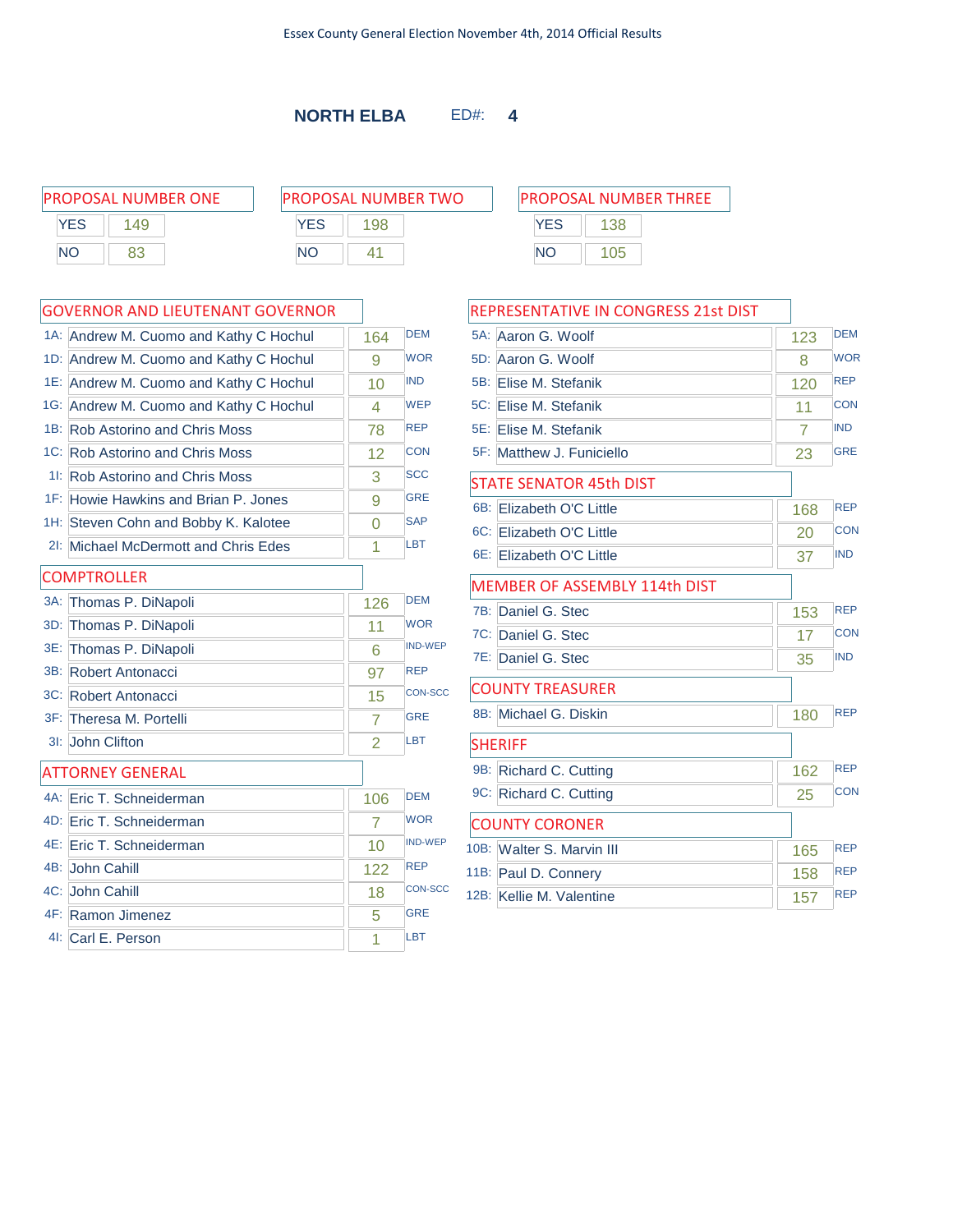Essex County General Election November 4th, 2014 Official Results

## NORTH ELBA ED#: 4

### PROPOSAL NUMBER ONE

| | |
|---|---|
| YES | 149 |
| NO | 83 |

### PROPOSAL NUMBER TWO

| | |
|---|---|
| YES | 198 |
| NO | 41 |

### PROPOSAL NUMBER THREE

| | |
|---|---|
| YES | 138 |
| NO | 105 |

### GOVERNOR AND LIEUTENANT GOVERNOR

| | Candidate | Votes | Party |
|---|---|---|---|
| 1A: | Andrew M. Cuomo and Kathy C Hochul | 164 | DEM |
| 1D: | Andrew M. Cuomo and Kathy C Hochul | 9 | WOR |
| 1E: | Andrew M. Cuomo and Kathy C Hochul | 10 | IND |
| 1G: | Andrew M. Cuomo and Kathy C Hochul | 4 | WEP |
| 1B: | Rob Astorino and Chris Moss | 78 | REP |
| 1C: | Rob Astorino and Chris Moss | 12 | CON |
| 1I: | Rob Astorino and Chris Moss | 3 | SCC |
| 1F: | Howie Hawkins and Brian P. Jones | 9 | GRE |
| 1H: | Steven Cohn and Bobby K. Kalotee | 0 | SAP |
| 2I: | Michael McDermott and Chris Edes | 1 | LBT |

### COMPTROLLER

| | Candidate | Votes | Party |
|---|---|---|---|
| 3A: | Thomas P. DiNapoli | 126 | DEM |
| 3D: | Thomas P. DiNapoli | 11 | WOR |
| 3E: | Thomas P. DiNapoli | 6 | IND-WEP |
| 3B: | Robert Antonacci | 97 | REP |
| 3C: | Robert Antonacci | 15 | CON-SCC |
| 3F: | Theresa M. Portelli | 7 | GRE |
| 3I: | John Clifton | 2 | LBT |

### ATTORNEY GENERAL

| | Candidate | Votes | Party |
|---|---|---|---|
| 4A: | Eric T. Schneiderman | 106 | DEM |
| 4D: | Eric T. Schneiderman | 7 | WOR |
| 4E: | Eric T. Schneiderman | 10 | IND-WEP |
| 4B: | John Cahill | 122 | REP |
| 4C: | John Cahill | 18 | CON-SCC |
| 4F: | Ramon Jimenez | 5 | GRE |
| 4I: | Carl E. Person | 1 | LBT |

### REPRESENTATIVE IN CONGRESS 21st DIST

| | Candidate | Votes | Party |
|---|---|---|---|
| 5A: | Aaron G. Woolf | 123 | DEM |
| 5D: | Aaron G. Woolf | 8 | WOR |
| 5B: | Elise M. Stefanik | 120 | REP |
| 5C: | Elise M. Stefanik | 11 | CON |
| 5E: | Elise M. Stefanik | 7 | IND |
| 5F: | Matthew J. Funiciello | 23 | GRE |

### STATE SENATOR 45th DIST

| | Candidate | Votes | Party |
|---|---|---|---|
| 6B: | Elizabeth O'C Little | 168 | REP |
| 6C: | Elizabeth O'C Little | 20 | CON |
| 6E: | Elizabeth O'C Little | 37 | IND |

### MEMBER OF ASSEMBLY 114th DIST

| | Candidate | Votes | Party |
|---|---|---|---|
| 7B: | Daniel G. Stec | 153 | REP |
| 7C: | Daniel G. Stec | 17 | CON |
| 7E: | Daniel G. Stec | 35 | IND |

### COUNTY TREASURER

| | Candidate | Votes | Party |
|---|---|---|---|
| 8B: | Michael G. Diskin | 180 | REP |

### SHERIFF

| | Candidate | Votes | Party |
|---|---|---|---|
| 9B: | Richard C. Cutting | 162 | REP |
| 9C: | Richard C. Cutting | 25 | CON |

### COUNTY CORONER

| | Candidate | Votes | Party |
|---|---|---|---|
| 10B: | Walter S. Marvin III | 165 | REP |
| 11B: | Paul D. Connery | 158 | REP |
| 12B: | Kellie M. Valentine | 157 | REP |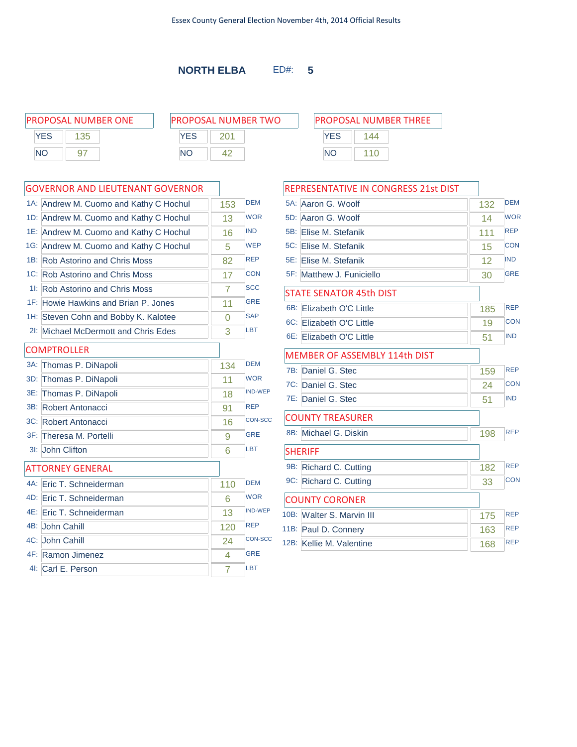Essex County General Election November 4th, 2014 Official Results

## NORTH ELBA    ED#: 5

### PROPOSAL NUMBER ONE

| | |
|---|---|
| YES | 135 |
| NO | 97 |

### PROPOSAL NUMBER TWO

| | |
|---|---|
| YES | 201 |
| NO | 42 |

### PROPOSAL NUMBER THREE

| | |
|---|---|
| YES | 144 |
| NO | 110 |

### GOVERNOR AND LIEUTENANT GOVERNOR

| | Candidate | Votes | Party |
|---|---|---|---|
| 1A: | Andrew M. Cuomo and Kathy C Hochul | 153 | DEM |
| 1D: | Andrew M. Cuomo and Kathy C Hochul | 13 | WOR |
| 1E: | Andrew M. Cuomo and Kathy C Hochul | 16 | IND |
| 1G: | Andrew M. Cuomo and Kathy C Hochul | 5 | WEP |
| 1B: | Rob Astorino and Chris Moss | 82 | REP |
| 1C: | Rob Astorino and Chris Moss | 17 | CON |
| 1I: | Rob Astorino and Chris Moss | 7 | SCC |
| 1F: | Howie Hawkins and Brian P. Jones | 11 | GRE |
| 1H: | Steven Cohn and Bobby K. Kalotee | 0 | SAP |
| 2I: | Michael McDermott and Chris Edes | 3 | LBT |

### COMPTROLLER

| | Candidate | Votes | Party |
|---|---|---|---|
| 3A: | Thomas P. DiNapoli | 134 | DEM |
| 3D: | Thomas P. DiNapoli | 11 | WOR |
| 3E: | Thomas P. DiNapoli | 18 | IND-WEP |
| 3B: | Robert Antonacci | 91 | REP |
| 3C: | Robert Antonacci | 16 | CON-SCC |
| 3F: | Theresa M. Portelli | 9 | GRE |
| 3I: | John Clifton | 6 | LBT |

### ATTORNEY GENERAL

| | Candidate | Votes | Party |
|---|---|---|---|
| 4A: | Eric T. Schneiderman | 110 | DEM |
| 4D: | Eric T. Schneiderman | 6 | WOR |
| 4E: | Eric T. Schneiderman | 13 | IND-WEP |
| 4B: | John Cahill | 120 | REP |
| 4C: | John Cahill | 24 | CON-SCC |
| 4F: | Ramon Jimenez | 4 | GRE |
| 4I: | Carl E. Person | 7 | LBT |

### REPRESENTATIVE IN CONGRESS 21st DIST

| | Candidate | Votes | Party |
|---|---|---|---|
| 5A: | Aaron G. Woolf | 132 | DEM |
| 5D: | Aaron G. Woolf | 14 | WOR |
| 5B: | Elise M. Stefanik | 111 | REP |
| 5C: | Elise M. Stefanik | 15 | CON |
| 5E: | Elise M. Stefanik | 12 | IND |
| 5F: | Matthew J. Funiciello | 30 | GRE |

### STATE SENATOR 45th DIST

| | Candidate | Votes | Party |
|---|---|---|---|
| 6B: | Elizabeth O'C Little | 185 | REP |
| 6C: | Elizabeth O'C Little | 19 | CON |
| 6E: | Elizabeth O'C Little | 51 | IND |

### MEMBER OF ASSEMBLY 114th DIST

| | Candidate | Votes | Party |
|---|---|---|---|
| 7B: | Daniel G. Stec | 159 | REP |
| 7C: | Daniel G. Stec | 24 | CON |
| 7E: | Daniel G. Stec | 51 | IND |

### COUNTY TREASURER

| | Candidate | Votes | Party |
|---|---|---|---|
| 8B: | Michael G. Diskin | 198 | REP |

### SHERIFF

| | Candidate | Votes | Party |
|---|---|---|---|
| 9B: | Richard C. Cutting | 182 | REP |
| 9C: | Richard C. Cutting | 33 | CON |

### COUNTY CORONER

| | Candidate | Votes | Party |
|---|---|---|---|
| 10B: | Walter S. Marvin III | 175 | REP |
| 11B: | Paul D. Connery | 163 | REP |
| 12B: | Kellie M. Valentine | 168 | REP |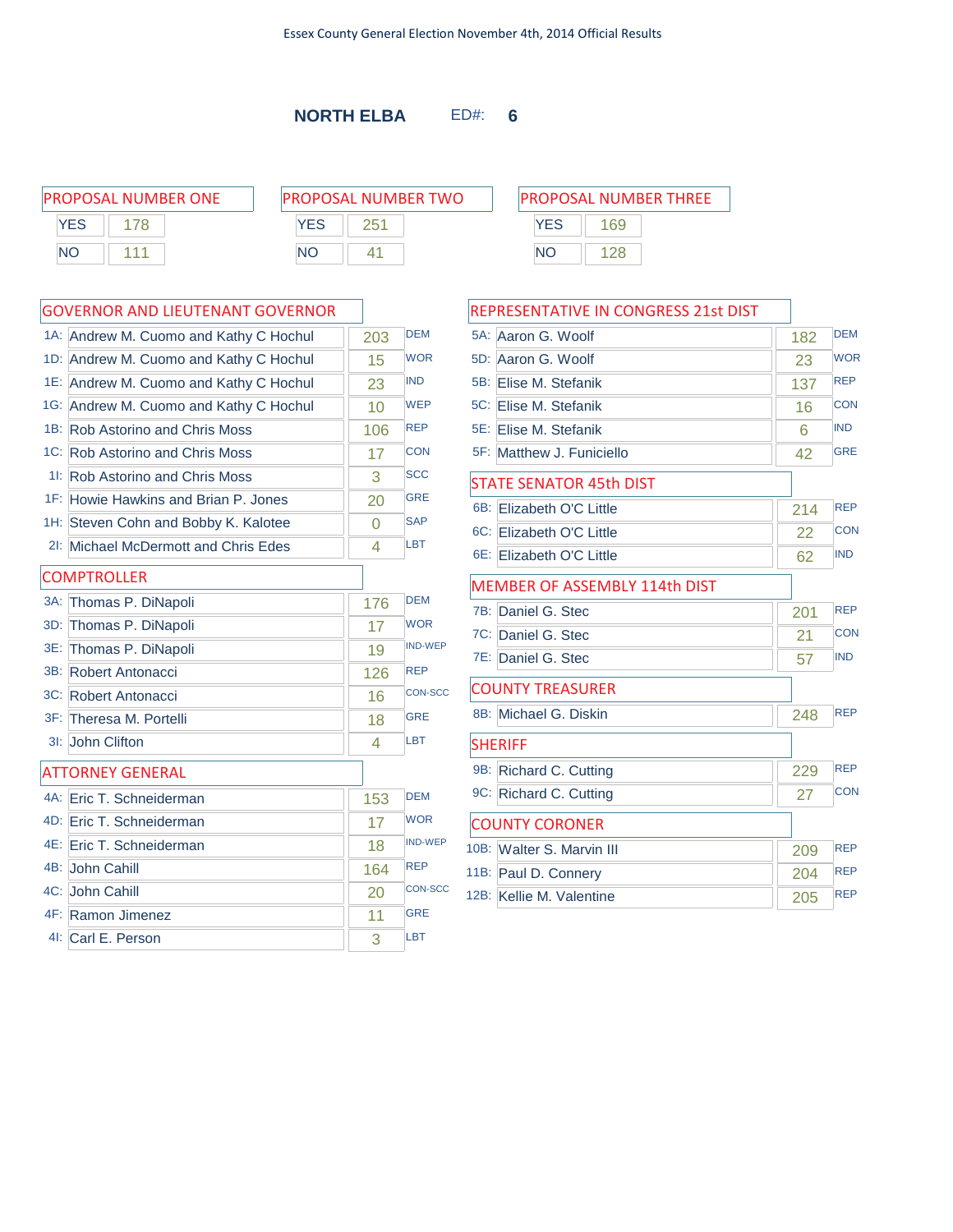Essex County General Election November 4th, 2014 Official Results

## NORTH ELBA ED#: 6

### PROPOSAL NUMBER ONE

| | |
|---|---|
| YES | 178 |
| NO | 111 |

### PROPOSAL NUMBER TWO

| | |
|---|---|
| YES | 251 |
| NO | 41 |

### PROPOSAL NUMBER THREE

| | |
|---|---|
| YES | 169 |
| NO | 128 |

### GOVERNOR AND LIEUTENANT GOVERNOR

| | Candidate | Votes | Party |
|---|---|---|---|
| 1A: | Andrew M. Cuomo and Kathy C Hochul | 203 | DEM |
| 1D: | Andrew M. Cuomo and Kathy C Hochul | 15 | WOR |
| 1E: | Andrew M. Cuomo and Kathy C Hochul | 23 | IND |
| 1G: | Andrew M. Cuomo and Kathy C Hochul | 10 | WEP |
| 1B: | Rob Astorino and Chris Moss | 106 | REP |
| 1C: | Rob Astorino and Chris Moss | 17 | CON |
| 1I: | Rob Astorino and Chris Moss | 3 | SCC |
| 1F: | Howie Hawkins and Brian P. Jones | 20 | GRE |
| 1H: | Steven Cohn and Bobby K. Kalotee | 0 | SAP |
| 2I: | Michael McDermott and Chris Edes | 4 | LBT |

### COMPTROLLER

| | Candidate | Votes | Party |
|---|---|---|---|
| 3A: | Thomas P. DiNapoli | 176 | DEM |
| 3D: | Thomas P. DiNapoli | 17 | WOR |
| 3E: | Thomas P. DiNapoli | 19 | IND-WEP |
| 3B: | Robert Antonacci | 126 | REP |
| 3C: | Robert Antonacci | 16 | CON-SCC |
| 3F: | Theresa M. Portelli | 18 | GRE |
| 3I: | John Clifton | 4 | LBT |

### ATTORNEY GENERAL

| | Candidate | Votes | Party |
|---|---|---|---|
| 4A: | Eric T. Schneiderman | 153 | DEM |
| 4D: | Eric T. Schneiderman | 17 | WOR |
| 4E: | Eric T. Schneiderman | 18 | IND-WEP |
| 4B: | John Cahill | 164 | REP |
| 4C: | John Cahill | 20 | CON-SCC |
| 4F: | Ramon Jimenez | 11 | GRE |
| 4I: | Carl E. Person | 3 | LBT |

### REPRESENTATIVE IN CONGRESS 21st DIST

| | Candidate | Votes | Party |
|---|---|---|---|
| 5A: | Aaron G. Woolf | 182 | DEM |
| 5D: | Aaron G. Woolf | 23 | WOR |
| 5B: | Elise M. Stefanik | 137 | REP |
| 5C: | Elise M. Stefanik | 16 | CON |
| 5E: | Elise M. Stefanik | 6 | IND |
| 5F: | Matthew J. Funiciello | 42 | GRE |

### STATE SENATOR 45th DIST

| | Candidate | Votes | Party |
|---|---|---|---|
| 6B: | Elizabeth O'C Little | 214 | REP |
| 6C: | Elizabeth O'C Little | 22 | CON |
| 6E: | Elizabeth O'C Little | 62 | IND |

### MEMBER OF ASSEMBLY 114th DIST

| | Candidate | Votes | Party |
|---|---|---|---|
| 7B: | Daniel G. Stec | 201 | REP |
| 7C: | Daniel G. Stec | 21 | CON |
| 7E: | Daniel G. Stec | 57 | IND |

### COUNTY TREASURER

| | Candidate | Votes | Party |
|---|---|---|---|
| 8B: | Michael G. Diskin | 248 | REP |

### SHERIFF

| | Candidate | Votes | Party |
|---|---|---|---|
| 9B: | Richard C. Cutting | 229 | REP |
| 9C: | Richard C. Cutting | 27 | CON |

### COUNTY CORONER

| | Candidate | Votes | Party |
|---|---|---|---|
| 10B: | Walter S. Marvin III | 209 | REP |
| 11B: | Paul D. Connery | 204 | REP |
| 12B: | Kellie M. Valentine | 205 | REP |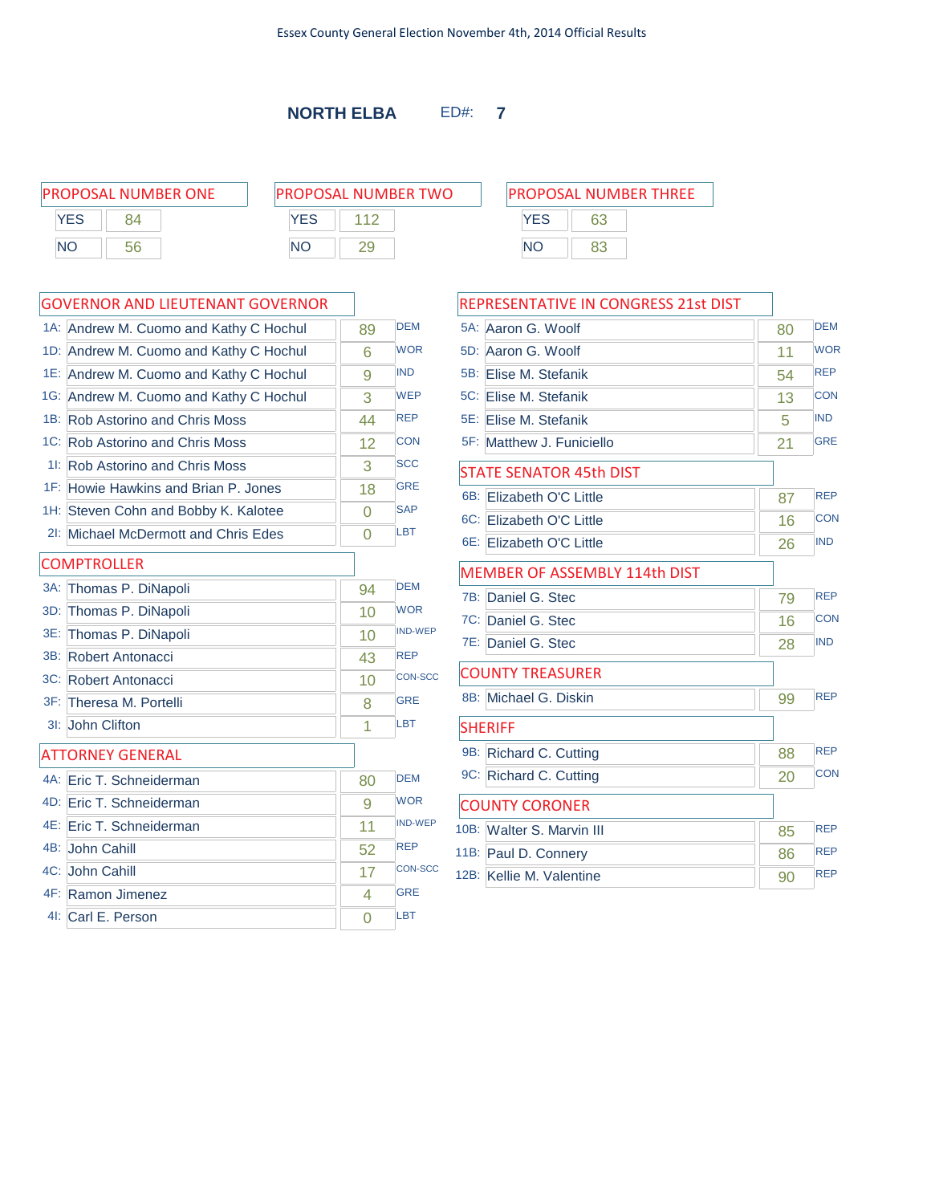Essex County General Election November 4th, 2014 Official Results

## NORTH ELBA ED#: 7

### PROPOSAL NUMBER ONE

| | |
|---|---|
| YES | 84 |
| NO | 56 |

### PROPOSAL NUMBER TWO

| | |
|---|---|
| YES | 112 |
| NO | 29 |

### PROPOSAL NUMBER THREE

| | |
|---|---|
| YES | 63 |
| NO | 83 |

### GOVERNOR AND LIEUTENANT GOVERNOR

| | Candidate | Votes | Party |
|---|---|---|---|
| 1A: | Andrew M. Cuomo and Kathy C Hochul | 89 | DEM |
| 1D: | Andrew M. Cuomo and Kathy C Hochul | 6 | WOR |
| 1E: | Andrew M. Cuomo and Kathy C Hochul | 9 | IND |
| 1G: | Andrew M. Cuomo and Kathy C Hochul | 3 | WEP |
| 1B: | Rob Astorino and Chris Moss | 44 | REP |
| 1C: | Rob Astorino and Chris Moss | 12 | CON |
| 1I: | Rob Astorino and Chris Moss | 3 | SCC |
| 1F: | Howie Hawkins and Brian P. Jones | 18 | GRE |
| 1H: | Steven Cohn and Bobby K. Kalotee | 0 | SAP |
| 2I: | Michael McDermott and Chris Edes | 0 | LBT |

### COMPTROLLER

| | Candidate | Votes | Party |
|---|---|---|---|
| 3A: | Thomas P. DiNapoli | 94 | DEM |
| 3D: | Thomas P. DiNapoli | 10 | WOR |
| 3E: | Thomas P. DiNapoli | 10 | IND-WEP |
| 3B: | Robert Antonacci | 43 | REP |
| 3C: | Robert Antonacci | 10 | CON-SCC |
| 3F: | Theresa M. Portelli | 8 | GRE |
| 3I: | John Clifton | 1 | LBT |

### ATTORNEY GENERAL

| | Candidate | Votes | Party |
|---|---|---|---|
| 4A: | Eric T. Schneiderman | 80 | DEM |
| 4D: | Eric T. Schneiderman | 9 | WOR |
| 4E: | Eric T. Schneiderman | 11 | IND-WEP |
| 4B: | John Cahill | 52 | REP |
| 4C: | John Cahill | 17 | CON-SCC |
| 4F: | Ramon Jimenez | 4 | GRE |
| 4I: | Carl E. Person | 0 | LBT |

### REPRESENTATIVE IN CONGRESS 21st DIST

| | Candidate | Votes | Party |
|---|---|---|---|
| 5A: | Aaron G. Woolf | 80 | DEM |
| 5D: | Aaron G. Woolf | 11 | WOR |
| 5B: | Elise M. Stefanik | 54 | REP |
| 5C: | Elise M. Stefanik | 13 | CON |
| 5E: | Elise M. Stefanik | 5 | IND |
| 5F: | Matthew J. Funiciello | 21 | GRE |

### STATE SENATOR 45th DIST

| | Candidate | Votes | Party |
|---|---|---|---|
| 6B: | Elizabeth O'C Little | 87 | REP |
| 6C: | Elizabeth O'C Little | 16 | CON |
| 6E: | Elizabeth O'C Little | 26 | IND |

### MEMBER OF ASSEMBLY 114th DIST

| | Candidate | Votes | Party |
|---|---|---|---|
| 7B: | Daniel G. Stec | 79 | REP |
| 7C: | Daniel G. Stec | 16 | CON |
| 7E: | Daniel G. Stec | 28 | IND |

### COUNTY TREASURER

| | Candidate | Votes | Party |
|---|---|---|---|
| 8B: | Michael G. Diskin | 99 | REP |

### SHERIFF

| | Candidate | Votes | Party |
|---|---|---|---|
| 9B: | Richard C. Cutting | 88 | REP |
| 9C: | Richard C. Cutting | 20 | CON |

### COUNTY CORONER

| | Candidate | Votes | Party |
|---|---|---|---|
| 10B: | Walter S. Marvin III | 85 | REP |
| 11B: | Paul D. Connery | 86 | REP |
| 12B: | Kellie M. Valentine | 90 | REP |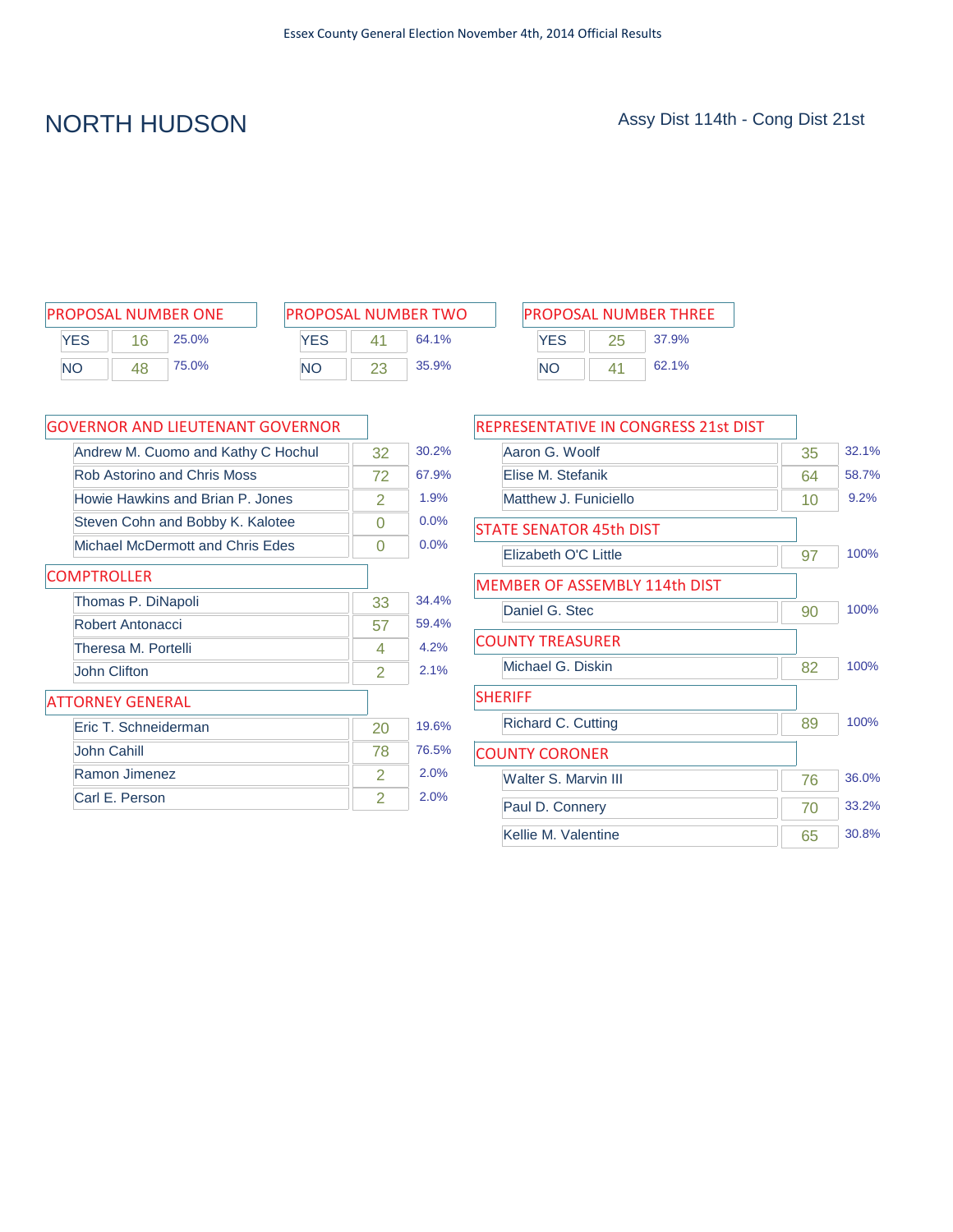Essex County General Election November 4th, 2014 Official Results

# NORTH HUDSON

Assy Dist 114th - Cong Dist 21st

## PROPOSAL NUMBER ONE

| | | |
|---|---|---|
| YES | 16 | 25.0% |
| NO | 48 | 75.0% |

## PROPOSAL NUMBER TWO

| | | |
|---|---|---|
| YES | 41 | 64.1% |
| NO | 23 | 35.9% |

## PROPOSAL NUMBER THREE

| | | |
|---|---|---|
| YES | 25 | 37.9% |
| NO | 41 | 62.1% |

## GOVERNOR AND LIEUTENANT GOVERNOR

| | | |
|---|---|---|
| Andrew M. Cuomo and Kathy C Hochul | 32 | 30.2% |
| Rob Astorino and Chris Moss | 72 | 67.9% |
| Howie Hawkins and Brian P. Jones | 2 | 1.9% |
| Steven Cohn and Bobby K. Kalotee | 0 | 0.0% |
| Michael McDermott and Chris Edes | 0 | 0.0% |

## COMPTROLLER

| | | |
|---|---|---|
| Thomas P. DiNapoli | 33 | 34.4% |
| Robert Antonacci | 57 | 59.4% |
| Theresa M. Portelli | 4 | 4.2% |
| John Clifton | 2 | 2.1% |

## ATTORNEY GENERAL

| | | |
|---|---|---|
| Eric T. Schneiderman | 20 | 19.6% |
| John Cahill | 78 | 76.5% |
| Ramon Jimenez | 2 | 2.0% |
| Carl E. Person | 2 | 2.0% |

## REPRESENTATIVE IN CONGRESS 21st DIST

| | | |
|---|---|---|
| Aaron G. Woolf | 35 | 32.1% |
| Elise M. Stefanik | 64 | 58.7% |
| Matthew J. Funiciello | 10 | 9.2% |

## STATE SENATOR 45th DIST

| | | |
|---|---|---|
| Elizabeth O'C Little | 97 | 100% |

## MEMBER OF ASSEMBLY 114th DIST

| | | |
|---|---|---|
| Daniel G. Stec | 90 | 100% |

## COUNTY TREASURER

| | | |
|---|---|---|
| Michael G. Diskin | 82 | 100% |

## SHERIFF

| | | |
|---|---|---|
| Richard C. Cutting | 89 | 100% |

## COUNTY CORONER

| | | |
|---|---|---|
| Walter S. Marvin III | 76 | 36.0% |
| Paul D. Connery | 70 | 33.2% |
| Kellie M. Valentine | 65 | 30.8% |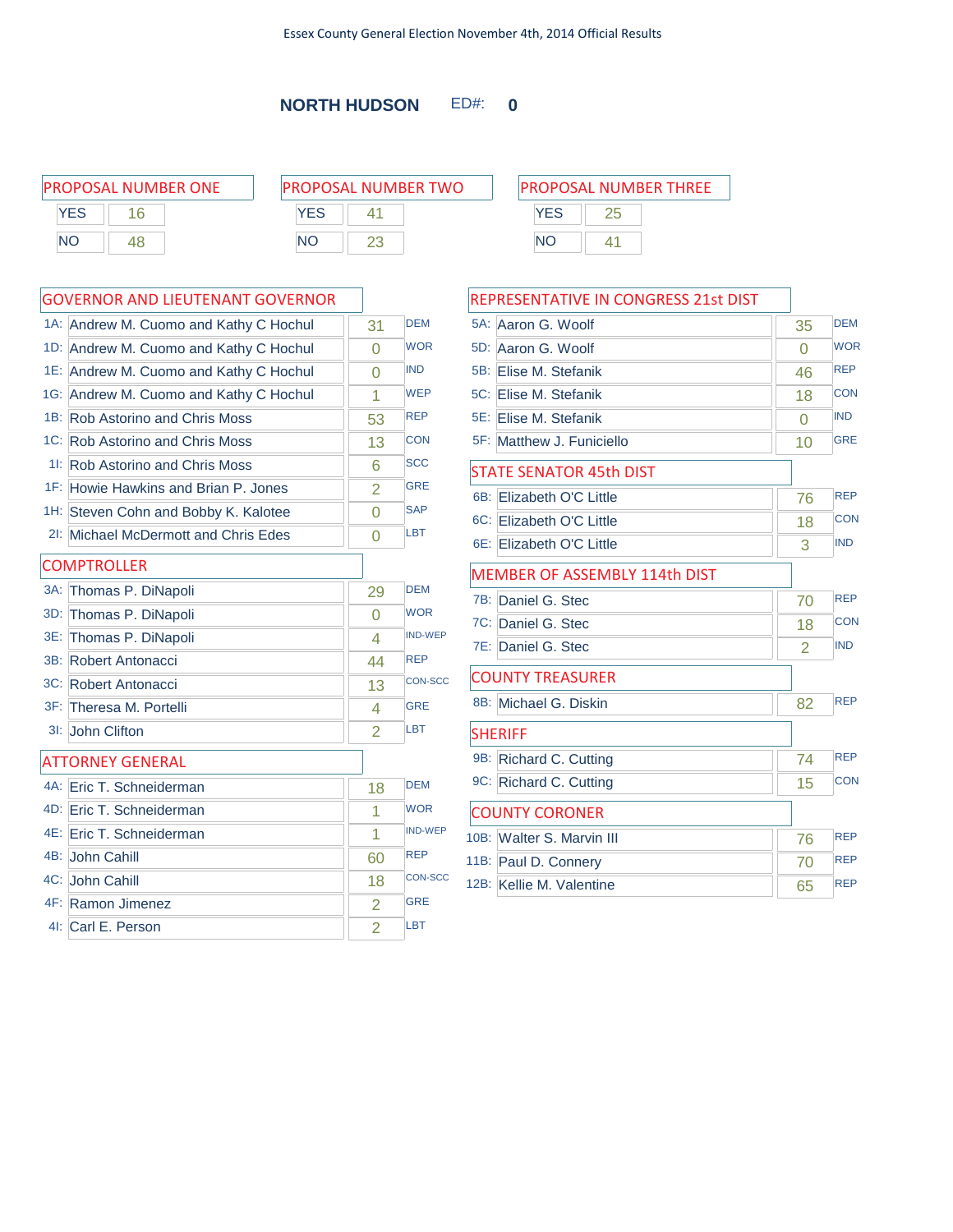Essex County General Election November 4th, 2014 Official Results

## NORTH HUDSON ED#: 0

### PROPOSAL NUMBER ONE

| | |
|---|---|
| YES | 16 |
| NO | 48 |

### PROPOSAL NUMBER TWO

| | |
|---|---|
| YES | 41 |
| NO | 23 |

### PROPOSAL NUMBER THREE

| | |
|---|---|
| YES | 25 |
| NO | 41 |

### GOVERNOR AND LIEUTENANT GOVERNOR

| | Candidate | Votes | Party |
|---|---|---|---|
| 1A: | Andrew M. Cuomo and Kathy C Hochul | 31 | DEM |
| 1D: | Andrew M. Cuomo and Kathy C Hochul | 0 | WOR |
| 1E: | Andrew M. Cuomo and Kathy C Hochul | 0 | IND |
| 1G: | Andrew M. Cuomo and Kathy C Hochul | 1 | WEP |
| 1B: | Rob Astorino and Chris Moss | 53 | REP |
| 1C: | Rob Astorino and Chris Moss | 13 | CON |
| 1I: | Rob Astorino and Chris Moss | 6 | SCC |
| 1F: | Howie Hawkins and Brian P. Jones | 2 | GRE |
| 1H: | Steven Cohn and Bobby K. Kalotee | 0 | SAP |
| 2I: | Michael McDermott and Chris Edes | 0 | LBT |

### COMPTROLLER

| | Candidate | Votes | Party |
|---|---|---|---|
| 3A: | Thomas P. DiNapoli | 29 | DEM |
| 3D: | Thomas P. DiNapoli | 0 | WOR |
| 3E: | Thomas P. DiNapoli | 4 | IND-WEP |
| 3B: | Robert Antonacci | 44 | REP |
| 3C: | Robert Antonacci | 13 | CON-SCC |
| 3F: | Theresa M. Portelli | 4 | GRE |
| 3I: | John Clifton | 2 | LBT |

### ATTORNEY GENERAL

| | Candidate | Votes | Party |
|---|---|---|---|
| 4A: | Eric T. Schneiderman | 18 | DEM |
| 4D: | Eric T. Schneiderman | 1 | WOR |
| 4E: | Eric T. Schneiderman | 1 | IND-WEP |
| 4B: | John Cahill | 60 | REP |
| 4C: | John Cahill | 18 | CON-SCC |
| 4F: | Ramon Jimenez | 2 | GRE |
| 4I: | Carl E. Person | 2 | LBT |

### REPRESENTATIVE IN CONGRESS 21st DIST

| | Candidate | Votes | Party |
|---|---|---|---|
| 5A: | Aaron G. Woolf | 35 | DEM |
| 5D: | Aaron G. Woolf | 0 | WOR |
| 5B: | Elise M. Stefanik | 46 | REP |
| 5C: | Elise M. Stefanik | 18 | CON |
| 5E: | Elise M. Stefanik | 0 | IND |
| 5F: | Matthew J. Funiciello | 10 | GRE |

### STATE SENATOR 45th DIST

| | Candidate | Votes | Party |
|---|---|---|---|
| 6B: | Elizabeth O'C Little | 76 | REP |
| 6C: | Elizabeth O'C Little | 18 | CON |
| 6E: | Elizabeth O'C Little | 3 | IND |

### MEMBER OF ASSEMBLY 114th DIST

| | Candidate | Votes | Party |
|---|---|---|---|
| 7B: | Daniel G. Stec | 70 | REP |
| 7C: | Daniel G. Stec | 18 | CON |
| 7E: | Daniel G. Stec | 2 | IND |

### COUNTY TREASURER

| | Candidate | Votes | Party |
|---|---|---|---|
| 8B: | Michael G. Diskin | 82 | REP |

### SHERIFF

| | Candidate | Votes | Party |
|---|---|---|---|
| 9B: | Richard C. Cutting | 74 | REP |
| 9C: | Richard C. Cutting | 15 | CON |

### COUNTY CORONER

| | Candidate | Votes | Party |
|---|---|---|---|
| 10B: | Walter S. Marvin III | 76 | REP |
| 11B: | Paul D. Connery | 70 | REP |
| 12B: | Kellie M. Valentine | 65 | REP |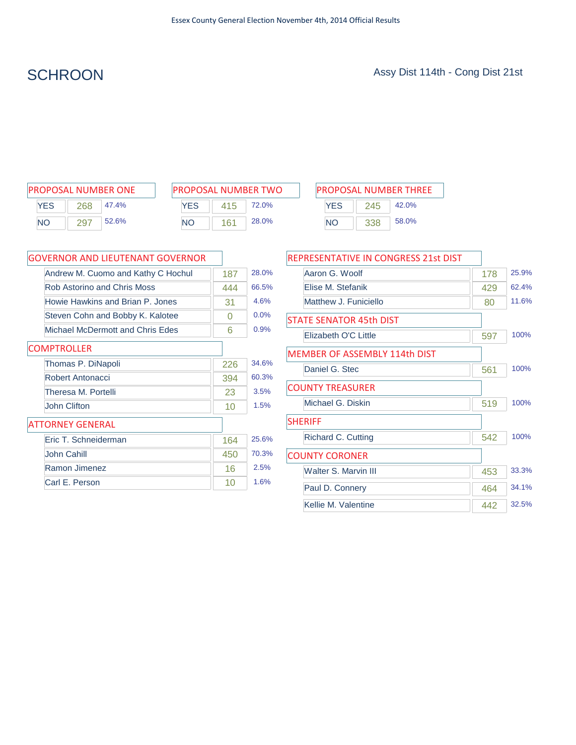Essex County General Election November 4th, 2014 Official Results

# SCHROON

Assy Dist 114th - Cong Dist 21st

### PROPOSAL NUMBER ONE

| | Votes | % |
|---|---|---|
| YES | 268 | 47.4% |
| NO | 297 | 52.6% |

### PROPOSAL NUMBER TWO

| | Votes | % |
|---|---|---|
| YES | 415 | 72.0% |
| NO | 161 | 28.0% |

### PROPOSAL NUMBER THREE

| | Votes | % |
|---|---|---|
| YES | 245 | 42.0% |
| NO | 338 | 58.0% |

### GOVERNOR AND LIEUTENANT GOVERNOR

| Candidate | Votes | % |
|---|---|---|
| Andrew M. Cuomo and Kathy C Hochul | 187 | 28.0% |
| Rob Astorino and Chris Moss | 444 | 66.5% |
| Howie Hawkins and Brian P. Jones | 31 | 4.6% |
| Steven Cohn and Bobby K. Kalotee | 0 | 0.0% |
| Michael McDermott and Chris Edes | 6 | 0.9% |

### COMPTROLLER

| Candidate | Votes | % |
|---|---|---|
| Thomas P. DiNapoli | 226 | 34.6% |
| Robert Antonacci | 394 | 60.3% |
| Theresa M. Portelli | 23 | 3.5% |
| John Clifton | 10 | 1.5% |

### ATTORNEY GENERAL

| Candidate | Votes | % |
|---|---|---|
| Eric T. Schneiderman | 164 | 25.6% |
| John Cahill | 450 | 70.3% |
| Ramon Jimenez | 16 | 2.5% |
| Carl E. Person | 10 | 1.6% |

### REPRESENTATIVE IN CONGRESS 21st DIST

| Candidate | Votes | % |
|---|---|---|
| Aaron G. Woolf | 178 | 25.9% |
| Elise M. Stefanik | 429 | 62.4% |
| Matthew J. Funiciello | 80 | 11.6% |

### STATE SENATOR 45th DIST

| Candidate | Votes | % |
|---|---|---|
| Elizabeth O'C Little | 597 | 100% |

### MEMBER OF ASSEMBLY 114th DIST

| Candidate | Votes | % |
|---|---|---|
| Daniel G. Stec | 561 | 100% |

### COUNTY TREASURER

| Candidate | Votes | % |
|---|---|---|
| Michael G. Diskin | 519 | 100% |

### SHERIFF

| Candidate | Votes | % |
|---|---|---|
| Richard C. Cutting | 542 | 100% |

### COUNTY CORONER

| Candidate | Votes | % |
|---|---|---|
| Walter S. Marvin III | 453 | 33.3% |
| Paul D. Connery | 464 | 34.1% |
| Kellie M. Valentine | 442 | 32.5% |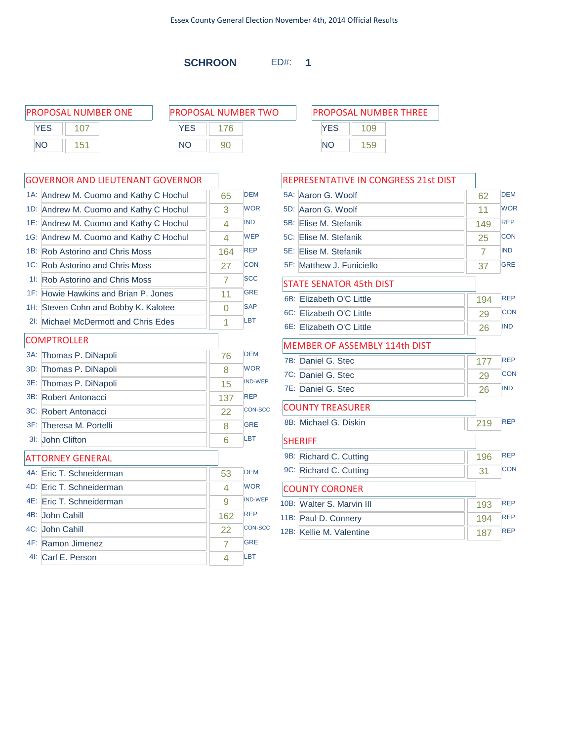Essex County General Election November 4th, 2014 Official Results

## SCHROON ED#: 1

### PROPOSAL NUMBER ONE

| | |
|---|---|
| YES | 107 |
| NO | 151 |

### PROPOSAL NUMBER TWO

| | |
|---|---|
| YES | 176 |
| NO | 90 |

### PROPOSAL NUMBER THREE

| | |
|---|---|
| YES | 109 |
| NO | 159 |

### GOVERNOR AND LIEUTENANT GOVERNOR

| | Candidate | Votes | Party |
|---|---|---|---|
| 1A: | Andrew M. Cuomo and Kathy C Hochul | 65 | DEM |
| 1D: | Andrew M. Cuomo and Kathy C Hochul | 3 | WOR |
| 1E: | Andrew M. Cuomo and Kathy C Hochul | 4 | IND |
| 1G: | Andrew M. Cuomo and Kathy C Hochul | 4 | WEP |
| 1B: | Rob Astorino and Chris Moss | 164 | REP |
| 1C: | Rob Astorino and Chris Moss | 27 | CON |
| 1I: | Rob Astorino and Chris Moss | 7 | SCC |
| 1F: | Howie Hawkins and Brian P. Jones | 11 | GRE |
| 1H: | Steven Cohn and Bobby K. Kalotee | 0 | SAP |
| 2I: | Michael McDermott and Chris Edes | 1 | LBT |

### COMPTROLLER

| | Candidate | Votes | Party |
|---|---|---|---|
| 3A: | Thomas P. DiNapoli | 76 | DEM |
| 3D: | Thomas P. DiNapoli | 8 | WOR |
| 3E: | Thomas P. DiNapoli | 15 | IND-WEP |
| 3B: | Robert Antonacci | 137 | REP |
| 3C: | Robert Antonacci | 22 | CON-SCC |
| 3F: | Theresa M. Portelli | 8 | GRE |
| 3I: | John Clifton | 6 | LBT |

### ATTORNEY GENERAL

| | Candidate | Votes | Party |
|---|---|---|---|
| 4A: | Eric T. Schneiderman | 53 | DEM |
| 4D: | Eric T. Schneiderman | 4 | WOR |
| 4E: | Eric T. Schneiderman | 9 | IND-WEP |
| 4B: | John Cahill | 162 | REP |
| 4C: | John Cahill | 22 | CON-SCC |
| 4F: | Ramon Jimenez | 7 | GRE |
| 4I: | Carl E. Person | 4 | LBT |

### REPRESENTATIVE IN CONGRESS 21st DIST

| | Candidate | Votes | Party |
|---|---|---|---|
| 5A: | Aaron G. Woolf | 62 | DEM |
| 5D: | Aaron G. Woolf | 11 | WOR |
| 5B: | Elise M. Stefanik | 149 | REP |
| 5C: | Elise M. Stefanik | 25 | CON |
| 5E: | Elise M. Stefanik | 7 | IND |
| 5F: | Matthew J. Funiciello | 37 | GRE |

### STATE SENATOR 45th DIST

| | Candidate | Votes | Party |
|---|---|---|---|
| 6B: | Elizabeth O'C Little | 194 | REP |
| 6C: | Elizabeth O'C Little | 29 | CON |
| 6E: | Elizabeth O'C Little | 26 | IND |

### MEMBER OF ASSEMBLY 114th DIST

| | Candidate | Votes | Party |
|---|---|---|---|
| 7B: | Daniel G. Stec | 177 | REP |
| 7C: | Daniel G. Stec | 29 | CON |
| 7E: | Daniel G. Stec | 26 | IND |

### COUNTY TREASURER

| | Candidate | Votes | Party |
|---|---|---|---|
| 8B: | Michael G. Diskin | 219 | REP |

### SHERIFF

| | Candidate | Votes | Party |
|---|---|---|---|
| 9B: | Richard C. Cutting | 196 | REP |
| 9C: | Richard C. Cutting | 31 | CON |

### COUNTY CORONER

| | Candidate | Votes | Party |
|---|---|---|---|
| 10B: | Walter S. Marvin III | 193 | REP |
| 11B: | Paul D. Connery | 194 | REP |
| 12B: | Kellie M. Valentine | 187 | REP |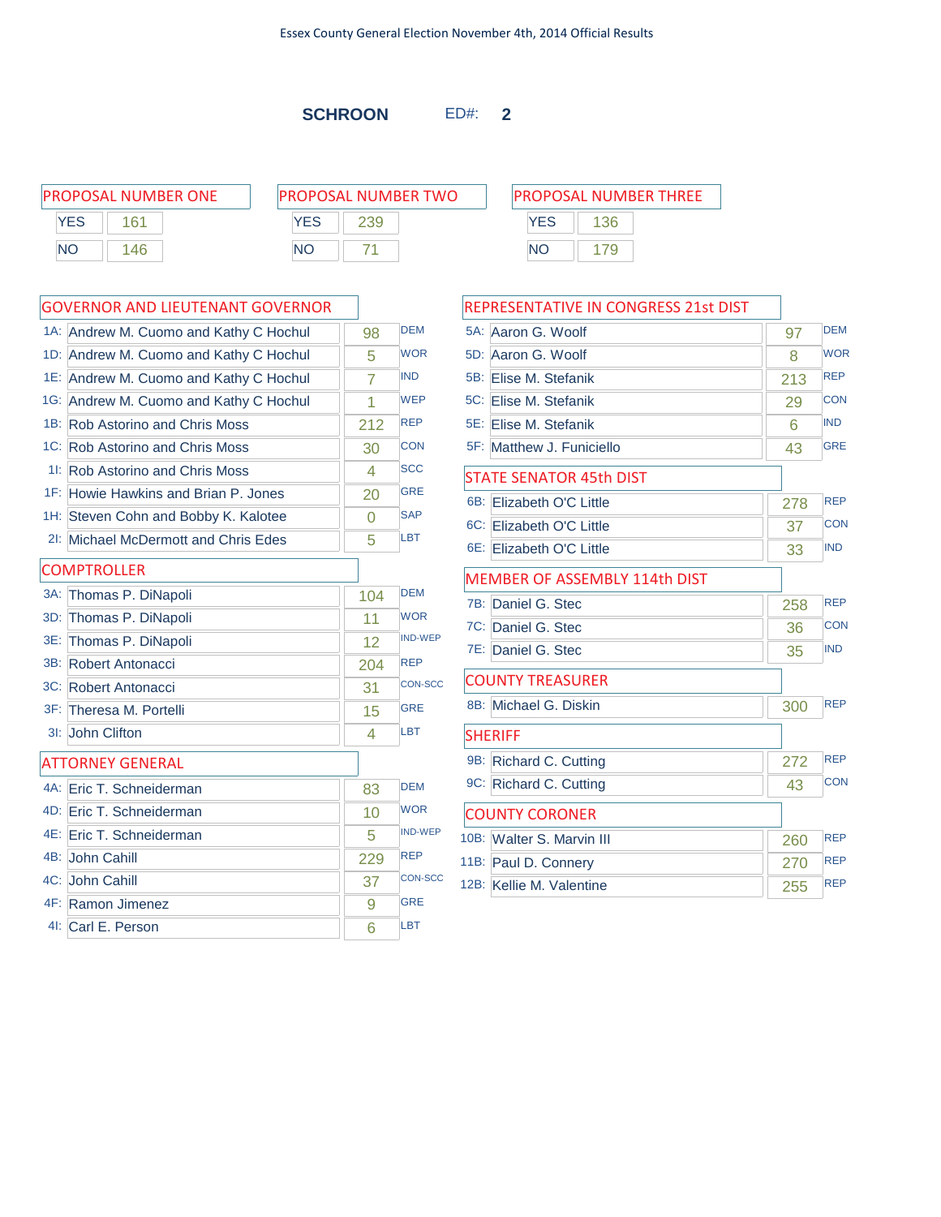Essex County General Election November 4th, 2014 Official Results

## SCHROON ED#: 2

### PROPOSAL NUMBER ONE

| | |
|---|---|
| YES | 161 |
| NO | 146 |

### PROPOSAL NUMBER TWO

| | |
|---|---|
| YES | 239 |
| NO | 71 |

### PROPOSAL NUMBER THREE

| | |
|---|---|
| YES | 136 |
| NO | 179 |

### GOVERNOR AND LIEUTENANT GOVERNOR

| | Candidate | Votes | Party |
|---|---|---|---|
| 1A: | Andrew M. Cuomo and Kathy C Hochul | 98 | DEM |
| 1D: | Andrew M. Cuomo and Kathy C Hochul | 5 | WOR |
| 1E: | Andrew M. Cuomo and Kathy C Hochul | 7 | IND |
| 1G: | Andrew M. Cuomo and Kathy C Hochul | 1 | WEP |
| 1B: | Rob Astorino and Chris Moss | 212 | REP |
| 1C: | Rob Astorino and Chris Moss | 30 | CON |
| 1I: | Rob Astorino and Chris Moss | 4 | SCC |
| 1F: | Howie Hawkins and Brian P. Jones | 20 | GRE |
| 1H: | Steven Cohn and Bobby K. Kalotee | 0 | SAP |
| 2I: | Michael McDermott and Chris Edes | 5 | LBT |

### COMPTROLLER

| | Candidate | Votes | Party |
|---|---|---|---|
| 3A: | Thomas P. DiNapoli | 104 | DEM |
| 3D: | Thomas P. DiNapoli | 11 | WOR |
| 3E: | Thomas P. DiNapoli | 12 | IND-WEP |
| 3B: | Robert Antonacci | 204 | REP |
| 3C: | Robert Antonacci | 31 | CON-SCC |
| 3F: | Theresa M. Portelli | 15 | GRE |
| 3I: | John Clifton | 4 | LBT |

### ATTORNEY GENERAL

| | Candidate | Votes | Party |
|---|---|---|---|
| 4A: | Eric T. Schneiderman | 83 | DEM |
| 4D: | Eric T. Schneiderman | 10 | WOR |
| 4E: | Eric T. Schneiderman | 5 | IND-WEP |
| 4B: | John Cahill | 229 | REP |
| 4C: | John Cahill | 37 | CON-SCC |
| 4F: | Ramon Jimenez | 9 | GRE |
| 4I: | Carl E. Person | 6 | LBT |

### REPRESENTATIVE IN CONGRESS 21st DIST

| | Candidate | Votes | Party |
|---|---|---|---|
| 5A: | Aaron G. Woolf | 97 | DEM |
| 5D: | Aaron G. Woolf | 8 | WOR |
| 5B: | Elise M. Stefanik | 213 | REP |
| 5C: | Elise M. Stefanik | 29 | CON |
| 5E: | Elise M. Stefanik | 6 | IND |
| 5F: | Matthew J. Funiciello | 43 | GRE |

### STATE SENATOR 45th DIST

| | Candidate | Votes | Party |
|---|---|---|---|
| 6B: | Elizabeth O'C Little | 278 | REP |
| 6C: | Elizabeth O'C Little | 37 | CON |
| 6E: | Elizabeth O'C Little | 33 | IND |

### MEMBER OF ASSEMBLY 114th DIST

| | Candidate | Votes | Party |
|---|---|---|---|
| 7B: | Daniel G. Stec | 258 | REP |
| 7C: | Daniel G. Stec | 36 | CON |
| 7E: | Daniel G. Stec | 35 | IND |

### COUNTY TREASURER

| | Candidate | Votes | Party |
|---|---|---|---|
| 8B: | Michael G. Diskin | 300 | REP |

### SHERIFF

| | Candidate | Votes | Party |
|---|---|---|---|
| 9B: | Richard C. Cutting | 272 | REP |
| 9C: | Richard C. Cutting | 43 | CON |

### COUNTY CORONER

| | Candidate | Votes | Party |
|---|---|---|---|
| 10B: | Walter S. Marvin III | 260 | REP |
| 11B: | Paul D. Connery | 270 | REP |
| 12B: | Kellie M. Valentine | 255 | REP |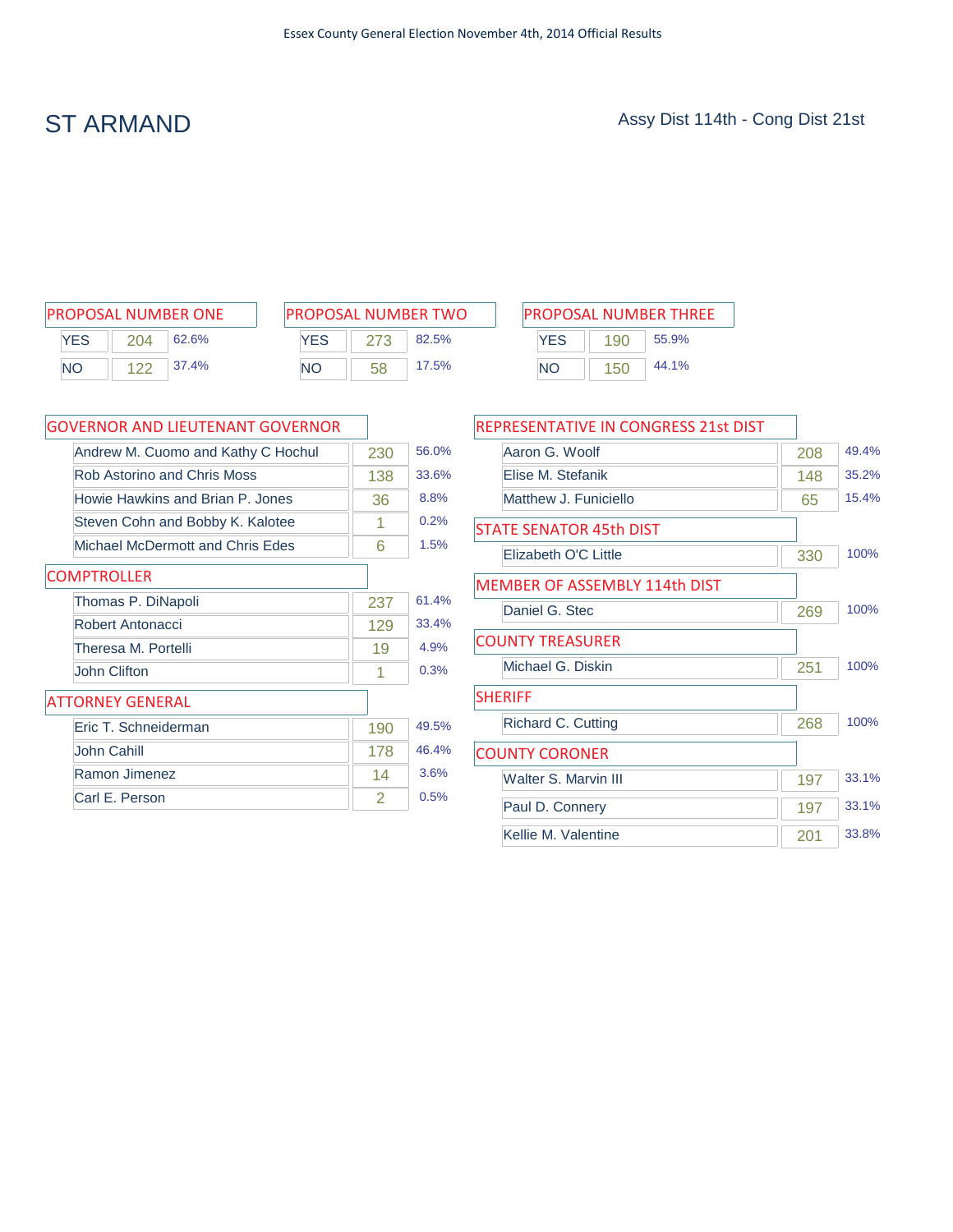Essex County General Election November 4th, 2014 Official Results

# ST ARMAND

Assy Dist 114th - Cong Dist 21st

## PROPOSAL NUMBER ONE

| | Votes | % |
|---|---|---|
| YES | 204 | 62.6% |
| NO | 122 | 37.4% |

## PROPOSAL NUMBER TWO

| | Votes | % |
|---|---|---|
| YES | 273 | 82.5% |
| NO | 58 | 17.5% |

## PROPOSAL NUMBER THREE

| | Votes | % |
|---|---|---|
| YES | 190 | 55.9% |
| NO | 150 | 44.1% |

## GOVERNOR AND LIEUTENANT GOVERNOR

| Candidate | Votes | % |
|---|---|---|
| Andrew M. Cuomo and Kathy C Hochul | 230 | 56.0% |
| Rob Astorino and Chris Moss | 138 | 33.6% |
| Howie Hawkins and Brian P. Jones | 36 | 8.8% |
| Steven Cohn and Bobby K. Kalotee | 1 | 0.2% |
| Michael McDermott and Chris Edes | 6 | 1.5% |

## COMPTROLLER

| Candidate | Votes | % |
|---|---|---|
| Thomas P. DiNapoli | 237 | 61.4% |
| Robert Antonacci | 129 | 33.4% |
| Theresa M. Portelli | 19 | 4.9% |
| John Clifton | 1 | 0.3% |

## ATTORNEY GENERAL

| Candidate | Votes | % |
|---|---|---|
| Eric T. Schneiderman | 190 | 49.5% |
| John Cahill | 178 | 46.4% |
| Ramon Jimenez | 14 | 3.6% |
| Carl E. Person | 2 | 0.5% |

## REPRESENTATIVE IN CONGRESS 21st DIST

| Candidate | Votes | % |
|---|---|---|
| Aaron G. Woolf | 208 | 49.4% |
| Elise M. Stefanik | 148 | 35.2% |
| Matthew J. Funiciello | 65 | 15.4% |

## STATE SENATOR 45th DIST

| Candidate | Votes | % |
|---|---|---|
| Elizabeth O'C Little | 330 | 100% |

## MEMBER OF ASSEMBLY 114th DIST

| Candidate | Votes | % |
|---|---|---|
| Daniel G. Stec | 269 | 100% |

## COUNTY TREASURER

| Candidate | Votes | % |
|---|---|---|
| Michael G. Diskin | 251 | 100% |

## SHERIFF

| Candidate | Votes | % |
|---|---|---|
| Richard C. Cutting | 268 | 100% |

## COUNTY CORONER

| Candidate | Votes | % |
|---|---|---|
| Walter S. Marvin III | 197 | 33.1% |
| Paul D. Connery | 197 | 33.1% |
| Kellie M. Valentine | 201 | 33.8% |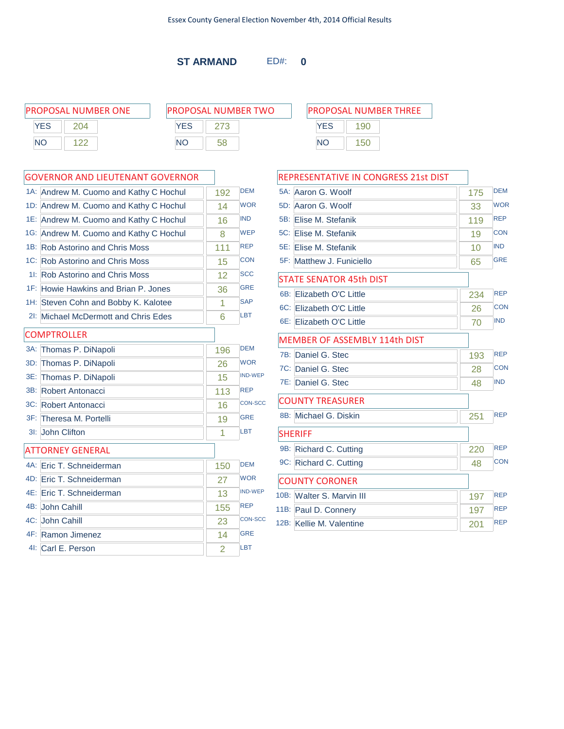Essex County General Election November 4th, 2014 Official Results

## ST ARMAND ED#: 0

### PROPOSAL NUMBER ONE

| | |
|---|---|
| YES | 204 |
| NO | 122 |

### PROPOSAL NUMBER TWO

| | |
|---|---|
| YES | 273 |
| NO | 58 |

### PROPOSAL NUMBER THREE

| | |
|---|---|
| YES | 190 |
| NO | 150 |

### GOVERNOR AND LIEUTENANT GOVERNOR

| | Candidate | Votes | Party |
|---|---|---|---|
| 1A: | Andrew M. Cuomo and Kathy C Hochul | 192 | DEM |
| 1D: | Andrew M. Cuomo and Kathy C Hochul | 14 | WOR |
| 1E: | Andrew M. Cuomo and Kathy C Hochul | 16 | IND |
| 1G: | Andrew M. Cuomo and Kathy C Hochul | 8 | WEP |
| 1B: | Rob Astorino and Chris Moss | 111 | REP |
| 1C: | Rob Astorino and Chris Moss | 15 | CON |
| 1I: | Rob Astorino and Chris Moss | 12 | SCC |
| 1F: | Howie Hawkins and Brian P. Jones | 36 | GRE |
| 1H: | Steven Cohn and Bobby K. Kalotee | 1 | SAP |
| 2I: | Michael McDermott and Chris Edes | 6 | LBT |

### COMPTROLLER

| | Candidate | Votes | Party |
|---|---|---|---|
| 3A: | Thomas P. DiNapoli | 196 | DEM |
| 3D: | Thomas P. DiNapoli | 26 | WOR |
| 3E: | Thomas P. DiNapoli | 15 | IND-WEP |
| 3B: | Robert Antonacci | 113 | REP |
| 3C: | Robert Antonacci | 16 | CON-SCC |
| 3F: | Theresa M. Portelli | 19 | GRE |
| 3I: | John Clifton | 1 | LBT |

### ATTORNEY GENERAL

| | Candidate | Votes | Party |
|---|---|---|---|
| 4A: | Eric T. Schneiderman | 150 | DEM |
| 4D: | Eric T. Schneiderman | 27 | WOR |
| 4E: | Eric T. Schneiderman | 13 | IND-WEP |
| 4B: | John Cahill | 155 | REP |
| 4C: | John Cahill | 23 | CON-SCC |
| 4F: | Ramon Jimenez | 14 | GRE |
| 4I: | Carl E. Person | 2 | LBT |

### REPRESENTATIVE IN CONGRESS 21st DIST

| | Candidate | Votes | Party |
|---|---|---|---|
| 5A: | Aaron G. Woolf | 175 | DEM |
| 5D: | Aaron G. Woolf | 33 | WOR |
| 5B: | Elise M. Stefanik | 119 | REP |
| 5C: | Elise M. Stefanik | 19 | CON |
| 5E: | Elise M. Stefanik | 10 | IND |
| 5F: | Matthew J. Funiciello | 65 | GRE |

### STATE SENATOR 45th DIST

| | Candidate | Votes | Party |
|---|---|---|---|
| 6B: | Elizabeth O'C Little | 234 | REP |
| 6C: | Elizabeth O'C Little | 26 | CON |
| 6E: | Elizabeth O'C Little | 70 | IND |

### MEMBER OF ASSEMBLY 114th DIST

| | Candidate | Votes | Party |
|---|---|---|---|
| 7B: | Daniel G. Stec | 193 | REP |
| 7C: | Daniel G. Stec | 28 | CON |
| 7E: | Daniel G. Stec | 48 | IND |

### COUNTY TREASURER

| | Candidate | Votes | Party |
|---|---|---|---|
| 8B: | Michael G. Diskin | 251 | REP |

### SHERIFF

| | Candidate | Votes | Party |
|---|---|---|---|
| 9B: | Richard C. Cutting | 220 | REP |
| 9C: | Richard C. Cutting | 48 | CON |

### COUNTY CORONER

| | Candidate | Votes | Party |
|---|---|---|---|
| 10B: | Walter S. Marvin III | 197 | REP |
| 11B: | Paul D. Connery | 197 | REP |
| 12B: | Kellie M. Valentine | 201 | REP |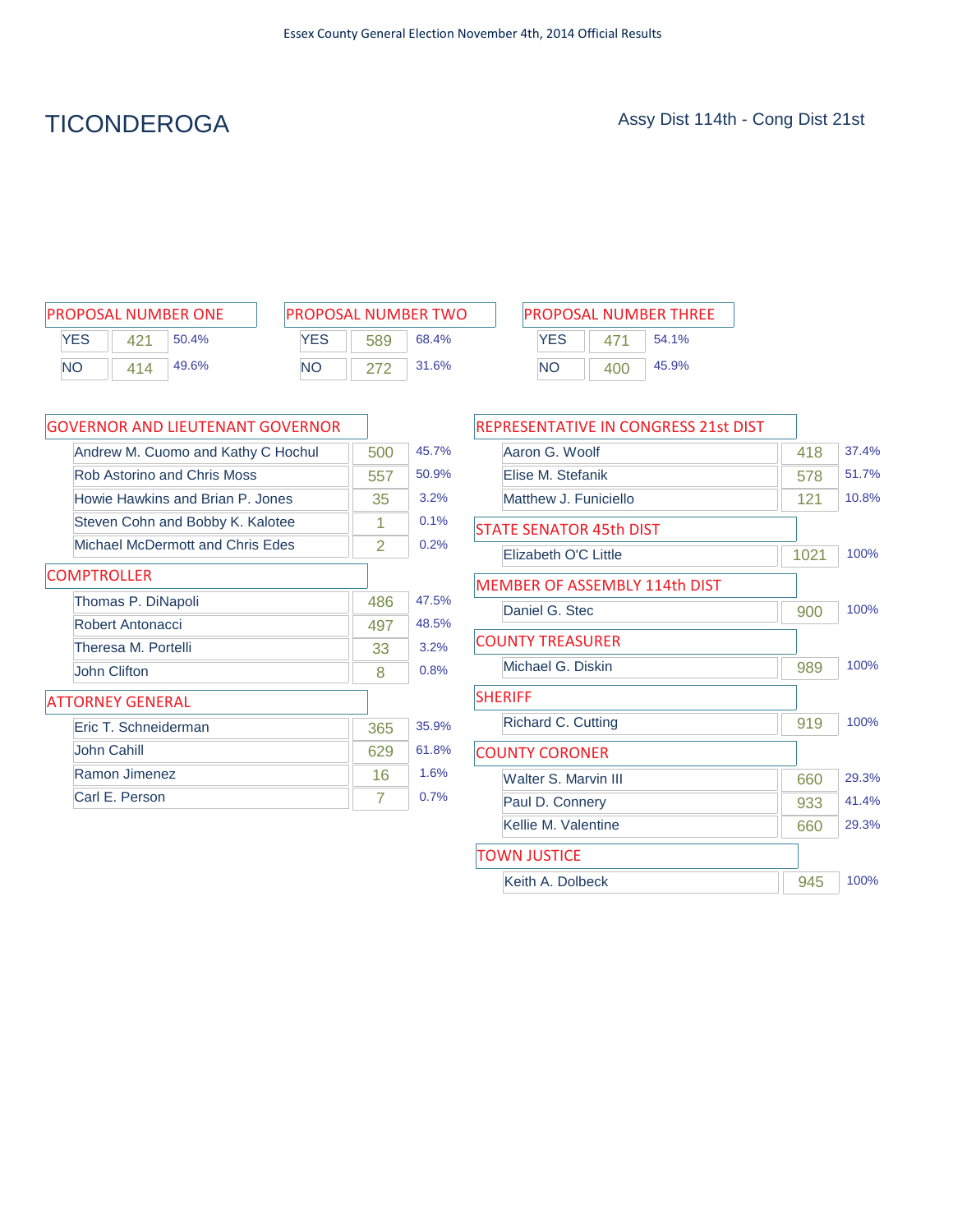# TICONDEROGA

Assy Dist 114th - Cong Dist 21st

## PROPOSAL NUMBER ONE

| | Votes | % |
|---|---|---|
| YES | 421 | 50.4% |
| NO | 414 | 49.6% |

## PROPOSAL NUMBER TWO

| | Votes | % |
|---|---|---|
| YES | 589 | 68.4% |
| NO | 272 | 31.6% |

## PROPOSAL NUMBER THREE

| | Votes | % |
|---|---|---|
| YES | 471 | 54.1% |
| NO | 400 | 45.9% |

## GOVERNOR AND LIEUTENANT GOVERNOR

| Candidate | Votes | % |
|---|---|---|
| Andrew M. Cuomo and Kathy C Hochul | 500 | 45.7% |
| Rob Astorino and Chris Moss | 557 | 50.9% |
| Howie Hawkins and Brian P. Jones | 35 | 3.2% |
| Steven Cohn and Bobby K. Kalotee | 1 | 0.1% |
| Michael McDermott and Chris Edes | 2 | 0.2% |

## COMPTROLLER

| Candidate | Votes | % |
|---|---|---|
| Thomas P. DiNapoli | 486 | 47.5% |
| Robert Antonacci | 497 | 48.5% |
| Theresa M. Portelli | 33 | 3.2% |
| John Clifton | 8 | 0.8% |

## ATTORNEY GENERAL

| Candidate | Votes | % |
|---|---|---|
| Eric T. Schneiderman | 365 | 35.9% |
| John Cahill | 629 | 61.8% |
| Ramon Jimenez | 16 | 1.6% |
| Carl E. Person | 7 | 0.7% |

## REPRESENTATIVE IN CONGRESS 21st DIST

| Candidate | Votes | % |
|---|---|---|
| Aaron G. Woolf | 418 | 37.4% |
| Elise M. Stefanik | 578 | 51.7% |
| Matthew J. Funiciello | 121 | 10.8% |

## STATE SENATOR 45th DIST

| Candidate | Votes | % |
|---|---|---|
| Elizabeth O'C Little | 1021 | 100% |

## MEMBER OF ASSEMBLY 114th DIST

| Candidate | Votes | % |
|---|---|---|
| Daniel G. Stec | 900 | 100% |

## COUNTY TREASURER

| Candidate | Votes | % |
|---|---|---|
| Michael G. Diskin | 989 | 100% |

## SHERIFF

| Candidate | Votes | % |
|---|---|---|
| Richard C. Cutting | 919 | 100% |

## COUNTY CORONER

| Candidate | Votes | % |
|---|---|---|
| Walter S. Marvin III | 660 | 29.3% |
| Paul D. Connery | 933 | 41.4% |
| Kellie M. Valentine | 660 | 29.3% |

## TOWN JUSTICE

| Candidate | Votes | % |
|---|---|---|
| Keith A. Dolbeck | 945 | 100% |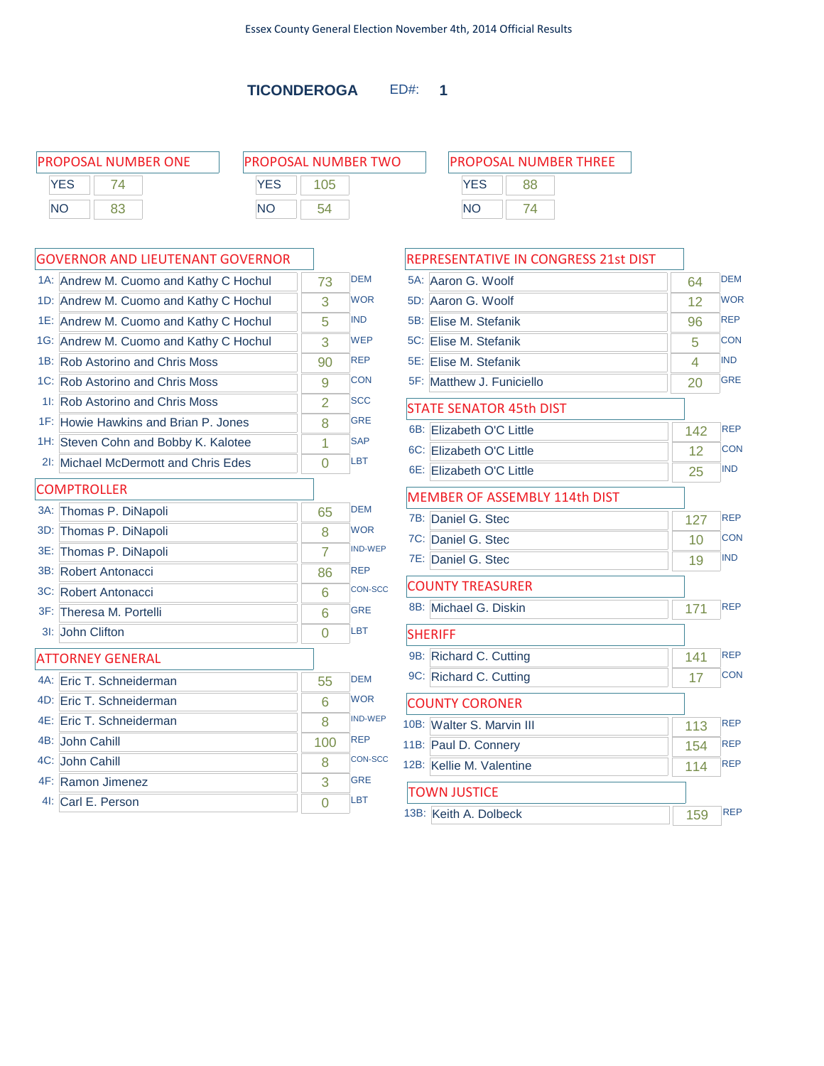Essex County General Election November 4th, 2014 Official Results

## TICONDEROGA ED#: 1

### PROPOSAL NUMBER ONE

| | |
|---|---|
| YES | 74 |
| NO | 83 |

### PROPOSAL NUMBER TWO

| | |
|---|---|
| YES | 105 |
| NO | 54 |

### PROPOSAL NUMBER THREE

| | |
|---|---|
| YES | 88 |
| NO | 74 |

### GOVERNOR AND LIEUTENANT GOVERNOR

| | Candidate | Votes | Party |
|---|---|---|---|
| 1A: | Andrew M. Cuomo and Kathy C Hochul | 73 | DEM |
| 1D: | Andrew M. Cuomo and Kathy C Hochul | 3 | WOR |
| 1E: | Andrew M. Cuomo and Kathy C Hochul | 5 | IND |
| 1G: | Andrew M. Cuomo and Kathy C Hochul | 3 | WEP |
| 1B: | Rob Astorino and Chris Moss | 90 | REP |
| 1C: | Rob Astorino and Chris Moss | 9 | CON |
| 1I: | Rob Astorino and Chris Moss | 2 | SCC |
| 1F: | Howie Hawkins and Brian P. Jones | 8 | GRE |
| 1H: | Steven Cohn and Bobby K. Kalotee | 1 | SAP |
| 2I: | Michael McDermott and Chris Edes | 0 | LBT |

### COMPTROLLER

| | Candidate | Votes | Party |
|---|---|---|---|
| 3A: | Thomas P. DiNapoli | 65 | DEM |
| 3D: | Thomas P. DiNapoli | 8 | WOR |
| 3E: | Thomas P. DiNapoli | 7 | IND-WEP |
| 3B: | Robert Antonacci | 86 | REP |
| 3C: | Robert Antonacci | 6 | CON-SCC |
| 3F: | Theresa M. Portelli | 6 | GRE |
| 3I: | John Clifton | 0 | LBT |

### ATTORNEY GENERAL

| | Candidate | Votes | Party |
|---|---|---|---|
| 4A: | Eric T. Schneiderman | 55 | DEM |
| 4D: | Eric T. Schneiderman | 6 | WOR |
| 4E: | Eric T. Schneiderman | 8 | IND-WEP |
| 4B: | John Cahill | 100 | REP |
| 4C: | John Cahill | 8 | CON-SCC |
| 4F: | Ramon Jimenez | 3 | GRE |
| 4I: | Carl E. Person | 0 | LBT |

### REPRESENTATIVE IN CONGRESS 21st DIST

| | Candidate | Votes | Party |
|---|---|---|---|
| 5A: | Aaron G. Woolf | 64 | DEM |
| 5D: | Aaron G. Woolf | 12 | WOR |
| 5B: | Elise M. Stefanik | 96 | REP |
| 5C: | Elise M. Stefanik | 5 | CON |
| 5E: | Elise M. Stefanik | 4 | IND |
| 5F: | Matthew J. Funiciello | 20 | GRE |

### STATE SENATOR 45th DIST

| | Candidate | Votes | Party |
|---|---|---|---|
| 6B: | Elizabeth O'C Little | 142 | REP |
| 6C: | Elizabeth O'C Little | 12 | CON |
| 6E: | Elizabeth O'C Little | 25 | IND |

### MEMBER OF ASSEMBLY 114th DIST

| | Candidate | Votes | Party |
|---|---|---|---|
| 7B: | Daniel G. Stec | 127 | REP |
| 7C: | Daniel G. Stec | 10 | CON |
| 7E: | Daniel G. Stec | 19 | IND |

### COUNTY TREASURER

| | Candidate | Votes | Party |
|---|---|---|---|
| 8B: | Michael G. Diskin | 171 | REP |

### SHERIFF

| | Candidate | Votes | Party |
|---|---|---|---|
| 9B: | Richard C. Cutting | 141 | REP |
| 9C: | Richard C. Cutting | 17 | CON |

### COUNTY CORONER

| | Candidate | Votes | Party |
|---|---|---|---|
| 10B: | Walter S. Marvin III | 113 | REP |
| 11B: | Paul D. Connery | 154 | REP |
| 12B: | Kellie M. Valentine | 114 | REP |

### TOWN JUSTICE

| | Candidate | Votes | Party |
|---|---|---|---|
| 13B: | Keith A. Dolbeck | 159 | REP |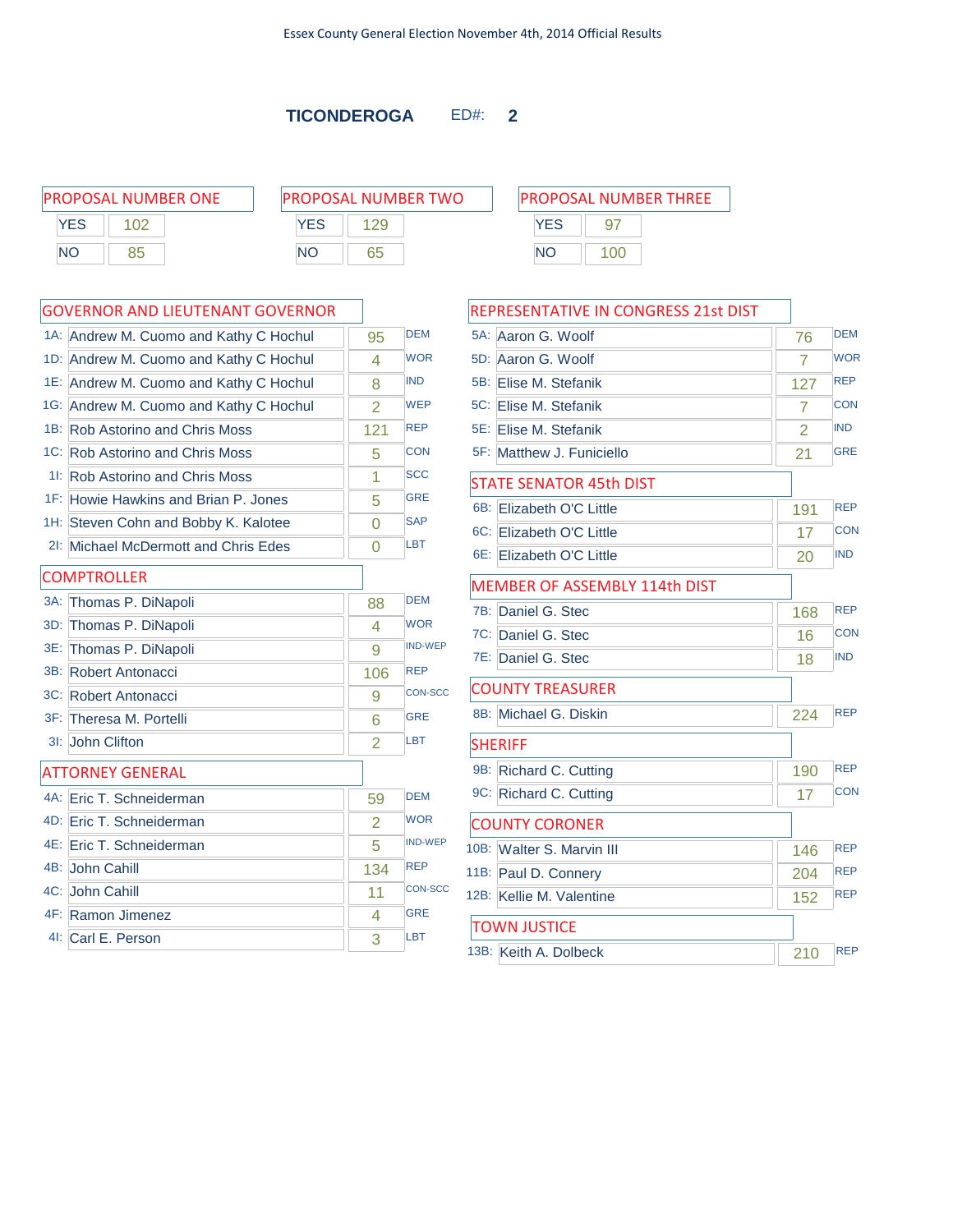Essex County General Election November 4th, 2014 Official Results

# TICONDEROGA ED#: 2

## PROPOSAL NUMBER ONE

| | |
|---|---|
| YES | 102 |
| NO | 85 |

## PROPOSAL NUMBER TWO

| | |
|---|---|
| YES | 129 |
| NO | 65 |

## PROPOSAL NUMBER THREE

| | |
|---|---|
| YES | 97 |
| NO | 100 |

## GOVERNOR AND LIEUTENANT GOVERNOR

| | Candidate | Votes | Party |
|---|---|---|---|
| 1A: | Andrew M. Cuomo and Kathy C Hochul | 95 | DEM |
| 1D: | Andrew M. Cuomo and Kathy C Hochul | 4 | WOR |
| 1E: | Andrew M. Cuomo and Kathy C Hochul | 8 | IND |
| 1G: | Andrew M. Cuomo and Kathy C Hochul | 2 | WEP |
| 1B: | Rob Astorino and Chris Moss | 121 | REP |
| 1C: | Rob Astorino and Chris Moss | 5 | CON |
| 1I: | Rob Astorino and Chris Moss | 1 | SCC |
| 1F: | Howie Hawkins and Brian P. Jones | 5 | GRE |
| 1H: | Steven Cohn and Bobby K. Kalotee | 0 | SAP |
| 2I: | Michael McDermott and Chris Edes | 0 | LBT |

## COMPTROLLER

| | Candidate | Votes | Party |
|---|---|---|---|
| 3A: | Thomas P. DiNapoli | 88 | DEM |
| 3D: | Thomas P. DiNapoli | 4 | WOR |
| 3E: | Thomas P. DiNapoli | 9 | IND-WEP |
| 3B: | Robert Antonacci | 106 | REP |
| 3C: | Robert Antonacci | 9 | CON-SCC |
| 3F: | Theresa M. Portelli | 6 | GRE |
| 3I: | John Clifton | 2 | LBT |

## ATTORNEY GENERAL

| | Candidate | Votes | Party |
|---|---|---|---|
| 4A: | Eric T. Schneiderman | 59 | DEM |
| 4D: | Eric T. Schneiderman | 2 | WOR |
| 4E: | Eric T. Schneiderman | 5 | IND-WEP |
| 4B: | John Cahill | 134 | REP |
| 4C: | John Cahill | 11 | CON-SCC |
| 4F: | Ramon Jimenez | 4 | GRE |
| 4I: | Carl E. Person | 3 | LBT |

## REPRESENTATIVE IN CONGRESS 21st DIST

| | Candidate | Votes | Party |
|---|---|---|---|
| 5A: | Aaron G. Woolf | 76 | DEM |
| 5D: | Aaron G. Woolf | 7 | WOR |
| 5B: | Elise M. Stefanik | 127 | REP |
| 5C: | Elise M. Stefanik | 7 | CON |
| 5E: | Elise M. Stefanik | 2 | IND |
| 5F: | Matthew J. Funiciello | 21 | GRE |

## STATE SENATOR 45th DIST

| | Candidate | Votes | Party |
|---|---|---|---|
| 6B: | Elizabeth O'C Little | 191 | REP |
| 6C: | Elizabeth O'C Little | 17 | CON |
| 6E: | Elizabeth O'C Little | 20 | IND |

## MEMBER OF ASSEMBLY 114th DIST

| | Candidate | Votes | Party |
|---|---|---|---|
| 7B: | Daniel G. Stec | 168 | REP |
| 7C: | Daniel G. Stec | 16 | CON |
| 7E: | Daniel G. Stec | 18 | IND |

## COUNTY TREASURER

| | Candidate | Votes | Party |
|---|---|---|---|
| 8B: | Michael G. Diskin | 224 | REP |

## SHERIFF

| | Candidate | Votes | Party |
|---|---|---|---|
| 9B: | Richard C. Cutting | 190 | REP |
| 9C: | Richard C. Cutting | 17 | CON |

## COUNTY CORONER

| | Candidate | Votes | Party |
|---|---|---|---|
| 10B: | Walter S. Marvin III | 146 | REP |
| 11B: | Paul D. Connery | 204 | REP |
| 12B: | Kellie M. Valentine | 152 | REP |

## TOWN JUSTICE

| | Candidate | Votes | Party |
|---|---|---|---|
| 13B: | Keith A. Dolbeck | 210 | REP |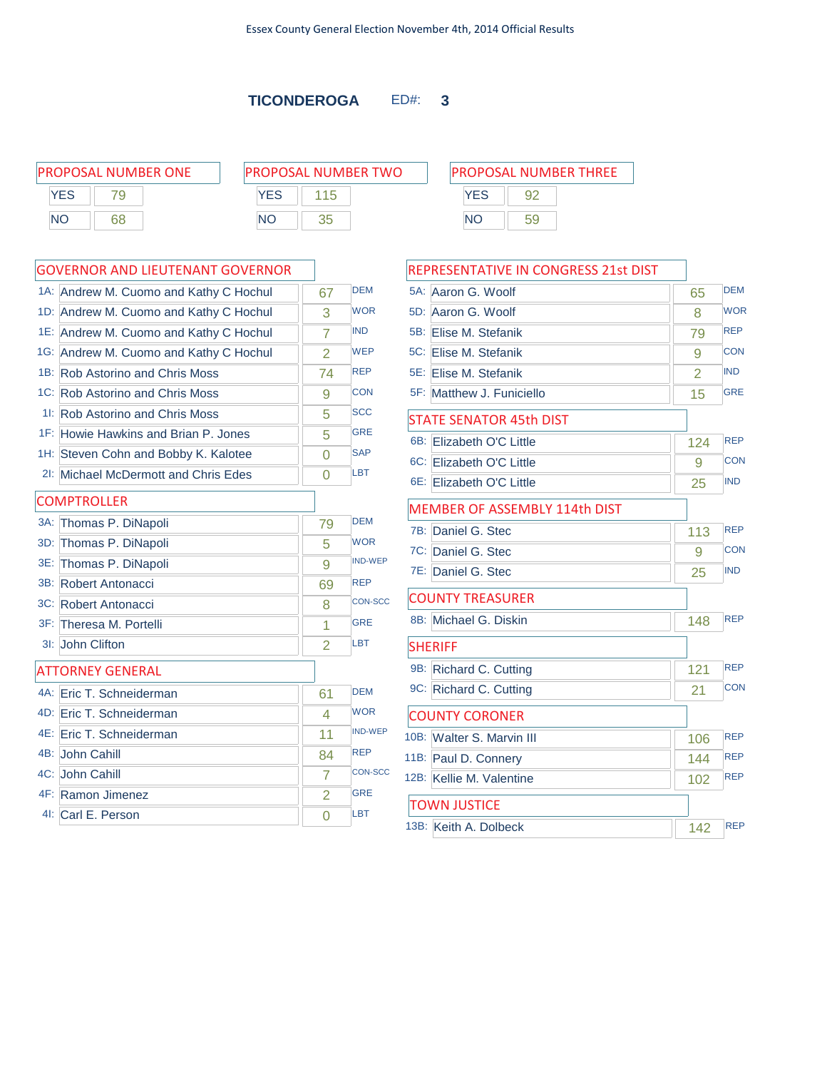Essex County General Election November 4th, 2014 Official Results

## TICONDEROGA ED#: 3

### PROPOSAL NUMBER ONE

| | |
|---|---|
| YES | 79 |
| NO | 68 |

### PROPOSAL NUMBER TWO

| | |
|---|---|
| YES | 115 |
| NO | 35 |

### PROPOSAL NUMBER THREE

| | |
|---|---|
| YES | 92 |
| NO | 59 |

### GOVERNOR AND LIEUTENANT GOVERNOR

| | Candidate | Votes | Party |
|---|---|---|---|
| 1A: | Andrew M. Cuomo and Kathy C Hochul | 67 | DEM |
| 1D: | Andrew M. Cuomo and Kathy C Hochul | 3 | WOR |
| 1E: | Andrew M. Cuomo and Kathy C Hochul | 7 | IND |
| 1G: | Andrew M. Cuomo and Kathy C Hochul | 2 | WEP |
| 1B: | Rob Astorino and Chris Moss | 74 | REP |
| 1C: | Rob Astorino and Chris Moss | 9 | CON |
| 1I: | Rob Astorino and Chris Moss | 5 | SCC |
| 1F: | Howie Hawkins and Brian P. Jones | 5 | GRE |
| 1H: | Steven Cohn and Bobby K. Kalotee | 0 | SAP |
| 2I: | Michael McDermott and Chris Edes | 0 | LBT |

### COMPTROLLER

| | Candidate | Votes | Party |
|---|---|---|---|
| 3A: | Thomas P. DiNapoli | 79 | DEM |
| 3D: | Thomas P. DiNapoli | 5 | WOR |
| 3E: | Thomas P. DiNapoli | 9 | IND-WEP |
| 3B: | Robert Antonacci | 69 | REP |
| 3C: | Robert Antonacci | 8 | CON-SCC |
| 3F: | Theresa M. Portelli | 1 | GRE |
| 3I: | John Clifton | 2 | LBT |

### ATTORNEY GENERAL

| | Candidate | Votes | Party |
|---|---|---|---|
| 4A: | Eric T. Schneiderman | 61 | DEM |
| 4D: | Eric T. Schneiderman | 4 | WOR |
| 4E: | Eric T. Schneiderman | 11 | IND-WEP |
| 4B: | John Cahill | 84 | REP |
| 4C: | John Cahill | 7 | CON-SCC |
| 4F: | Ramon Jimenez | 2 | GRE |
| 4I: | Carl E. Person | 0 | LBT |

### REPRESENTATIVE IN CONGRESS 21st DIST

| | Candidate | Votes | Party |
|---|---|---|---|
| 5A: | Aaron G. Woolf | 65 | DEM |
| 5D: | Aaron G. Woolf | 8 | WOR |
| 5B: | Elise M. Stefanik | 79 | REP |
| 5C: | Elise M. Stefanik | 9 | CON |
| 5E: | Elise M. Stefanik | 2 | IND |
| 5F: | Matthew J. Funiciello | 15 | GRE |

### STATE SENATOR 45th DIST

| | Candidate | Votes | Party |
|---|---|---|---|
| 6B: | Elizabeth O'C Little | 124 | REP |
| 6C: | Elizabeth O'C Little | 9 | CON |
| 6E: | Elizabeth O'C Little | 25 | IND |

### MEMBER OF ASSEMBLY 114th DIST

| | Candidate | Votes | Party |
|---|---|---|---|
| 7B: | Daniel G. Stec | 113 | REP |
| 7C: | Daniel G. Stec | 9 | CON |
| 7E: | Daniel G. Stec | 25 | IND |

### COUNTY TREASURER

| | Candidate | Votes | Party |
|---|---|---|---|
| 8B: | Michael G. Diskin | 148 | REP |

### SHERIFF

| | Candidate | Votes | Party |
|---|---|---|---|
| 9B: | Richard C. Cutting | 121 | REP |
| 9C: | Richard C. Cutting | 21 | CON |

### COUNTY CORONER

| | Candidate | Votes | Party |
|---|---|---|---|
| 10B: | Walter S. Marvin III | 106 | REP |
| 11B: | Paul D. Connery | 144 | REP |
| 12B: | Kellie M. Valentine | 102 | REP |

### TOWN JUSTICE

| | Candidate | Votes | Party |
|---|---|---|---|
| 13B: | Keith A. Dolbeck | 142 | REP |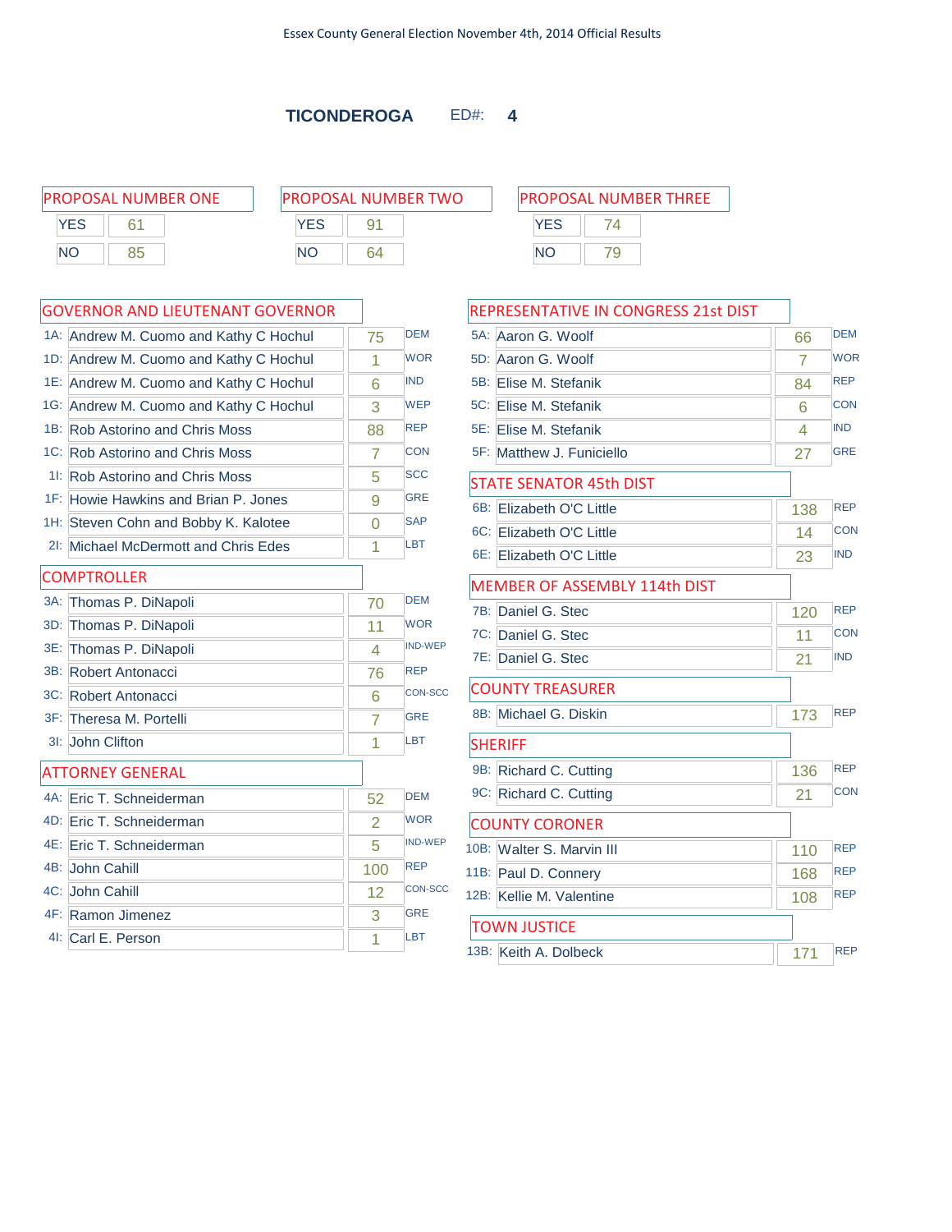Essex County General Election November 4th, 2014 Official Results

## TICONDEROGA ED#: 4

### PROPOSAL NUMBER ONE

| | |
|---|---|
| YES | 61 |
| NO | 85 |

### PROPOSAL NUMBER TWO

| | |
|---|---|
| YES | 91 |
| NO | 64 |

### PROPOSAL NUMBER THREE

| | |
|---|---|
| YES | 74 |
| NO | 79 |

### GOVERNOR AND LIEUTENANT GOVERNOR

| Line | Candidate | Votes | Party |
|---|---|---|---|
| 1A: | Andrew M. Cuomo and Kathy C Hochul | 75 | DEM |
| 1D: | Andrew M. Cuomo and Kathy C Hochul | 1 | WOR |
| 1E: | Andrew M. Cuomo and Kathy C Hochul | 6 | IND |
| 1G: | Andrew M. Cuomo and Kathy C Hochul | 3 | WEP |
| 1B: | Rob Astorino and Chris Moss | 88 | REP |
| 1C: | Rob Astorino and Chris Moss | 7 | CON |
| 1I: | Rob Astorino and Chris Moss | 5 | SCC |
| 1F: | Howie Hawkins and Brian P. Jones | 9 | GRE |
| 1H: | Steven Cohn and Bobby K. Kalotee | 0 | SAP |
| 2I: | Michael McDermott and Chris Edes | 1 | LBT |

### COMPTROLLER

| Line | Candidate | Votes | Party |
|---|---|---|---|
| 3A: | Thomas P. DiNapoli | 70 | DEM |
| 3D: | Thomas P. DiNapoli | 11 | WOR |
| 3E: | Thomas P. DiNapoli | 4 | IND-WEP |
| 3B: | Robert Antonacci | 76 | REP |
| 3C: | Robert Antonacci | 6 | CON-SCC |
| 3F: | Theresa M. Portelli | 7 | GRE |
| 3I: | John Clifton | 1 | LBT |

### ATTORNEY GENERAL

| Line | Candidate | Votes | Party |
|---|---|---|---|
| 4A: | Eric T. Schneiderman | 52 | DEM |
| 4D: | Eric T. Schneiderman | 2 | WOR |
| 4E: | Eric T. Schneiderman | 5 | IND-WEP |
| 4B: | John Cahill | 100 | REP |
| 4C: | John Cahill | 12 | CON-SCC |
| 4F: | Ramon Jimenez | 3 | GRE |
| 4I: | Carl E. Person | 1 | LBT |

### REPRESENTATIVE IN CONGRESS 21st DIST

| Line | Candidate | Votes | Party |
|---|---|---|---|
| 5A: | Aaron G. Woolf | 66 | DEM |
| 5D: | Aaron G. Woolf | 7 | WOR |
| 5B: | Elise M. Stefanik | 84 | REP |
| 5C: | Elise M. Stefanik | 6 | CON |
| 5E: | Elise M. Stefanik | 4 | IND |
| 5F: | Matthew J. Funiciello | 27 | GRE |

### STATE SENATOR 45th DIST

| Line | Candidate | Votes | Party |
|---|---|---|---|
| 6B: | Elizabeth O'C Little | 138 | REP |
| 6C: | Elizabeth O'C Little | 14 | CON |
| 6E: | Elizabeth O'C Little | 23 | IND |

### MEMBER OF ASSEMBLY 114th DIST

| Line | Candidate | Votes | Party |
|---|---|---|---|
| 7B: | Daniel G. Stec | 120 | REP |
| 7C: | Daniel G. Stec | 11 | CON |
| 7E: | Daniel G. Stec | 21 | IND |

### COUNTY TREASURER

| Line | Candidate | Votes | Party |
|---|---|---|---|
| 8B: | Michael G. Diskin | 173 | REP |

### SHERIFF

| Line | Candidate | Votes | Party |
|---|---|---|---|
| 9B: | Richard C. Cutting | 136 | REP |
| 9C: | Richard C. Cutting | 21 | CON |

### COUNTY CORONER

| Line | Candidate | Votes | Party |
|---|---|---|---|
| 10B: | Walter S. Marvin III | 110 | REP |
| 11B: | Paul D. Connery | 168 | REP |
| 12B: | Kellie M. Valentine | 108 | REP |

### TOWN JUSTICE

| Line | Candidate | Votes | Party |
|---|---|---|---|
| 13B: | Keith A. Dolbeck | 171 | REP |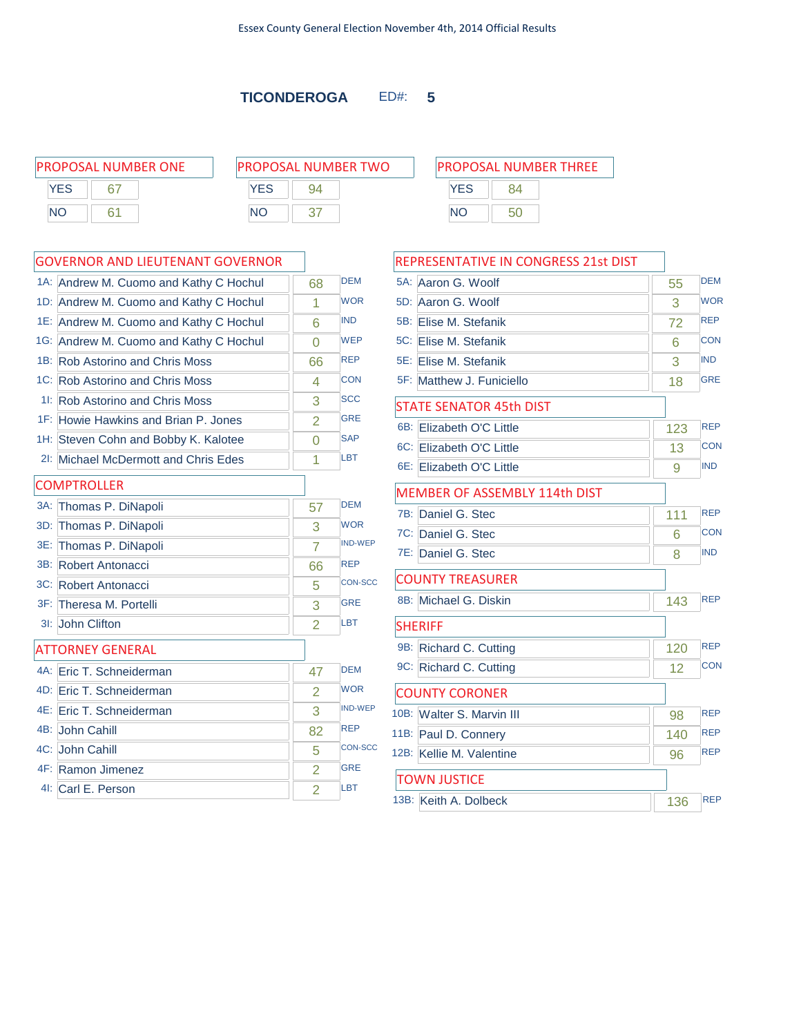Essex County General Election November 4th, 2014 Official Results

# TICONDEROGA ED#: 5

## PROPOSAL NUMBER ONE

| | |
|---|---|
| YES | 67 |
| NO | 61 |

## PROPOSAL NUMBER TWO

| | |
|---|---|
| YES | 94 |
| NO | 37 |

## PROPOSAL NUMBER THREE

| | |
|---|---|
| YES | 84 |
| NO | 50 |

## GOVERNOR AND LIEUTENANT GOVERNOR

| | Candidate | Votes | Party |
|---|---|---|---|
| 1A: | Andrew M. Cuomo and Kathy C Hochul | 68 | DEM |
| 1D: | Andrew M. Cuomo and Kathy C Hochul | 1 | WOR |
| 1E: | Andrew M. Cuomo and Kathy C Hochul | 6 | IND |
| 1G: | Andrew M. Cuomo and Kathy C Hochul | 0 | WEP |
| 1B: | Rob Astorino and Chris Moss | 66 | REP |
| 1C: | Rob Astorino and Chris Moss | 4 | CON |
| 1I: | Rob Astorino and Chris Moss | 3 | SCC |
| 1F: | Howie Hawkins and Brian P. Jones | 2 | GRE |
| 1H: | Steven Cohn and Bobby K. Kalotee | 0 | SAP |
| 2I: | Michael McDermott and Chris Edes | 1 | LBT |

## COMPTROLLER

| | Candidate | Votes | Party |
|---|---|---|---|
| 3A: | Thomas P. DiNapoli | 57 | DEM |
| 3D: | Thomas P. DiNapoli | 3 | WOR |
| 3E: | Thomas P. DiNapoli | 7 | IND-WEP |
| 3B: | Robert Antonacci | 66 | REP |
| 3C: | Robert Antonacci | 5 | CON-SCC |
| 3F: | Theresa M. Portelli | 3 | GRE |
| 3I: | John Clifton | 2 | LBT |

## ATTORNEY GENERAL

| | Candidate | Votes | Party |
|---|---|---|---|
| 4A: | Eric T. Schneiderman | 47 | DEM |
| 4D: | Eric T. Schneiderman | 2 | WOR |
| 4E: | Eric T. Schneiderman | 3 | IND-WEP |
| 4B: | John Cahill | 82 | REP |
| 4C: | John Cahill | 5 | CON-SCC |
| 4F: | Ramon Jimenez | 2 | GRE |
| 4I: | Carl E. Person | 2 | LBT |

## REPRESENTATIVE IN CONGRESS 21st DIST

| | Candidate | Votes | Party |
|---|---|---|---|
| 5A: | Aaron G. Woolf | 55 | DEM |
| 5D: | Aaron G. Woolf | 3 | WOR |
| 5B: | Elise M. Stefanik | 72 | REP |
| 5C: | Elise M. Stefanik | 6 | CON |
| 5E: | Elise M. Stefanik | 3 | IND |
| 5F: | Matthew J. Funiciello | 18 | GRE |

## STATE SENATOR 45th DIST

| | Candidate | Votes | Party |
|---|---|---|---|
| 6B: | Elizabeth O'C Little | 123 | REP |
| 6C: | Elizabeth O'C Little | 13 | CON |
| 6E: | Elizabeth O'C Little | 9 | IND |

## MEMBER OF ASSEMBLY 114th DIST

| | Candidate | Votes | Party |
|---|---|---|---|
| 7B: | Daniel G. Stec | 111 | REP |
| 7C: | Daniel G. Stec | 6 | CON |
| 7E: | Daniel G. Stec | 8 | IND |

## COUNTY TREASURER

| | Candidate | Votes | Party |
|---|---|---|---|
| 8B: | Michael G. Diskin | 143 | REP |

## SHERIFF

| | Candidate | Votes | Party |
|---|---|---|---|
| 9B: | Richard C. Cutting | 120 | REP |
| 9C: | Richard C. Cutting | 12 | CON |

## COUNTY CORONER

| | Candidate | Votes | Party |
|---|---|---|---|
| 10B: | Walter S. Marvin III | 98 | REP |
| 11B: | Paul D. Connery | 140 | REP |
| 12B: | Kellie M. Valentine | 96 | REP |

## TOWN JUSTICE

| | Candidate | Votes | Party |
|---|---|---|---|
| 13B: | Keith A. Dolbeck | 136 | REP |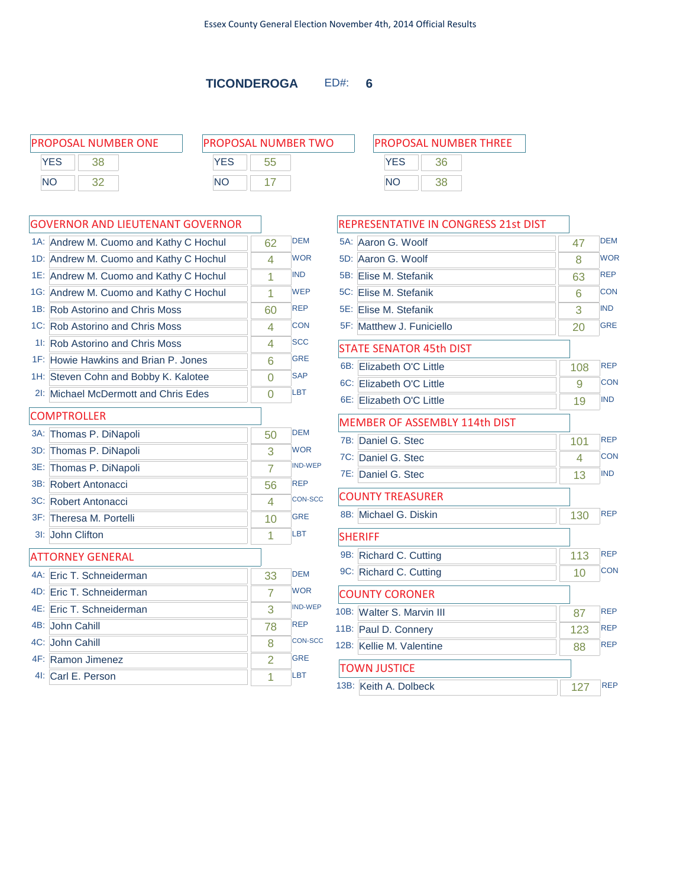Essex County General Election November 4th, 2014 Official Results

## TICONDEROGA ED#: 6

### PROPOSAL NUMBER ONE

| | |
|---|---|
| YES | 38 |
| NO | 32 |

### PROPOSAL NUMBER TWO

| | |
|---|---|
| YES | 55 |
| NO | 17 |

### PROPOSAL NUMBER THREE

| | |
|---|---|
| YES | 36 |
| NO | 38 |

### GOVERNOR AND LIEUTENANT GOVERNOR

| | Candidate | Votes | Party |
|---|---|---|---|
| 1A: | Andrew M. Cuomo and Kathy C Hochul | 62 | DEM |
| 1D: | Andrew M. Cuomo and Kathy C Hochul | 4 | WOR |
| 1E: | Andrew M. Cuomo and Kathy C Hochul | 1 | IND |
| 1G: | Andrew M. Cuomo and Kathy C Hochul | 1 | WEP |
| 1B: | Rob Astorino and Chris Moss | 60 | REP |
| 1C: | Rob Astorino and Chris Moss | 4 | CON |
| 1I: | Rob Astorino and Chris Moss | 4 | SCC |
| 1F: | Howie Hawkins and Brian P. Jones | 6 | GRE |
| 1H: | Steven Cohn and Bobby K. Kalotee | 0 | SAP |
| 2I: | Michael McDermott and Chris Edes | 0 | LBT |

### COMPTROLLER

| | Candidate | Votes | Party |
|---|---|---|---|
| 3A: | Thomas P. DiNapoli | 50 | DEM |
| 3D: | Thomas P. DiNapoli | 3 | WOR |
| 3E: | Thomas P. DiNapoli | 7 | IND-WEP |
| 3B: | Robert Antonacci | 56 | REP |
| 3C: | Robert Antonacci | 4 | CON-SCC |
| 3F: | Theresa M. Portelli | 10 | GRE |
| 3I: | John Clifton | 1 | LBT |

### ATTORNEY GENERAL

| | Candidate | Votes | Party |
|---|---|---|---|
| 4A: | Eric T. Schneiderman | 33 | DEM |
| 4D: | Eric T. Schneiderman | 7 | WOR |
| 4E: | Eric T. Schneiderman | 3 | IND-WEP |
| 4B: | John Cahill | 78 | REP |
| 4C: | John Cahill | 8 | CON-SCC |
| 4F: | Ramon Jimenez | 2 | GRE |
| 4I: | Carl E. Person | 1 | LBT |

### REPRESENTATIVE IN CONGRESS 21st DIST

| | Candidate | Votes | Party |
|---|---|---|---|
| 5A: | Aaron G. Woolf | 47 | DEM |
| 5D: | Aaron G. Woolf | 8 | WOR |
| 5B: | Elise M. Stefanik | 63 | REP |
| 5C: | Elise M. Stefanik | 6 | CON |
| 5E: | Elise M. Stefanik | 3 | IND |
| 5F: | Matthew J. Funiciello | 20 | GRE |

### STATE SENATOR 45th DIST

| | Candidate | Votes | Party |
|---|---|---|---|
| 6B: | Elizabeth O'C Little | 108 | REP |
| 6C: | Elizabeth O'C Little | 9 | CON |
| 6E: | Elizabeth O'C Little | 19 | IND |

### MEMBER OF ASSEMBLY 114th DIST

| | Candidate | Votes | Party |
|---|---|---|---|
| 7B: | Daniel G. Stec | 101 | REP |
| 7C: | Daniel G. Stec | 4 | CON |
| 7E: | Daniel G. Stec | 13 | IND |

### COUNTY TREASURER

| | Candidate | Votes | Party |
|---|---|---|---|
| 8B: | Michael G. Diskin | 130 | REP |

### SHERIFF

| | Candidate | Votes | Party |
|---|---|---|---|
| 9B: | Richard C. Cutting | 113 | REP |
| 9C: | Richard C. Cutting | 10 | CON |

### COUNTY CORONER

| | Candidate | Votes | Party |
|---|---|---|---|
| 10B: | Walter S. Marvin III | 87 | REP |
| 11B: | Paul D. Connery | 123 | REP |
| 12B: | Kellie M. Valentine | 88 | REP |

### TOWN JUSTICE

| | Candidate | Votes | Party |
|---|---|---|---|
| 13B: | Keith A. Dolbeck | 127 | REP |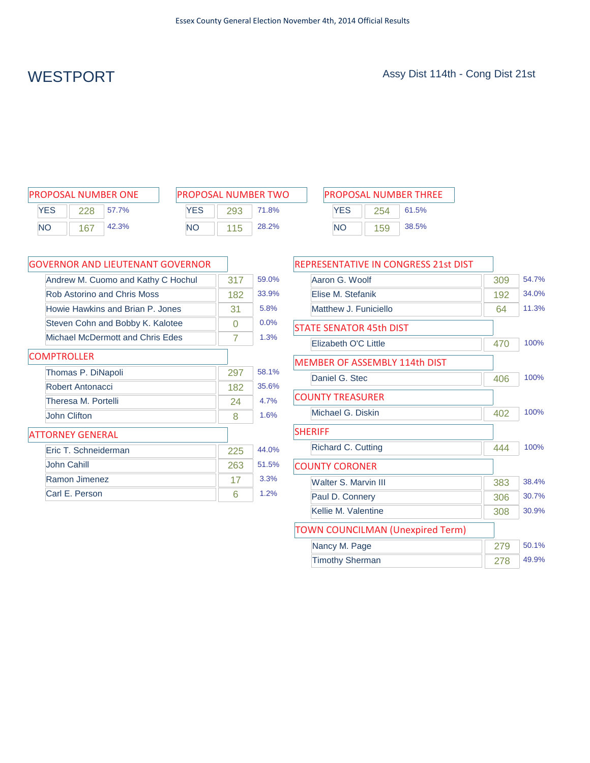# WESTPORT

Assy Dist 114th - Cong Dist 21st

## PROPOSAL NUMBER ONE

| | Votes | % |
|---|---|---|
| YES | 228 | 57.7% |
| NO | 167 | 42.3% |

## PROPOSAL NUMBER TWO

| | Votes | % |
|---|---|---|
| YES | 293 | 71.8% |
| NO | 115 | 28.2% |

## PROPOSAL NUMBER THREE

| | Votes | % |
|---|---|---|
| YES | 254 | 61.5% |
| NO | 159 | 38.5% |

## GOVERNOR AND LIEUTENANT GOVERNOR

| Candidate | Votes | % |
|---|---|---|
| Andrew M. Cuomo and Kathy C Hochul | 317 | 59.0% |
| Rob Astorino and Chris Moss | 182 | 33.9% |
| Howie Hawkins and Brian P. Jones | 31 | 5.8% |
| Steven Cohn and Bobby K. Kalotee | 0 | 0.0% |
| Michael McDermott and Chris Edes | 7 | 1.3% |

## COMPTROLLER

| Candidate | Votes | % |
|---|---|---|
| Thomas P. DiNapoli | 297 | 58.1% |
| Robert Antonacci | 182 | 35.6% |
| Theresa M. Portelli | 24 | 4.7% |
| John Clifton | 8 | 1.6% |

## ATTORNEY GENERAL

| Candidate | Votes | % |
|---|---|---|
| Eric T. Schneiderman | 225 | 44.0% |
| John Cahill | 263 | 51.5% |
| Ramon Jimenez | 17 | 3.3% |
| Carl E. Person | 6 | 1.2% |

## REPRESENTATIVE IN CONGRESS 21st DIST

| Candidate | Votes | % |
|---|---|---|
| Aaron G. Woolf | 309 | 54.7% |
| Elise M. Stefanik | 192 | 34.0% |
| Matthew J. Funiciello | 64 | 11.3% |

## STATE SENATOR 45th DIST

| Candidate | Votes | % |
|---|---|---|
| Elizabeth O'C Little | 470 | 100% |

## MEMBER OF ASSEMBLY 114th DIST

| Candidate | Votes | % |
|---|---|---|
| Daniel G. Stec | 406 | 100% |

## COUNTY TREASURER

| Candidate | Votes | % |
|---|---|---|
| Michael G. Diskin | 402 | 100% |

## SHERIFF

| Candidate | Votes | % |
|---|---|---|
| Richard C. Cutting | 444 | 100% |

## COUNTY CORONER

| Candidate | Votes | % |
|---|---|---|
| Walter S. Marvin III | 383 | 38.4% |
| Paul D. Connery | 306 | 30.7% |
| Kellie M. Valentine | 308 | 30.9% |

## TOWN COUNCILMAN (Unexpired Term)

| Candidate | Votes | % |
|---|---|---|
| Nancy M. Page | 279 | 50.1% |
| Timothy Sherman | 278 | 49.9% |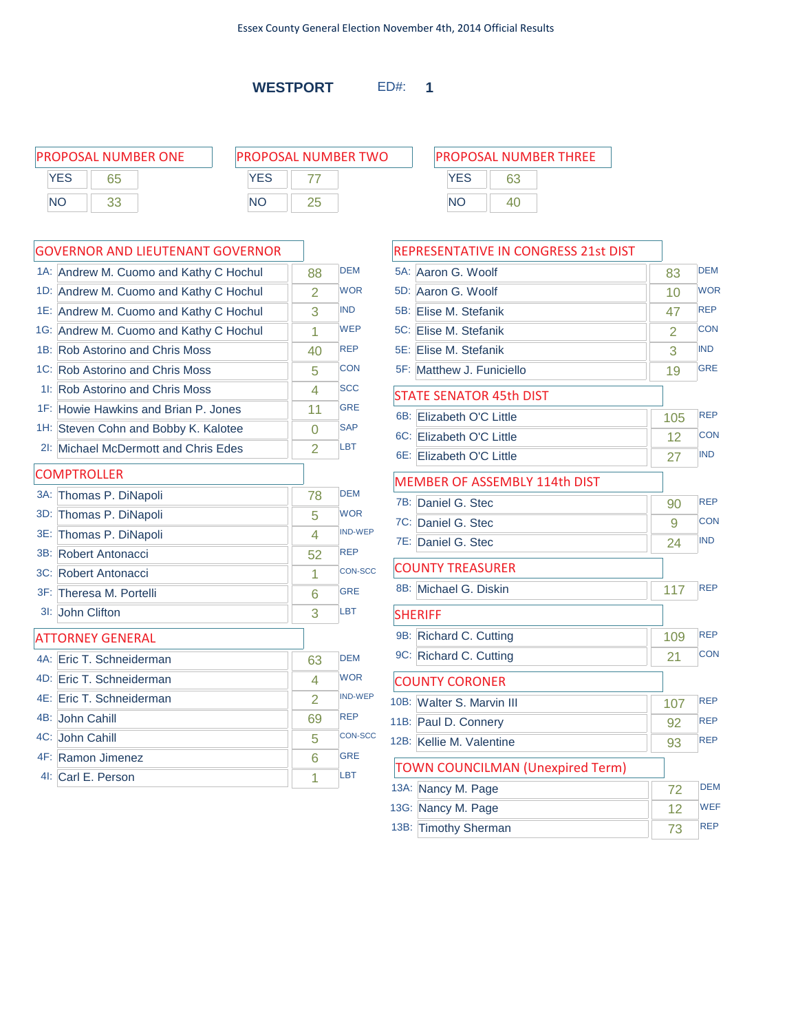Essex County General Election November 4th, 2014 Official Results

## WESTPORT ED#: 1

### PROPOSAL NUMBER ONE

| | |
|---|---|
| YES | 65 |
| NO | 33 |

### PROPOSAL NUMBER TWO

| | |
|---|---|
| YES | 77 |
| NO | 25 |

### PROPOSAL NUMBER THREE

| | |
|---|---|
| YES | 63 |
| NO | 40 |

### GOVERNOR AND LIEUTENANT GOVERNOR

| | Candidate | Votes | Party |
|---|---|---|---|
| 1A: | Andrew M. Cuomo and Kathy C Hochul | 88 | DEM |
| 1D: | Andrew M. Cuomo and Kathy C Hochul | 2 | WOR |
| 1E: | Andrew M. Cuomo and Kathy C Hochul | 3 | IND |
| 1G: | Andrew M. Cuomo and Kathy C Hochul | 1 | WEP |
| 1B: | Rob Astorino and Chris Moss | 40 | REP |
| 1C: | Rob Astorino and Chris Moss | 5 | CON |
| 1I: | Rob Astorino and Chris Moss | 4 | SCC |
| 1F: | Howie Hawkins and Brian P. Jones | 11 | GRE |
| 1H: | Steven Cohn and Bobby K. Kalotee | 0 | SAP |
| 2I: | Michael McDermott and Chris Edes | 2 | LBT |

### COMPTROLLER

| | Candidate | Votes | Party |
|---|---|---|---|
| 3A: | Thomas P. DiNapoli | 78 | DEM |
| 3D: | Thomas P. DiNapoli | 5 | WOR |
| 3E: | Thomas P. DiNapoli | 4 | IND-WEP |
| 3B: | Robert Antonacci | 52 | REP |
| 3C: | Robert Antonacci | 1 | CON-SCC |
| 3F: | Theresa M. Portelli | 6 | GRE |
| 3I: | John Clifton | 3 | LBT |

### ATTORNEY GENERAL

| | Candidate | Votes | Party |
|---|---|---|---|
| 4A: | Eric T. Schneiderman | 63 | DEM |
| 4D: | Eric T. Schneiderman | 4 | WOR |
| 4E: | Eric T. Schneiderman | 2 | IND-WEP |
| 4B: | John Cahill | 69 | REP |
| 4C: | John Cahill | 5 | CON-SCC |
| 4F: | Ramon Jimenez | 6 | GRE |
| 4I: | Carl E. Person | 1 | LBT |

### REPRESENTATIVE IN CONGRESS 21st DIST

| | Candidate | Votes | Party |
|---|---|---|---|
| 5A: | Aaron G. Woolf | 83 | DEM |
| 5D: | Aaron G. Woolf | 10 | WOR |
| 5B: | Elise M. Stefanik | 47 | REP |
| 5C: | Elise M. Stefanik | 2 | CON |
| 5E: | Elise M. Stefanik | 3 | IND |
| 5F: | Matthew J. Funiciello | 19 | GRE |

### STATE SENATOR 45th DIST

| | Candidate | Votes | Party |
|---|---|---|---|
| 6B: | Elizabeth O'C Little | 105 | REP |
| 6C: | Elizabeth O'C Little | 12 | CON |
| 6E: | Elizabeth O'C Little | 27 | IND |

### MEMBER OF ASSEMBLY 114th DIST

| | Candidate | Votes | Party |
|---|---|---|---|
| 7B: | Daniel G. Stec | 90 | REP |
| 7C: | Daniel G. Stec | 9 | CON |
| 7E: | Daniel G. Stec | 24 | IND |

### COUNTY TREASURER

| | Candidate | Votes | Party |
|---|---|---|---|
| 8B: | Michael G. Diskin | 117 | REP |

### SHERIFF

| | Candidate | Votes | Party |
|---|---|---|---|
| 9B: | Richard C. Cutting | 109 | REP |
| 9C: | Richard C. Cutting | 21 | CON |

### COUNTY CORONER

| | Candidate | Votes | Party |
|---|---|---|---|
| 10B: | Walter S. Marvin III | 107 | REP |
| 11B: | Paul D. Connery | 92 | REP |
| 12B: | Kellie M. Valentine | 93 | REP |

### TOWN COUNCILMAN (Unexpired Term)

| | Candidate | Votes | Party |
|---|---|---|---|
| 13A: | Nancy M. Page | 72 | DEM |
| 13G: | Nancy M. Page | 12 | WEF |
| 13B: | Timothy Sherman | 73 | REP |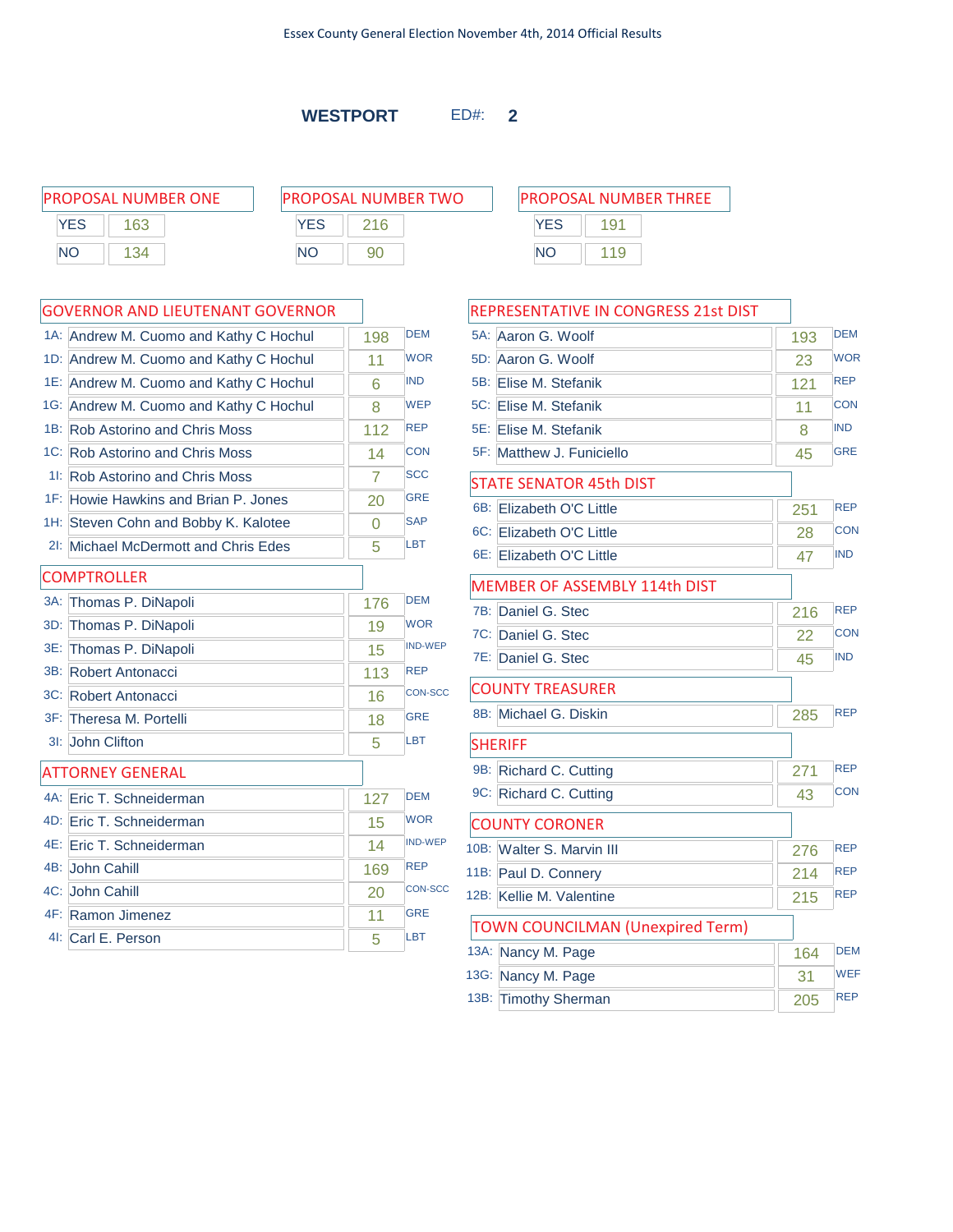Essex County General Election November 4th, 2014 Official Results

## WESTPORT ED#: 2

### PROPOSAL NUMBER ONE

| | |
|---|---|
| YES | 163 |
| NO | 134 |

### PROPOSAL NUMBER TWO

| | |
|---|---|
| YES | 216 |
| NO | 90 |

### PROPOSAL NUMBER THREE

| | |
|---|---|
| YES | 191 |
| NO | 119 |

### GOVERNOR AND LIEUTENANT GOVERNOR

| | Candidate | Votes | Party |
|---|---|---|---|
| 1A: | Andrew M. Cuomo and Kathy C Hochul | 198 | DEM |
| 1D: | Andrew M. Cuomo and Kathy C Hochul | 11 | WOR |
| 1E: | Andrew M. Cuomo and Kathy C Hochul | 6 | IND |
| 1G: | Andrew M. Cuomo and Kathy C Hochul | 8 | WEP |
| 1B: | Rob Astorino and Chris Moss | 112 | REP |
| 1C: | Rob Astorino and Chris Moss | 14 | CON |
| 1I: | Rob Astorino and Chris Moss | 7 | SCC |
| 1F: | Howie Hawkins and Brian P. Jones | 20 | GRE |
| 1H: | Steven Cohn and Bobby K. Kalotee | 0 | SAP |
| 2I: | Michael McDermott and Chris Edes | 5 | LBT |

### COMPTROLLER

| | Candidate | Votes | Party |
|---|---|---|---|
| 3A: | Thomas P. DiNapoli | 176 | DEM |
| 3D: | Thomas P. DiNapoli | 19 | WOR |
| 3E: | Thomas P. DiNapoli | 15 | IND-WEP |
| 3B: | Robert Antonacci | 113 | REP |
| 3C: | Robert Antonacci | 16 | CON-SCC |
| 3F: | Theresa M. Portelli | 18 | GRE |
| 3I: | John Clifton | 5 | LBT |

### ATTORNEY GENERAL

| | Candidate | Votes | Party |
|---|---|---|---|
| 4A: | Eric T. Schneiderman | 127 | DEM |
| 4D: | Eric T. Schneiderman | 15 | WOR |
| 4E: | Eric T. Schneiderman | 14 | IND-WEP |
| 4B: | John Cahill | 169 | REP |
| 4C: | John Cahill | 20 | CON-SCC |
| 4F: | Ramon Jimenez | 11 | GRE |
| 4I: | Carl E. Person | 5 | LBT |

### REPRESENTATIVE IN CONGRESS 21st DIST

| | Candidate | Votes | Party |
|---|---|---|---|
| 5A: | Aaron G. Woolf | 193 | DEM |
| 5D: | Aaron G. Woolf | 23 | WOR |
| 5B: | Elise M. Stefanik | 121 | REP |
| 5C: | Elise M. Stefanik | 11 | CON |
| 5E: | Elise M. Stefanik | 8 | IND |
| 5F: | Matthew J. Funiciello | 45 | GRE |

### STATE SENATOR 45th DIST

| | Candidate | Votes | Party |
|---|---|---|---|
| 6B: | Elizabeth O'C Little | 251 | REP |
| 6C: | Elizabeth O'C Little | 28 | CON |
| 6E: | Elizabeth O'C Little | 47 | IND |

### MEMBER OF ASSEMBLY 114th DIST

| | Candidate | Votes | Party |
|---|---|---|---|
| 7B: | Daniel G. Stec | 216 | REP |
| 7C: | Daniel G. Stec | 22 | CON |
| 7E: | Daniel G. Stec | 45 | IND |

### COUNTY TREASURER

| | Candidate | Votes | Party |
|---|---|---|---|
| 8B: | Michael G. Diskin | 285 | REP |

### SHERIFF

| | Candidate | Votes | Party |
|---|---|---|---|
| 9B: | Richard C. Cutting | 271 | REP |
| 9C: | Richard C. Cutting | 43 | CON |

### COUNTY CORONER

| | Candidate | Votes | Party |
|---|---|---|---|
| 10B: | Walter S. Marvin III | 276 | REP |
| 11B: | Paul D. Connery | 214 | REP |
| 12B: | Kellie M. Valentine | 215 | REP |

### TOWN COUNCILMAN (Unexpired Term)

| | Candidate | Votes | Party |
|---|---|---|---|
| 13A: | Nancy M. Page | 164 | DEM |
| 13G: | Nancy M. Page | 31 | WEF |
| 13B: | Timothy Sherman | 205 | REP |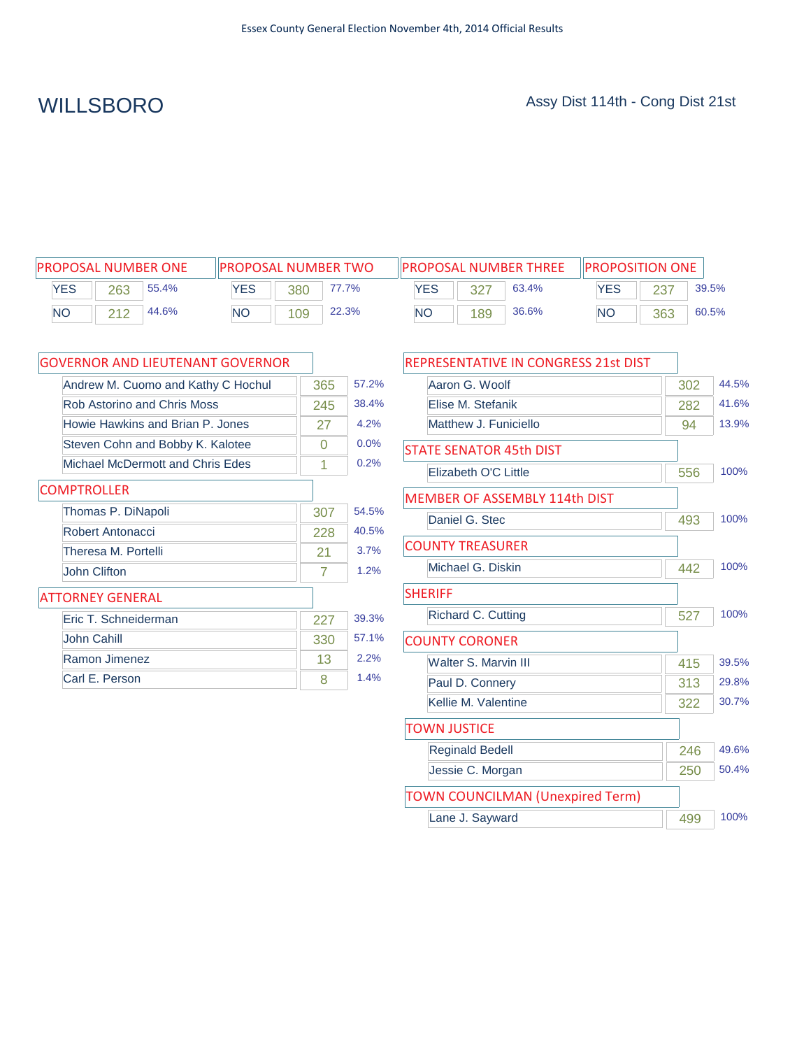Essex County General Election November 4th, 2014 Official Results

# WILLSBORO

Assy Dist 114th - Cong Dist 21st

## PROPOSAL NUMBER ONE

| | Votes | % |
|---|---|---|
| YES | 263 | 55.4% |
| NO | 212 | 44.6% |

## PROPOSAL NUMBER TWO

| | Votes | % |
|---|---|---|
| YES | 380 | 77.7% |
| NO | 109 | 22.3% |

## PROPOSAL NUMBER THREE

| | Votes | % |
|---|---|---|
| YES | 327 | 63.4% |
| NO | 189 | 36.6% |

## PROPOSITION ONE

| | Votes | % |
|---|---|---|
| YES | 237 | 39.5% |
| NO | 363 | 60.5% |

## GOVERNOR AND LIEUTENANT GOVERNOR

| Candidate | Votes | % |
|---|---|---|
| Andrew M. Cuomo and Kathy C Hochul | 365 | 57.2% |
| Rob Astorino and Chris Moss | 245 | 38.4% |
| Howie Hawkins and Brian P. Jones | 27 | 4.2% |
| Steven Cohn and Bobby K. Kalotee | 0 | 0.0% |
| Michael McDermott and Chris Edes | 1 | 0.2% |

## COMPTROLLER

| Candidate | Votes | % |
|---|---|---|
| Thomas P. DiNapoli | 307 | 54.5% |
| Robert Antonacci | 228 | 40.5% |
| Theresa M. Portelli | 21 | 3.7% |
| John Clifton | 7 | 1.2% |

## ATTORNEY GENERAL

| Candidate | Votes | % |
|---|---|---|
| Eric T. Schneiderman | 227 | 39.3% |
| John Cahill | 330 | 57.1% |
| Ramon Jimenez | 13 | 2.2% |
| Carl E. Person | 8 | 1.4% |

## REPRESENTATIVE IN CONGRESS 21st DIST

| Candidate | Votes | % |
|---|---|---|
| Aaron G. Woolf | 302 | 44.5% |
| Elise M. Stefanik | 282 | 41.6% |
| Matthew J. Funiciello | 94 | 13.9% |

## STATE SENATOR 45th DIST

| Candidate | Votes | % |
|---|---|---|
| Elizabeth O'C Little | 556 | 100% |

## MEMBER OF ASSEMBLY 114th DIST

| Candidate | Votes | % |
|---|---|---|
| Daniel G. Stec | 493 | 100% |

## COUNTY TREASURER

| Candidate | Votes | % |
|---|---|---|
| Michael G. Diskin | 442 | 100% |

## SHERIFF

| Candidate | Votes | % |
|---|---|---|
| Richard C. Cutting | 527 | 100% |

## COUNTY CORONER

| Candidate | Votes | % |
|---|---|---|
| Walter S. Marvin III | 415 | 39.5% |
| Paul D. Connery | 313 | 29.8% |
| Kellie M. Valentine | 322 | 30.7% |

## TOWN JUSTICE

| Candidate | Votes | % |
|---|---|---|
| Reginald Bedell | 246 | 49.6% |
| Jessie C. Morgan | 250 | 50.4% |

## TOWN COUNCILMAN (Unexpired Term)

| Candidate | Votes | % |
|---|---|---|
| Lane J. Sayward | 499 | 100% |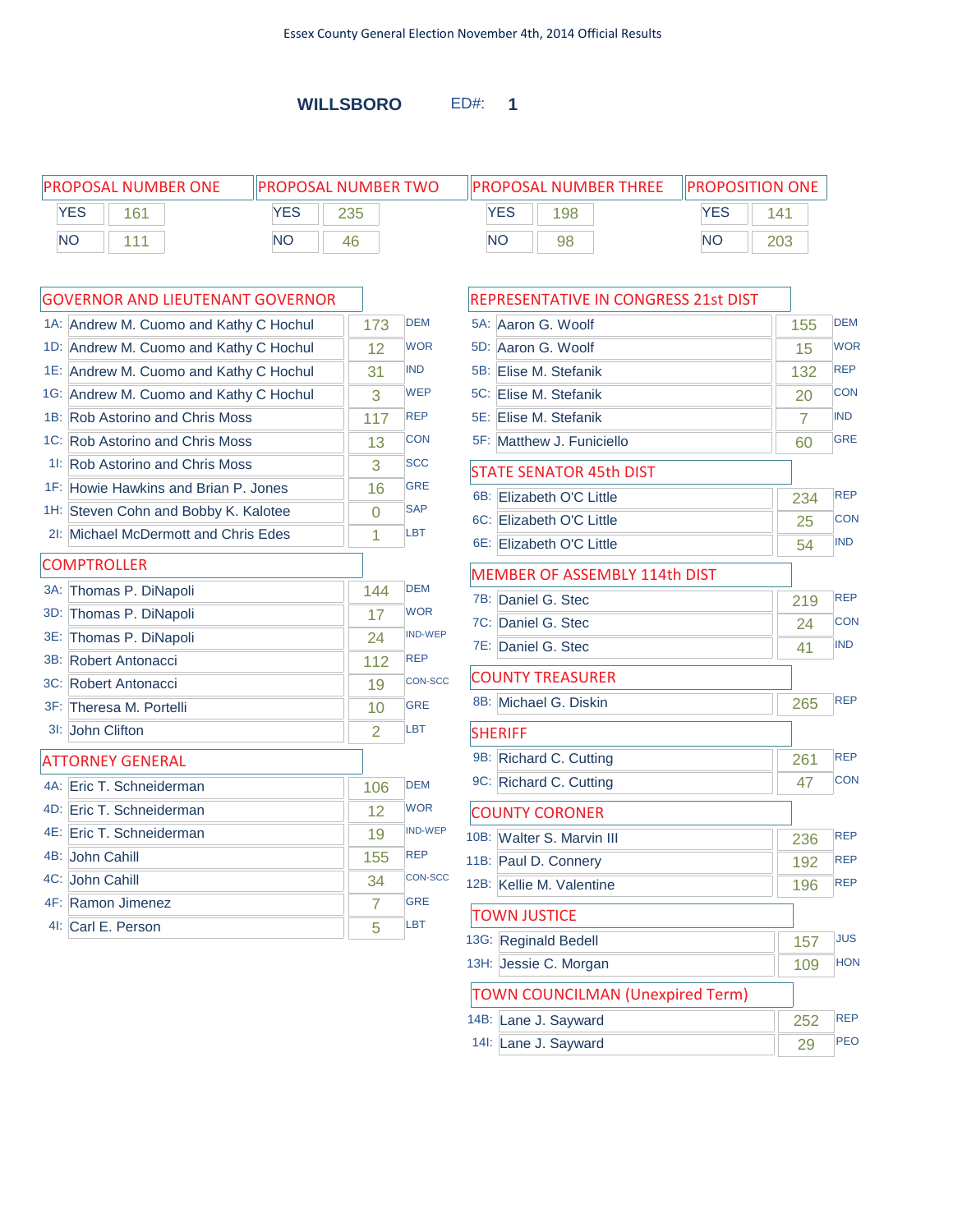Essex County General Election November 4th, 2014 Official Results

## WILLSBORO ED#: 1

### PROPOSAL NUMBER ONE

| | |
|---|---|
| YES | 161 |
| NO | 111 |

### PROPOSAL NUMBER TWO

| | |
|---|---|
| YES | 235 |
| NO | 46 |

### PROPOSAL NUMBER THREE

| | |
|---|---|
| YES | 198 |
| NO | 98 |

### PROPOSITION ONE

| | |
|---|---|
| YES | 141 |
| NO | 203 |

### GOVERNOR AND LIEUTENANT GOVERNOR

| | Candidate | Votes | Party |
|---|---|---|---|
| 1A: | Andrew M. Cuomo and Kathy C Hochul | 173 | DEM |
| 1D: | Andrew M. Cuomo and Kathy C Hochul | 12 | WOR |
| 1E: | Andrew M. Cuomo and Kathy C Hochul | 31 | IND |
| 1G: | Andrew M. Cuomo and Kathy C Hochul | 3 | WEP |
| 1B: | Rob Astorino and Chris Moss | 117 | REP |
| 1C: | Rob Astorino and Chris Moss | 13 | CON |
| 1I: | Rob Astorino and Chris Moss | 3 | SCC |
| 1F: | Howie Hawkins and Brian P. Jones | 16 | GRE |
| 1H: | Steven Cohn and Bobby K. Kalotee | 0 | SAP |
| 2I: | Michael McDermott and Chris Edes | 1 | LBT |

### COMPTROLLER

| | Candidate | Votes | Party |
|---|---|---|---|
| 3A: | Thomas P. DiNapoli | 144 | DEM |
| 3D: | Thomas P. DiNapoli | 17 | WOR |
| 3E: | Thomas P. DiNapoli | 24 | IND-WEP |
| 3B: | Robert Antonacci | 112 | REP |
| 3C: | Robert Antonacci | 19 | CON-SCC |
| 3F: | Theresa M. Portelli | 10 | GRE |
| 3I: | John Clifton | 2 | LBT |

### ATTORNEY GENERAL

| | Candidate | Votes | Party |
|---|---|---|---|
| 4A: | Eric T. Schneiderman | 106 | DEM |
| 4D: | Eric T. Schneiderman | 12 | WOR |
| 4E: | Eric T. Schneiderman | 19 | IND-WEP |
| 4B: | John Cahill | 155 | REP |
| 4C: | John Cahill | 34 | CON-SCC |
| 4F: | Ramon Jimenez | 7 | GRE |
| 4I: | Carl E. Person | 5 | LBT |

### REPRESENTATIVE IN CONGRESS 21st DIST

| | Candidate | Votes | Party |
|---|---|---|---|
| 5A: | Aaron G. Woolf | 155 | DEM |
| 5D: | Aaron G. Woolf | 15 | WOR |
| 5B: | Elise M. Stefanik | 132 | REP |
| 5C: | Elise M. Stefanik | 20 | CON |
| 5E: | Elise M. Stefanik | 7 | IND |
| 5F: | Matthew J. Funiciello | 60 | GRE |

### STATE SENATOR 45th DIST

| | Candidate | Votes | Party |
|---|---|---|---|
| 6B: | Elizabeth O'C Little | 234 | REP |
| 6C: | Elizabeth O'C Little | 25 | CON |
| 6E: | Elizabeth O'C Little | 54 | IND |

### MEMBER OF ASSEMBLY 114th DIST

| | Candidate | Votes | Party |
|---|---|---|---|
| 7B: | Daniel G. Stec | 219 | REP |
| 7C: | Daniel G. Stec | 24 | CON |
| 7E: | Daniel G. Stec | 41 | IND |

### COUNTY TREASURER

| | Candidate | Votes | Party |
|---|---|---|---|
| 8B: | Michael G. Diskin | 265 | REP |

### SHERIFF

| | Candidate | Votes | Party |
|---|---|---|---|
| 9B: | Richard C. Cutting | 261 | REP |
| 9C: | Richard C. Cutting | 47 | CON |

### COUNTY CORONER

| | Candidate | Votes | Party |
|---|---|---|---|
| 10B: | Walter S. Marvin III | 236 | REP |
| 11B: | Paul D. Connery | 192 | REP |
| 12B: | Kellie M. Valentine | 196 | REP |

### TOWN JUSTICE

| | Candidate | Votes | Party |
|---|---|---|---|
| 13G: | Reginald Bedell | 157 | JUS |
| 13H: | Jessie C. Morgan | 109 | HON |

### TOWN COUNCILMAN (Unexpired Term)

| | Candidate | Votes | Party |
|---|---|---|---|
| 14B: | Lane J. Sayward | 252 | REP |
| 14I: | Lane J. Sayward | 29 | PEO |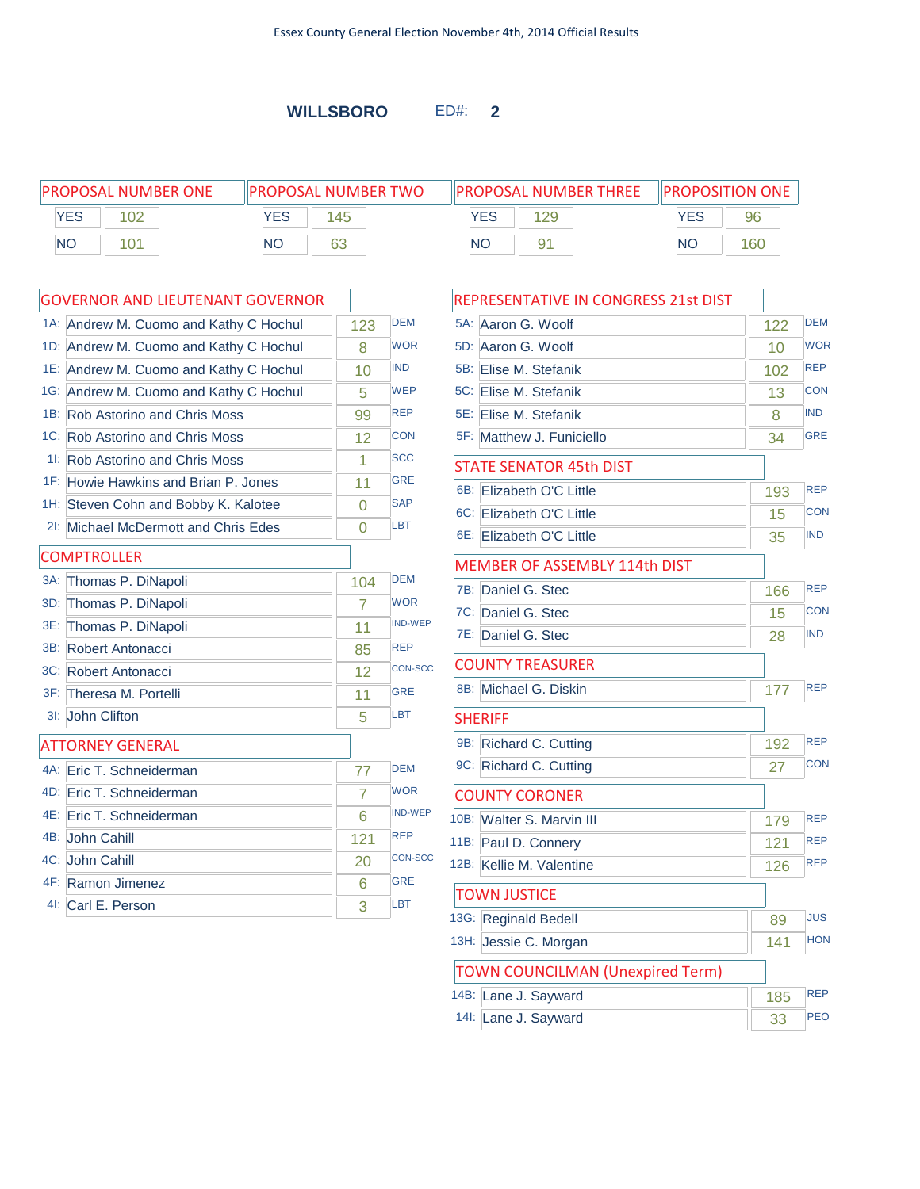Essex County General Election November 4th, 2014 Official Results

## WILLSBORO ED#: 2

| PROPOSAL NUMBER ONE | |
|---|---|
| YES | 102 |
| NO | 101 |

| PROPOSAL NUMBER TWO | |
|---|---|
| YES | 145 |
| NO | 63 |

| PROPOSAL NUMBER THREE | |
|---|---|
| YES | 129 |
| NO | 91 |

| PROPOSITION ONE | |
|---|---|
| YES | 96 |
| NO | 160 |

### GOVERNOR AND LIEUTENANT GOVERNOR

| | Candidate | Votes | Party |
|---|---|---|---|
| 1A: | Andrew M. Cuomo and Kathy C Hochul | 123 | DEM |
| 1D: | Andrew M. Cuomo and Kathy C Hochul | 8 | WOR |
| 1E: | Andrew M. Cuomo and Kathy C Hochul | 10 | IND |
| 1G: | Andrew M. Cuomo and Kathy C Hochul | 5 | WEP |
| 1B: | Rob Astorino and Chris Moss | 99 | REP |
| 1C: | Rob Astorino and Chris Moss | 12 | CON |
| 1I: | Rob Astorino and Chris Moss | 1 | SCC |
| 1F: | Howie Hawkins and Brian P. Jones | 11 | GRE |
| 1H: | Steven Cohn and Bobby K. Kalotee | 0 | SAP |
| 2I: | Michael McDermott and Chris Edes | 0 | LBT |

### COMPTROLLER

| | Candidate | Votes | Party |
|---|---|---|---|
| 3A: | Thomas P. DiNapoli | 104 | DEM |
| 3D: | Thomas P. DiNapoli | 7 | WOR |
| 3E: | Thomas P. DiNapoli | 11 | IND-WEP |
| 3B: | Robert Antonacci | 85 | REP |
| 3C: | Robert Antonacci | 12 | CON-SCC |
| 3F: | Theresa M. Portelli | 11 | GRE |
| 3I: | John Clifton | 5 | LBT |

### ATTORNEY GENERAL

| | Candidate | Votes | Party |
|---|---|---|---|
| 4A: | Eric T. Schneiderman | 77 | DEM |
| 4D: | Eric T. Schneiderman | 7 | WOR |
| 4E: | Eric T. Schneiderman | 6 | IND-WEP |
| 4B: | John Cahill | 121 | REP |
| 4C: | John Cahill | 20 | CON-SCC |
| 4F: | Ramon Jimenez | 6 | GRE |
| 4I: | Carl E. Person | 3 | LBT |

### REPRESENTATIVE IN CONGRESS 21st DIST

| | Candidate | Votes | Party |
|---|---|---|---|
| 5A: | Aaron G. Woolf | 122 | DEM |
| 5D: | Aaron G. Woolf | 10 | WOR |
| 5B: | Elise M. Stefanik | 102 | REP |
| 5C: | Elise M. Stefanik | 13 | CON |
| 5E: | Elise M. Stefanik | 8 | IND |
| 5F: | Matthew J. Funiciello | 34 | GRE |

### STATE SENATOR 45th DIST

| | Candidate | Votes | Party |
|---|---|---|---|
| 6B: | Elizabeth O'C Little | 193 | REP |
| 6C: | Elizabeth O'C Little | 15 | CON |
| 6E: | Elizabeth O'C Little | 35 | IND |

### MEMBER OF ASSEMBLY 114th DIST

| | Candidate | Votes | Party |
|---|---|---|---|
| 7B: | Daniel G. Stec | 166 | REP |
| 7C: | Daniel G. Stec | 15 | CON |
| 7E: | Daniel G. Stec | 28 | IND |

### COUNTY TREASURER

| | Candidate | Votes | Party |
|---|---|---|---|
| 8B: | Michael G. Diskin | 177 | REP |

### SHERIFF

| | Candidate | Votes | Party |
|---|---|---|---|
| 9B: | Richard C. Cutting | 192 | REP |
| 9C: | Richard C. Cutting | 27 | CON |

### COUNTY CORONER

| | Candidate | Votes | Party |
|---|---|---|---|
| 10B: | Walter S. Marvin III | 179 | REP |
| 11B: | Paul D. Connery | 121 | REP |
| 12B: | Kellie M. Valentine | 126 | REP |

### TOWN JUSTICE

| | Candidate | Votes | Party |
|---|---|---|---|
| 13G: | Reginald Bedell | 89 | JUS |
| 13H: | Jessie C. Morgan | 141 | HON |

### TOWN COUNCILMAN (Unexpired Term)

| | Candidate | Votes | Party |
|---|---|---|---|
| 14B: | Lane J. Sayward | 185 | REP |
| 14I: | Lane J. Sayward | 33 | PEO |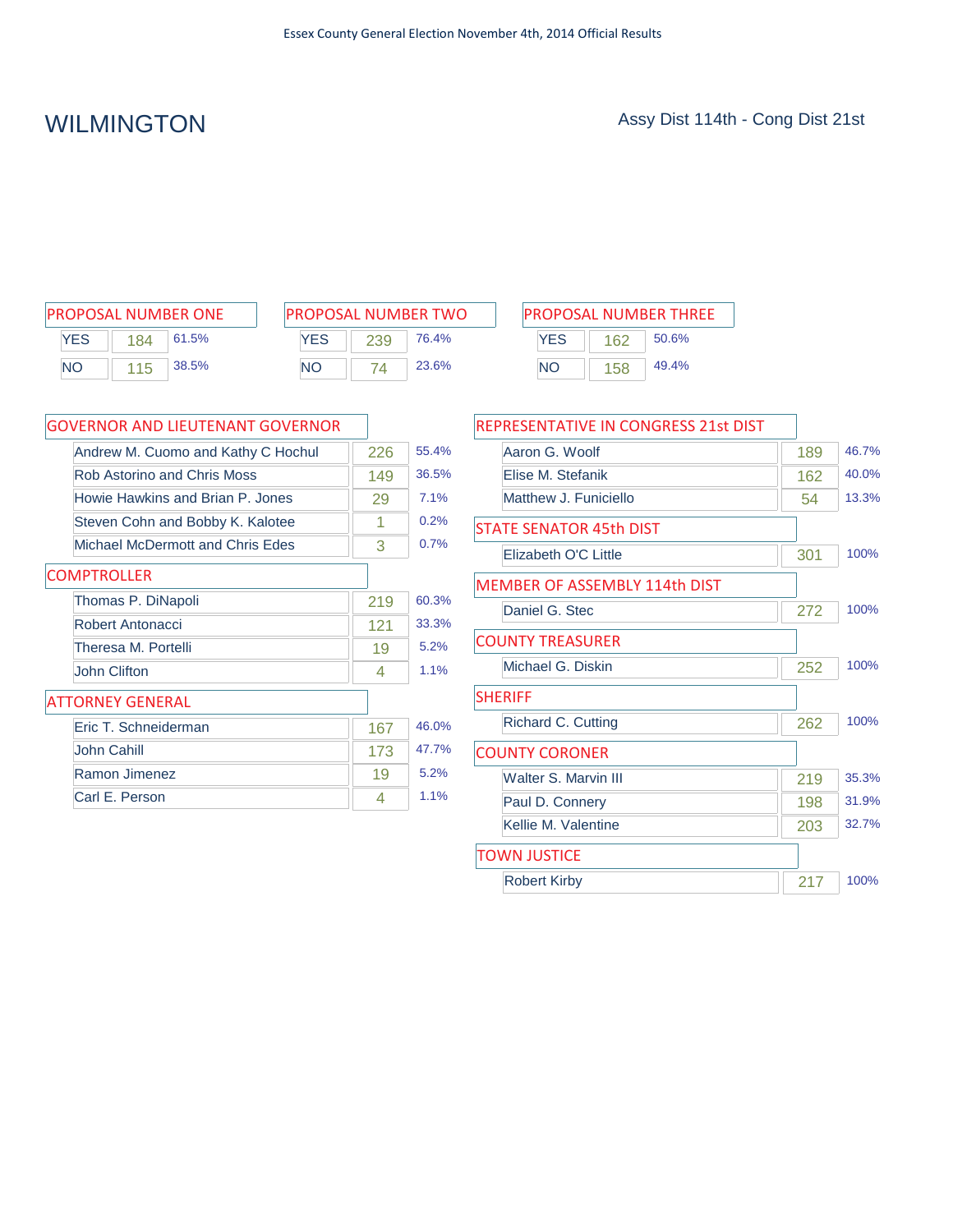Essex County General Election November 4th, 2014 Official Results

# WILMINGTON

Assy Dist 114th - Cong Dist 21st

| PROPOSAL NUMBER ONE | | |
|---|---|---|
| YES | 184 | 61.5% |
| NO | 115 | 38.5% |

| PROPOSAL NUMBER TWO | | |
|---|---|---|
| YES | 239 | 76.4% |
| NO | 74 | 23.6% |

| PROPOSAL NUMBER THREE | | |
|---|---|---|
| YES | 162 | 50.6% |
| NO | 158 | 49.4% |

| GOVERNOR AND LIEUTENANT GOVERNOR | | |
|---|---|---|
| Andrew M. Cuomo and Kathy C Hochul | 226 | 55.4% |
| Rob Astorino and Chris Moss | 149 | 36.5% |
| Howie Hawkins and Brian P. Jones | 29 | 7.1% |
| Steven Cohn and Bobby K. Kalotee | 1 | 0.2% |
| Michael McDermott and Chris Edes | 3 | 0.7% |

| COMPTROLLER | | |
|---|---|---|
| Thomas P. DiNapoli | 219 | 60.3% |
| Robert Antonacci | 121 | 33.3% |
| Theresa M. Portelli | 19 | 5.2% |
| John Clifton | 4 | 1.1% |

| ATTORNEY GENERAL | | |
|---|---|---|
| Eric T. Schneiderman | 167 | 46.0% |
| John Cahill | 173 | 47.7% |
| Ramon Jimenez | 19 | 5.2% |
| Carl E. Person | 4 | 1.1% |

| REPRESENTATIVE IN CONGRESS 21st DIST | | |
|---|---|---|
| Aaron G. Woolf | 189 | 46.7% |
| Elise M. Stefanik | 162 | 40.0% |
| Matthew J. Funiciello | 54 | 13.3% |

| STATE SENATOR 45th DIST | | |
|---|---|---|
| Elizabeth O'C Little | 301 | 100% |

| MEMBER OF ASSEMBLY 114th DIST | | |
|---|---|---|
| Daniel G. Stec | 272 | 100% |

| COUNTY TREASURER | | |
|---|---|---|
| Michael G. Diskin | 252 | 100% |

| SHERIFF | | |
|---|---|---|
| Richard C. Cutting | 262 | 100% |

| COUNTY CORONER | | |
|---|---|---|
| Walter S. Marvin III | 219 | 35.3% |
| Paul D. Connery | 198 | 31.9% |
| Kellie M. Valentine | 203 | 32.7% |

| TOWN JUSTICE | | |
|---|---|---|
| Robert Kirby | 217 | 100% |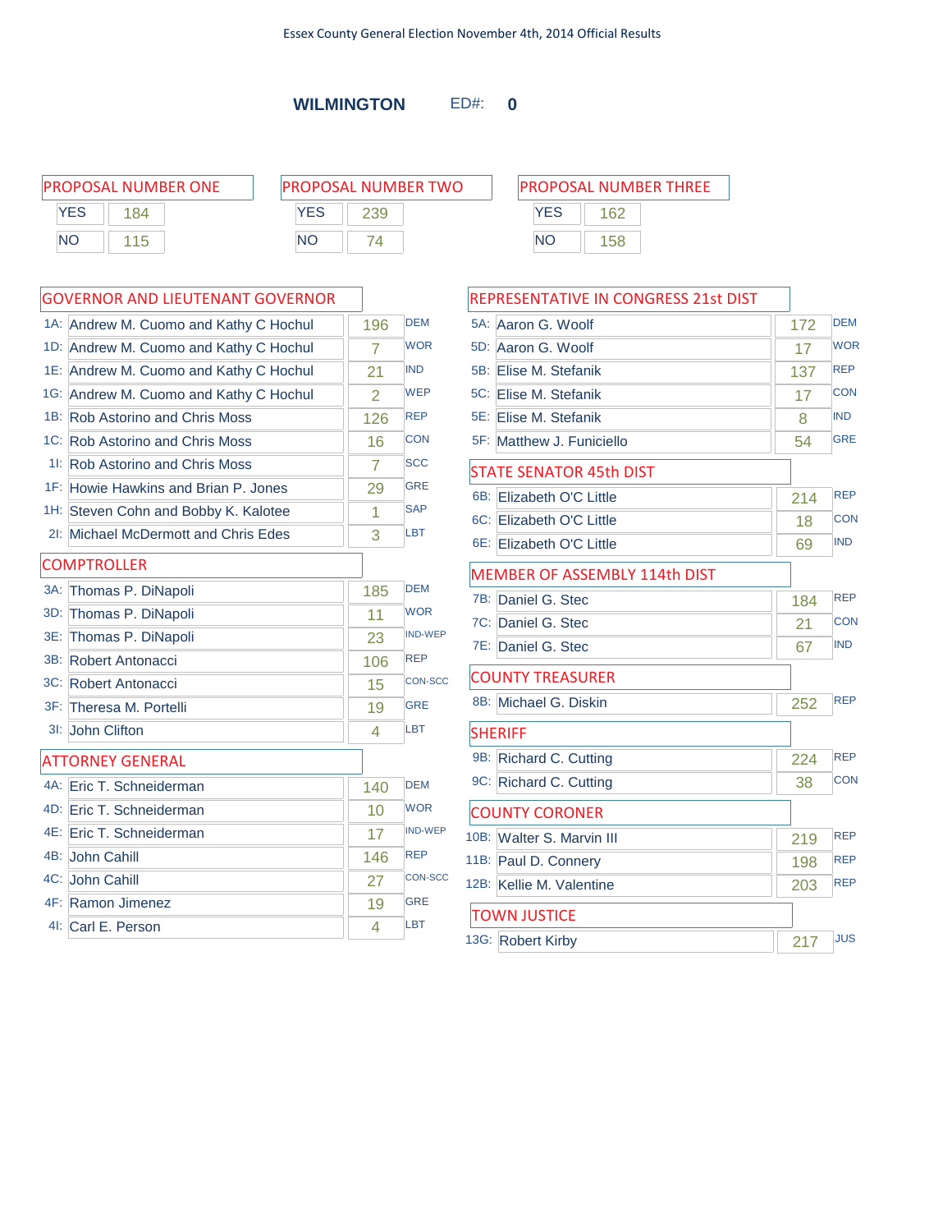Essex County General Election November 4th, 2014 Official Results

## WILMINGTON ED#: 0

### PROPOSAL NUMBER ONE

| | |
|---|---|
| YES | 184 |
| NO | 115 |

### PROPOSAL NUMBER TWO

| | |
|---|---|
| YES | 239 |
| NO | 74 |

### PROPOSAL NUMBER THREE

| | |
|---|---|
| YES | 162 |
| NO | 158 |

### GOVERNOR AND LIEUTENANT GOVERNOR

| Code | Candidate | Votes | Party |
|---|---|---|---|
| 1A: | Andrew M. Cuomo and Kathy C Hochul | 196 | DEM |
| 1D: | Andrew M. Cuomo and Kathy C Hochul | 7 | WOR |
| 1E: | Andrew M. Cuomo and Kathy C Hochul | 21 | IND |
| 1G: | Andrew M. Cuomo and Kathy C Hochul | 2 | WEP |
| 1B: | Rob Astorino and Chris Moss | 126 | REP |
| 1C: | Rob Astorino and Chris Moss | 16 | CON |
| 1I: | Rob Astorino and Chris Moss | 7 | SCC |
| 1F: | Howie Hawkins and Brian P. Jones | 29 | GRE |
| 1H: | Steven Cohn and Bobby K. Kalotee | 1 | SAP |
| 2I: | Michael McDermott and Chris Edes | 3 | LBT |

### COMPTROLLER

| Code | Candidate | Votes | Party |
|---|---|---|---|
| 3A: | Thomas P. DiNapoli | 185 | DEM |
| 3D: | Thomas P. DiNapoli | 11 | WOR |
| 3E: | Thomas P. DiNapoli | 23 | IND-WEP |
| 3B: | Robert Antonacci | 106 | REP |
| 3C: | Robert Antonacci | 15 | CON-SCC |
| 3F: | Theresa M. Portelli | 19 | GRE |
| 3I: | John Clifton | 4 | LBT |

### ATTORNEY GENERAL

| Code | Candidate | Votes | Party |
|---|---|---|---|
| 4A: | Eric T. Schneiderman | 140 | DEM |
| 4D: | Eric T. Schneiderman | 10 | WOR |
| 4E: | Eric T. Schneiderman | 17 | IND-WEP |
| 4B: | John Cahill | 146 | REP |
| 4C: | John Cahill | 27 | CON-SCC |
| 4F: | Ramon Jimenez | 19 | GRE |
| 4I: | Carl E. Person | 4 | LBT |

### REPRESENTATIVE IN CONGRESS 21st DIST

| Code | Candidate | Votes | Party |
|---|---|---|---|
| 5A: | Aaron G. Woolf | 172 | DEM |
| 5D: | Aaron G. Woolf | 17 | WOR |
| 5B: | Elise M. Stefanik | 137 | REP |
| 5C: | Elise M. Stefanik | 17 | CON |
| 5E: | Elise M. Stefanik | 8 | IND |
| 5F: | Matthew J. Funiciello | 54 | GRE |

### STATE SENATOR 45th DIST

| Code | Candidate | Votes | Party |
|---|---|---|---|
| 6B: | Elizabeth O'C Little | 214 | REP |
| 6C: | Elizabeth O'C Little | 18 | CON |
| 6E: | Elizabeth O'C Little | 69 | IND |

### MEMBER OF ASSEMBLY 114th DIST

| Code | Candidate | Votes | Party |
|---|---|---|---|
| 7B: | Daniel G. Stec | 184 | REP |
| 7C: | Daniel G. Stec | 21 | CON |
| 7E: | Daniel G. Stec | 67 | IND |

### COUNTY TREASURER

| Code | Candidate | Votes | Party |
|---|---|---|---|
| 8B: | Michael G. Diskin | 252 | REP |

### SHERIFF

| Code | Candidate | Votes | Party |
|---|---|---|---|
| 9B: | Richard C. Cutting | 224 | REP |
| 9C: | Richard C. Cutting | 38 | CON |

### COUNTY CORONER

| Code | Candidate | Votes | Party |
|---|---|---|---|
| 10B: | Walter S. Marvin III | 219 | REP |
| 11B: | Paul D. Connery | 198 | REP |
| 12B: | Kellie M. Valentine | 203 | REP |

### TOWN JUSTICE

| Code | Candidate | Votes | Party |
|---|---|---|---|
| 13G: | Robert Kirby | 217 | JUS |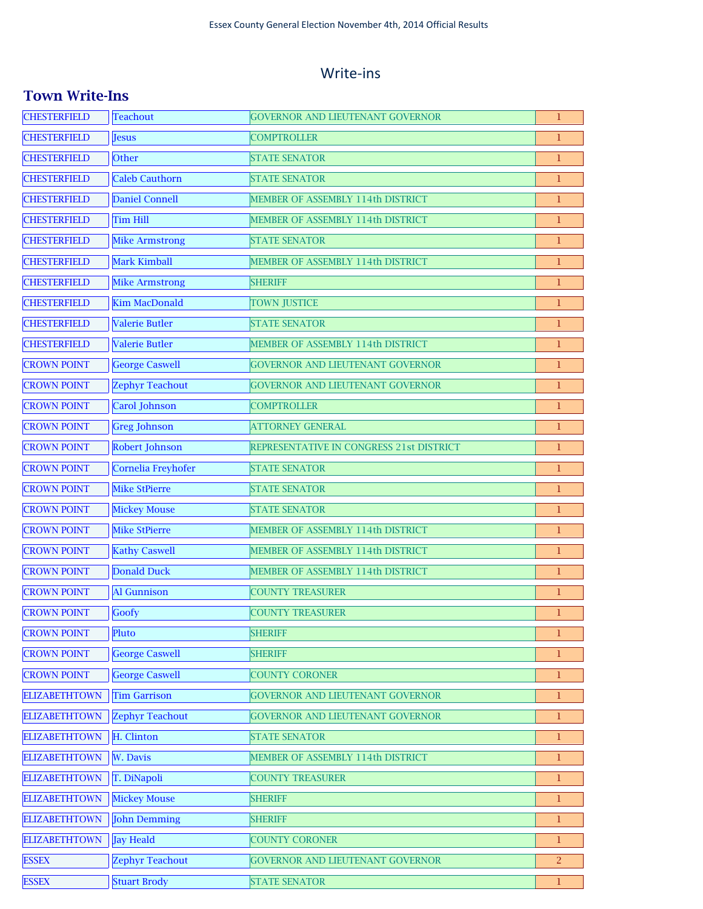Essex County General Election November 4th, 2014 Official Results

## Write-ins

### Town Write-Ins

| Town | Name | Office | Votes |
|---|---|---|---|
| CHESTERFIELD | Teachout | GOVERNOR AND LIEUTENANT GOVERNOR | 1 |
| CHESTERFIELD | Jesus | COMPTROLLER | 1 |
| CHESTERFIELD | Other | STATE SENATOR | 1 |
| CHESTERFIELD | Caleb Cauthorn | STATE SENATOR | 1 |
| CHESTERFIELD | Daniel Connell | MEMBER OF ASSEMBLY 114th DISTRICT | 1 |
| CHESTERFIELD | Tim Hill | MEMBER OF ASSEMBLY 114th DISTRICT | 1 |
| CHESTERFIELD | Mike Armstrong | STATE SENATOR | 1 |
| CHESTERFIELD | Mark Kimball | MEMBER OF ASSEMBLY 114th DISTRICT | 1 |
| CHESTERFIELD | Mike Armstrong | SHERIFF | 1 |
| CHESTERFIELD | Kim MacDonald | TOWN JUSTICE | 1 |
| CHESTERFIELD | Valerie Butler | STATE SENATOR | 1 |
| CHESTERFIELD | Valerie Butler | MEMBER OF ASSEMBLY 114th DISTRICT | 1 |
| CROWN POINT | George Caswell | GOVERNOR AND LIEUTENANT GOVERNOR | 1 |
| CROWN POINT | Zephyr Teachout | GOVERNOR AND LIEUTENANT GOVERNOR | 1 |
| CROWN POINT | Carol Johnson | COMPTROLLER | 1 |
| CROWN POINT | Greg Johnson | ATTORNEY GENERAL | 1 |
| CROWN POINT | Robert Johnson | REPRESENTATIVE IN CONGRESS 21st DISTRICT | 1 |
| CROWN POINT | Cornelia Freyhofer | STATE SENATOR | 1 |
| CROWN POINT | Mike StPierre | STATE SENATOR | 1 |
| CROWN POINT | Mickey Mouse | STATE SENATOR | 1 |
| CROWN POINT | Mike StPierre | MEMBER OF ASSEMBLY 114th DISTRICT | 1 |
| CROWN POINT | Kathy Caswell | MEMBER OF ASSEMBLY 114th DISTRICT | 1 |
| CROWN POINT | Donald Duck | MEMBER OF ASSEMBLY 114th DISTRICT | 1 |
| CROWN POINT | Al Gunnison | COUNTY TREASURER | 1 |
| CROWN POINT | Goofy | COUNTY TREASURER | 1 |
| CROWN POINT | Pluto | SHERIFF | 1 |
| CROWN POINT | George Caswell | SHERIFF | 1 |
| CROWN POINT | George Caswell | COUNTY CORONER | 1 |
| ELIZABETHTOWN | Tim Garrison | GOVERNOR AND LIEUTENANT GOVERNOR | 1 |
| ELIZABETHTOWN | Zephyr Teachout | GOVERNOR AND LIEUTENANT GOVERNOR | 1 |
| ELIZABETHTOWN | H. Clinton | STATE SENATOR | 1 |
| ELIZABETHTOWN | W. Davis | MEMBER OF ASSEMBLY 114th DISTRICT | 1 |
| ELIZABETHTOWN | T. DiNapoli | COUNTY TREASURER | 1 |
| ELIZABETHTOWN | Mickey Mouse | SHERIFF | 1 |
| ELIZABETHTOWN | John Demming | SHERIFF | 1 |
| ELIZABETHTOWN | Jay Heald | COUNTY CORONER | 1 |
| ESSEX | Zephyr Teachout | GOVERNOR AND LIEUTENANT GOVERNOR | 2 |
| ESSEX | Stuart Brody | STATE SENATOR | 1 |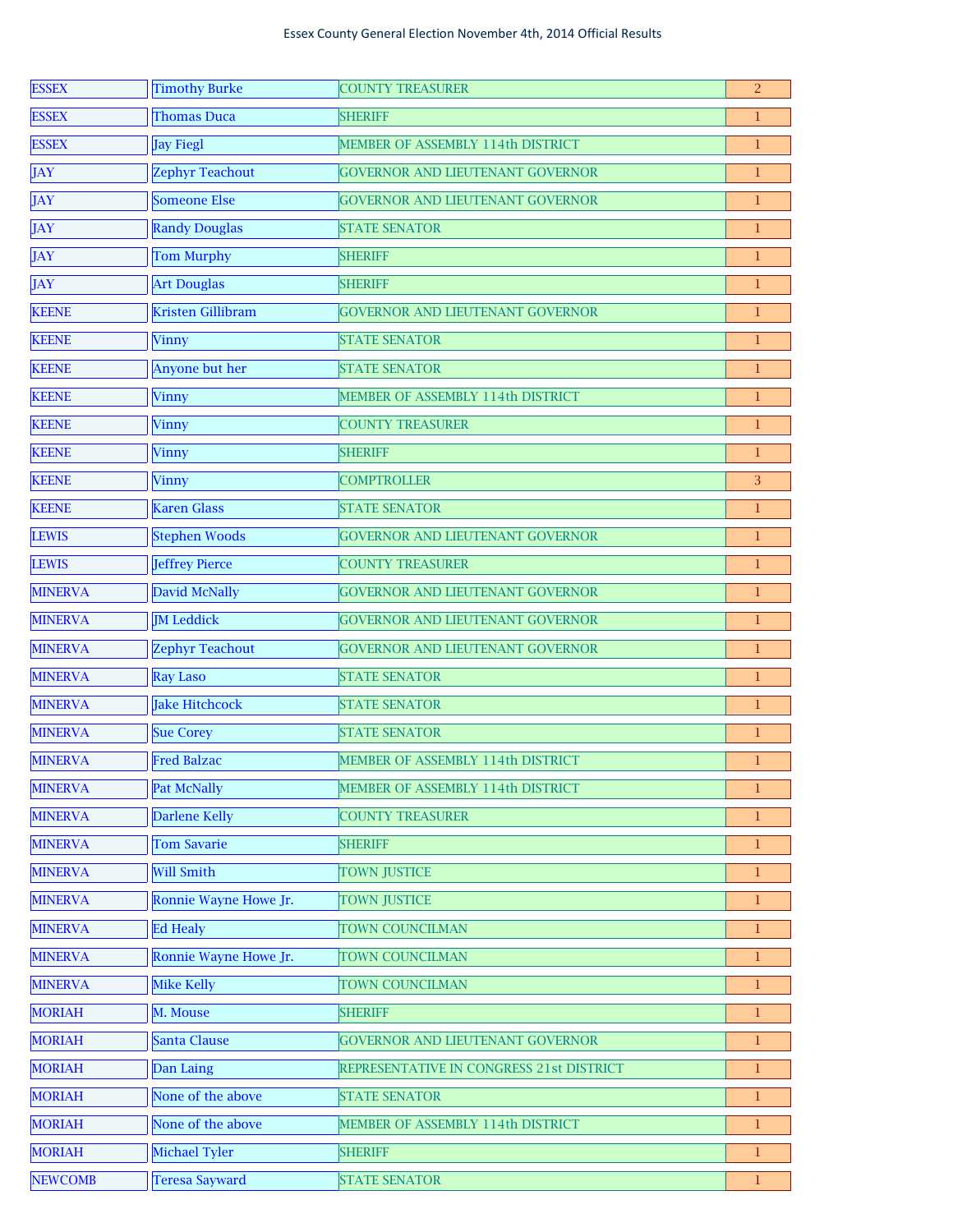Essex County General Election November 4th, 2014 Official Results

| | | | |
|---|---|---|---|
| ESSEX | Timothy Burke | COUNTY TREASURER | 2 |
| ESSEX | Thomas Duca | SHERIFF | 1 |
| ESSEX | Jay Fiegl | MEMBER OF ASSEMBLY 114th DISTRICT | 1 |
| JAY | Zephyr Teachout | GOVERNOR AND LIEUTENANT GOVERNOR | 1 |
| JAY | Someone Else | GOVERNOR AND LIEUTENANT GOVERNOR | 1 |
| JAY | Randy Douglas | STATE SENATOR | 1 |
| JAY | Tom Murphy | SHERIFF | 1 |
| JAY | Art Douglas | SHERIFF | 1 |
| KEENE | Kristen Gillibram | GOVERNOR AND LIEUTENANT GOVERNOR | 1 |
| KEENE | Vinny | STATE SENATOR | 1 |
| KEENE | Anyone but her | STATE SENATOR | 1 |
| KEENE | Vinny | MEMBER OF ASSEMBLY 114th DISTRICT | 1 |
| KEENE | Vinny | COUNTY TREASURER | 1 |
| KEENE | Vinny | SHERIFF | 1 |
| KEENE | Vinny | COMPTROLLER | 3 |
| KEENE | Karen Glass | STATE SENATOR | 1 |
| LEWIS | Stephen Woods | GOVERNOR AND LIEUTENANT GOVERNOR | 1 |
| LEWIS | Jeffrey Pierce | COUNTY TREASURER | 1 |
| MINERVA | David McNally | GOVERNOR AND LIEUTENANT GOVERNOR | 1 |
| MINERVA | JM Leddick | GOVERNOR AND LIEUTENANT GOVERNOR | 1 |
| MINERVA | Zephyr Teachout | GOVERNOR AND LIEUTENANT GOVERNOR | 1 |
| MINERVA | Ray Laso | STATE SENATOR | 1 |
| MINERVA | Jake Hitchcock | STATE SENATOR | 1 |
| MINERVA | Sue Corey | STATE SENATOR | 1 |
| MINERVA | Fred Balzac | MEMBER OF ASSEMBLY 114th DISTRICT | 1 |
| MINERVA | Pat McNally | MEMBER OF ASSEMBLY 114th DISTRICT | 1 |
| MINERVA | Darlene Kelly | COUNTY TREASURER | 1 |
| MINERVA | Tom Savarie | SHERIFF | 1 |
| MINERVA | Will Smith | TOWN JUSTICE | 1 |
| MINERVA | Ronnie Wayne Howe Jr. | TOWN JUSTICE | 1 |
| MINERVA | Ed Healy | TOWN COUNCILMAN | 1 |
| MINERVA | Ronnie Wayne Howe Jr. | TOWN COUNCILMAN | 1 |
| MINERVA | Mike Kelly | TOWN COUNCILMAN | 1 |
| MORIAH | M. Mouse | SHERIFF | 1 |
| MORIAH | Santa Clause | GOVERNOR AND LIEUTENANT GOVERNOR | 1 |
| MORIAH | Dan Laing | REPRESENTATIVE IN CONGRESS 21st DISTRICT | 1 |
| MORIAH | None of the above | STATE SENATOR | 1 |
| MORIAH | None of the above | MEMBER OF ASSEMBLY 114th DISTRICT | 1 |
| MORIAH | Michael Tyler | SHERIFF | 1 |
| NEWCOMB | Teresa Sayward | STATE SENATOR | 1 |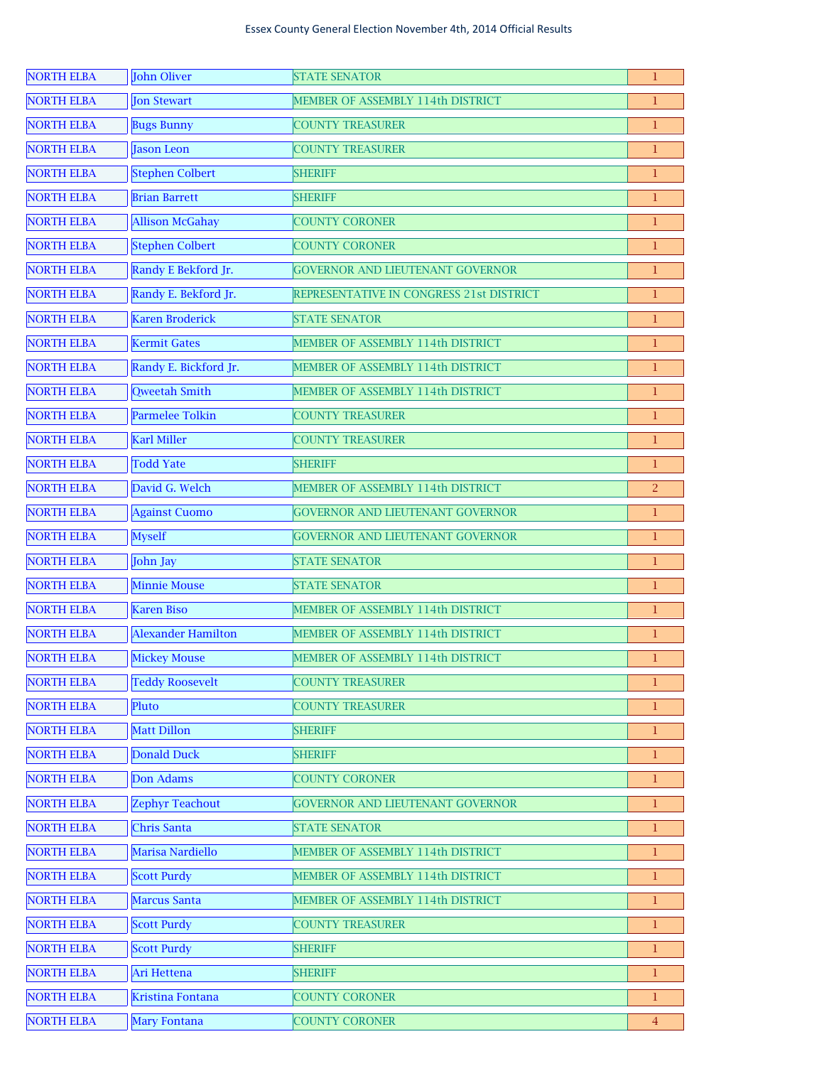Essex County General Election November 4th, 2014 Official Results

| | | | |
|---|---|---|---|
| NORTH ELBA | John Oliver | STATE SENATOR | 1 |
| NORTH ELBA | Jon Stewart | MEMBER OF ASSEMBLY 114th DISTRICT | 1 |
| NORTH ELBA | Bugs Bunny | COUNTY TREASURER | 1 |
| NORTH ELBA | Jason Leon | COUNTY TREASURER | 1 |
| NORTH ELBA | Stephen Colbert | SHERIFF | 1 |
| NORTH ELBA | Brian Barrett | SHERIFF | 1 |
| NORTH ELBA | Allison McGahay | COUNTY CORONER | 1 |
| NORTH ELBA | Stephen Colbert | COUNTY CORONER | 1 |
| NORTH ELBA | Randy E Bekford Jr. | GOVERNOR AND LIEUTENANT GOVERNOR | 1 |
| NORTH ELBA | Randy E. Bekford Jr. | REPRESENTATIVE IN CONGRESS 21st DISTRICT | 1 |
| NORTH ELBA | Karen Broderick | STATE SENATOR | 1 |
| NORTH ELBA | Kermit Gates | MEMBER OF ASSEMBLY 114th DISTRICT | 1 |
| NORTH ELBA | Randy E. Bickford Jr. | MEMBER OF ASSEMBLY 114th DISTRICT | 1 |
| NORTH ELBA | Qweetah Smith | MEMBER OF ASSEMBLY 114th DISTRICT | 1 |
| NORTH ELBA | Parmelee Tolkin | COUNTY TREASURER | 1 |
| NORTH ELBA | Karl Miller | COUNTY TREASURER | 1 |
| NORTH ELBA | Todd Yate | SHERIFF | 1 |
| NORTH ELBA | David G. Welch | MEMBER OF ASSEMBLY 114th DISTRICT | 2 |
| NORTH ELBA | Against Cuomo | GOVERNOR AND LIEUTENANT GOVERNOR | 1 |
| NORTH ELBA | Myself | GOVERNOR AND LIEUTENANT GOVERNOR | 1 |
| NORTH ELBA | John Jay | STATE SENATOR | 1 |
| NORTH ELBA | Minnie Mouse | STATE SENATOR | 1 |
| NORTH ELBA | Karen Biso | MEMBER OF ASSEMBLY 114th DISTRICT | 1 |
| NORTH ELBA | Alexander Hamilton | MEMBER OF ASSEMBLY 114th DISTRICT | 1 |
| NORTH ELBA | Mickey Mouse | MEMBER OF ASSEMBLY 114th DISTRICT | 1 |
| NORTH ELBA | Teddy Roosevelt | COUNTY TREASURER | 1 |
| NORTH ELBA | Pluto | COUNTY TREASURER | 1 |
| NORTH ELBA | Matt Dillon | SHERIFF | 1 |
| NORTH ELBA | Donald Duck | SHERIFF | 1 |
| NORTH ELBA | Don Adams | COUNTY CORONER | 1 |
| NORTH ELBA | Zephyr Teachout | GOVERNOR AND LIEUTENANT GOVERNOR | 1 |
| NORTH ELBA | Chris Santa | STATE SENATOR | 1 |
| NORTH ELBA | Marisa Nardiello | MEMBER OF ASSEMBLY 114th DISTRICT | 1 |
| NORTH ELBA | Scott Purdy | MEMBER OF ASSEMBLY 114th DISTRICT | 1 |
| NORTH ELBA | Marcus Santa | MEMBER OF ASSEMBLY 114th DISTRICT | 1 |
| NORTH ELBA | Scott Purdy | COUNTY TREASURER | 1 |
| NORTH ELBA | Scott Purdy | SHERIFF | 1 |
| NORTH ELBA | Ari Hettena | SHERIFF | 1 |
| NORTH ELBA | Kristina Fontana | COUNTY CORONER | 1 |
| NORTH ELBA | Mary Fontana | COUNTY CORONER | 4 |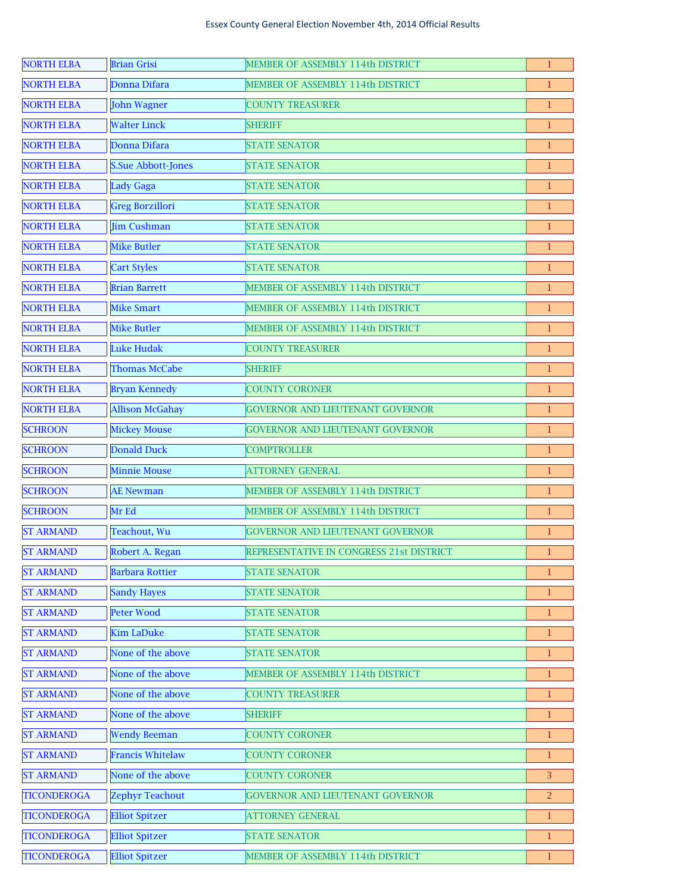Essex County General Election November 4th, 2014 Official Results

| | | | |
|---|---|---|---|
| NORTH ELBA | Brian Grisi | MEMBER OF ASSEMBLY 114th DISTRICT | 1 |
| NORTH ELBA | Donna Difara | MEMBER OF ASSEMBLY 114th DISTRICT | 1 |
| NORTH ELBA | John Wagner | COUNTY TREASURER | 1 |
| NORTH ELBA | Walter Linck | SHERIFF | 1 |
| NORTH ELBA | Donna Difara | STATE SENATOR | 1 |
| NORTH ELBA | S.Sue Abbott-Jones | STATE SENATOR | 1 |
| NORTH ELBA | Lady Gaga | STATE SENATOR | 1 |
| NORTH ELBA | Greg Borzillori | STATE SENATOR | 1 |
| NORTH ELBA | Jim Cushman | STATE SENATOR | 1 |
| NORTH ELBA | Mike Butler | STATE SENATOR | 1 |
| NORTH ELBA | Cart Styles | STATE SENATOR | 1 |
| NORTH ELBA | Brian Barrett | MEMBER OF ASSEMBLY 114th DISTRICT | 1 |
| NORTH ELBA | Mike Smart | MEMBER OF ASSEMBLY 114th DISTRICT | 1 |
| NORTH ELBA | Mike Butler | MEMBER OF ASSEMBLY 114th DISTRICT | 1 |
| NORTH ELBA | Luke Hudak | COUNTY TREASURER | 1 |
| NORTH ELBA | Thomas McCabe | SHERIFF | 1 |
| NORTH ELBA | Bryan Kennedy | COUNTY CORONER | 1 |
| NORTH ELBA | Allison McGahay | GOVERNOR AND LIEUTENANT GOVERNOR | 1 |
| SCHROON | Mickey Mouse | GOVERNOR AND LIEUTENANT GOVERNOR | 1 |
| SCHROON | Donald Duck | COMPTROLLER | 1 |
| SCHROON | Minnie Mouse | ATTORNEY GENERAL | 1 |
| SCHROON | AE Newman | MEMBER OF ASSEMBLY 114th DISTRICT | 1 |
| SCHROON | Mr Ed | MEMBER OF ASSEMBLY 114th DISTRICT | 1 |
| ST ARMAND | Teachout, Wu | GOVERNOR AND LIEUTENANT GOVERNOR | 1 |
| ST ARMAND | Robert A. Regan | REPRESENTATIVE IN CONGRESS 21st DISTRICT | 1 |
| ST ARMAND | Barbara Rottier | STATE SENATOR | 1 |
| ST ARMAND | Sandy Hayes | STATE SENATOR | 1 |
| ST ARMAND | Peter Wood | STATE SENATOR | 1 |
| ST ARMAND | Kim LaDuke | STATE SENATOR | 1 |
| ST ARMAND | None of the above | STATE SENATOR | 1 |
| ST ARMAND | None of the above | MEMBER OF ASSEMBLY 114th DISTRICT | 1 |
| ST ARMAND | None of the above | COUNTY TREASURER | 1 |
| ST ARMAND | None of the above | SHERIFF | 1 |
| ST ARMAND | Wendy Beeman | COUNTY CORONER | 1 |
| ST ARMAND | Francis Whitelaw | COUNTY CORONER | 1 |
| ST ARMAND | None of the above | COUNTY CORONER | 3 |
| TICONDEROGA | Zephyr Teachout | GOVERNOR AND LIEUTENANT GOVERNOR | 2 |
| TICONDEROGA | Elliot Spitzer | ATTORNEY GENERAL | 1 |
| TICONDEROGA | Elliot Spitzer | STATE SENATOR | 1 |
| TICONDEROGA | Elliot Spitzer | MEMBER OF ASSEMBLY 114th DISTRICT | 1 |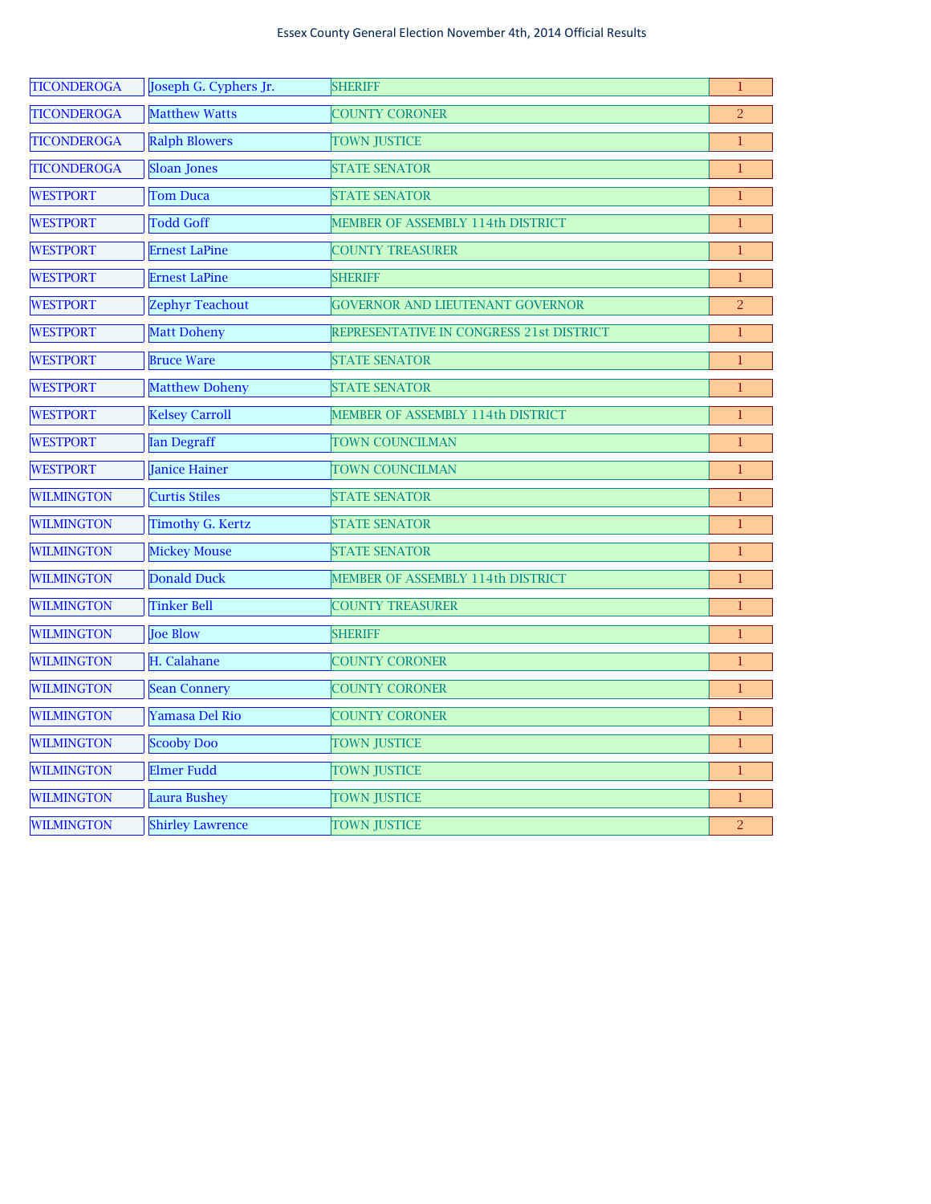Essex County General Election November 4th, 2014 Official Results

| | | | |
|---|---|---|---|
| TICONDEROGA | Joseph G. Cyphers Jr. | SHERIFF | 1 |
| TICONDEROGA | Matthew Watts | COUNTY CORONER | 2 |
| TICONDEROGA | Ralph Blowers | TOWN JUSTICE | 1 |
| TICONDEROGA | Sloan Jones | STATE SENATOR | 1 |
| WESTPORT | Tom Duca | STATE SENATOR | 1 |
| WESTPORT | Todd Goff | MEMBER OF ASSEMBLY 114th DISTRICT | 1 |
| WESTPORT | Ernest LaPine | COUNTY TREASURER | 1 |
| WESTPORT | Ernest LaPine | SHERIFF | 1 |
| WESTPORT | Zephyr Teachout | GOVERNOR AND LIEUTENANT GOVERNOR | 2 |
| WESTPORT | Matt Doheny | REPRESENTATIVE IN CONGRESS 21st DISTRICT | 1 |
| WESTPORT | Bruce Ware | STATE SENATOR | 1 |
| WESTPORT | Matthew Doheny | STATE SENATOR | 1 |
| WESTPORT | Kelsey Carroll | MEMBER OF ASSEMBLY 114th DISTRICT | 1 |
| WESTPORT | Ian Degraff | TOWN COUNCILMAN | 1 |
| WESTPORT | Janice Hainer | TOWN COUNCILMAN | 1 |
| WILMINGTON | Curtis Stiles | STATE SENATOR | 1 |
| WILMINGTON | Timothy G. Kertz | STATE SENATOR | 1 |
| WILMINGTON | Mickey Mouse | STATE SENATOR | 1 |
| WILMINGTON | Donald Duck | MEMBER OF ASSEMBLY 114th DISTRICT | 1 |
| WILMINGTON | Tinker Bell | COUNTY TREASURER | 1 |
| WILMINGTON | Joe Blow | SHERIFF | 1 |
| WILMINGTON | H. Calahane | COUNTY CORONER | 1 |
| WILMINGTON | Sean Connery | COUNTY CORONER | 1 |
| WILMINGTON | Yamasa Del Rio | COUNTY CORONER | 1 |
| WILMINGTON | Scooby Doo | TOWN JUSTICE | 1 |
| WILMINGTON | Elmer Fudd | TOWN JUSTICE | 1 |
| WILMINGTON | Laura Bushey | TOWN JUSTICE | 1 |
| WILMINGTON | Shirley Lawrence | TOWN JUSTICE | 2 |